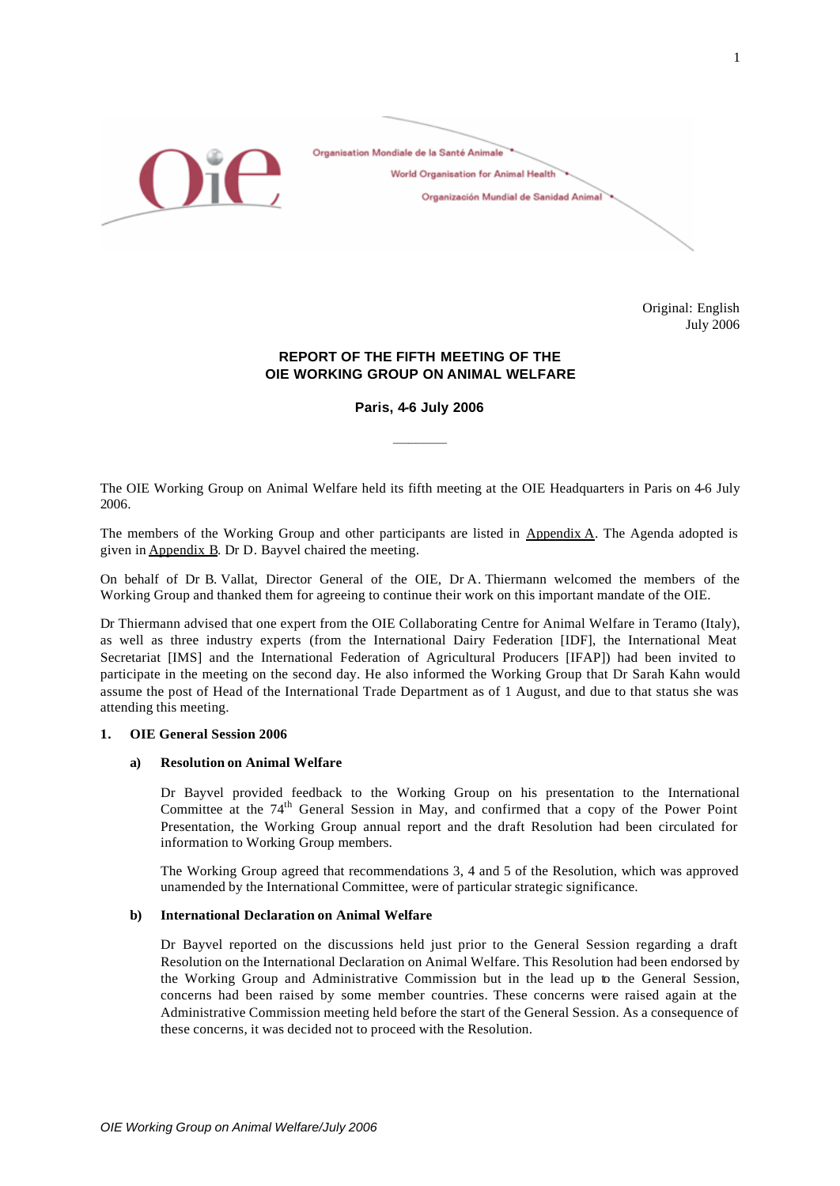Organisation Mondiale de la Santé Animale
World Organisation for Animal Health
Organización Mundial de Sanidad Animal

Original: English
July 2006

**REPORT OF THE FIFTH MEETING OF THE**
**OIE WORKING GROUP ON ANIMAL WELFARE**

**Paris, 4-6 July 2006**

---

The OIE Working Group on Animal Welfare held its fifth meeting at the OIE Headquarters in Paris on 4-6 July 2006.

The members of the Working Group and other participants are listed in Appendix A. The Agenda adopted is given in Appendix B. Dr D. Bayvel chaired the meeting.

On behalf of Dr B. Vallat, Director General of the OIE, Dr A. Thiermann welcomed the members of the Working Group and thanked them for agreeing to continue their work on this important mandate of the OIE.

Dr Thiermann advised that one expert from the OIE Collaborating Centre for Animal Welfare in Teramo (Italy), as well as three industry experts (from the International Dairy Federation [IDF], the International Meat Secretariat [IMS] and the International Federation of Agricultural Producers [IFAP]) had been invited to participate in the meeting on the second day. He also informed the Working Group that Dr Sarah Kahn would assume the post of Head of the International Trade Department as of 1 August, and due to that status she was attending this meeting.

**1. OIE General Session 2006**

**a) Resolution on Animal Welfare**

Dr Bayvel provided feedback to the Working Group on his presentation to the International Committee at the 74th General Session in May, and confirmed that a copy of the Power Point Presentation, the Working Group annual report and the draft Resolution had been circulated for information to Working Group members.

The Working Group agreed that recommendations 3, 4 and 5 of the Resolution, which was approved unamended by the International Committee, were of particular strategic significance.

**b) International Declaration on Animal Welfare**

Dr Bayvel reported on the discussions held just prior to the General Session regarding a draft Resolution on the International Declaration on Animal Welfare. This Resolution had been endorsed by the Working Group and Administrative Commission but in the lead up to the General Session, concerns had been raised by some member countries. These concerns were raised again at the Administrative Commission meeting held before the start of the General Session. As a consequence of these concerns, it was decided not to proceed with the Resolution.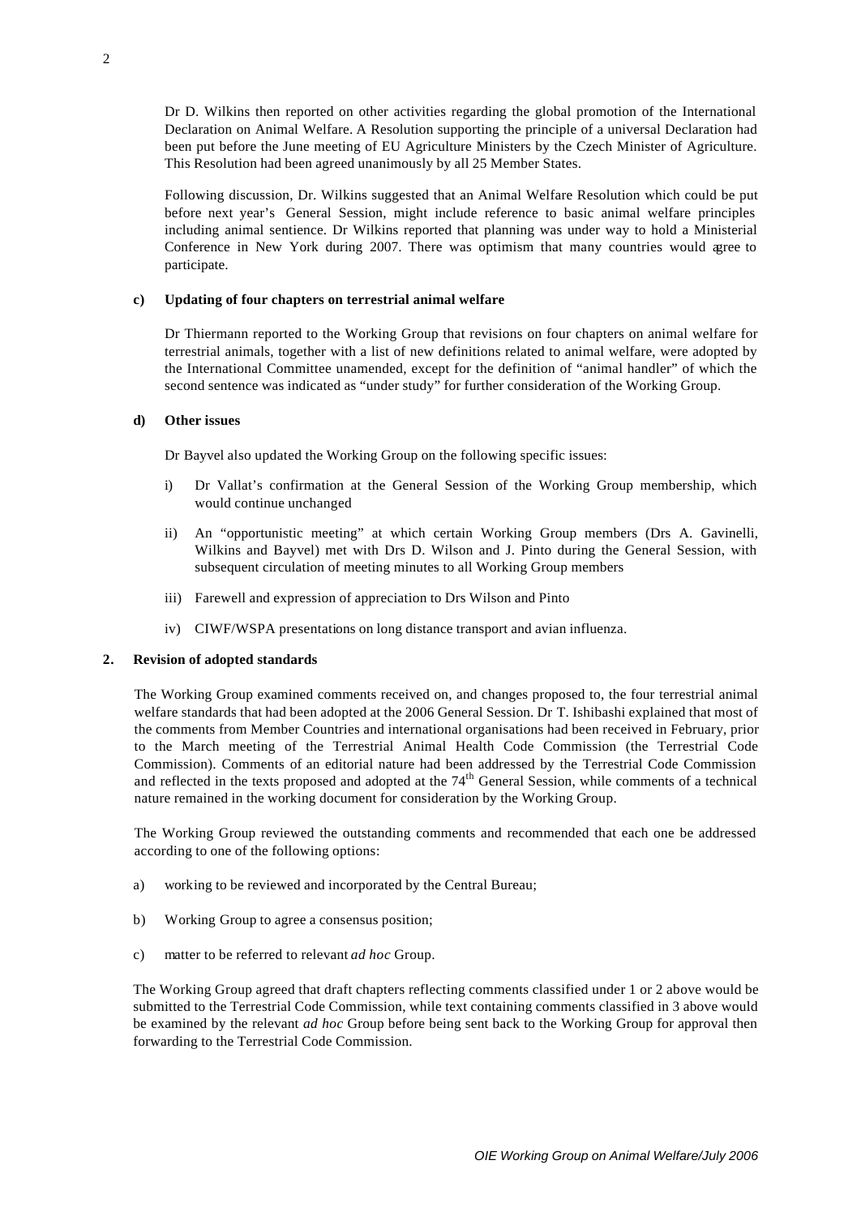Dr D. Wilkins then reported on other activities regarding the global promotion of the International Declaration on Animal Welfare. A Resolution supporting the principle of a universal Declaration had been put before the June meeting of EU Agriculture Ministers by the Czech Minister of Agriculture. This Resolution had been agreed unanimously by all 25 Member States.

Following discussion, Dr. Wilkins suggested that an Animal Welfare Resolution which could be put before next year's General Session, might include reference to basic animal welfare principles including animal sentience. Dr Wilkins reported that planning was under way to hold a Ministerial Conference in New York during 2007. There was optimism that many countries would agree to participate.

**c) Updating of four chapters on terrestrial animal welfare**

Dr Thiermann reported to the Working Group that revisions on four chapters on animal welfare for terrestrial animals, together with a list of new definitions related to animal welfare, were adopted by the International Committee unamended, except for the definition of "animal handler" of which the second sentence was indicated as "under study" for further consideration of the Working Group.

**d) Other issues**

Dr Bayvel also updated the Working Group on the following specific issues:

i) Dr Vallat's confirmation at the General Session of the Working Group membership, which would continue unchanged

ii) An "opportunistic meeting" at which certain Working Group members (Drs A. Gavinelli, Wilkins and Bayvel) met with Drs D. Wilson and J. Pinto during the General Session, with subsequent circulation of meeting minutes to all Working Group members

iii) Farewell and expression of appreciation to Drs Wilson and Pinto

iv) CIWF/WSPA presentations on long distance transport and avian influenza.

## 2. Revision of adopted standards

The Working Group examined comments received on, and changes proposed to, the four terrestrial animal welfare standards that had been adopted at the 2006 General Session. Dr T. Ishibashi explained that most of the comments from Member Countries and international organisations had been received in February, prior to the March meeting of the Terrestrial Animal Health Code Commission (the Terrestrial Code Commission). Comments of an editorial nature had been addressed by the Terrestrial Code Commission and reflected in the texts proposed and adopted at the 74th General Session, while comments of a technical nature remained in the working document for consideration by the Working Group.

The Working Group reviewed the outstanding comments and recommended that each one be addressed according to one of the following options:

a) working to be reviewed and incorporated by the Central Bureau;

b) Working Group to agree a consensus position;

c) matter to be referred to relevant *ad hoc* Group.

The Working Group agreed that draft chapters reflecting comments classified under 1 or 2 above would be submitted to the Terrestrial Code Commission, while text containing comments classified in 3 above would be examined by the relevant *ad hoc* Group before being sent back to the Working Group for approval then forwarding to the Terrestrial Code Commission.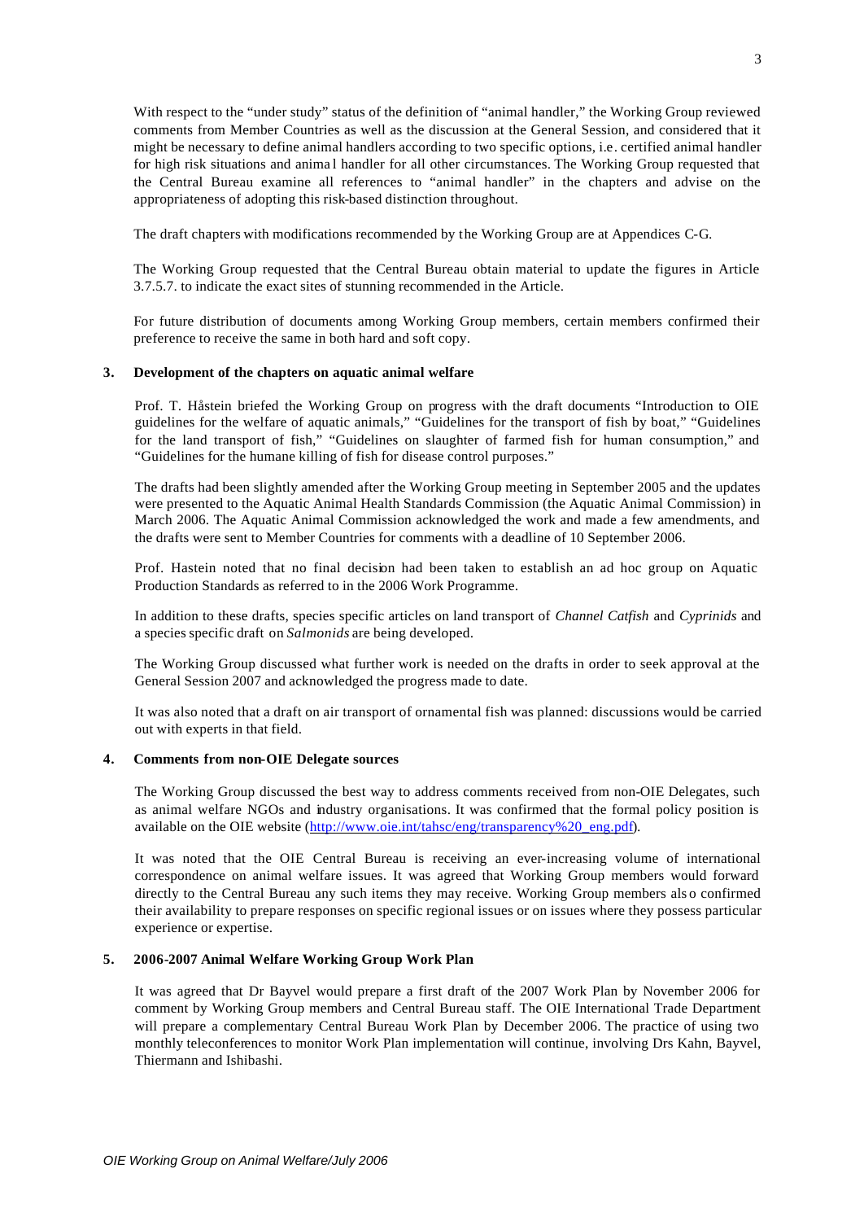With respect to the "under study" status of the definition of "animal handler," the Working Group reviewed comments from Member Countries as well as the discussion at the General Session, and considered that it might be necessary to define animal handlers according to two specific options, i.e. certified animal handler for high risk situations and animal handler for all other circumstances. The Working Group requested that the Central Bureau examine all references to "animal handler" in the chapters and advise on the appropriateness of adopting this risk-based distinction throughout.

The draft chapters with modifications recommended by the Working Group are at Appendices C-G.

The Working Group requested that the Central Bureau obtain material to update the figures in Article 3.7.5.7. to indicate the exact sites of stunning recommended in the Article.

For future distribution of documents among Working Group members, certain members confirmed their preference to receive the same in both hard and soft copy.

## 3. Development of the chapters on aquatic animal welfare

Prof. T. Håstein briefed the Working Group on progress with the draft documents "Introduction to OIE guidelines for the welfare of aquatic animals," "Guidelines for the transport of fish by boat," "Guidelines for the land transport of fish," "Guidelines on slaughter of farmed fish for human consumption," and "Guidelines for the humane killing of fish for disease control purposes."

The drafts had been slightly amended after the Working Group meeting in September 2005 and the updates were presented to the Aquatic Animal Health Standards Commission (the Aquatic Animal Commission) in March 2006. The Aquatic Animal Commission acknowledged the work and made a few amendments, and the drafts were sent to Member Countries for comments with a deadline of 10 September 2006.

Prof. Hastein noted that no final decision had been taken to establish an ad hoc group on Aquatic Production Standards as referred to in the 2006 Work Programme.

In addition to these drafts, species specific articles on land transport of *Channel Catfish* and *Cyprinids* and a species specific draft on *Salmonids* are being developed.

The Working Group discussed what further work is needed on the drafts in order to seek approval at the General Session 2007 and acknowledged the progress made to date.

It was also noted that a draft on air transport of ornamental fish was planned: discussions would be carried out with experts in that field.

## 4. Comments from non-OIE Delegate sources

The Working Group discussed the best way to address comments received from non-OIE Delegates, such as animal welfare NGOs and industry organisations. It was confirmed that the formal policy position is available on the OIE website (http://www.oie.int/tahsc/eng/transparency%20_eng.pdf).

It was noted that the OIE Central Bureau is receiving an ever-increasing volume of international correspondence on animal welfare issues. It was agreed that Working Group members would forward directly to the Central Bureau any such items they may receive. Working Group members also confirmed their availability to prepare responses on specific regional issues or on issues where they possess particular experience or expertise.

## 5. 2006-2007 Animal Welfare Working Group Work Plan

It was agreed that Dr Bayvel would prepare a first draft of the 2007 Work Plan by November 2006 for comment by Working Group members and Central Bureau staff. The OIE International Trade Department will prepare a complementary Central Bureau Work Plan by December 2006. The practice of using two monthly teleconferences to monitor Work Plan implementation will continue, involving Drs Kahn, Bayvel, Thiermann and Ishibashi.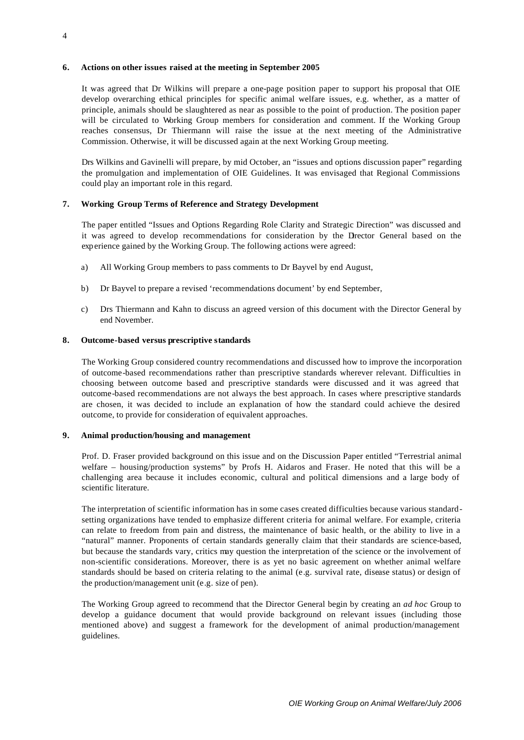## 6. Actions on other issues raised at the meeting in September 2005

It was agreed that Dr Wilkins will prepare a one-page position paper to support his proposal that OIE develop overarching ethical principles for specific animal welfare issues, e.g. whether, as a matter of principle, animals should be slaughtered as near as possible to the point of production. The position paper will be circulated to Working Group members for consideration and comment. If the Working Group reaches consensus, Dr Thiermann will raise the issue at the next meeting of the Administrative Commission. Otherwise, it will be discussed again at the next Working Group meeting.

Drs Wilkins and Gavinelli will prepare, by mid October, an "issues and options discussion paper" regarding the promulgation and implementation of OIE Guidelines. It was envisaged that Regional Commissions could play an important role in this regard.

## 7. Working Group Terms of Reference and Strategy Development

The paper entitled "Issues and Options Regarding Role Clarity and Strategic Direction" was discussed and it was agreed to develop recommendations for consideration by the Director General based on the experience gained by the Working Group. The following actions were agreed:

a) All Working Group members to pass comments to Dr Bayvel by end August,

b) Dr Bayvel to prepare a revised 'recommendations document' by end September,

c) Drs Thiermann and Kahn to discuss an agreed version of this document with the Director General by end November.

## 8. Outcome-based versus prescriptive standards

The Working Group considered country recommendations and discussed how to improve the incorporation of outcome-based recommendations rather than prescriptive standards wherever relevant. Difficulties in choosing between outcome based and prescriptive standards were discussed and it was agreed that outcome-based recommendations are not always the best approach. In cases where prescriptive standards are chosen, it was decided to include an explanation of how the standard could achieve the desired outcome, to provide for consideration of equivalent approaches.

## 9. Animal production/housing and management

Prof. D. Fraser provided background on this issue and on the Discussion Paper entitled "Terrestrial animal welfare – housing/production systems" by Profs H. Aidaros and Fraser. He noted that this will be a challenging area because it includes economic, cultural and political dimensions and a large body of scientific literature.

The interpretation of scientific information has in some cases created difficulties because various standard-setting organizations have tended to emphasize different criteria for animal welfare. For example, criteria can relate to freedom from pain and distress, the maintenance of basic health, or the ability to live in a "natural" manner. Proponents of certain standards generally claim that their standards are science-based, but because the standards vary, critics may question the interpretation of the science or the involvement of non-scientific considerations. Moreover, there is as yet no basic agreement on whether animal welfare standards should be based on criteria relating to the animal (e.g. survival rate, disease status) or design of the production/management unit (e.g. size of pen).

The Working Group agreed to recommend that the Director General begin by creating an *ad hoc* Group to develop a guidance document that would provide background on relevant issues (including those mentioned above) and suggest a framework for the development of animal production/management guidelines.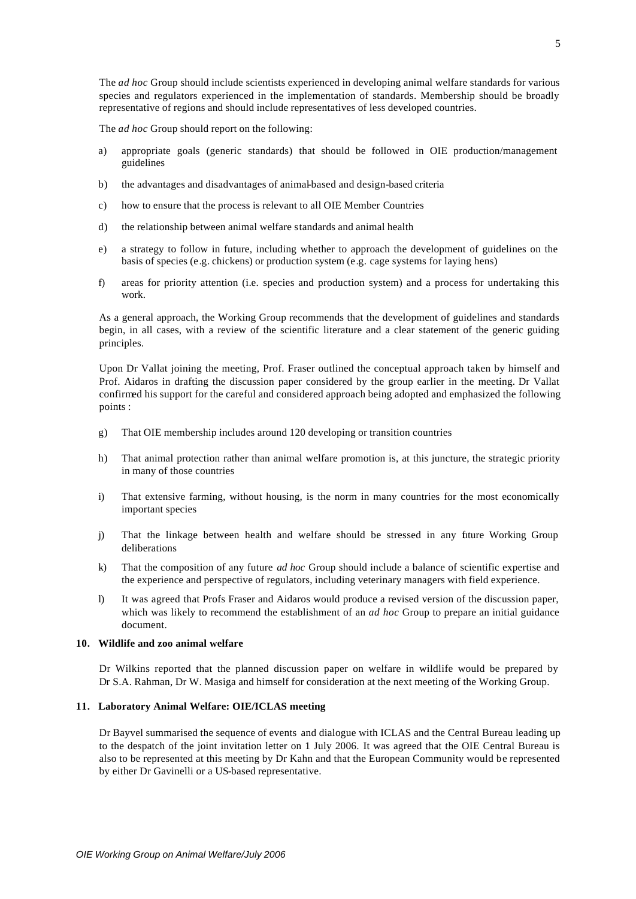The *ad hoc* Group should include scientists experienced in developing animal welfare standards for various species and regulators experienced in the implementation of standards. Membership should be broadly representative of regions and should include representatives of less developed countries.

The *ad hoc* Group should report on the following:

a) appropriate goals (generic standards) that should be followed in OIE production/management guidelines

b) the advantages and disadvantages of animal-based and design-based criteria

c) how to ensure that the process is relevant to all OIE Member Countries

d) the relationship between animal welfare standards and animal health

e) a strategy to follow in future, including whether to approach the development of guidelines on the basis of species (e.g. chickens) or production system (e.g. cage systems for laying hens)

f) areas for priority attention (i.e. species and production system) and a process for undertaking this work.

As a general approach, the Working Group recommends that the development of guidelines and standards begin, in all cases, with a review of the scientific literature and a clear statement of the generic guiding principles.

Upon Dr Vallat joining the meeting, Prof. Fraser outlined the conceptual approach taken by himself and Prof. Aidaros in drafting the discussion paper considered by the group earlier in the meeting. Dr Vallat confirmed his support for the careful and considered approach being adopted and emphasized the following points :

g) That OIE membership includes around 120 developing or transition countries

h) That animal protection rather than animal welfare promotion is, at this juncture, the strategic priority in many of those countries

i) That extensive farming, without housing, is the norm in many countries for the most economically important species

j) That the linkage between health and welfare should be stressed in any future Working Group deliberations

k) That the composition of any future *ad hoc* Group should include a balance of scientific expertise and the experience and perspective of regulators, including veterinary managers with field experience.

l) It was agreed that Profs Fraser and Aidaros would produce a revised version of the discussion paper, which was likely to recommend the establishment of an *ad hoc* Group to prepare an initial guidance document.

## 10. Wildlife and zoo animal welfare

Dr Wilkins reported that the planned discussion paper on welfare in wildlife would be prepared by Dr S.A. Rahman, Dr W. Masiga and himself for consideration at the next meeting of the Working Group.

## 11. Laboratory Animal Welfare: OIE/ICLAS meeting

Dr Bayvel summarised the sequence of events and dialogue with ICLAS and the Central Bureau leading up to the despatch of the joint invitation letter on 1 July 2006. It was agreed that the OIE Central Bureau is also to be represented at this meeting by Dr Kahn and that the European Community would be represented by either Dr Gavinelli or a US-based representative.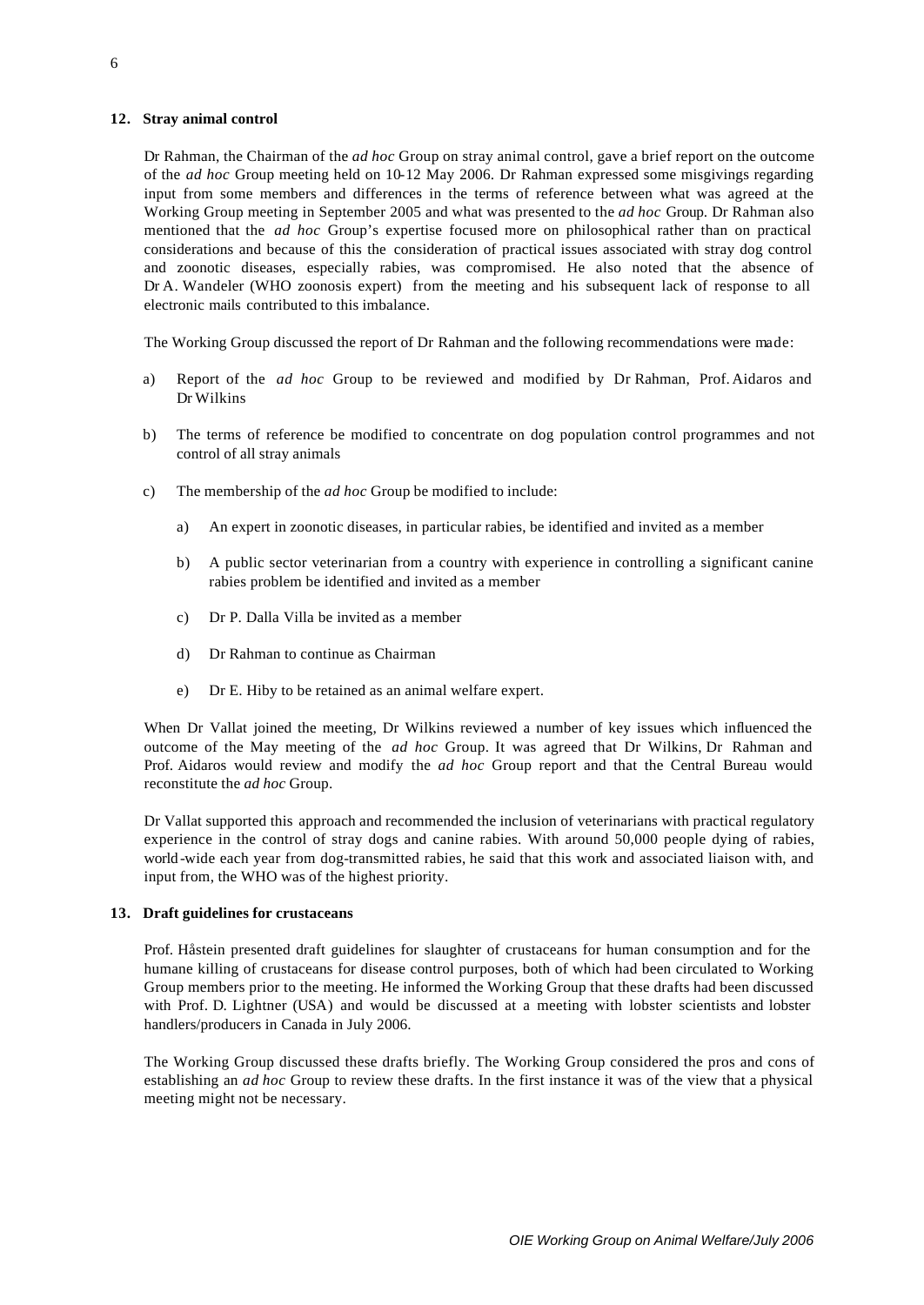## 12. Stray animal control

Dr Rahman, the Chairman of the *ad hoc* Group on stray animal control, gave a brief report on the outcome of the *ad hoc* Group meeting held on 10-12 May 2006. Dr Rahman expressed some misgivings regarding input from some members and differences in the terms of reference between what was agreed at the Working Group meeting in September 2005 and what was presented to the *ad hoc* Group. Dr Rahman also mentioned that the *ad hoc* Group's expertise focused more on philosophical rather than on practical considerations and because of this the consideration of practical issues associated with stray dog control and zoonotic diseases, especially rabies, was compromised. He also noted that the absence of Dr A. Wandeler (WHO zoonosis expert) from the meeting and his subsequent lack of response to all electronic mails contributed to this imbalance.

The Working Group discussed the report of Dr Rahman and the following recommendations were made:

a) Report of the *ad hoc* Group to be reviewed and modified by Dr Rahman, Prof. Aidaros and Dr Wilkins

b) The terms of reference be modified to concentrate on dog population control programmes and not control of all stray animals

c) The membership of the *ad hoc* Group be modified to include:

    a) An expert in zoonotic diseases, in particular rabies, be identified and invited as a member

    b) A public sector veterinarian from a country with experience in controlling a significant canine rabies problem be identified and invited as a member

    c) Dr P. Dalla Villa be invited as a member

    d) Dr Rahman to continue as Chairman

    e) Dr E. Hiby to be retained as an animal welfare expert.

When Dr Vallat joined the meeting, Dr Wilkins reviewed a number of key issues which influenced the outcome of the May meeting of the *ad hoc* Group. It was agreed that Dr Wilkins, Dr Rahman and Prof. Aidaros would review and modify the *ad hoc* Group report and that the Central Bureau would reconstitute the *ad hoc* Group.

Dr Vallat supported this approach and recommended the inclusion of veterinarians with practical regulatory experience in the control of stray dogs and canine rabies. With around 50,000 people dying of rabies, world-wide each year from dog-transmitted rabies, he said that this work and associated liaison with, and input from, the WHO was of the highest priority.

## 13. Draft guidelines for crustaceans

Prof. Håstein presented draft guidelines for slaughter of crustaceans for human consumption and for the humane killing of crustaceans for disease control purposes, both of which had been circulated to Working Group members prior to the meeting. He informed the Working Group that these drafts had been discussed with Prof. D. Lightner (USA) and would be discussed at a meeting with lobster scientists and lobster handlers/producers in Canada in July 2006.

The Working Group discussed these drafts briefly. The Working Group considered the pros and cons of establishing an *ad hoc* Group to review these drafts. In the first instance it was of the view that a physical meeting might not be necessary.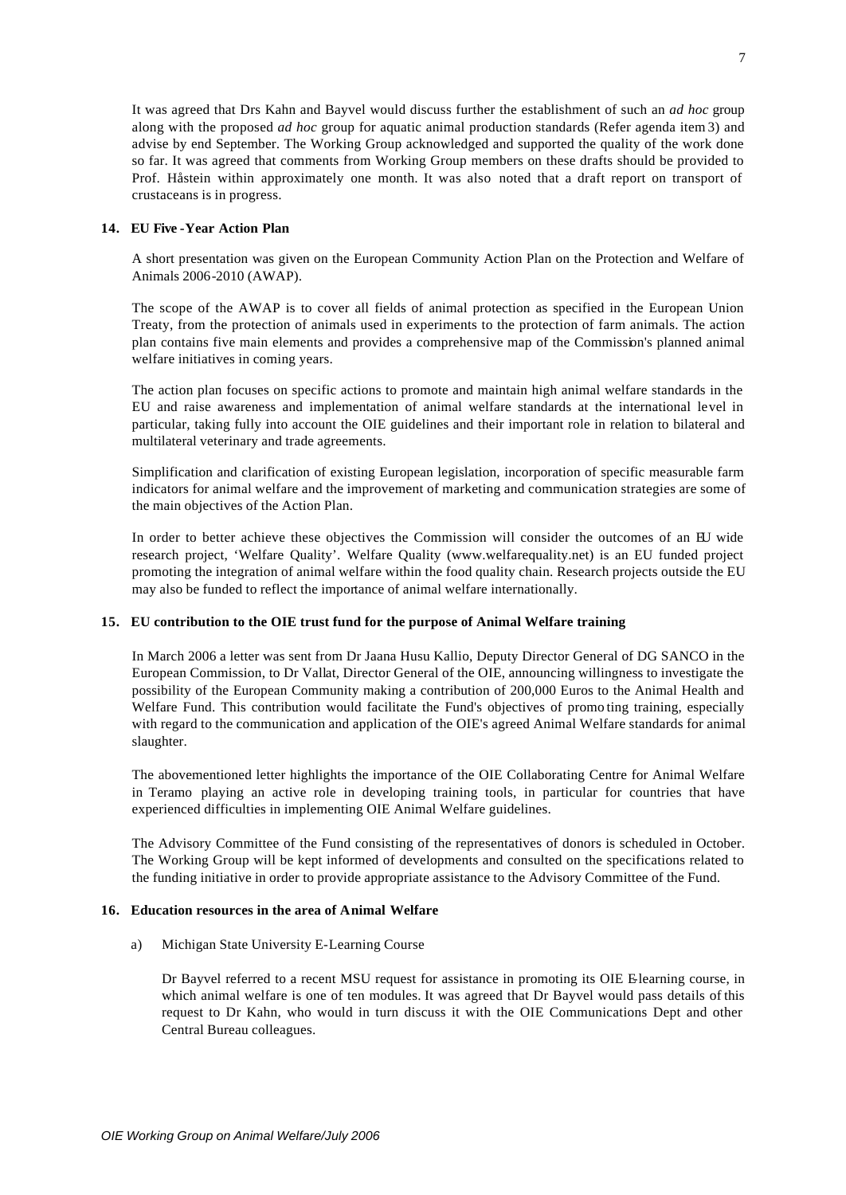It was agreed that Drs Kahn and Bayvel would discuss further the establishment of such an *ad hoc* group along with the proposed *ad hoc* group for aquatic animal production standards (Refer agenda item 3) and advise by end September. The Working Group acknowledged and supported the quality of the work done so far. It was agreed that comments from Working Group members on these drafts should be provided to Prof. Håstein within approximately one month. It was also noted that a draft report on transport of crustaceans is in progress.

## 14. EU Five-Year Action Plan

A short presentation was given on the European Community Action Plan on the Protection and Welfare of Animals 2006-2010 (AWAP).

The scope of the AWAP is to cover all fields of animal protection as specified in the European Union Treaty, from the protection of animals used in experiments to the protection of farm animals. The action plan contains five main elements and provides a comprehensive map of the Commission's planned animal welfare initiatives in coming years.

The action plan focuses on specific actions to promote and maintain high animal welfare standards in the EU and raise awareness and implementation of animal welfare standards at the international level in particular, taking fully into account the OIE guidelines and their important role in relation to bilateral and multilateral veterinary and trade agreements.

Simplification and clarification of existing European legislation, incorporation of specific measurable farm indicators for animal welfare and the improvement of marketing and communication strategies are some of the main objectives of the Action Plan.

In order to better achieve these objectives the Commission will consider the outcomes of an EU wide research project, 'Welfare Quality'. Welfare Quality (www.welfarequality.net) is an EU funded project promoting the integration of animal welfare within the food quality chain. Research projects outside the EU may also be funded to reflect the importance of animal welfare internationally.

## 15. EU contribution to the OIE trust fund for the purpose of Animal Welfare training

In March 2006 a letter was sent from Dr Jaana Husu Kallio, Deputy Director General of DG SANCO in the European Commission, to Dr Vallat, Director General of the OIE, announcing willingness to investigate the possibility of the European Community making a contribution of 200,000 Euros to the Animal Health and Welfare Fund. This contribution would facilitate the Fund's objectives of promoting training, especially with regard to the communication and application of the OIE's agreed Animal Welfare standards for animal slaughter.

The abovementioned letter highlights the importance of the OIE Collaborating Centre for Animal Welfare in Teramo playing an active role in developing training tools, in particular for countries that have experienced difficulties in implementing OIE Animal Welfare guidelines.

The Advisory Committee of the Fund consisting of the representatives of donors is scheduled in October. The Working Group will be kept informed of developments and consulted on the specifications related to the funding initiative in order to provide appropriate assistance to the Advisory Committee of the Fund.

## 16. Education resources in the area of Animal Welfare

a) Michigan State University E-Learning Course

Dr Bayvel referred to a recent MSU request for assistance in promoting its OIE E-learning course, in which animal welfare is one of ten modules. It was agreed that Dr Bayvel would pass details of this request to Dr Kahn, who would in turn discuss it with the OIE Communications Dept and other Central Bureau colleagues.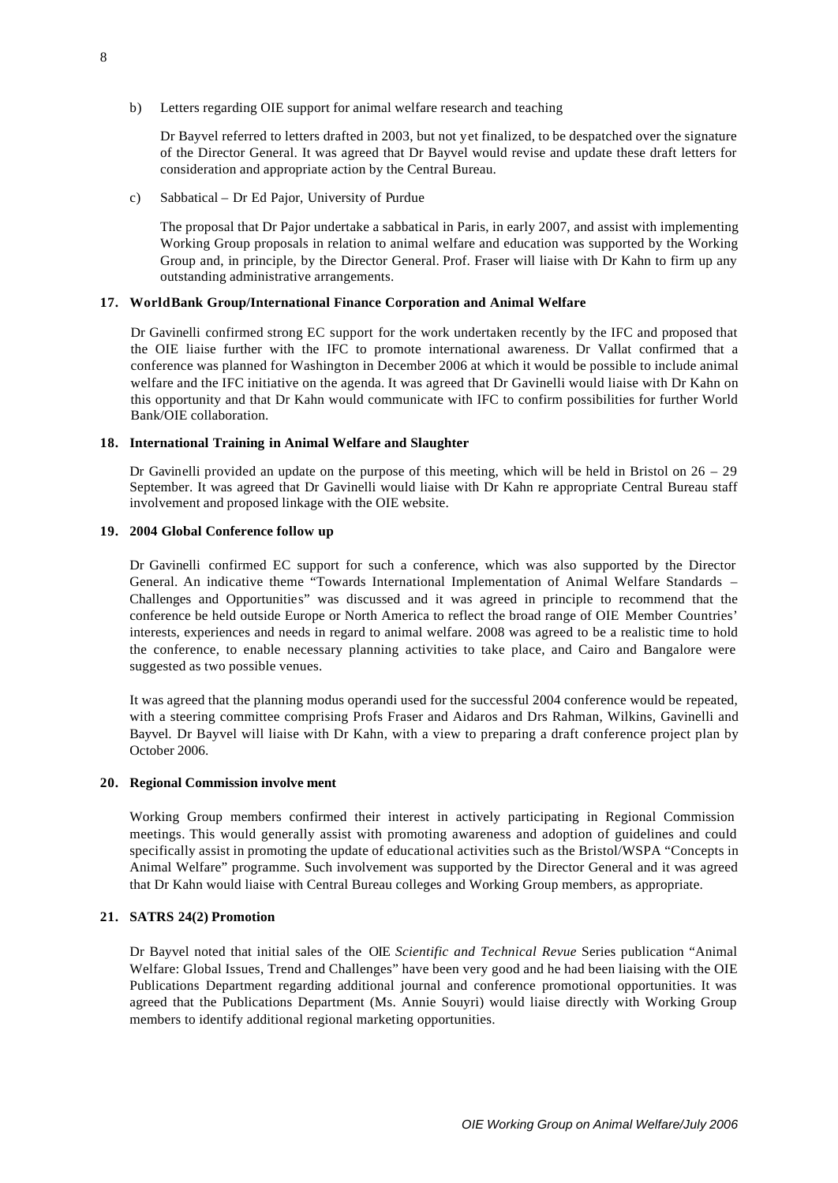b) Letters regarding OIE support for animal welfare research and teaching

Dr Bayvel referred to letters drafted in 2003, but not yet finalized, to be despatched over the signature of the Director General. It was agreed that Dr Bayvel would revise and update these draft letters for consideration and appropriate action by the Central Bureau.

c) Sabbatical – Dr Ed Pajor, University of Purdue

The proposal that Dr Pajor undertake a sabbatical in Paris, in early 2007, and assist with implementing Working Group proposals in relation to animal welfare and education was supported by the Working Group and, in principle, by the Director General. Prof. Fraser will liaise with Dr Kahn to firm up any outstanding administrative arrangements.

**17. WorldBank Group/International Finance Corporation and Animal Welfare**

Dr Gavinelli confirmed strong EC support for the work undertaken recently by the IFC and proposed that the OIE liaise further with the IFC to promote international awareness. Dr Vallat confirmed that a conference was planned for Washington in December 2006 at which it would be possible to include animal welfare and the IFC initiative on the agenda. It was agreed that Dr Gavinelli would liaise with Dr Kahn on this opportunity and that Dr Kahn would communicate with IFC to confirm possibilities for further World Bank/OIE collaboration.

**18. International Training in Animal Welfare and Slaughter**

Dr Gavinelli provided an update on the purpose of this meeting, which will be held in Bristol on 26 – 29 September. It was agreed that Dr Gavinelli would liaise with Dr Kahn re appropriate Central Bureau staff involvement and proposed linkage with the OIE website.

**19. 2004 Global Conference follow up**

Dr Gavinelli confirmed EC support for such a conference, which was also supported by the Director General. An indicative theme "Towards International Implementation of Animal Welfare Standards – Challenges and Opportunities" was discussed and it was agreed in principle to recommend that the conference be held outside Europe or North America to reflect the broad range of OIE Member Countries' interests, experiences and needs in regard to animal welfare. 2008 was agreed to be a realistic time to hold the conference, to enable necessary planning activities to take place, and Cairo and Bangalore were suggested as two possible venues.

It was agreed that the planning modus operandi used for the successful 2004 conference would be repeated, with a steering committee comprising Profs Fraser and Aidaros and Drs Rahman, Wilkins, Gavinelli and Bayvel. Dr Bayvel will liaise with Dr Kahn, with a view to preparing a draft conference project plan by October 2006.

**20. Regional Commission involve ment**

Working Group members confirmed their interest in actively participating in Regional Commission meetings. This would generally assist with promoting awareness and adoption of guidelines and could specifically assist in promoting the update of educational activities such as the Bristol/WSPA "Concepts in Animal Welfare" programme. Such involvement was supported by the Director General and it was agreed that Dr Kahn would liaise with Central Bureau colleges and Working Group members, as appropriate.

**21. SATRS 24(2) Promotion**

Dr Bayvel noted that initial sales of the OIE *Scientific and Technical Revue* Series publication "Animal Welfare: Global Issues, Trend and Challenges" have been very good and he had been liaising with the OIE Publications Department regarding additional journal and conference promotional opportunities. It was agreed that the Publications Department (Ms. Annie Souyri) would liaise directly with Working Group members to identify additional regional marketing opportunities.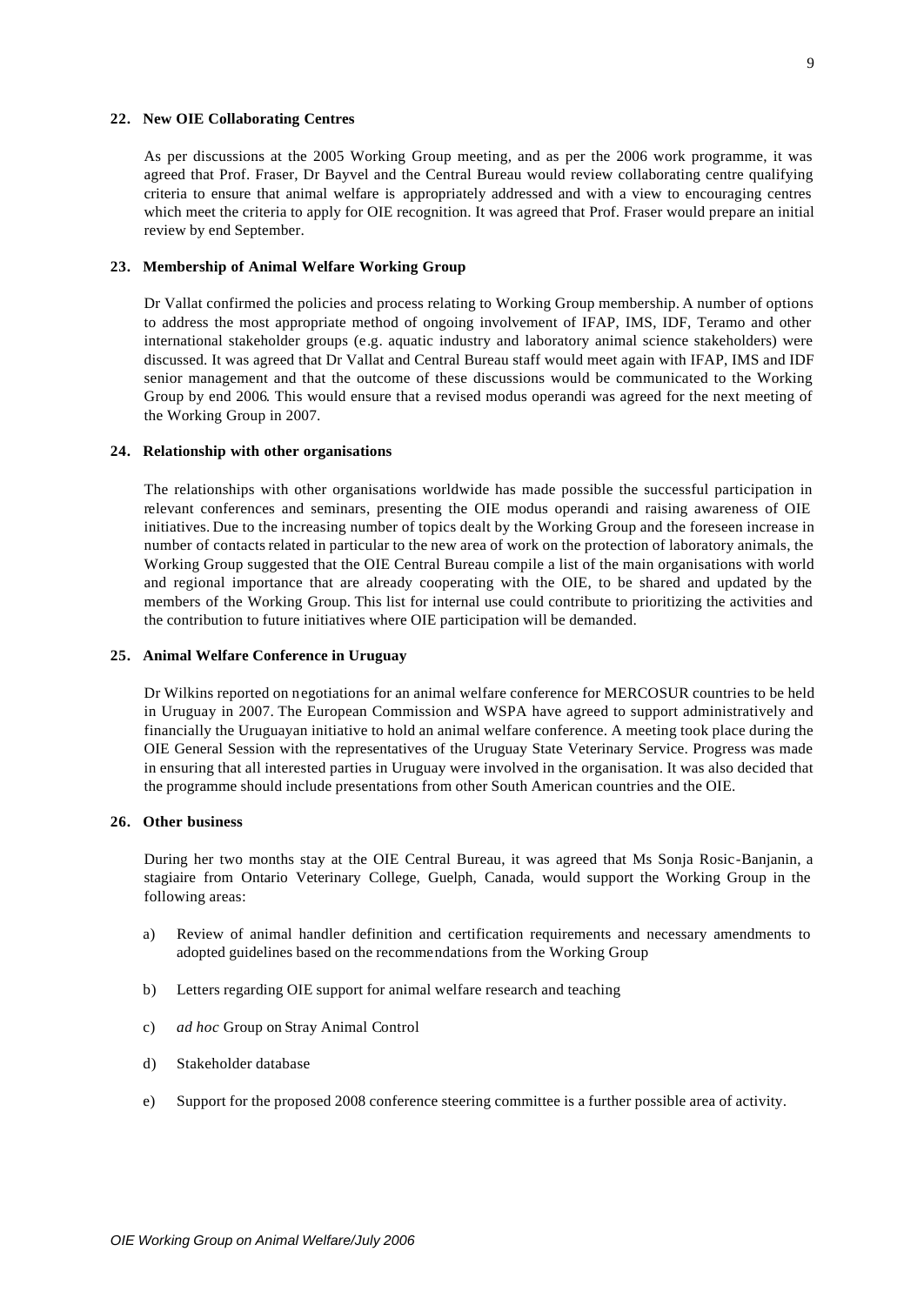### 22. New OIE Collaborating Centres

As per discussions at the 2005 Working Group meeting, and as per the 2006 work programme, it was agreed that Prof. Fraser, Dr Bayvel and the Central Bureau would review collaborating centre qualifying criteria to ensure that animal welfare is appropriately addressed and with a view to encouraging centres which meet the criteria to apply for OIE recognition. It was agreed that Prof. Fraser would prepare an initial review by end September.

### 23. Membership of Animal Welfare Working Group

Dr Vallat confirmed the policies and process relating to Working Group membership. A number of options to address the most appropriate method of ongoing involvement of IFAP, IMS, IDF, Teramo and other international stakeholder groups (e.g. aquatic industry and laboratory animal science stakeholders) were discussed. It was agreed that Dr Vallat and Central Bureau staff would meet again with IFAP, IMS and IDF senior management and that the outcome of these discussions would be communicated to the Working Group by end 2006. This would ensure that a revised modus operandi was agreed for the next meeting of the Working Group in 2007.

### 24. Relationship with other organisations

The relationships with other organisations worldwide has made possible the successful participation in relevant conferences and seminars, presenting the OIE modus operandi and raising awareness of OIE initiatives. Due to the increasing number of topics dealt by the Working Group and the foreseen increase in number of contacts related in particular to the new area of work on the protection of laboratory animals, the Working Group suggested that the OIE Central Bureau compile a list of the main organisations with world and regional importance that are already cooperating with the OIE, to be shared and updated by the members of the Working Group. This list for internal use could contribute to prioritizing the activities and the contribution to future initiatives where OIE participation will be demanded.

### 25. Animal Welfare Conference in Uruguay

Dr Wilkins reported on negotiations for an animal welfare conference for MERCOSUR countries to be held in Uruguay in 2007. The European Commission and WSPA have agreed to support administratively and financially the Uruguayan initiative to hold an animal welfare conference. A meeting took place during the OIE General Session with the representatives of the Uruguay State Veterinary Service. Progress was made in ensuring that all interested parties in Uruguay were involved in the organisation. It was also decided that the programme should include presentations from other South American countries and the OIE.

### 26. Other business

During her two months stay at the OIE Central Bureau, it was agreed that Ms Sonja Rosic-Banjanin, a stagiaire from Ontario Veterinary College, Guelph, Canada, would support the Working Group in the following areas:

a) Review of animal handler definition and certification requirements and necessary amendments to adopted guidelines based on the recommendations from the Working Group

b) Letters regarding OIE support for animal welfare research and teaching

c) *ad hoc* Group on Stray Animal Control

d) Stakeholder database

e) Support for the proposed 2008 conference steering committee is a further possible area of activity.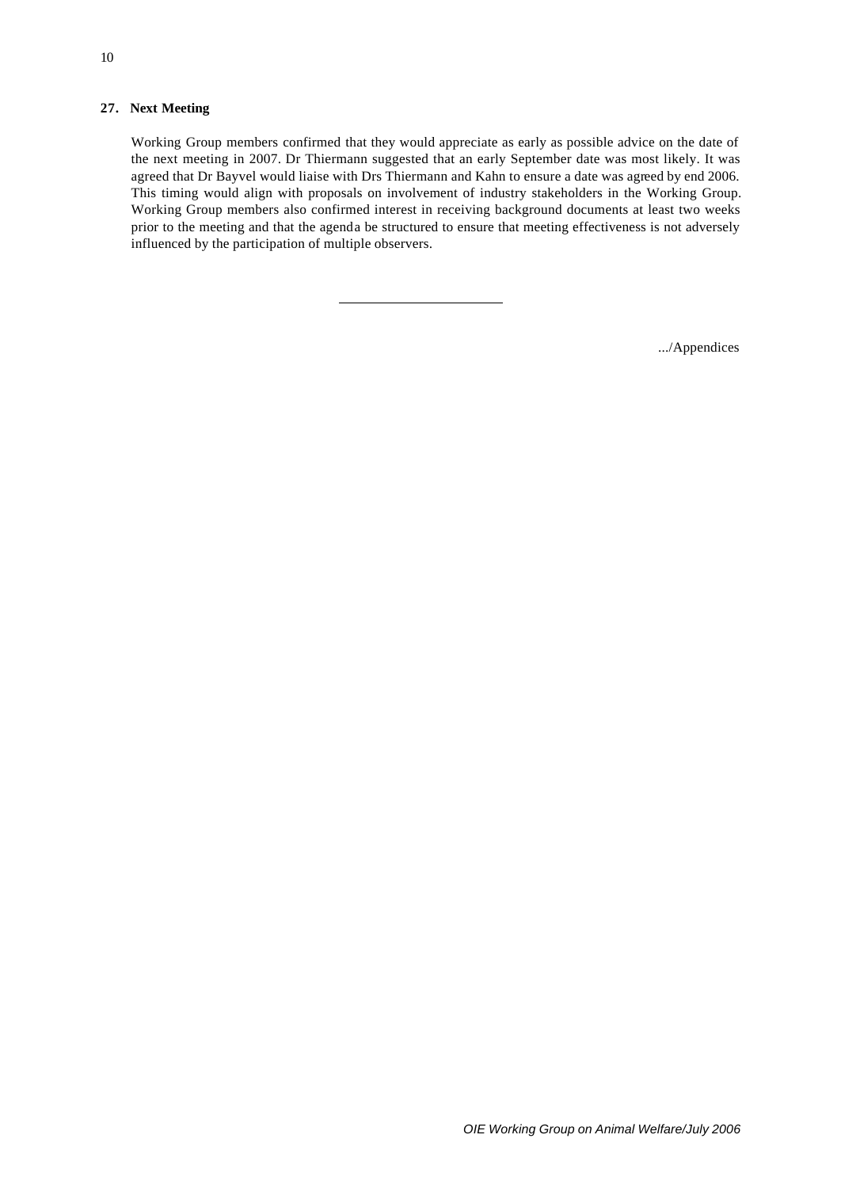**27. Next Meeting**

Working Group members confirmed that they would appreciate as early as possible advice on the date of the next meeting in 2007. Dr Thiermann suggested that an early September date was most likely. It was agreed that Dr Bayvel would liaise with Drs Thiermann and Kahn to ensure a date was agreed by end 2006. This timing would align with proposals on involvement of industry stakeholders in the Working Group. Working Group members also confirmed interest in receiving background documents at least two weeks prior to the meeting and that the agenda be structured to ensure that meeting effectiveness is not adversely influenced by the participation of multiple observers.

---

.../Appendices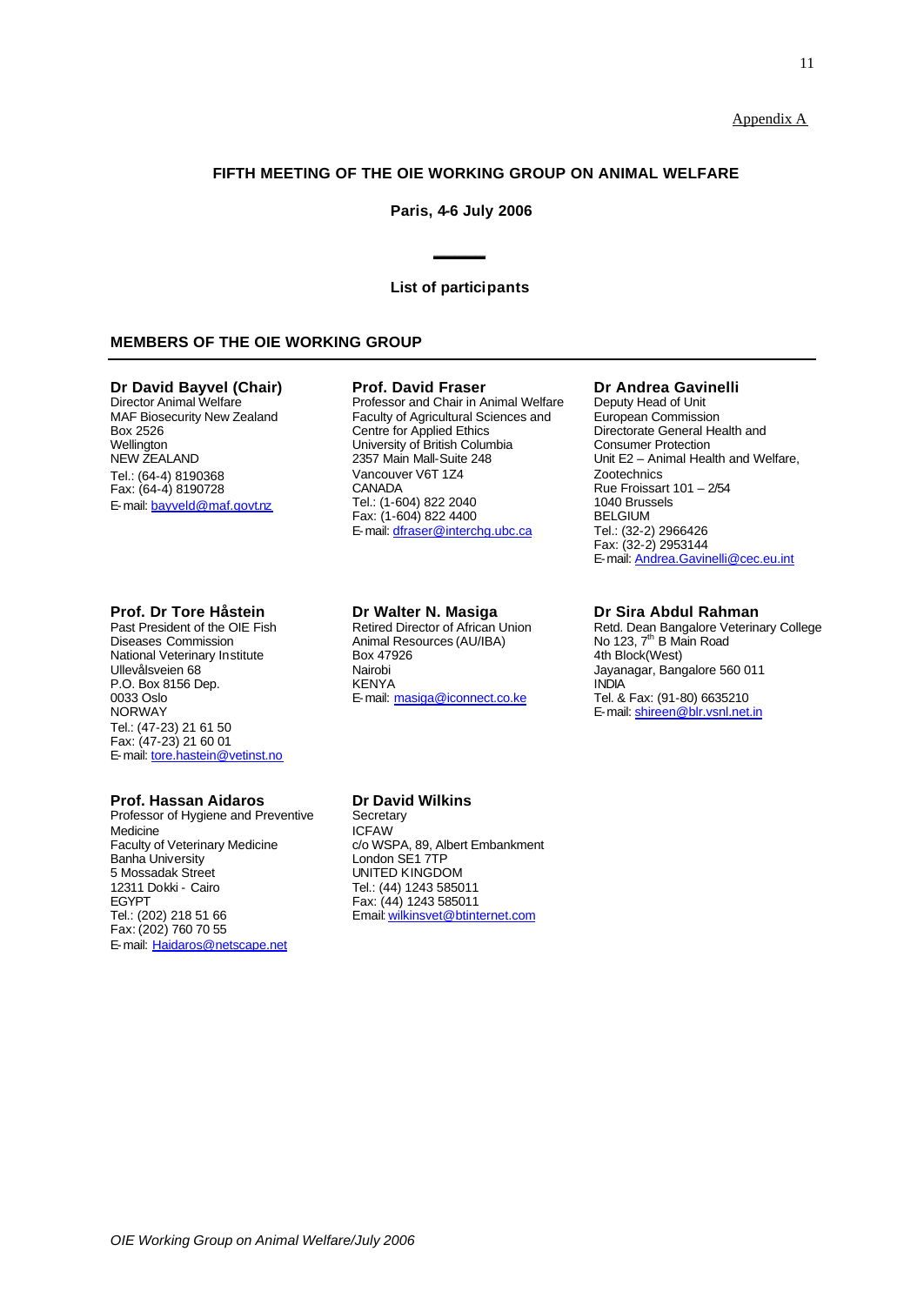Appendix A

## FIFTH MEETING OF THE OIE WORKING GROUP ON ANIMAL WELFARE

**Paris, 4-6 July 2006**

**List of participants**

### MEMBERS OF THE OIE WORKING GROUP

**Dr David Bayvel (Chair)**
Director Animal Welfare
MAF Biosecurity New Zealand
Box 2526
Wellington
NEW ZEALAND
Tel.: (64-4) 8190368
Fax: (64-4) 8190728
E-mail: bayveld@maf.govt.nz

**Prof. David Fraser**
Professor and Chair in Animal Welfare
Faculty of Agricultural Sciences and
Centre for Applied Ethics
University of British Columbia
2357 Main Mall-Suite 248
Vancouver V6T 1Z4
CANADA
Tel.: (1-604) 822 2040
Fax: (1-604) 822 4400
E-mail: dfraser@interchg.ubc.ca

**Dr Andrea Gavinelli**
Deputy Head of Unit
European Commission
Directorate General Health and
Consumer Protection
Unit E2 – Animal Health and Welfare,
Zootechnics
Rue Froissart 101 – 2/54
1040 Brussels
BELGIUM
Tel.: (32-2) 2966426
Fax: (32-2) 2953144
E-mail: Andrea.Gavinelli@cec.eu.int

**Prof. Dr Tore Håstein**
Past President of the OIE Fish
Diseases Commission
National Veterinary Institute
Ullevålsveien 68
P.O. Box 8156 Dep.
0033 Oslo
NORWAY
Tel.: (47-23) 21 61 50
Fax: (47-23) 21 60 01
E-mail: tore.hastein@vetinst.no

**Dr Walter N. Masiga**
Retired Director of African Union
Animal Resources (AU/IBA)
Box 47926
Nairobi
KENYA
E-mail: masiga@iconnect.co.ke

**Dr Sira Abdul Rahman**
Retd. Dean Bangalore Veterinary College
No 123, 7th B Main Road
4th Block(West)
Jayanagar, Bangalore 560 011
INDIA
Tel. & Fax: (91-80) 6635210
E-mail: shireen@blr.vsnl.net.in

**Prof. Hassan Aidaros**
Professor of Hygiene and Preventive
Medicine
Faculty of Veterinary Medicine
Banha University
5 Mossadak Street
12311 Dokki - Cairo
EGYPT
Tel.: (202) 218 51 66
Fax: (202) 760 70 55
E-mail: Haidaros@netscape.net

**Dr David Wilkins**
Secretary
ICFAW
c/o WSPA, 89, Albert Embankment
London SE1 7TP
UNITED KINGDOM
Tel.: (44) 1243 585011
Fax: (44) 1243 585011
Email: wilkinsvet@btinternet.com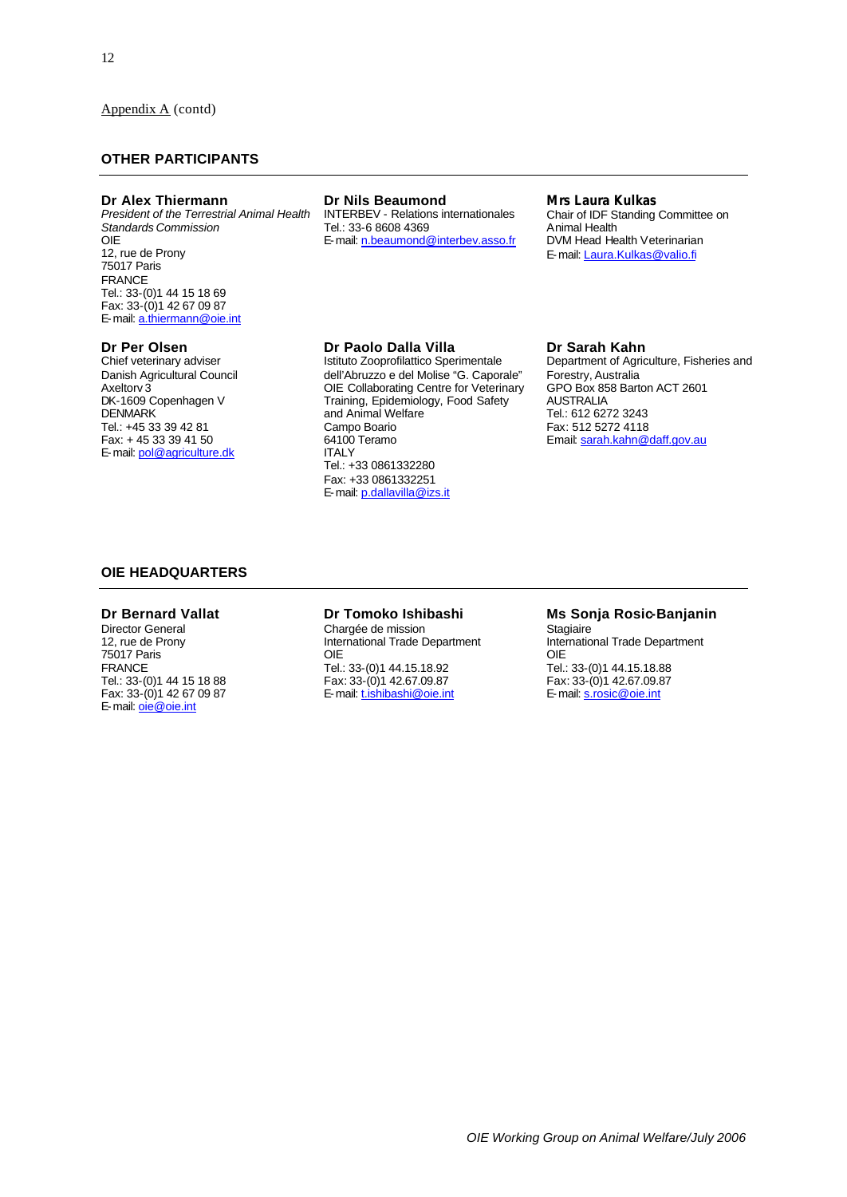Appendix A (contd)

## OTHER PARTICIPANTS

**Dr Alex Thiermann**
*President of the Terrestrial Animal Health Standards Commission*
OIE
12, rue de Prony
75017 Paris
FRANCE
Tel.: 33-(0)1 44 15 18 69
Fax: 33-(0)1 42 67 09 87
E-mail: a.thiermann@oie.int

**Dr Nils Beaumond**
INTERBEV - Relations internationales
Tel.: 33-6 8608 4369
E-mail: n.beaumond@interbev.asso.fr

**Mrs Laura Kulkas**
Chair of IDF Standing Committee on Animal Health
DVM Head Health Veterinarian
E-mail: Laura.Kulkas@valio.fi

**Dr Per Olsen**
Chief veterinary adviser
Danish Agricultural Council
Axeltorv 3
DK-1609 Copenhagen V
DENMARK
Tel.: +45 33 39 42 81
Fax: + 45 33 39 41 50
E-mail: pol@agriculture.dk

**Dr Paolo Dalla Villa**
Istituto Zooprofilattico Sperimentale dell'Abruzzo e del Molise "G. Caporale"
OIE Collaborating Centre for Veterinary Training, Epidemiology, Food Safety and Animal Welfare
Campo Boario
64100 Teramo
ITALY
Tel.: +33 0861332280
Fax: +33 0861332251
E-mail: p.dallavilla@izs.it

**Dr Sarah Kahn**
Department of Agriculture, Fisheries and Forestry, Australia
GPO Box 858 Barton ACT 2601
AUSTRALIA
Tel.: 612 6272 3243
Fax: 512 5272 4118
Email: sarah.kahn@daff.gov.au

## OIE HEADQUARTERS

**Dr Bernard Vallat**
Director General
12, rue de Prony
75017 Paris
FRANCE
Tel.: 33-(0)1 44 15 18 88
Fax: 33-(0)1 42 67 09 87
E-mail: oie@oie.int

**Dr Tomoko Ishibashi**
Chargée de mission
International Trade Department
OIE
Tel.: 33-(0)1 44.15.18.92
Fax: 33-(0)1 42.67.09.87
E-mail: t.ishibashi@oie.int

**Ms Sonja Rosic-Banjanin**
Stagiaire
International Trade Department
OIE
Tel.: 33-(0)1 44.15.18.88
Fax: 33-(0)1 42.67.09.87
E-mail: s.rosic@oie.int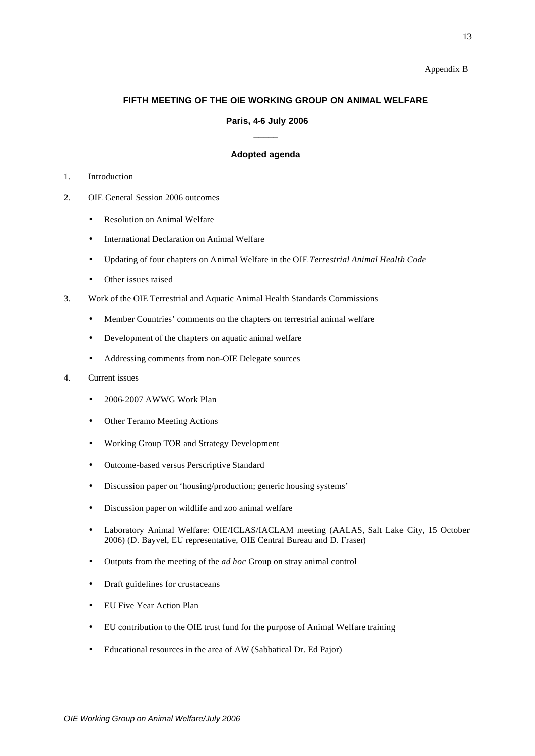Appendix B

## FIFTH MEETING OF THE OIE WORKING GROUP ON ANIMAL WELFARE

**Paris, 4-6 July 2006**

### Adopted agenda

1. Introduction

2. OIE General Session 2006 outcomes

   - Resolution on Animal Welfare
   - International Declaration on Animal Welfare
   - Updating of four chapters on Animal Welfare in the OIE *Terrestrial Animal Health Code*
   - Other issues raised

3. Work of the OIE Terrestrial and Aquatic Animal Health Standards Commissions

   - Member Countries' comments on the chapters on terrestrial animal welfare
   - Development of the chapters on aquatic animal welfare
   - Addressing comments from non-OIE Delegate sources

4. Current issues

   - 2006-2007 AWWG Work Plan
   - Other Teramo Meeting Actions
   - Working Group TOR and Strategy Development
   - Outcome-based versus Perscriptive Standard
   - Discussion paper on 'housing/production; generic housing systems'
   - Discussion paper on wildlife and zoo animal welfare
   - Laboratory Animal Welfare: OIE/ICLAS/IACLAM meeting (AALAS, Salt Lake City, 15 October 2006) (D. Bayvel, EU representative, OIE Central Bureau and D. Fraser)
   - Outputs from the meeting of the *ad hoc* Group on stray animal control
   - Draft guidelines for crustaceans
   - EU Five Year Action Plan
   - EU contribution to the OIE trust fund for the purpose of Animal Welfare training
   - Educational resources in the area of AW (Sabbatical Dr. Ed Pajor)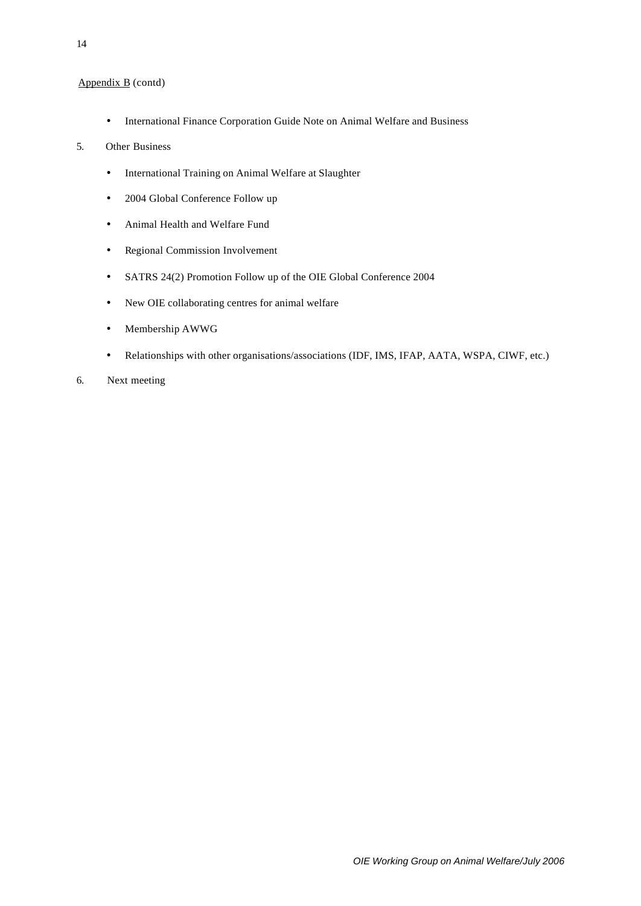Appendix B (contd)

- International Finance Corporation Guide Note on Animal Welfare and Business

5. Other Business

- International Training on Animal Welfare at Slaughter
- 2004 Global Conference Follow up
- Animal Health and Welfare Fund
- Regional Commission Involvement
- SATRS 24(2) Promotion Follow up of the OIE Global Conference 2004
- New OIE collaborating centres for animal welfare
- Membership AWWG
- Relationships with other organisations/associations (IDF, IMS, IFAP, AATA, WSPA, CIWF, etc.)

6. Next meeting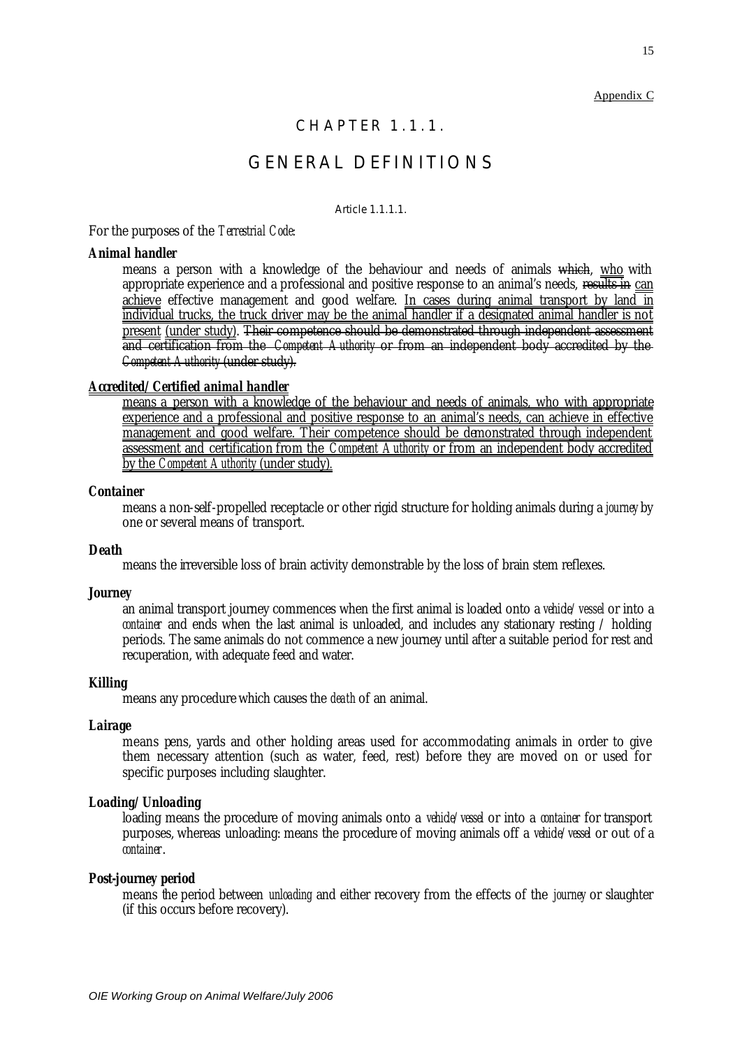Appendix C

# CHAPTER 1.1.1.

# GENERAL DEFINITIONS

Article 1.1.1.1.

For the purposes of the *Terrestrial Code*:

**Animal handler**

means a person with a knowledge of the behaviour and needs of animals ~~which~~, <u>who</u> with appropriate experience and a professional and positive response to an animal's needs, ~~results in~~ <u>can achieve</u> effective management and good welfare. <u>In cases during animal transport by land in individual trucks, the truck driver may be the animal handler if a designated animal handler is not present</u> <u>(under study)</u>. ~~Their competence should be demonstrated through independent assessment and certification from the *Competent Authority* or from an independent body accredited by the *Competent Authority* (under study).~~

<u>***Accredited/Certified animal handler***</u>

<u>means a person with a knowledge of the behaviour and needs of animals, who with appropriate experience and a professional and positive response to an animal's needs, can achieve in effective management and good welfare. Their competence should be demonstrated through independent assessment and certification from the *Competent Authority* or from an independent body accredited by the *Competent Authority* (under study).</u>

**Container**

means a non-self-propelled receptacle or other rigid structure for holding animals during a *journey* by one or several means of transport.

**Death**

means the irreversible loss of brain activity demonstrable by the loss of brain stem reflexes.

**Journey**

an animal transport journey commences when the first animal is loaded onto a *vehicle/vessel* or into a *container* and ends when the last animal is unloaded, and includes any stationary resting / holding periods. The same animals do not commence a new journey until after a suitable period for rest and recuperation, with adequate feed and water.

**Killing**

means any procedure which causes the *death* of an animal.

**Lairage**

means pens, yards and other holding areas used for accommodating animals in order to give them necessary attention (such as water, feed, rest) before they are moved on or used for specific purposes including slaughter.

**Loading/Unloading**

loading means the procedure of moving animals onto a *vehicle/vessel* or into a *container* for transport purposes, whereas unloading: means the procedure of moving animals off a *vehicle/vessel* or out of a *container*.

**Post-journey period**

means the period between *unloading* and either recovery from the effects of the *journey* or slaughter (if this occurs before recovery).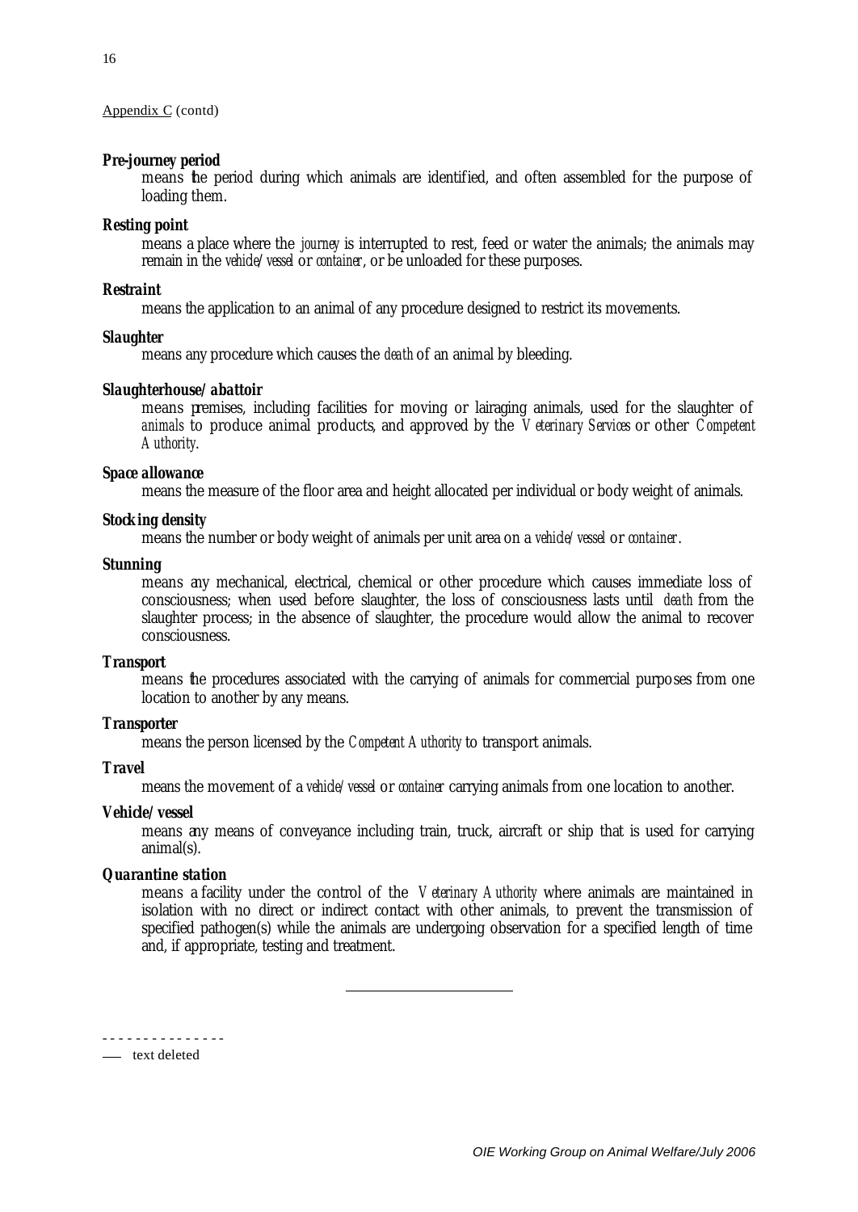Appendix C (contd)

***Pre-journey period***

means the period during which animals are identified, and often assembled for the purpose of loading them.

***Resting point***

means a place where the *journey* is interrupted to rest, feed or water the animals; the animals may remain in the *vehicle/vessel* or *container*, or be unloaded for these purposes.

***Restraint***

means the application to an animal of any procedure designed to restrict its movements.

***Slaughter***

means any procedure which causes the *death* of an animal by bleeding.

***Slaughterhouse/abattoir***

means premises, including facilities for moving or lairaging animals, used for the slaughter of *animals* to produce animal products, and approved by the *Veterinary Services* or other *Competent Authority*.

***Space allowance***

means the measure of the floor area and height allocated per individual or body weight of animals.

***Stocking density***

means the number or body weight of animals per unit area on a *vehicle/vessel* or *container*.

***Stunning***

means any mechanical, electrical, chemical or other procedure which causes immediate loss of consciousness; when used before slaughter, the loss of consciousness lasts until *death* from the slaughter process; in the absence of slaughter, the procedure would allow the animal to recover consciousness.

***Transport***

means the procedures associated with the carrying of animals for commercial purposes from one location to another by any means.

***Transporter***

means the person licensed by the *Competent Authority* to transport animals.

***Travel***

means the movement of a *vehicle/vessel* or *container* carrying animals from one location to another.

***Vehicle/vessel***

means any means of conveyance including train, truck, aircraft or ship that is used for carrying animal(s).

***Quarantine station***

means a facility under the control of the *Veterinary Authority* where animals are maintained in isolation with no direct or indirect contact with other animals, to prevent the transmission of specified pathogen(s) while the animals are undergoing observation for a specified length of time and, if appropriate, testing and treatment.

---

- - - - - - - - - - - - - - -

—— text deleted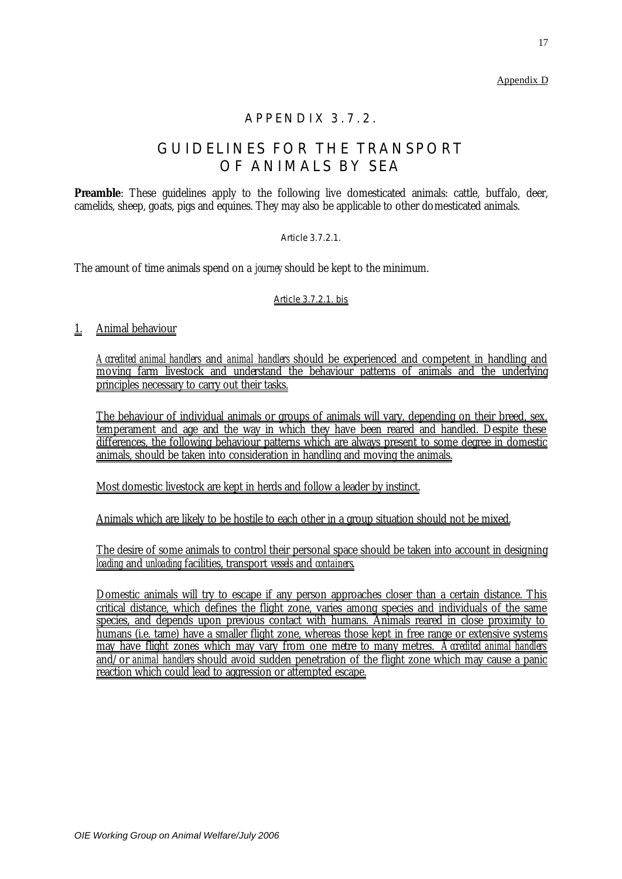Appendix D

# APPENDIX 3.7.2.

# GUIDELINES FOR THE TRANSPORT OF ANIMALS BY SEA

**Preamble**: These guidelines apply to the following live domesticated animals: cattle, buffalo, deer, camelids, sheep, goats, pigs and equines. They may also be applicable to other domesticated animals.

Article 3.7.2.1.

The amount of time animals spend on a *journey* should be kept to the minimum.

Article 3.7.2.1. bis

1. Animal behaviour

   *Accredited animal handlers* and *animal handlers* should be experienced and competent in handling and moving farm livestock and understand the behaviour patterns of animals and the underlying principles necessary to carry out their tasks.

   The behaviour of individual animals or groups of animals will vary, depending on their breed, sex, temperament and age and the way in which they have been reared and handled. Despite these differences, the following behaviour patterns which are always present to some degree in domestic animals, should be taken into consideration in handling and moving the animals.

   Most domestic livestock are kept in herds and follow a leader by instinct.

   Animals which are likely to be hostile to each other in a group situation should not be mixed.

   The desire of some animals to control their personal space should be taken into account in designing *loading* and *unloading* facilities, transport *vessels* and *containers*.

   Domestic animals will try to escape if any person approaches closer than a certain distance. This critical distance, which defines the flight zone, varies among species and individuals of the same species, and depends upon previous contact with humans. Animals reared in close proximity to humans (i.e. tame) have a smaller flight zone, whereas those kept in free range or extensive systems may have flight zones which may vary from one metre to many metres. *Accredited animal handlers* and/or *animal handlers* should avoid sudden penetration of the flight zone which may cause a panic reaction which could lead to aggression or attempted escape.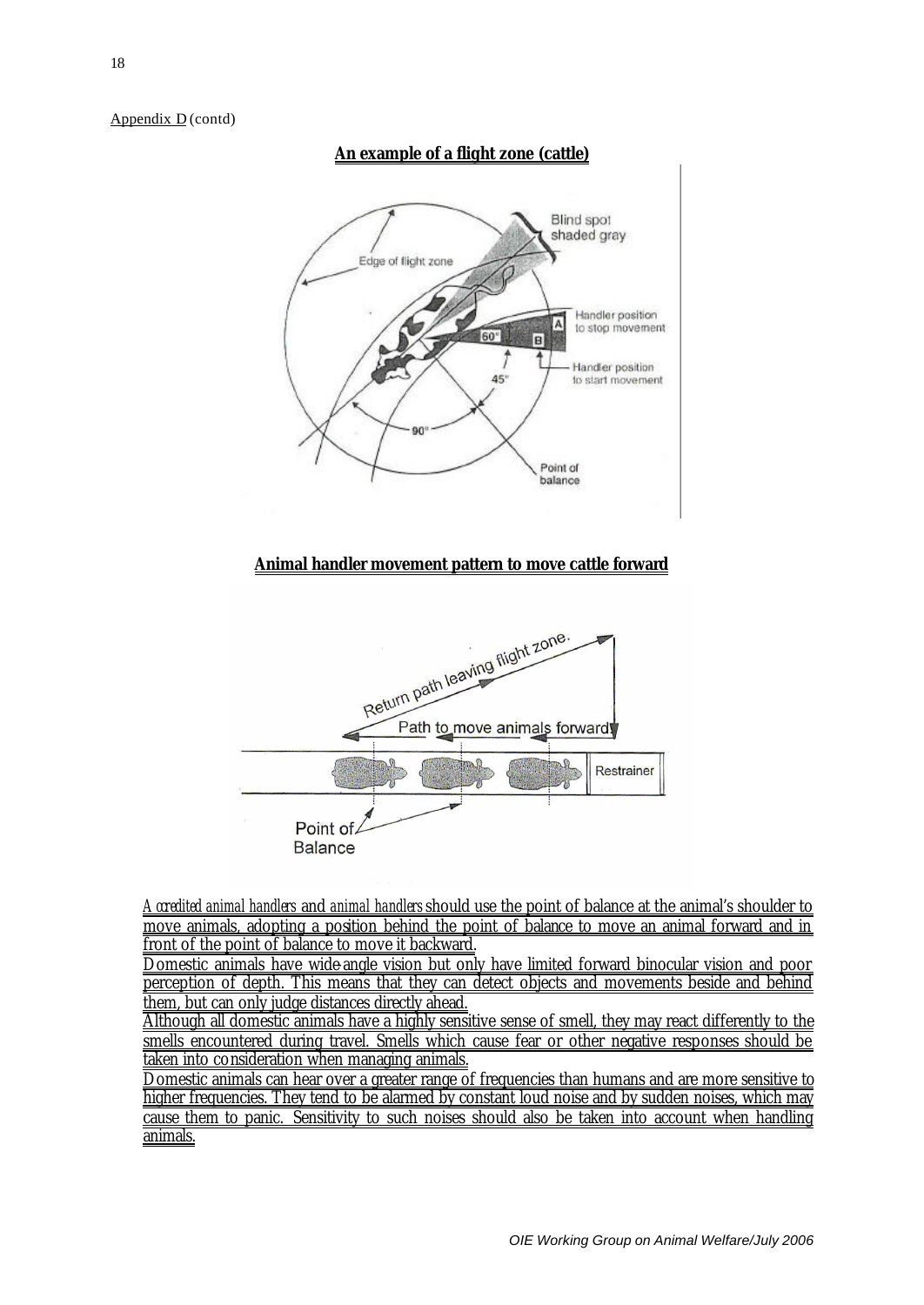Appendix D (contd)

**An example of a flight zone (cattle)**

**Animal handler movement pattern to move cattle forward**

*Accredited animal handlers* and *animal handlers* should use the point of balance at the animal's shoulder to move animals, adopting a position behind the point of balance to move an animal forward and in front of the point of balance to move it backward.

Domestic animals have wide-angle vision but only have limited forward binocular vision and poor perception of depth. This means that they can detect objects and movements beside and behind them, but can only judge distances directly ahead.

Although all domestic animals have a highly sensitive sense of smell, they may react differently to the smells encountered during travel. Smells which cause fear or other negative responses should be taken into consideration when managing animals.

Domestic animals can hear over a greater range of frequencies than humans and are more sensitive to higher frequencies. They tend to be alarmed by constant loud noise and by sudden noises, which may cause them to panic. Sensitivity to such noises should also be taken into account when handling animals.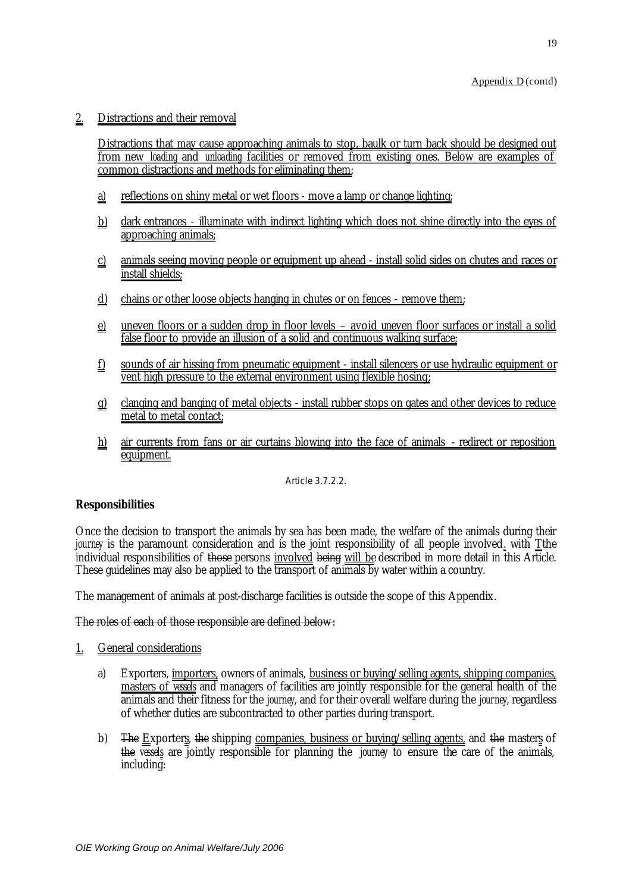Appendix D (contd)

2. Distractions and their removal

Distractions that may cause approaching animals to stop, baulk or turn back should be designed out from new *loading* and *unloading* facilities or removed from existing ones. Below are examples of common distractions and methods for eliminating them:

a) reflections on shiny metal or wet floors - move a lamp or change lighting;

b) dark entrances - illuminate with indirect lighting which does not shine directly into the eyes of approaching animals;

c) animals seeing moving people or equipment up ahead - install solid sides on chutes and races or install shields;

d) chains or other loose objects hanging in chutes or on fences - remove them;

e) uneven floors or a sudden drop in floor levels – avoid uneven floor surfaces or install a solid false floor to provide an illusion of a solid and continuous walking surface;

f) sounds of air hissing from pneumatic equipment - install silencers or use hydraulic equipment or vent high pressure to the external environment using flexible hosing;

g) clanging and banging of metal objects - install rubber stops on gates and other devices to reduce metal to metal contact;

h) air currents from fans or air curtains blowing into the face of animals - redirect or reposition equipment.

Article 3.7.2.2.

**Responsibilities**

Once the decision to transport the animals by sea has been made, the welfare of the animals during their *journey* is the paramount consideration and is the joint responsibility of all people involved. ~~with~~ ~~T~~the individual responsibilities of ~~those~~ persons involved ~~being~~ will be described in more detail in this Article. These guidelines may also be applied to the transport of animals by water within a country.

The management of animals at post-discharge facilities is outside the scope of this Appendix.

~~The roles of each of those responsible are defined below:~~

1. General considerations

a) Exporters, importers, owners of animals, business or buying/selling agents, shipping companies, masters of *vessels* and managers of facilities are jointly responsible for the general health of the animals and their fitness for the *journey*, and for their overall welfare during the *journey*, regardless of whether duties are subcontracted to other parties during transport.

b) ~~The~~ Exporters, ~~the~~ shipping companies, business or buying/selling agents, and ~~the~~ masters of ~~the~~ *vessels* are jointly responsible for planning the *journey* to ensure the care of the animals, including: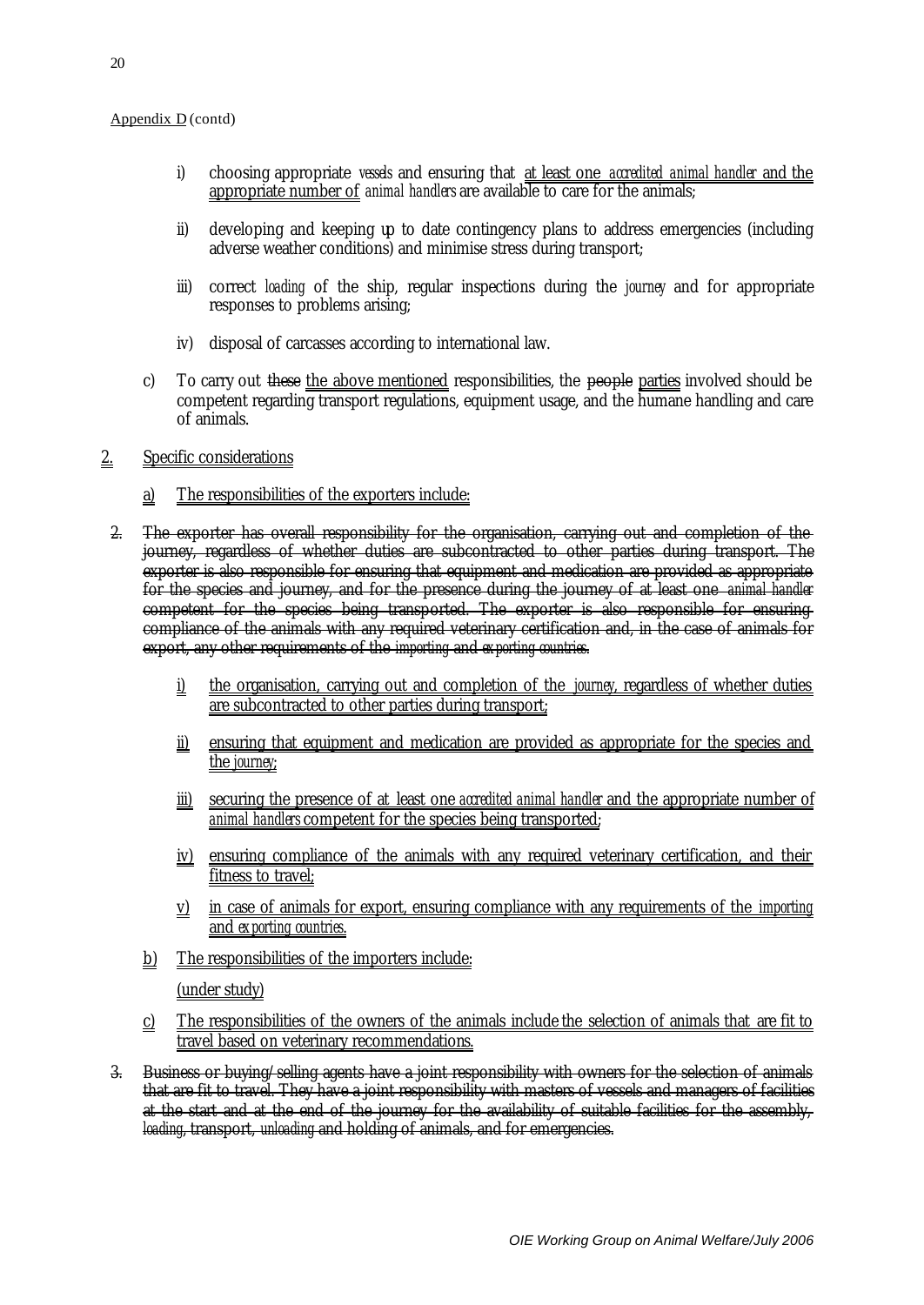Appendix D (contd)

i) choosing appropriate *vessels* and ensuring that at least one *accredited animal handler* and the appropriate number of *animal handlers* are available to care for the animals;

ii) developing and keeping up to date contingency plans to address emergencies (including adverse weather conditions) and minimise stress during transport;

iii) correct *loading* of the ship, regular inspections during the *journey* and for appropriate responses to problems arising;

iv) disposal of carcasses according to international law.

c) To carry out ~~these~~ the above mentioned responsibilities, the ~~people~~ parties involved should be competent regarding transport regulations, equipment usage, and the humane handling and care of animals.

2. Specific considerations

a) The responsibilities of the exporters include:

~~2. The exporter has overall responsibility for the organisation, carrying out and completion of the journey, regardless of whether duties are subcontracted to other parties during transport. The exporter is also responsible for ensuring that equipment and medication are provided as appropriate for the species and journey, and for the presence during the journey of at least one *animal handler* competent for the species being transported. The exporter is also responsible for ensuring compliance of the animals with any required veterinary certification and, in the case of animals for export, any other requirements of the *importing* and *exporting countries*.~~

i) the organisation, carrying out and completion of the *journey*, regardless of whether duties are subcontracted to other parties during transport;

ii) ensuring that equipment and medication are provided as appropriate for the species and the *journey*;

iii) securing the presence of at least one *accredited animal handler* and the appropriate number of *animal handlers* competent for the species being transported;

iv) ensuring compliance of the animals with any required veterinary certification, and their fitness to travel;

v) in case of animals for export, ensuring compliance with any requirements of the *importing* and *exporting countries*.

b) The responsibilities of the importers include:

(under study)

c) The responsibilities of the owners of the animals include the selection of animals that are fit to travel based on veterinary recommendations.

~~3. Business or buying/selling agents have a joint responsibility with owners for the selection of animals that are fit to travel. They have a joint responsibility with masters of vessels and managers of facilities at the start and at the end of the journey for the availability of suitable facilities for the assembly, *loading*, transport, *unloading* and holding of animals, and for emergencies.~~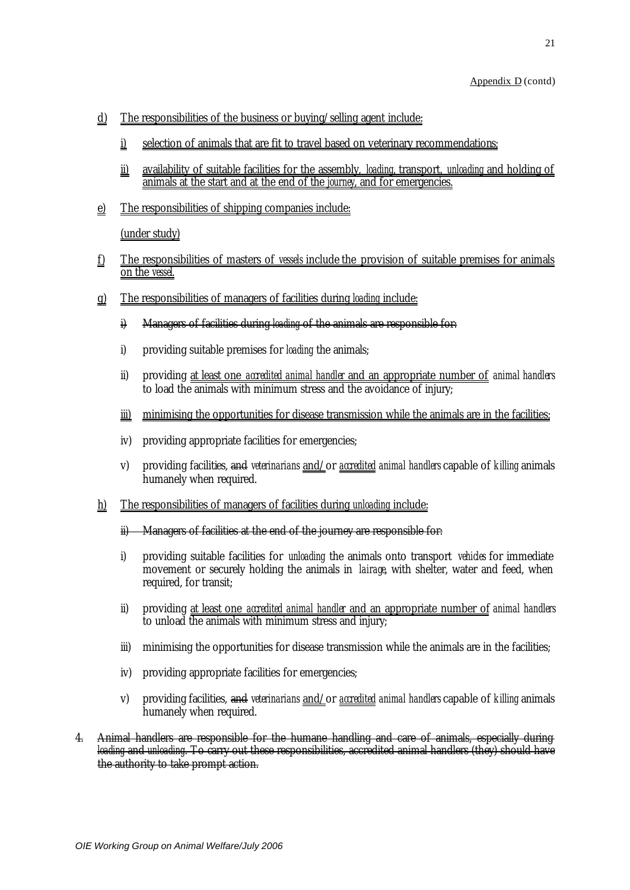Appendix D (contd)

d) The responsibilities of the business or buying/selling agent include:

   i) selection of animals that are fit to travel based on veterinary recommendations;

   ii) availability of suitable facilities for the assembly, *loading*, transport, *unloading* and holding of animals at the start and at the end of the *journey*, and for emergencies.

e) The responsibilities of shipping companies include:

   (under study)

f) The responsibilities of masters of *vessels* include the provision of suitable premises for animals on the *vessel*.

g) The responsibilities of managers of facilities during *loading* include:

   ~~i) Managers of facilities during *loading* of the animals are responsible for:~~

   i) providing suitable premises for *loading* the animals;

   ii) providing at least one *accredited animal handler* and an appropriate number of *animal handlers* to load the animals with minimum stress and the avoidance of injury;

   iii) minimising the opportunities for disease transmission while the animals are in the facilities;

   iv) providing appropriate facilities for emergencies;

   v) providing facilities, ~~and~~ *veterinarians* and/or *accredited animal handlers* capable of *killing* animals humanely when required.

h) The responsibilities of managers of facilities during *unloading* include:

   ~~ii) Managers of facilities at the end of the journey are responsible for:~~

   i) providing suitable facilities for *unloading* the animals onto transport *vehicles* for immediate movement or securely holding the animals in *lairage*, with shelter, water and feed, when required, for transit;

   ii) providing at least one *accredited animal handler* and an appropriate number of *animal handlers* to unload the animals with minimum stress and injury;

   iii) minimising the opportunities for disease transmission while the animals are in the facilities;

   iv) providing appropriate facilities for emergencies;

   v) providing facilities, ~~and~~ *veterinarians* and/or *accredited animal handlers* capable of *killing* animals humanely when required.

~~4. Animal handlers are responsible for the humane handling and care of animals, especially during *loading* and *unloading*. To carry out these responsibilities, accredited animal handlers (they) should have the authority to take prompt action.~~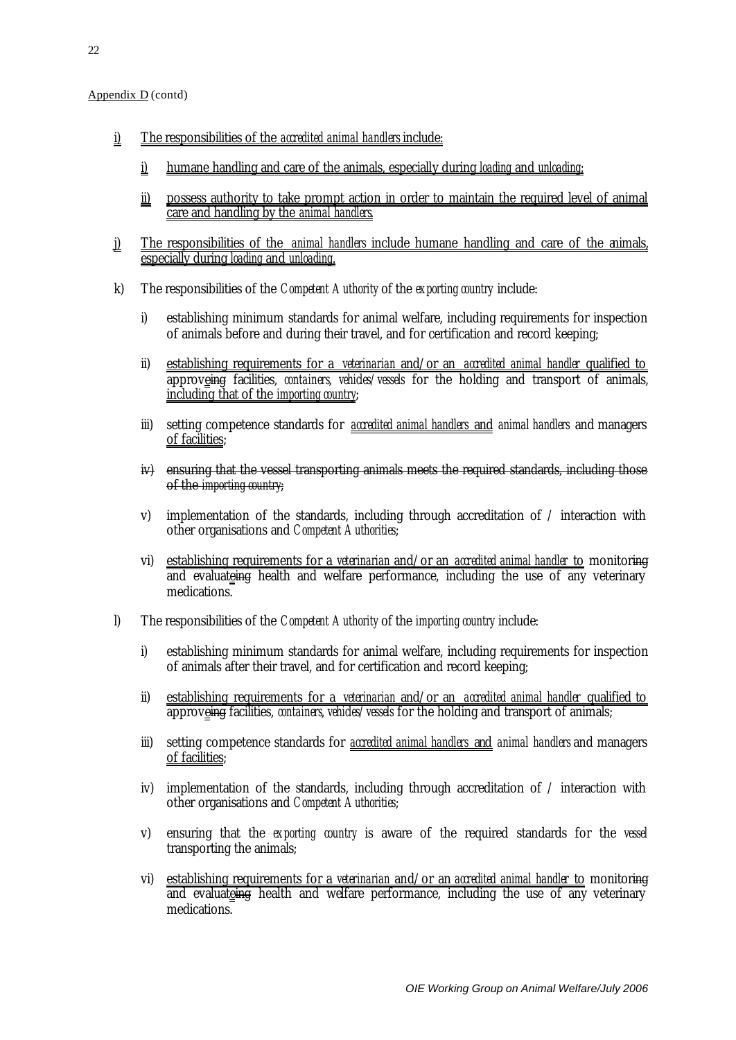Appendix D (contd)

i) The responsibilities of the *accredited animal handlers* include:

   i) humane handling and care of the animals, especially during *loading* and *unloading*;

   ii) possess authority to take prompt action in order to maintain the required level of animal care and handling by the *animal handlers*.

j) The responsibilities of the *animal handlers* include humane handling and care of the animals, especially during *loading* and *unloading*.

k) The responsibilities of the *Competent Authority* of the *exporting country* include:

   i) establishing minimum standards for animal welfare, including requirements for inspection of animals before and during their travel, and for certification and record keeping;

   ii) establishing requirements for a *veterinarian* and/or an *accredited animal handler* qualified to approve~~ing~~ facilities, *containers, vehicles/vessels* for the holding and transport of animals, including that of the *importing country*;

   iii) setting competence standards for *accredited animal handlers* and *animal handlers* and managers of facilities;

   ~~iv) ensuring that the vessel transporting animals meets the required standards, including those of the *importing country*;~~

   v) implementation of the standards, including through accreditation of / interaction with other organisations and *Competent Authorities*;

   vi) establishing requirements for a *veterinarian* and/or an *accredited animal handler* to monitor~~ing~~ and evaluate~~ing~~ health and welfare performance, including the use of any veterinary medications.

l) The responsibilities of the *Competent Authority* of the *importing country* include:

   i) establishing minimum standards for animal welfare, including requirements for inspection of animals after their travel, and for certification and record keeping;

   ii) establishing requirements for a *veterinarian* and/or an *accredited animal handler* qualified to approve~~ing~~ facilities, *containers, vehicles/vessels* for the holding and transport of animals;

   iii) setting competence standards for *accredited animal handlers* and *animal handlers* and managers of facilities;

   iv) implementation of the standards, including through accreditation of / interaction with other organisations and *Competent Authorities*;

   v) ensuring that the *exporting country* is aware of the required standards for the *vessel* transporting the animals;

   vi) establishing requirements for a *veterinarian* and/or an *accredited animal handler* to monitor~~ing~~ and evaluate~~ing~~ health and welfare performance, including the use of any veterinary medications.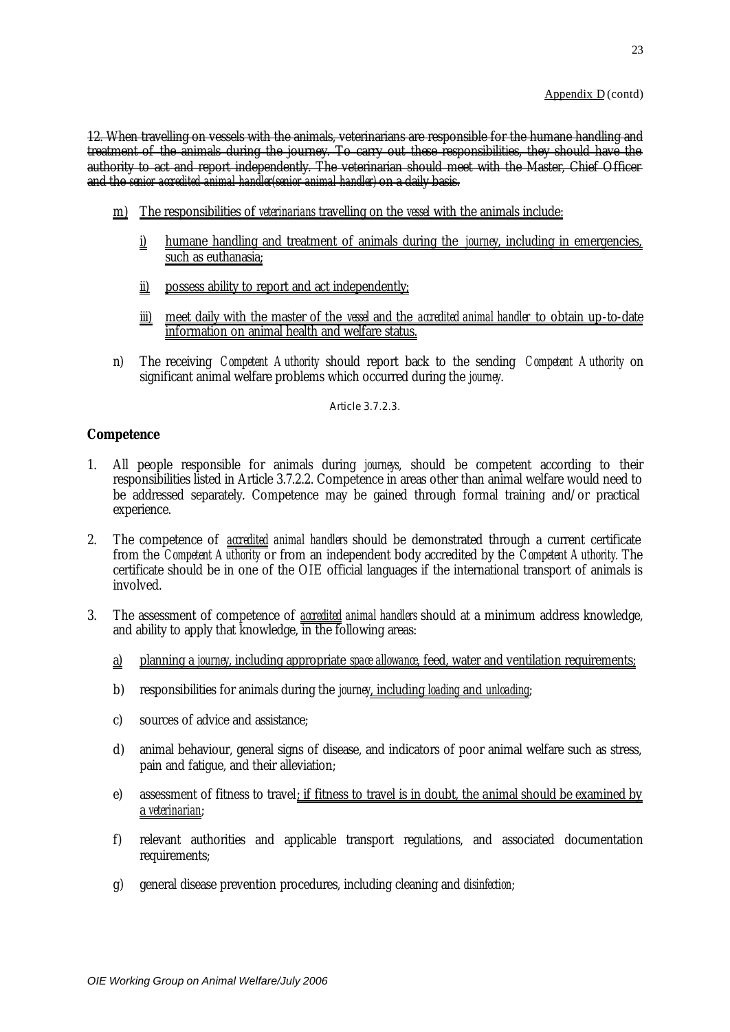Appendix D (contd)

~~12. When travelling on vessels with the animals, veterinarians are responsible for the humane handling and treatment of the animals during the journey. To carry out these responsibilities, they should have the authority to act and report independently. The veterinarian should meet with the Master, Chief Officer and the *senior accredited animal handler (senior animal handler)* on a daily basis.~~

- m) The responsibilities of *veterinarians* travelling on the *vessel* with the animals include:
  - i) humane handling and treatment of animals during the *journey*, including in emergencies, such as euthanasia;
  - ii) possess ability to report and act independently;
  - iii) meet daily with the master of the *vessel* and the *accredited animal handler* to obtain up-to-date information on animal health and welfare status.
- n) The receiving *Competent Authority* should report back to the sending *Competent Authority* on significant animal welfare problems which occurred during the *journey*.

Article 3.7.2.3.

**Competence**

1. All people responsible for animals during *journeys*, should be competent according to their responsibilities listed in Article 3.7.2.2. Competence in areas other than animal welfare would need to be addressed separately. Competence may be gained through formal training and/or practical experience.
2. The competence of *accredited animal handlers* should be demonstrated through a current certificate from the *Competent Authority* or from an independent body accredited by the *Competent Authority*. The certificate should be in one of the OIE official languages if the international transport of animals is involved.
3. The assessment of competence of *accredited animal handlers* should at a minimum address knowledge, and ability to apply that knowledge, in the following areas:
   - a) planning a *journey*, including appropriate *space allowance*, feed, water and ventilation requirements;
   - b) responsibilities for animals during the *journey*, including *loading* and *unloading*;
   - c) sources of advice and assistance;
   - d) animal behaviour, general signs of disease, and indicators of poor animal welfare such as stress, pain and fatigue, and their alleviation;
   - e) assessment of fitness to travel; if fitness to travel is in doubt, the animal should be examined by a *veterinarian*;
   - f) relevant authorities and applicable transport regulations, and associated documentation requirements;
   - g) general disease prevention procedures, including cleaning and *disinfection*;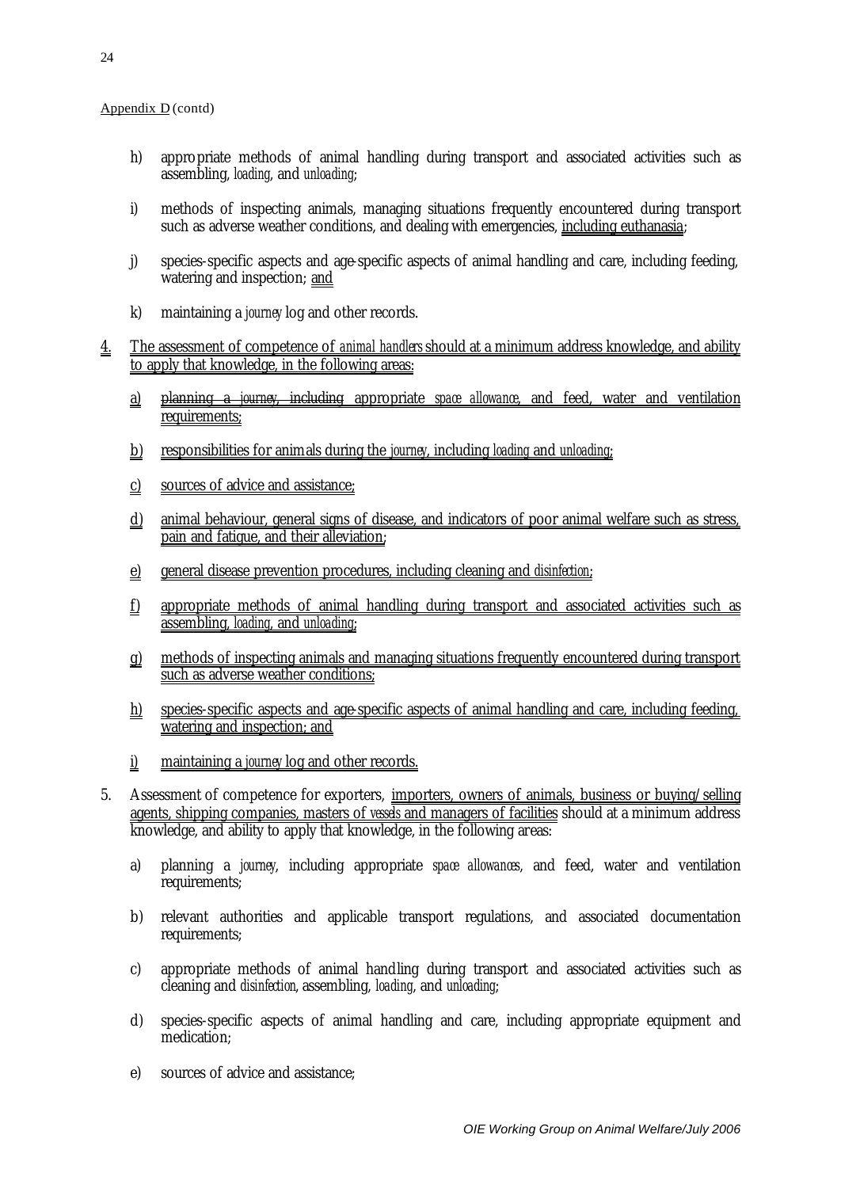Appendix D (contd)

h) appropriate methods of animal handling during transport and associated activities such as assembling, *loading*, and *unloading*;

i) methods of inspecting animals, managing situations frequently encountered during transport such as adverse weather conditions, and dealing with emergencies, including euthanasia;

j) species-specific aspects and age-specific aspects of animal handling and care, including feeding, watering and inspection; and

k) maintaining a *journey* log and other records.

4. The assessment of competence of *animal handlers* should at a minimum address knowledge, and ability to apply that knowledge, in the following areas:

   a) ~~planning a *journey*, including~~ appropriate *space allowance*, and feed, water and ventilation requirements;

   b) responsibilities for animals during the *journey*, including *loading* and *unloading*;

   c) sources of advice and assistance;

   d) animal behaviour, general signs of disease, and indicators of poor animal welfare such as stress, pain and fatigue, and their alleviation;

   e) general disease prevention procedures, including cleaning and *disinfection*;

   f) appropriate methods of animal handling during transport and associated activities such as assembling, *loading*, and *unloading*;

   g) methods of inspecting animals and managing situations frequently encountered during transport such as adverse weather conditions;

   h) species-specific aspects and age-specific aspects of animal handling and care, including feeding, watering and inspection; and

   i) maintaining a *journey* log and other records.

5. Assessment of competence for exporters, importers, owners of animals, business or buying/selling agents, shipping companies, masters of *vessels* and managers of facilities should at a minimum address knowledge, and ability to apply that knowledge, in the following areas:

   a) planning a *journey*, including appropriate *space allowances*, and feed, water and ventilation requirements;

   b) relevant authorities and applicable transport regulations, and associated documentation requirements;

   c) appropriate methods of animal handling during transport and associated activities such as cleaning and *disinfection*, assembling, *loading*, and *unloading*;

   d) species-specific aspects of animal handling and care, including appropriate equipment and medication;

   e) sources of advice and assistance;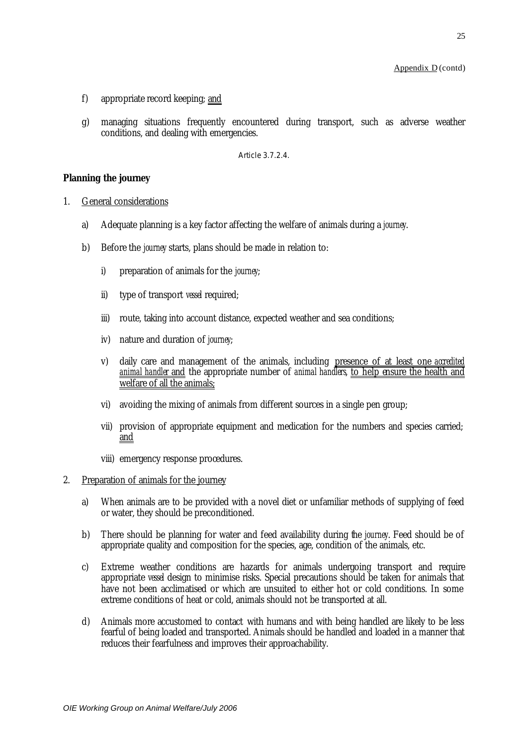Appendix D (contd)

f) appropriate record keeping; and

g) managing situations frequently encountered during transport, such as adverse weather conditions, and dealing with emergencies.

Article 3.7.2.4.

**Planning the journey**

1. General considerations

   a) Adequate planning is a key factor affecting the welfare of animals during a *journey*.

   b) Before the *journey* starts, plans should be made in relation to:

      i) preparation of animals for the *journey*;

      ii) type of transport *vessel* required;

      iii) route, taking into account distance, expected weather and sea conditions;

      iv) nature and duration of *journey*;

      v) daily care and management of the animals, including presence of at least one *accredited animal handler* and the appropriate number of *animal handlers*, to help ensure the health and welfare of all the animals;

      vi) avoiding the mixing of animals from different sources in a single pen group;

      vii) provision of appropriate equipment and medication for the numbers and species carried; and

      viii) emergency response procedures.

2. Preparation of animals for the journey

   a) When animals are to be provided with a novel diet or unfamiliar methods of supplying of feed or water, they should be preconditioned.

   b) There should be planning for water and feed availability during the *journey*. Feed should be of appropriate quality and composition for the species, age, condition of the animals, etc.

   c) Extreme weather conditions are hazards for animals undergoing transport and require appropriate *vessel* design to minimise risks. Special precautions should be taken for animals that have not been acclimatised or which are unsuited to either hot or cold conditions. In some extreme conditions of heat or cold, animals should not be transported at all.

   d) Animals more accustomed to contact with humans and with being handled are likely to be less fearful of being loaded and transported. Animals should be handled and loaded in a manner that reduces their fearfulness and improves their approachability.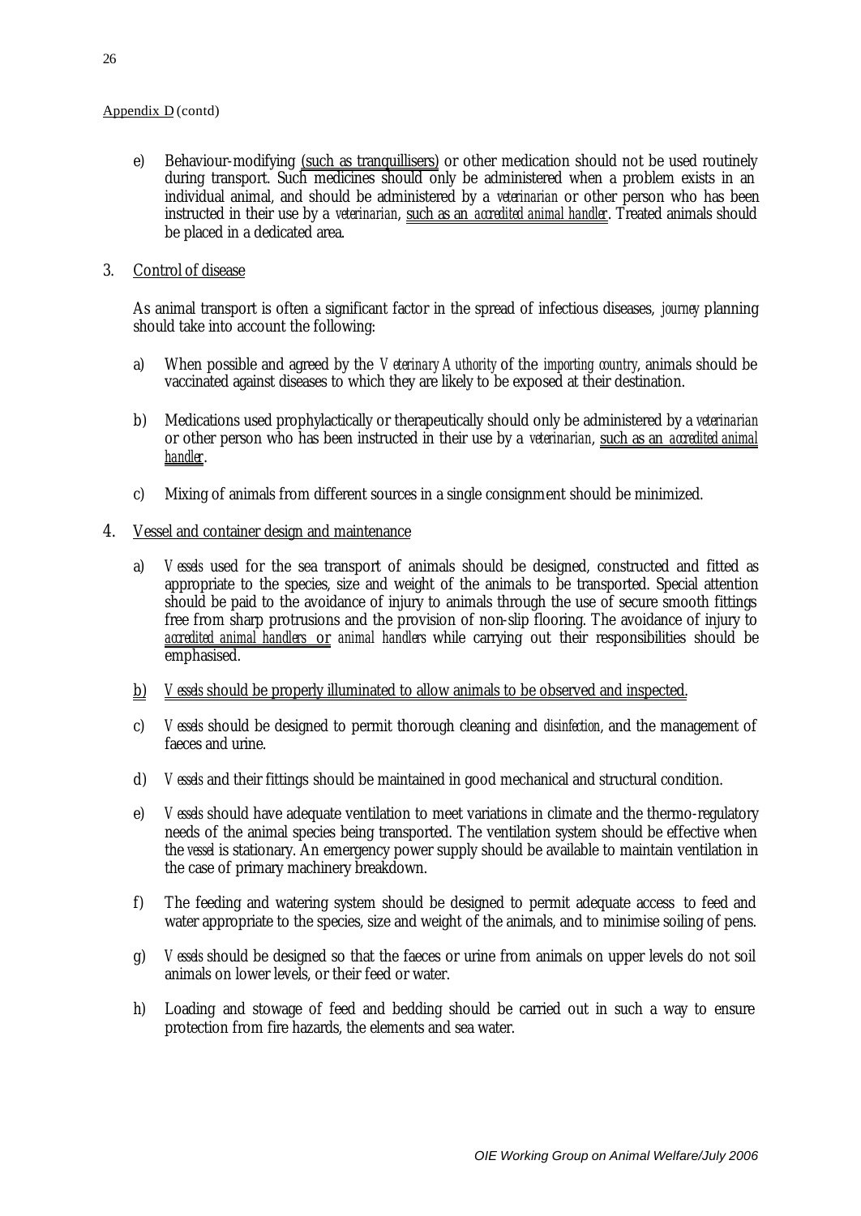Appendix D (contd)

e) Behaviour-modifying (such as tranquillisers) or other medication should not be used routinely during transport. Such medicines should only be administered when a problem exists in an individual animal, and should be administered by a *veterinarian* or other person who has been instructed in their use by a *veterinarian*, such as an *accredited animal handler*. Treated animals should be placed in a dedicated area.

3. Control of disease

As animal transport is often a significant factor in the spread of infectious diseases, *journey* planning should take into account the following:

a) When possible and agreed by the *Veterinary Authority* of the *importing country*, animals should be vaccinated against diseases to which they are likely to be exposed at their destination.

b) Medications used prophylactically or therapeutically should only be administered by a *veterinarian* or other person who has been instructed in their use by a *veterinarian*, such as an *accredited animal handler*.

c) Mixing of animals from different sources in a single consignment should be minimized.

4. Vessel and container design and maintenance

a) *Vessels* used for the sea transport of animals should be designed, constructed and fitted as appropriate to the species, size and weight of the animals to be transported. Special attention should be paid to the avoidance of injury to animals through the use of secure smooth fittings free from sharp protrusions and the provision of non-slip flooring. The avoidance of injury to *accredited animal handlers* or *animal handlers* while carrying out their responsibilities should be emphasised.

b) *Vessels* should be properly illuminated to allow animals to be observed and inspected.

c) *Vessels* should be designed to permit thorough cleaning and *disinfection*, and the management of faeces and urine.

d) *Vessels* and their fittings should be maintained in good mechanical and structural condition.

e) *Vessels* should have adequate ventilation to meet variations in climate and the thermo-regulatory needs of the animal species being transported. The ventilation system should be effective when the *vessel* is stationary. An emergency power supply should be available to maintain ventilation in the case of primary machinery breakdown.

f) The feeding and watering system should be designed to permit adequate access to feed and water appropriate to the species, size and weight of the animals, and to minimise soiling of pens.

g) *Vessels* should be designed so that the faeces or urine from animals on upper levels do not soil animals on lower levels, or their feed or water.

h) Loading and stowage of feed and bedding should be carried out in such a way to ensure protection from fire hazards, the elements and sea water.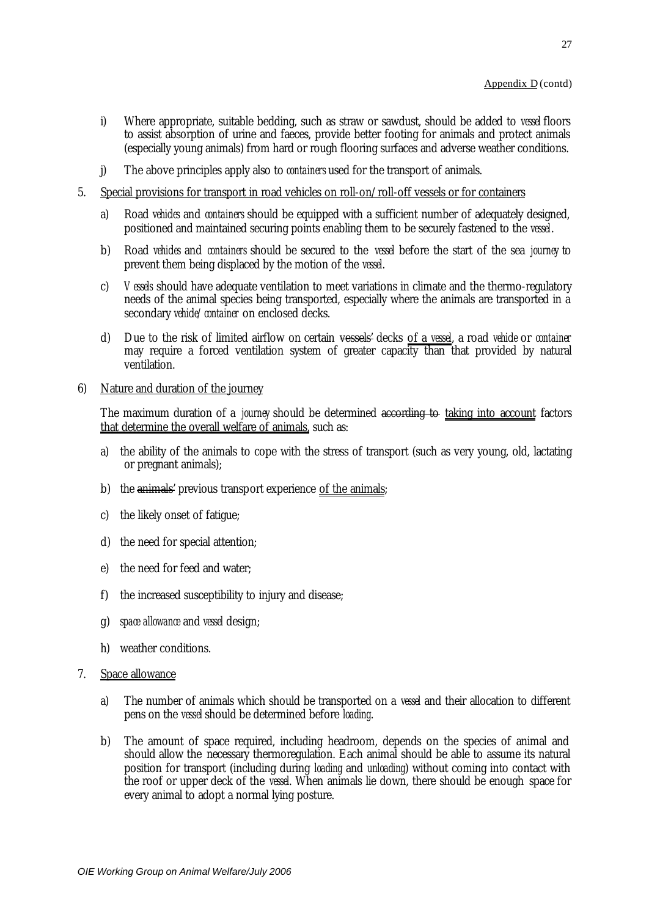Appendix D (contd)

i) Where appropriate, suitable bedding, such as straw or sawdust, should be added to *vessel* floors to assist absorption of urine and faeces, provide better footing for animals and protect animals (especially young animals) from hard or rough flooring surfaces and adverse weather conditions.

j) The above principles apply also to *containers* used for the transport of animals.

5. Special provisions for transport in road vehicles on roll-on/roll-off vessels or for containers

   a) Road *vehicles* and *containers* should be equipped with a sufficient number of adequately designed, positioned and maintained securing points enabling them to be securely fastened to the *vessel*.

   b) Road *vehicles* and *containers* should be secured to the *vessel* before the start of the sea *journey* to prevent them being displaced by the motion of the *vessel*.

   c) *Vessels* should have adequate ventilation to meet variations in climate and the thermo-regulatory needs of the animal species being transported, especially where the animals are transported in a secondary *vehicle/container* on enclosed decks.

   d) Due to the risk of limited airflow on certain ~~vessels'~~ decks <u>of a *vessel*</u>, a road *vehicle* or *container* may require a forced ventilation system of greater capacity than that provided by natural ventilation.

6) Nature and duration of the journey

The maximum duration of a *journey* should be determined ~~according to~~ <u>taking into account</u> factors <u>that determine the overall welfare of animals,</u> such as:

a) the ability of the animals to cope with the stress of transport (such as very young, old, lactating or pregnant animals);

b) the ~~animals'~~ previous transport experience <u>of the animals</u>;

c) the likely onset of fatigue;

d) the need for special attention;

e) the need for feed and water;

f) the increased susceptibility to injury and disease;

g) *space allowance* and *vessel* design;

h) weather conditions.

7. Space allowance

   a) The number of animals which should be transported on a *vessel* and their allocation to different pens on the *vessel* should be determined before *loading*.

   b) The amount of space required, including headroom, depends on the species of animal and should allow the necessary thermoregulation. Each animal should be able to assume its natural position for transport (including during *loading* and *unloading*) without coming into contact with the roof or upper deck of the *vessel*. When animals lie down, there should be enough space for every animal to adopt a normal lying posture.

OIE Working Group on Animal Welfare/July 2006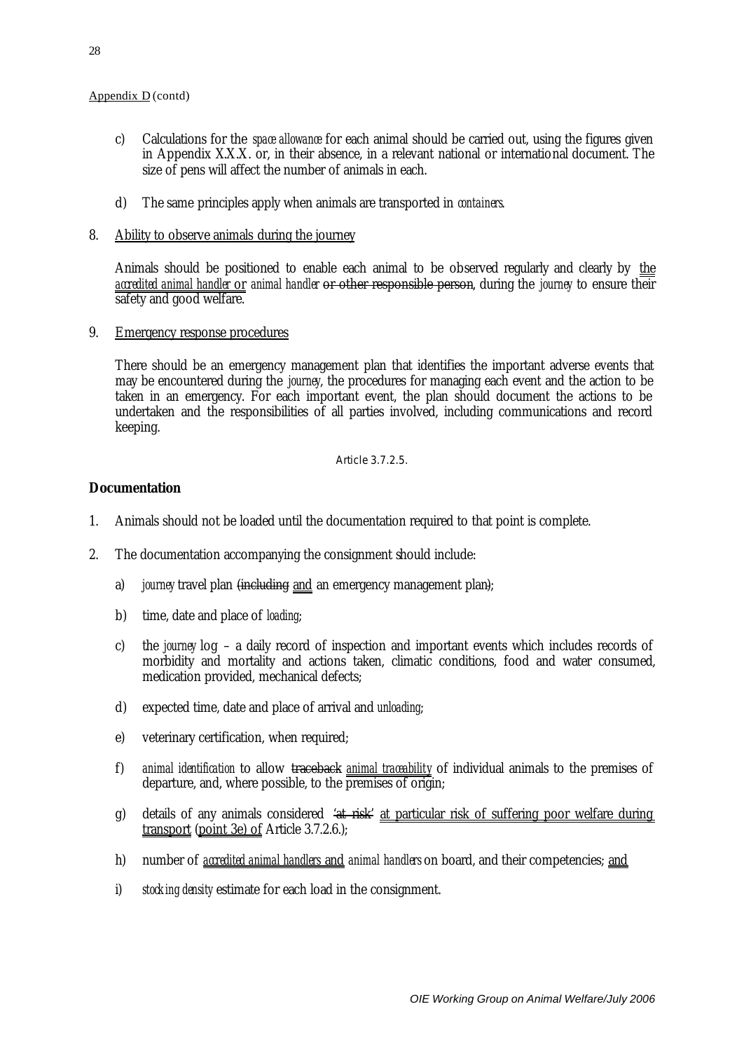Appendix D (contd)

c) Calculations for the *space allowance* for each animal should be carried out, using the figures given in Appendix X.X.X. or, in their absence, in a relevant national or international document. The size of pens will affect the number of animals in each.

d) The same principles apply when animals are transported in *containers*.

8. Ability to observe animals during the journey

Animals should be positioned to enable each animal to be observed regularly and clearly by the *accredited animal handler* or *animal handler* ~~or other responsible person~~, during the *journey* to ensure their safety and good welfare.

9. Emergency response procedures

There should be an emergency management plan that identifies the important adverse events that may be encountered during the *journey*, the procedures for managing each event and the action to be taken in an emergency. For each important event, the plan should document the actions to be undertaken and the responsibilities of all parties involved, including communications and record keeping.

Article 3.7.2.5.

**Documentation**

1. Animals should not be loaded until the documentation required to that point is complete.

2. The documentation accompanying the consignment should include:

   a) *journey* travel plan ~~(including~~ and an emergency management plan~~)~~;

   b) time, date and place of *loading*;

   c) the *journey* log – a daily record of inspection and important events which includes records of morbidity and mortality and actions taken, climatic conditions, food and water consumed, medication provided, mechanical defects;

   d) expected time, date and place of arrival and *unloading*;

   e) veterinary certification, when required;

   f) *animal identification* to allow ~~traceback~~ *animal traceability* of individual animals to the premises of departure, and, where possible, to the premises of origin;

   g) details of any animals considered ~~'at risk'~~ at particular risk of suffering poor welfare during transport (point 3e) of Article 3.7.2.6.);

   h) number of *accredited animal handlers* and *animal handlers* on board, and their competencies; and

   i) *stocking density* estimate for each load in the consignment.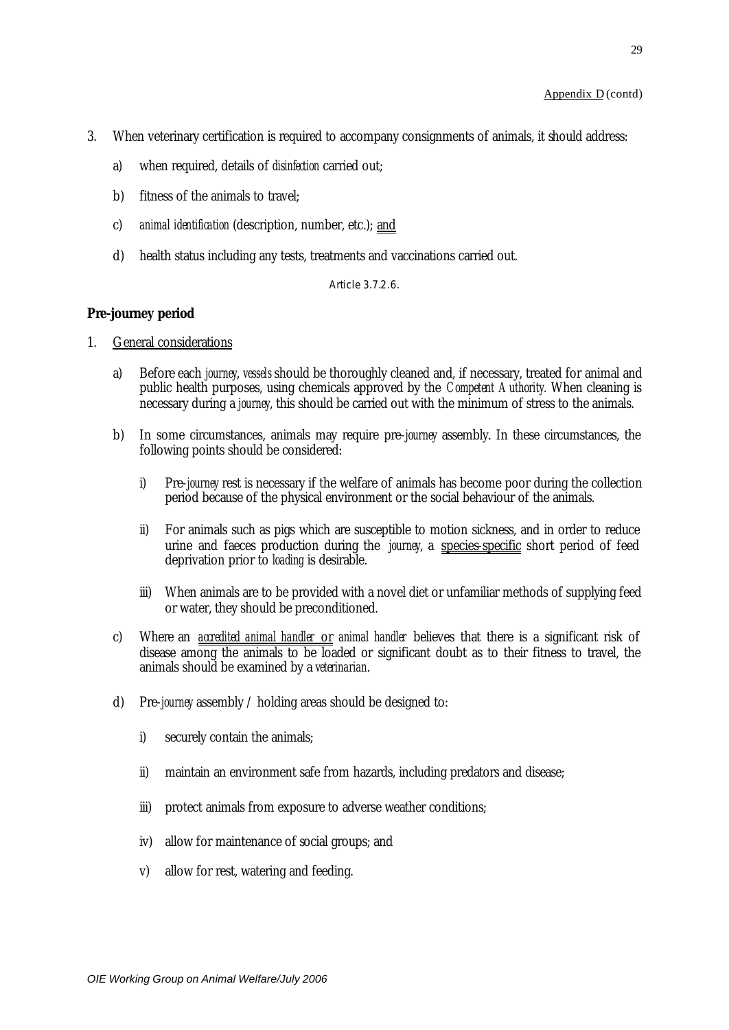Appendix D (contd)

3. When veterinary certification is required to accompany consignments of animals, it should address:

   a) when required, details of *disinfection* carried out;

   b) fitness of the animals to travel;

   c) *animal identification* (description, number, etc.); and

   d) health status including any tests, treatments and vaccinations carried out.

Article 3.7.2.6.

**Pre-journey period**

1. General considerations

   a) Before each *journey*, *vessels* should be thoroughly cleaned and, if necessary, treated for animal and public health purposes, using chemicals approved by the *Competent Authority*. When cleaning is necessary during a *journey*, this should be carried out with the minimum of stress to the animals.

   b) In some circumstances, animals may require pre-*journey* assembly. In these circumstances, the following points should be considered:

      i) Pre-*journey* rest is necessary if the welfare of animals has become poor during the collection period because of the physical environment or the social behaviour of the animals.

      ii) For animals such as pigs which are susceptible to motion sickness, and in order to reduce urine and faeces production during the *journey*, a species-specific short period of feed deprivation prior to *loading* is desirable.

      iii) When animals are to be provided with a novel diet or unfamiliar methods of supplying feed or water, they should be preconditioned.

   c) Where an *accredited animal handler* or *animal handler* believes that there is a significant risk of disease among the animals to be loaded or significant doubt as to their fitness to travel, the animals should be examined by a *veterinarian*.

   d) Pre-*journey* assembly / holding areas should be designed to:

      i) securely contain the animals;

      ii) maintain an environment safe from hazards, including predators and disease;

      iii) protect animals from exposure to adverse weather conditions;

      iv) allow for maintenance of social groups; and

      v) allow for rest, watering and feeding.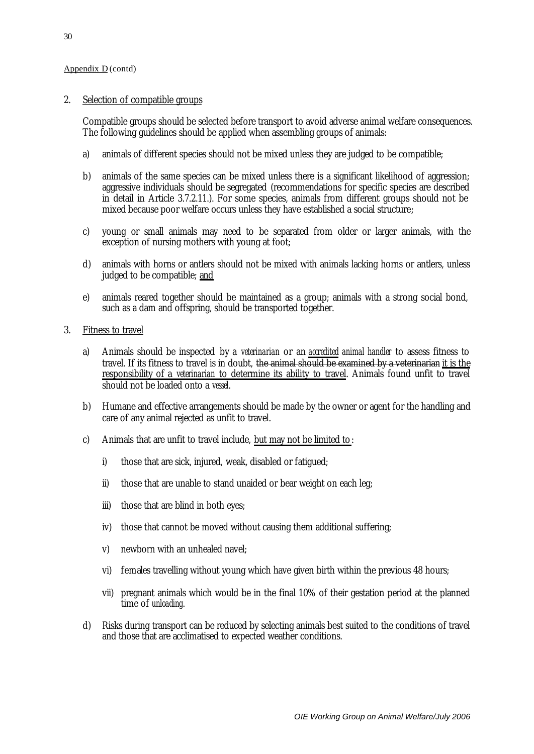Appendix D (contd)

2. Selection of compatible groups

   Compatible groups should be selected before transport to avoid adverse animal welfare consequences. The following guidelines should be applied when assembling groups of animals:

   a) animals of different species should not be mixed unless they are judged to be compatible;

   b) animals of the same species can be mixed unless there is a significant likelihood of aggression; aggressive individuals should be segregated (recommendations for specific species are described in detail in Article 3.7.2.11.). For some species, animals from different groups should not be mixed because poor welfare occurs unless they have established a social structure;

   c) young or small animals may need to be separated from older or larger animals, with the exception of nursing mothers with young at foot;

   d) animals with horns or antlers should not be mixed with animals lacking horns or antlers, unless judged to be compatible; <u>and</u>

   e) animals reared together should be maintained as a group; animals with a strong social bond, such as a dam and offspring, should be transported together.

3. Fitness to travel

   a) Animals should be inspected by a *veterinarian* or an *accredited animal handler* to assess fitness to travel. If its fitness to travel is in doubt, ~~the animal should be examined by a veterinarian~~ <u>it is the responsibility of a *veterinarian* to determine its ability to travel</u>. Animals found unfit to travel should not be loaded onto a *vessel*.

   b) Humane and effective arrangements should be made by the owner or agent for the handling and care of any animal rejected as unfit to travel.

   c) Animals that are unfit to travel include, <u>but may not be limited to</u>:

      i) those that are sick, injured, weak, disabled or fatigued;

      ii) those that are unable to stand unaided or bear weight on each leg;

      iii) those that are blind in both eyes;

      iv) those that cannot be moved without causing them additional suffering;

      v) newborn with an unhealed navel;

      vi) females travelling without young which have given birth within the previous 48 hours;

      vii) pregnant animals which would be in the final 10% of their gestation period at the planned time of *unloading*.

   d) Risks during transport can be reduced by selecting animals best suited to the conditions of travel and those that are acclimatised to expected weather conditions.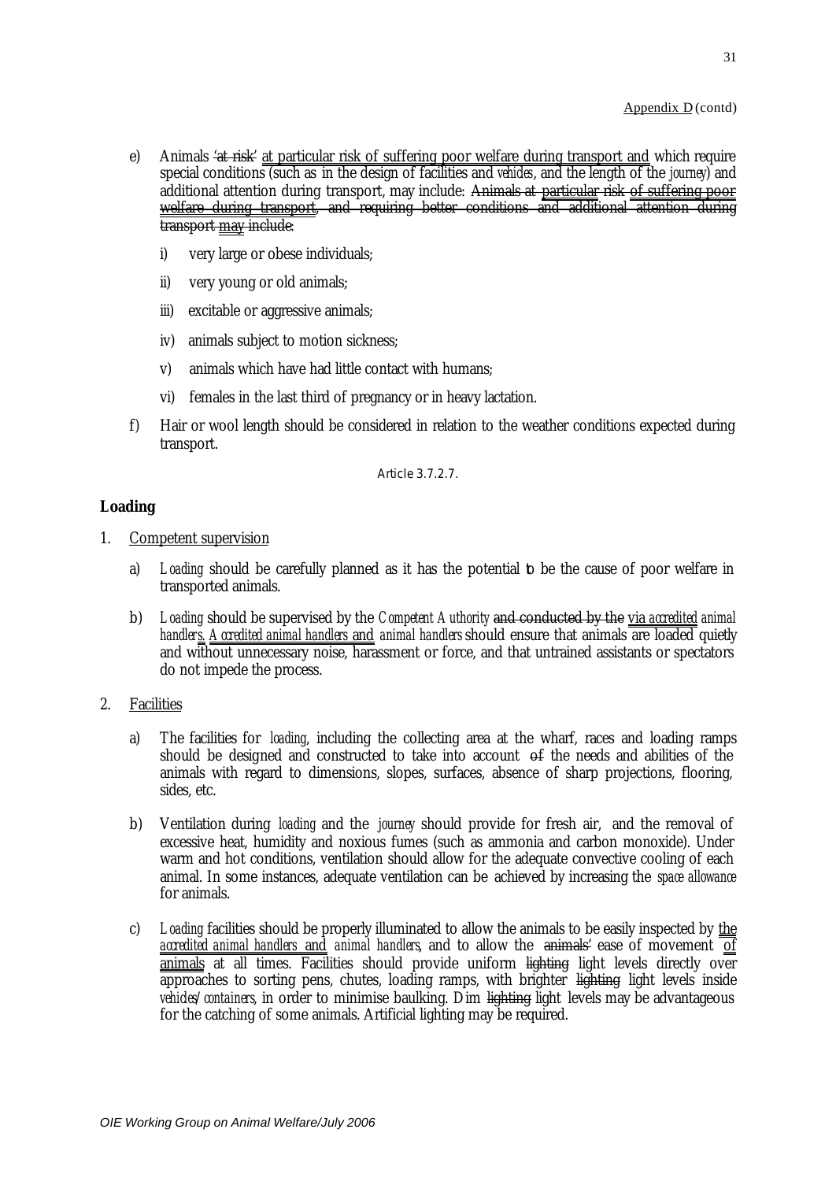Appendix D (contd)

e) Animals ~~'at risk'~~ <u>at particular risk of suffering poor welfare during transport and</u> which require special conditions (such as in the design of facilities and *vehicles*, and the length of the *journey*) and additional attention during transport, may include: ~~Animals at particular risk of suffering poor welfare during transport, and requiring better conditions and additional attention during transport may include:~~

   i) very large or obese individuals;

   ii) very young or old animals;

   iii) excitable or aggressive animals;

   iv) animals subject to motion sickness;

   v) animals which have had little contact with humans;

   vi) females in the last third of pregnancy or in heavy lactation.

f) Hair or wool length should be considered in relation to the weather conditions expected during transport.

Article 3.7.2.7.

## Loading

1. <u>Competent supervision</u>

   a) *Loading* should be carefully planned as it has the potential to be the cause of poor welfare in transported animals.

   b) *Loading* should be supervised by the *Competent Authority* ~~and conducted by the~~ <u>via *accredited*</u> *animal handlers*. <u>*Accredited animal handlers* and</u> *animal handlers* should ensure that animals are loaded quietly and without unnecessary noise, harassment or force, and that untrained assistants or spectators do not impede the process.

2. <u>Facilities</u>

   a) The facilities for *loading*, including the collecting area at the wharf, races and loading ramps should be designed and constructed to take into account ~~of~~ the needs and abilities of the animals with regard to dimensions, slopes, surfaces, absence of sharp projections, flooring, sides, etc.

   b) Ventilation during *loading* and the *journey* should provide for fresh air, and the removal of excessive heat, humidity and noxious fumes (such as ammonia and carbon monoxide). Under warm and hot conditions, ventilation should allow for the adequate convective cooling of each animal. In some instances, adequate ventilation can be achieved by increasing the *space allowance* for animals.

   c) *Loading* facilities should be properly illuminated to allow the animals to be easily inspected by <u>the *accredited animal handlers* and</u> *animal handlers*, and to allow the ~~animals'~~ ease of movement <u>of animals</u> at all times. Facilities should provide uniform ~~lighting~~ light levels directly over approaches to sorting pens, chutes, loading ramps, with brighter ~~lighting~~ light levels inside *vehicles*/*containers*, in order to minimise baulking. Dim ~~lighting~~ light levels may be advantageous for the catching of some animals. Artificial lighting may be required.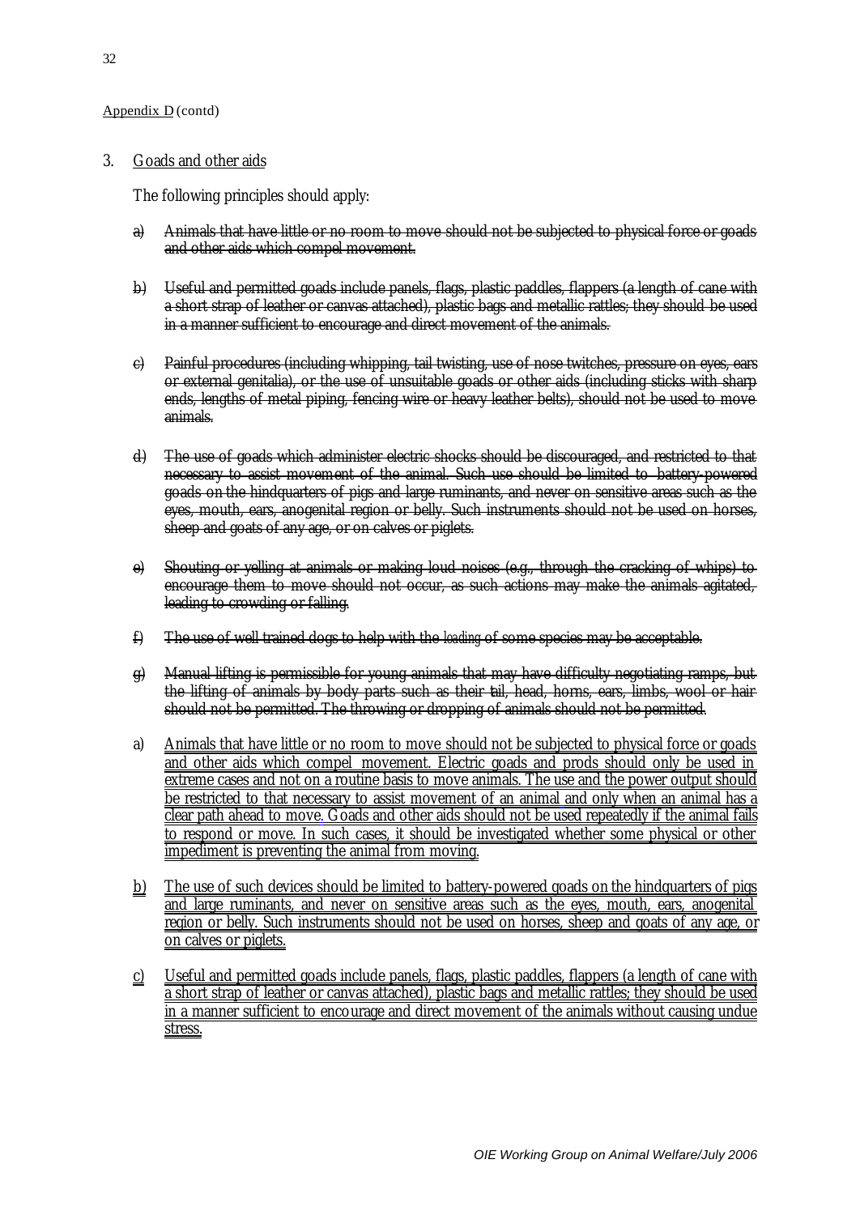Appendix D (contd)

3. Goads and other aids

The following principles should apply:

a) ~~Animals that have little or no room to move should not be subjected to physical force or goads and other aids which compel movement.~~

b) ~~Useful and permitted goads include panels, flags, plastic paddles, flappers (a length of cane with a short strap of leather or canvas attached), plastic bags and metallic rattles; they should be used in a manner sufficient to encourage and direct movement of the animals.~~

c) ~~Painful procedures (including whipping, tail twisting, use of nose twitches, pressure on eyes, ears or external genitalia), or the use of unsuitable goads or other aids (including sticks with sharp ends, lengths of metal piping, fencing wire or heavy leather belts), should not be used to move animals.~~

d) ~~The use of goads which administer electric shocks should be discouraged, and restricted to that necessary to assist movement of the animal. Such use should be limited to battery-powered goads on the hindquarters of pigs and large ruminants, and never on sensitive areas such as the eyes, mouth, ears, anogenital region or belly. Such instruments should not be used on horses, sheep and goats of any age, or on calves or piglets.~~

e) ~~Shouting or yelling at animals or making loud noises (e.g., through the cracking of whips) to encourage them to move should not occur, as such actions may make the animals agitated, leading to crowding or falling.~~

f) ~~The use of well trained dogs to help with the *loading* of some species may be acceptable.~~

g) ~~Manual lifting is permissible for young animals that may have difficulty negotiating ramps, but the lifting of animals by body parts such as their tail, head, horns, ears, limbs, wool or hair should not be permitted. The throwing or dropping of animals should not be permitted.~~

a) <u>Animals that have little or no room to move should not be subjected to physical force or goads and other aids which compel movement. Electric goads and prods should only be used in extreme cases and not on a routine basis to move animals. The use and the power output should be restricted to that necessary to assist movement of an animal and only when an animal has a clear path ahead to move. Goads and other aids should not be used repeatedly if the animal fails to respond or move. In such cases, it should be investigated whether some physical or other impediment is preventing the animal from moving.</u>

<u>b)</u> <u>The use of such devices should be limited to battery-powered goads on the hindquarters of pigs and large ruminants, and never on sensitive areas such as the eyes, mouth, ears, anogenital region or belly. Such instruments should not be used on horses, sheep and goats of any age, or on calves or piglets.</u>

<u>c)</u> <u>Useful and permitted goads include panels, flags, plastic paddles, flappers (a length of cane with a short strap of leather or canvas attached), plastic bags and metallic rattles; they should be used in a manner sufficient to encourage and direct movement of the animals without causing undue stress.</u>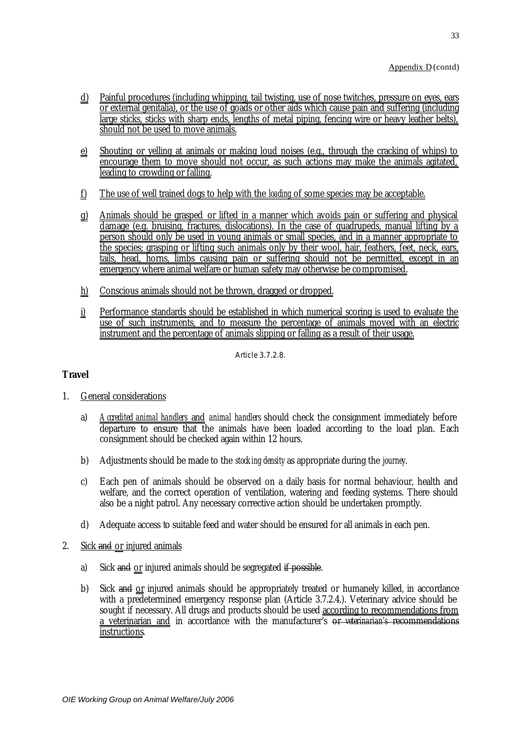Appendix D (contd)

d) Painful procedures (including whipping, tail twisting, use of nose twitches, pressure on eyes, ears or external genitalia), or the use of goads or other aids which cause pain and suffering (including large sticks, sticks with sharp ends, lengths of metal piping, fencing wire or heavy leather belts), should not be used to move animals.

e) Shouting or yelling at animals or making loud noises (e.g., through the cracking of whips) to encourage them to move should not occur, as such actions may make the animals agitated, leading to crowding or falling.

f) The use of well trained dogs to help with the *loading* of some species may be acceptable.

g) Animals should be grasped or lifted in a manner which avoids pain or suffering and physical damage (e.g. bruising, fractures, dislocations). In the case of quadrupeds, manual lifting by a person should only be used in young animals or small species, and in a manner appropriate to the species; grasping or lifting such animals only by their wool, hair, feathers, feet, neck, ears, tails, head, horns, limbs causing pain or suffering should not be permitted, except in an emergency where animal welfare or human safety may otherwise be compromised.

h) Conscious animals should not be thrown, dragged or dropped.

i) Performance standards should be established in which numerical scoring is used to evaluate the use of such instruments, and to measure the percentage of animals moved with an electric instrument and the percentage of animals slipping or falling as a result of their usage.

Article 3.7.2.8.

## Travel

1. General considerations

   a) *Accredited animal handlers* and *animal handlers* should check the consignment immediately before departure to ensure that the animals have been loaded according to the load plan. Each consignment should be checked again within 12 hours.

   b) Adjustments should be made to the *stocking density* as appropriate during the *journey*.

   c) Each pen of animals should be observed on a daily basis for normal behaviour, health and welfare, and the correct operation of ventilation, watering and feeding systems. There should also be a night patrol. Any necessary corrective action should be undertaken promptly.

   d) Adequate access to suitable feed and water should be ensured for all animals in each pen.

2. Sick ~~and~~ or injured animals

   a) Sick ~~and~~ or injured animals should be segregated ~~if possible~~.

   b) Sick ~~and~~ or injured animals should be appropriately treated or humanely killed, in accordance with a predetermined emergency response plan (Article 3.7.2.4.). Veterinary advice should be sought if necessary. All drugs and products should be used according to recommendations from a veterinarian and in accordance with the manufacturer's ~~or *veterinarian's* recommendations~~ instructions.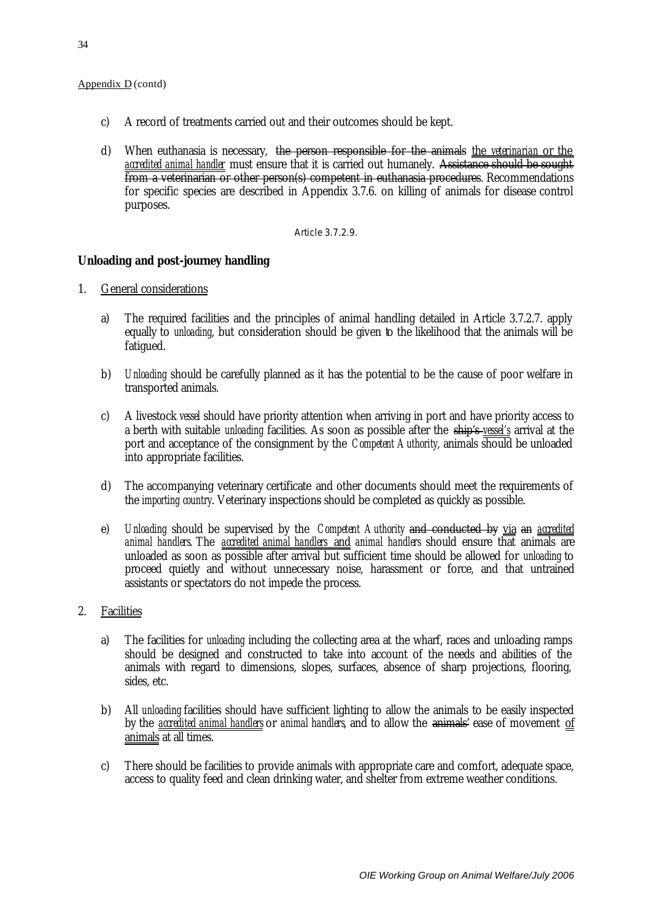Appendix D (contd)

c) A record of treatments carried out and their outcomes should be kept.

d) When euthanasia is necessary, ~~the person responsible for the animals~~ the *veterinarian* or the *accredited animal handler* must ensure that it is carried out humanely. ~~Assistance should be sought from a veterinarian or other person(s) competent in euthanasia procedures~~. Recommendations for specific species are described in Appendix 3.7.6. on killing of animals for disease control purposes.

Article 3.7.2.9.

**Unloading and post-journey handling**

1. General considerations

   a) The required facilities and the principles of animal handling detailed in Article 3.7.2.7. apply equally to *unloading*, but consideration should be given to the likelihood that the animals will be fatigued.

   b) *Unloading* should be carefully planned as it has the potential to be the cause of poor welfare in transported animals.

   c) A livestock *vessel* should have priority attention when arriving in port and have priority access to a berth with suitable *unloading* facilities. As soon as possible after the ~~ship's~~ *vessel's* arrival at the port and acceptance of the consignment by the *Competent Authority*, animals should be unloaded into appropriate facilities.

   d) The accompanying veterinary certificate and other documents should meet the requirements of the *importing country*. Veterinary inspections should be completed as quickly as possible.

   e) *Unloading* should be supervised by the *Competent Authority* ~~and conducted by~~ via ~~an~~ *accredited animal handlers*. The *accredited animal handlers* and *animal handlers* should ensure that animals are unloaded as soon as possible after arrival but sufficient time should be allowed for *unloading* to proceed quietly and without unnecessary noise, harassment or force, and that untrained assistants or spectators do not impede the process.

2. Facilities

   a) The facilities for *unloading* including the collecting area at the wharf, races and unloading ramps should be designed and constructed to take into account of the needs and abilities of the animals with regard to dimensions, slopes, surfaces, absence of sharp projections, flooring, sides, etc.

   b) All *unloading* facilities should have sufficient lighting to allow the animals to be easily inspected by the *accredited animal handlers* or *animal handlers*, and to allow the ~~animals'~~ ease of movement of animals at all times.

   c) There should be facilities to provide animals with appropriate care and comfort, adequate space, access to quality feed and clean drinking water, and shelter from extreme weather conditions.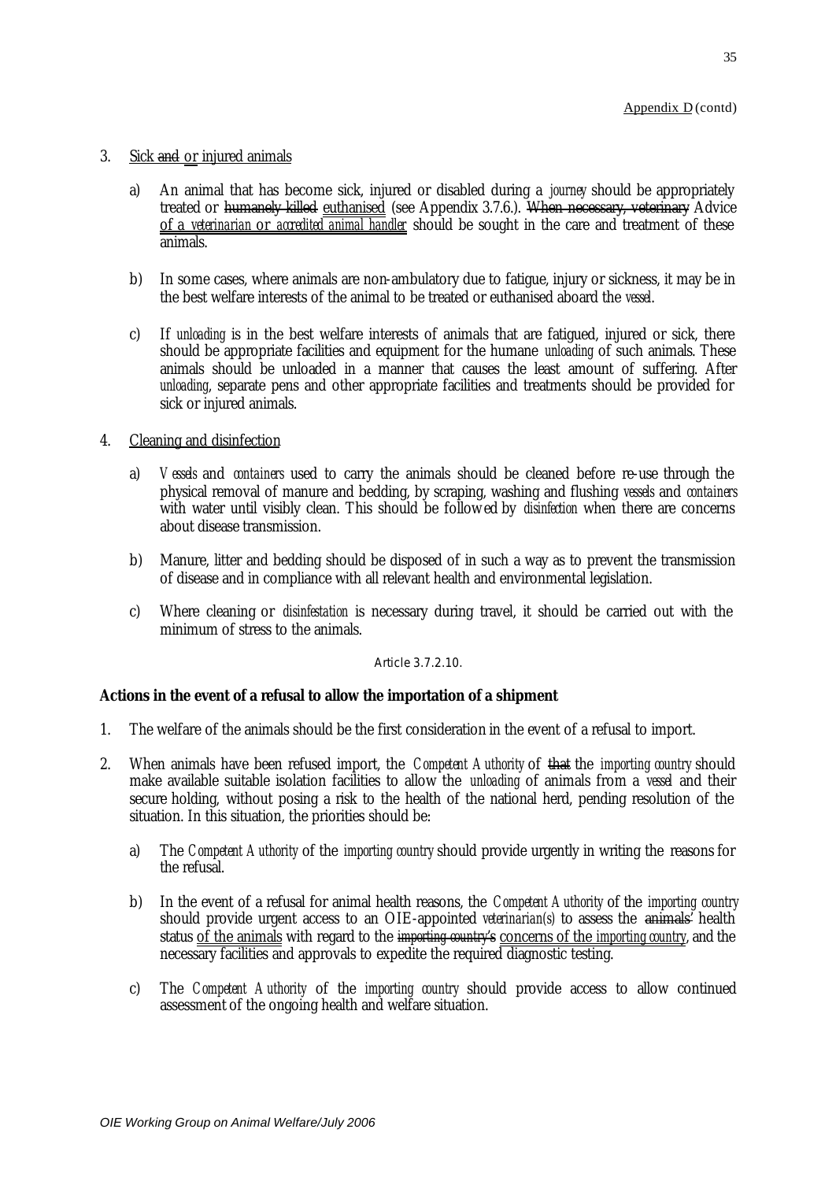Appendix D (contd)

3. <u>Sick ~~and~~ or injured animals</u>

   a) An animal that has become sick, injured or disabled during a *journey* should be appropriately treated or ~~humanely killed~~ <u>euthanised</u> (see Appendix 3.7.6.). ~~When necessary, veterinary~~ Advice <u>of a *veterinarian* or *accredited animal handler*</u> should be sought in the care and treatment of these animals.

   b) In some cases, where animals are non-ambulatory due to fatigue, injury or sickness, it may be in the best welfare interests of the animal to be treated or euthanised aboard the *vessel*.

   c) If *unloading* is in the best welfare interests of animals that are fatigued, injured or sick, there should be appropriate facilities and equipment for the humane *unloading* of such animals. These animals should be unloaded in a manner that causes the least amount of suffering. After *unloading*, separate pens and other appropriate facilities and treatments should be provided for sick or injured animals.

4. <u>Cleaning and disinfection</u>

   a) *Vessels* and *containers* used to carry the animals should be cleaned before re-use through the physical removal of manure and bedding, by scraping, washing and flushing *vessels* and *containers* with water until visibly clean. This should be followed by *disinfection* when there are concerns about disease transmission.

   b) Manure, litter and bedding should be disposed of in such a way as to prevent the transmission of disease and in compliance with all relevant health and environmental legislation.

   c) Where cleaning or *disinfestation* is necessary during travel, it should be carried out with the minimum of stress to the animals.

Article 3.7.2.10.

**Actions in the event of a refusal to allow the importation of a shipment**

1. The welfare of the animals should be the first consideration in the event of a refusal to import.

2. When animals have been refused import, the *Competent Authority* of ~~that~~ the *importing country* should make available suitable isolation facilities to allow the *unloading* of animals from a *vessel* and their secure holding, without posing a risk to the health of the national herd, pending resolution of the situation. In this situation, the priorities should be:

   a) The *Competent Authority* of the *importing country* should provide urgently in writing the reasons for the refusal.

   b) In the event of a refusal for animal health reasons, the *Competent Authority* of the *importing country* should provide urgent access to an OIE-appointed *veterinarian(s)* to assess the ~~animals'~~ health status <u>of the animals</u> with regard to the ~~importing country's~~ <u>concerns of the *importing country*</u>, and the necessary facilities and approvals to expedite the required diagnostic testing.

   c) The *Competent Authority* of the *importing country* should provide access to allow continued assessment of the ongoing health and welfare situation.

OIE Working Group on Animal Welfare/July 2006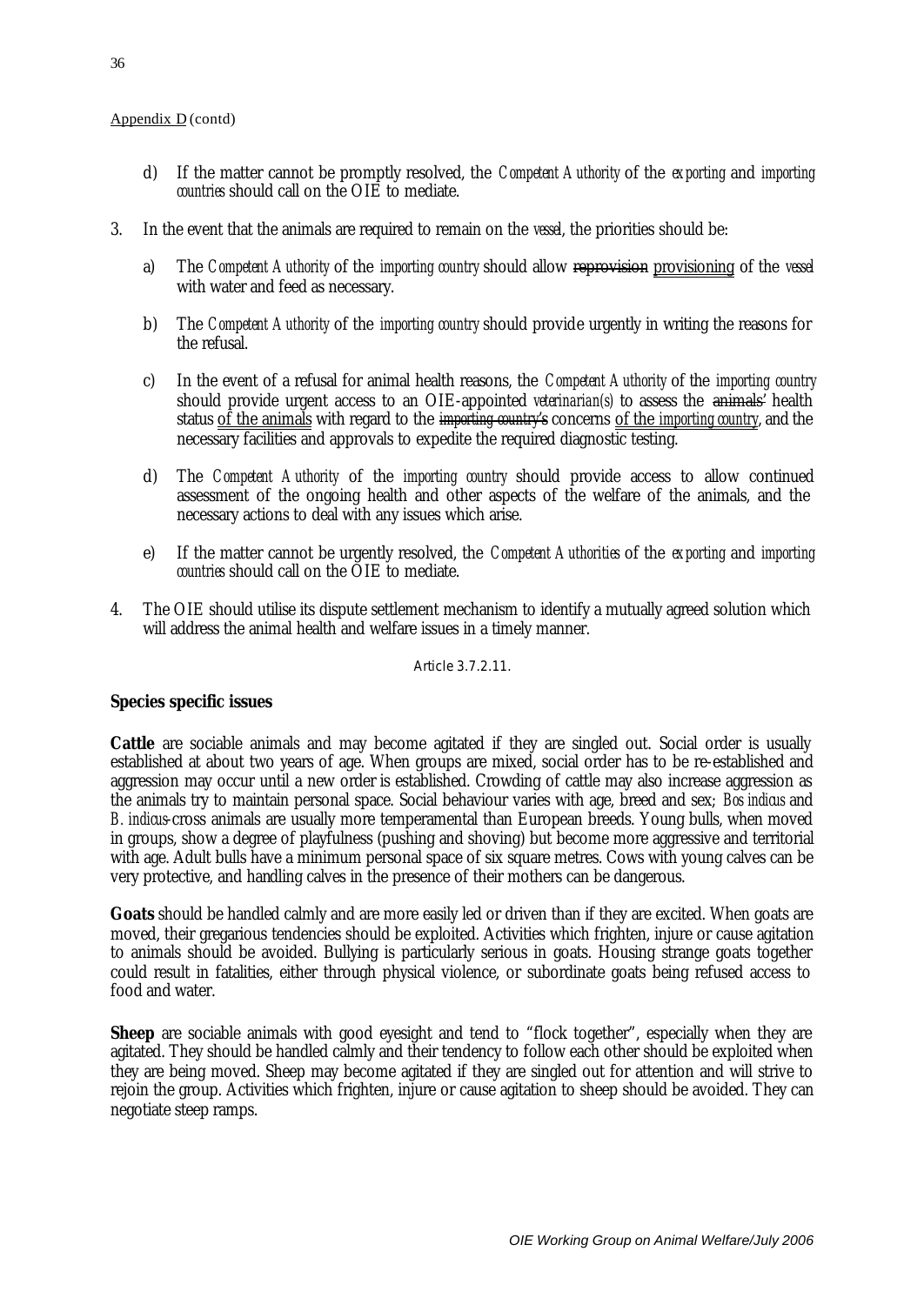Appendix D (contd)

d) If the matter cannot be promptly resolved, the *Competent Authority* of the *exporting* and *importing countries* should call on the OIE to mediate.

3. In the event that the animals are required to remain on the *vessel*, the priorities should be:

   a) The *Competent Authority* of the *importing country* should allow ~~reprovision~~ provisioning of the *vessel* with water and feed as necessary.

   b) The *Competent Authority* of the *importing country* should provide urgently in writing the reasons for the refusal.

   c) In the event of a refusal for animal health reasons, the *Competent Authority* of the *importing country* should provide urgent access to an OIE-appointed *veterinarian(s)* to assess the ~~animals'~~ health status of the animals with regard to the ~~importing country's~~ concerns of the *importing country*, and the necessary facilities and approvals to expedite the required diagnostic testing.

   d) The *Competent Authority* of the *importing country* should provide access to allow continued assessment of the ongoing health and other aspects of the welfare of the animals, and the necessary actions to deal with any issues which arise.

   e) If the matter cannot be urgently resolved, the *Competent Authorities* of the *exporting* and *importing countries* should call on the OIE to mediate.

4. The OIE should utilise its dispute settlement mechanism to identify a mutually agreed solution which will address the animal health and welfare issues in a timely manner.

Article 3.7.2.11.

**Species specific issues**

**Cattle** are sociable animals and may become agitated if they are singled out. Social order is usually established at about two years of age. When groups are mixed, social order has to be re-established and aggression may occur until a new order is established. Crowding of cattle may also increase aggression as the animals try to maintain personal space. Social behaviour varies with age, breed and sex; *Bos indicus* and *B. indicus*-cross animals are usually more temperamental than European breeds. Young bulls, when moved in groups, show a degree of playfulness (pushing and shoving) but become more aggressive and territorial with age. Adult bulls have a minimum personal space of six square metres. Cows with young calves can be very protective, and handling calves in the presence of their mothers can be dangerous.

**Goats** should be handled calmly and are more easily led or driven than if they are excited. When goats are moved, their gregarious tendencies should be exploited. Activities which frighten, injure or cause agitation to animals should be avoided. Bullying is particularly serious in goats. Housing strange goats together could result in fatalities, either through physical violence, or subordinate goats being refused access to food and water.

**Sheep** are sociable animals with good eyesight and tend to "flock together", especially when they are agitated. They should be handled calmly and their tendency to follow each other should be exploited when they are being moved. Sheep may become agitated if they are singled out for attention and will strive to rejoin the group. Activities which frighten, injure or cause agitation to sheep should be avoided. They can negotiate steep ramps.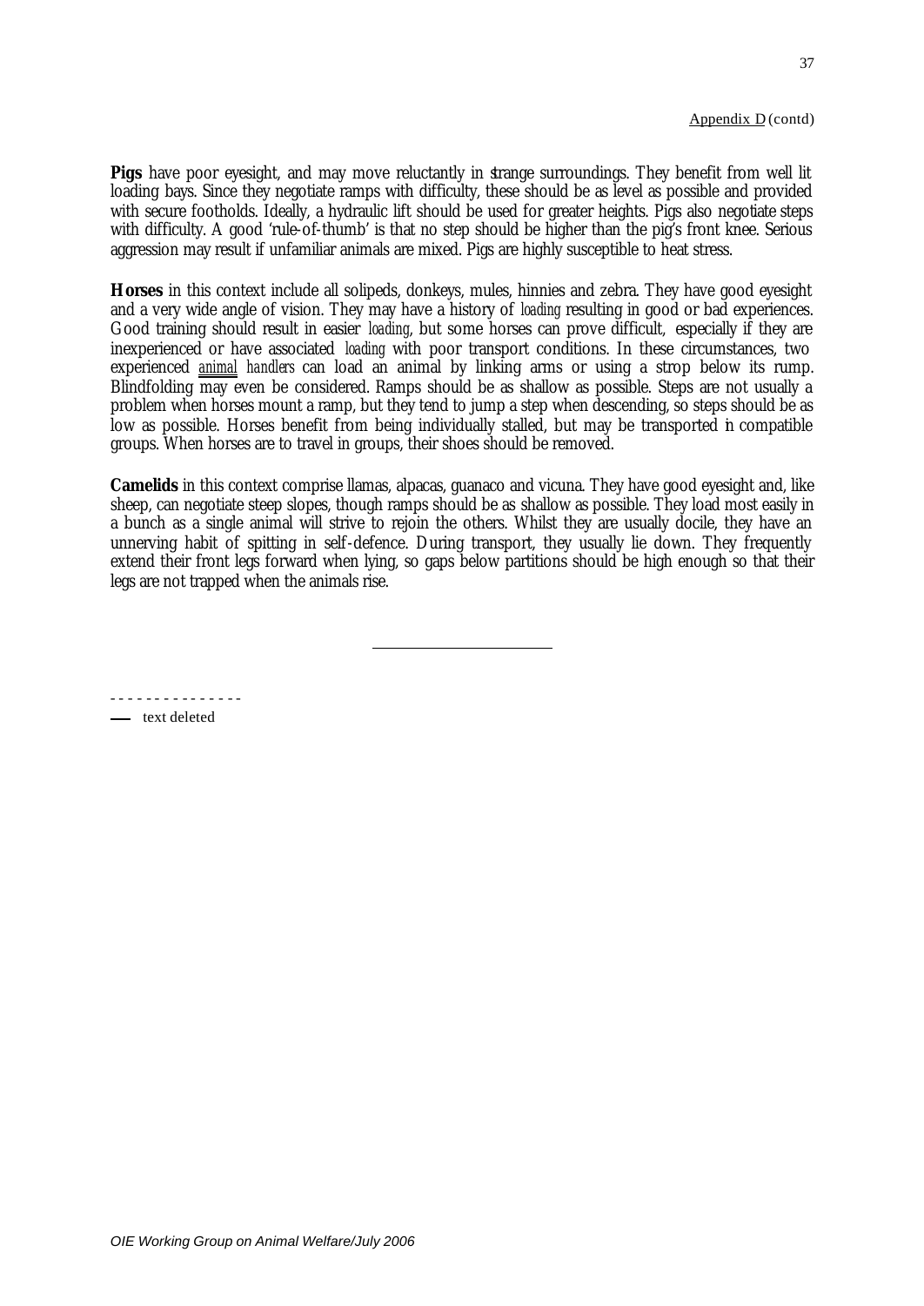Appendix D (contd)

**Pigs** have poor eyesight, and may move reluctantly in strange surroundings. They benefit from well lit loading bays. Since they negotiate ramps with difficulty, these should be as level as possible and provided with secure footholds. Ideally, a hydraulic lift should be used for greater heights. Pigs also negotiate steps with difficulty. A good 'rule-of-thumb' is that no step should be higher than the pig's front knee. Serious aggression may result if unfamiliar animals are mixed. Pigs are highly susceptible to heat stress.

**Horses** in this context include all solipeds, donkeys, mules, hinnies and zebra. They have good eyesight and a very wide angle of vision. They may have a history of *loading* resulting in good or bad experiences. Good training should result in easier *loading*, but some horses can prove difficult, especially if they are inexperienced or have associated *loading* with poor transport conditions. In these circumstances, two experienced *animal handlers* can load an animal by linking arms or using a strop below its rump. Blindfolding may even be considered. Ramps should be as shallow as possible. Steps are not usually a problem when horses mount a ramp, but they tend to jump a step when descending, so steps should be as low as possible. Horses benefit from being individually stalled, but may be transported in compatible groups. When horses are to travel in groups, their shoes should be removed.

**Camelids** in this context comprise llamas, alpacas, guanaco and vicuna. They have good eyesight and, like sheep, can negotiate steep slopes, though ramps should be as shallow as possible. They load most easily in a bunch as a single animal will strive to rejoin the others. Whilst they are usually docile, they have an unnerving habit of spitting in self-defence. During transport, they usually lie down. They frequently extend their front legs forward when lying, so gaps below partitions should be high enough so that their legs are not trapped when the animals rise.

---

- - - - - - - - - - - - - - -

— text deleted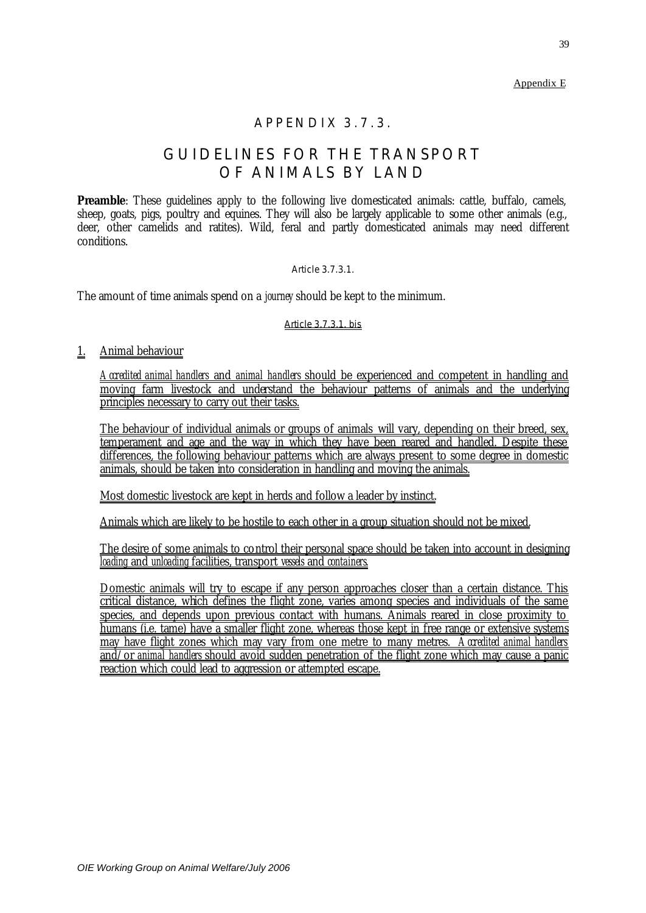Appendix E

# APPENDIX 3.7.3.

# GUIDELINES FOR THE TRANSPORT OF ANIMALS BY LAND

**Preamble**: These guidelines apply to the following live domesticated animals: cattle, buffalo, camels, sheep, goats, pigs, poultry and equines. They will also be largely applicable to some other animals (e.g., deer, other camelids and ratites). Wild, feral and partly domesticated animals may need different conditions.

Article 3.7.3.1.

The amount of time animals spend on a *journey* should be kept to the minimum.

Article 3.7.3.1. bis

1. Animal behaviour

   *Accredited animal handlers* and *animal handlers* should be experienced and competent in handling and moving farm livestock and understand the behaviour patterns of animals and the underlying principles necessary to carry out their tasks.

   The behaviour of individual animals or groups of animals will vary, depending on their breed, sex, temperament and age and the way in which they have been reared and handled. Despite these differences, the following behaviour patterns which are always present to some degree in domestic animals, should be taken into consideration in handling and moving the animals.

   Most domestic livestock are kept in herds and follow a leader by instinct.

   Animals which are likely to be hostile to each other in a group situation should not be mixed.

   The desire of some animals to control their personal space should be taken into account in designing *loading* and *unloading* facilities, transport *vessels* and *containers*.

   Domestic animals will try to escape if any person approaches closer than a certain distance. This critical distance, which defines the flight zone, varies among species and individuals of the same species, and depends upon previous contact with humans. Animals reared in close proximity to humans (i.e. tame) have a smaller flight zone, whereas those kept in free range or extensive systems may have flight zones which may vary from one metre to many metres. *Accredited animal handlers* and/or *animal handlers* should avoid sudden penetration of the flight zone which may cause a panic reaction which could lead to aggression or attempted escape.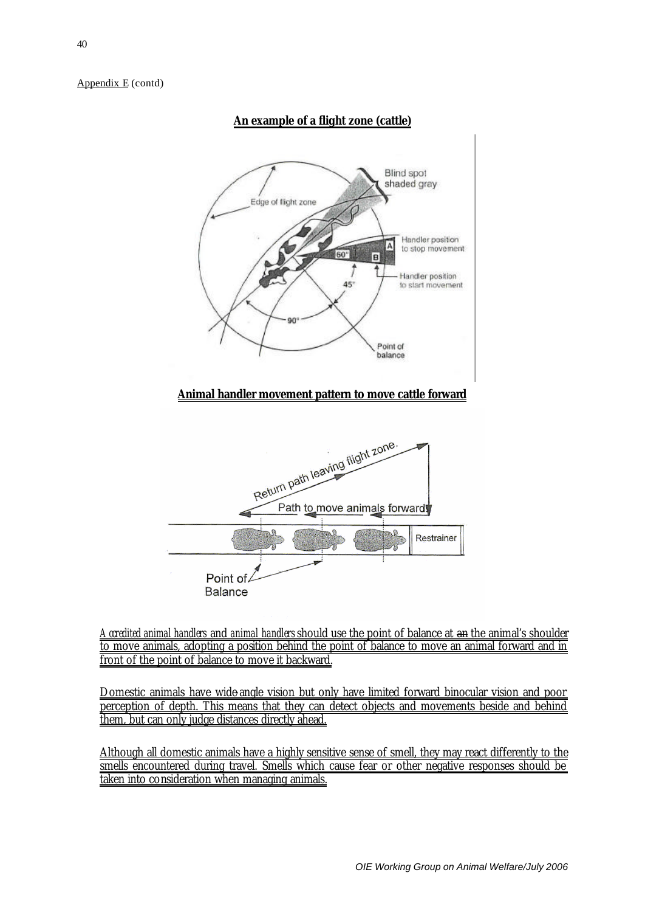Appendix E (contd)

**An example of a flight zone (cattle)**

**Animal handler movement pattern to move cattle forward**

*Accredited animal handlers* and *animal handlers* should use the point of balance at ~~an~~ the animal's shoulder to move animals, adopting a position behind the point of balance to move an animal forward and in front of the point of balance to move it backward.

Domestic animals have wide-angle vision but only have limited forward binocular vision and poor perception of depth. This means that they can detect objects and movements beside and behind them, but can only judge distances directly ahead.

Although all domestic animals have a highly sensitive sense of smell, they may react differently to the smells encountered during travel. Smells which cause fear or other negative responses should be taken into consideration when managing animals.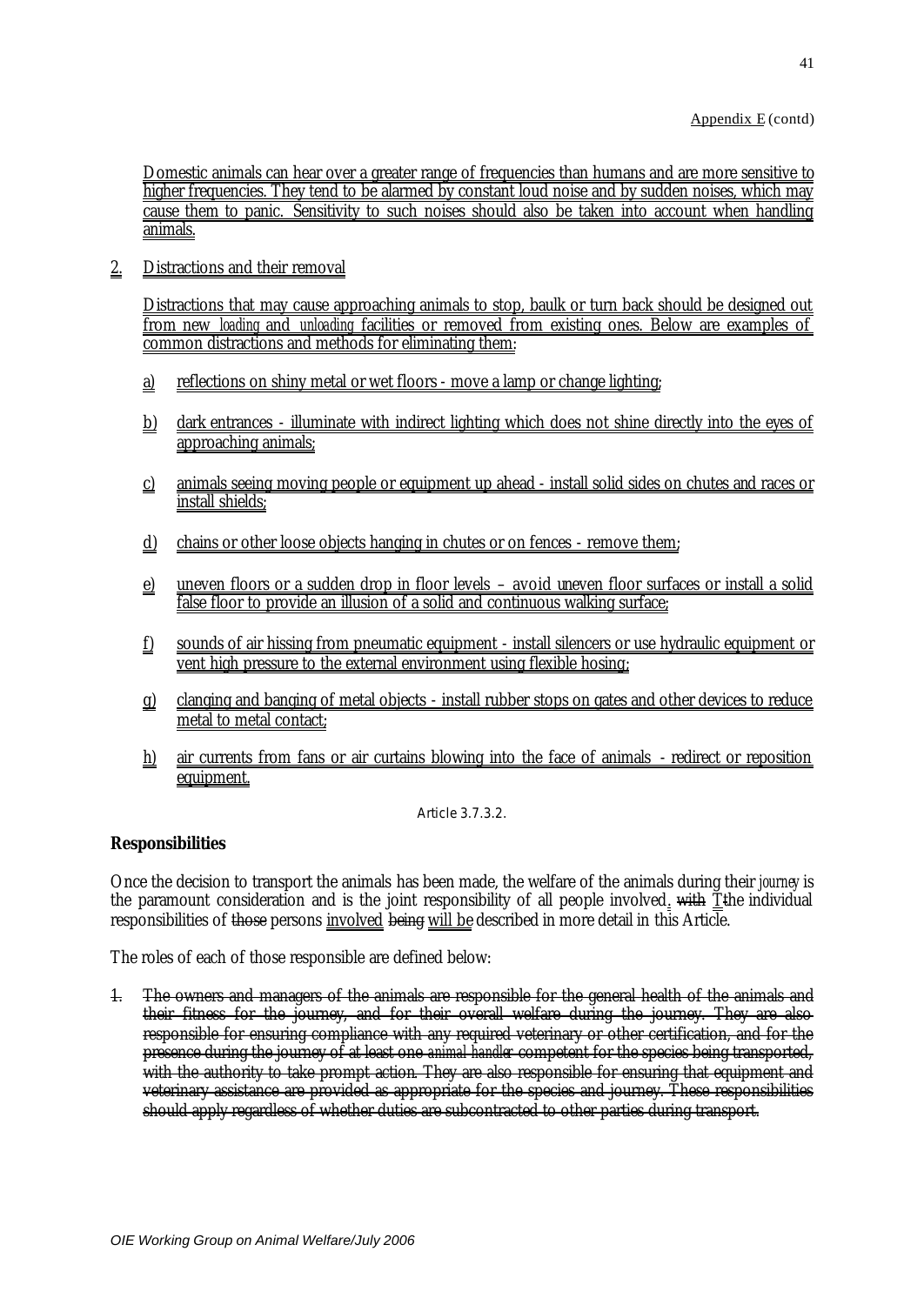Appendix E (contd)

Domestic animals can hear over a greater range of frequencies than humans and are more sensitive to higher frequencies. They tend to be alarmed by constant loud noise and by sudden noises, which may cause them to panic. Sensitivity to such noises should also be taken into account when handling animals.

2. Distractions and their removal

Distractions that may cause approaching animals to stop, baulk or turn back should be designed out from new *loading* and *unloading* facilities or removed from existing ones. Below are examples of common distractions and methods for eliminating them:

a) reflections on shiny metal or wet floors - move a lamp or change lighting;

b) dark entrances - illuminate with indirect lighting which does not shine directly into the eyes of approaching animals;

c) animals seeing moving people or equipment up ahead - install solid sides on chutes and races or install shields;

d) chains or other loose objects hanging in chutes or on fences - remove them;

e) uneven floors or a sudden drop in floor levels – avoid uneven floor surfaces or install a solid false floor to provide an illusion of a solid and continuous walking surface;

f) sounds of air hissing from pneumatic equipment - install silencers or use hydraulic equipment or vent high pressure to the external environment using flexible hosing;

g) clanging and banging of metal objects - install rubber stops on gates and other devices to reduce metal to metal contact;

h) air currents from fans or air curtains blowing into the face of animals - redirect or reposition equipment.

Article 3.7.3.2.

**Responsibilities**

Once the decision to transport the animals has been made, the welfare of the animals during their *journey* is the paramount consideration and is the joint responsibility of all people involved. ~~with~~ T~~t~~he individual responsibilities of ~~those~~ persons involved ~~being~~ will be described in more detail in this Article.

The roles of each of those responsible are defined below:

~~1. The owners and managers of the animals are responsible for the general health of the animals and their fitness for the journey, and for their overall welfare during the journey. They are also responsible for ensuring compliance with any required veterinary or other certification, and for the presence during the journey of at least one *animal handler* competent for the species being transported, with the authority to take prompt action. They are also responsible for ensuring that equipment and veterinary assistance are provided as appropriate for the species and journey. These responsibilities should apply regardless of whether duties are subcontracted to other parties during transport.~~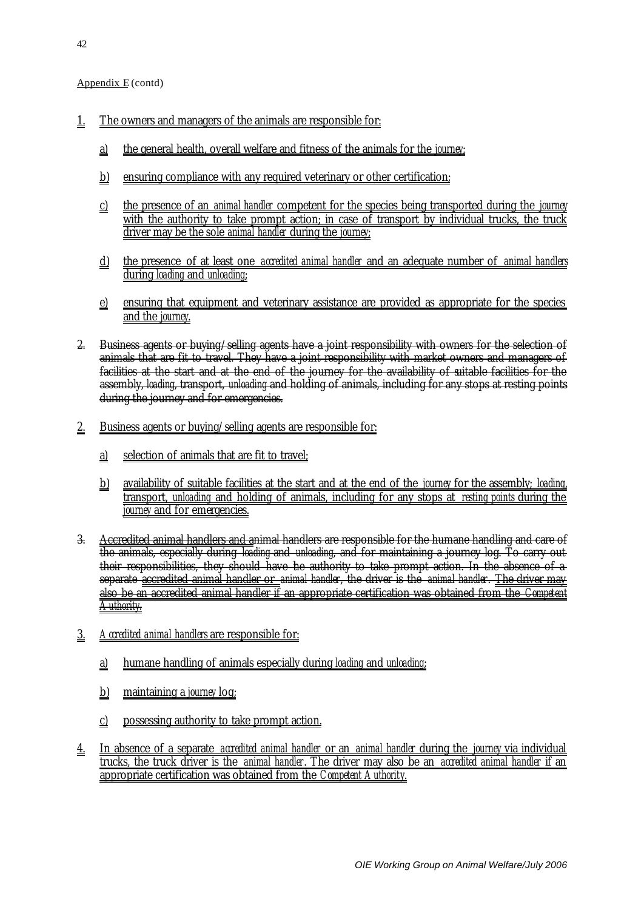Appendix E (contd)

1. The owners and managers of the animals are responsible for:

   a) the general health, overall welfare and fitness of the animals for the *journey*;

   b) ensuring compliance with any required veterinary or other certification;

   c) the presence of an *animal handler* competent for the species being transported during the *journey* with the authority to take prompt action; in case of transport by individual trucks, the truck driver may be the sole *animal handler* during the *journey*;

   d) the presence of at least one *accredited animal handler* and an adequate number of *animal handlers* during *loading* and *unloading*;

   e) ensuring that equipment and veterinary assistance are provided as appropriate for the species and the *journey*.

2. ~~Business agents or buying/selling agents have a joint responsibility with owners for the selection of animals that are fit to travel. They have a joint responsibility with market owners and managers of facilities at the start and at the end of the journey for the availability of suitable facilities for the assembly, *loading*, transport, *unloading* and holding of animals, including for any stops at resting points during the journey and for emergencies.~~

2. Business agents or buying/selling agents are responsible for:

   a) selection of animals that are fit to travel;

   b) availability of suitable facilities at the start and at the end of the *journey* for the assembly; *loading*, transport, *unloading* and holding of animals, including for any stops at *resting points* during the *journey* and for emergencies.

3. ~~Accredited animal handlers and animal handlers are responsible for the humane handling and care of the animals, especially during *loading* and *unloading*, and for maintaining a journey log. To carry out their responsibilities, they should have the authority to take prompt action. In the absence of a separate accredited animal handler or *animal handler*, the driver is the *animal handler*. The driver may also be an accredited animal handler if an appropriate certification was obtained from the *Competent Authority*.~~

3. *Accredited animal handlers* are responsible for:

   a) humane handling of animals especially during *loading* and *unloading*;

   b) maintaining a *journey* log;

   c) possessing authority to take prompt action.

4. In absence of a separate *accredited animal handler* or an *animal handler* during the *journey* via individual trucks, the truck driver is the *animal handler*. The driver may also be an *accredited animal handler* if an appropriate certification was obtained from the *Competent Authority*.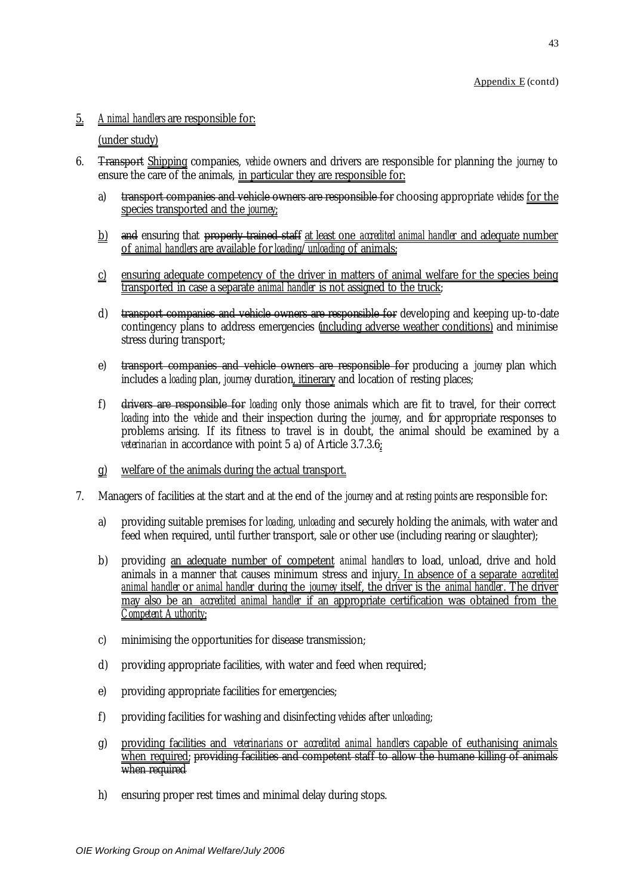Appendix E (contd)

5. *Animal handlers* are responsible for:

   (under study)

6. ~~Transport~~ Shipping companies, *vehicle* owners and drivers are responsible for planning the *journey* to ensure the care of the animals, in particular they are responsible for:

   a) ~~transport companies and vehicle owners are responsible for~~ choosing appropriate *vehicles* for the species transported and the *journey*;

   b) ~~and~~ ensuring that ~~properly trained staff~~ at least one *accredited animal handler* and adequate number of *animal handlers* are available for *loading/unloading* of animals;

   c) ensuring adequate competency of the driver in matters of animal welfare for the species being transported in case a separate *animal handler* is not assigned to the truck;

   d) ~~transport companies and vehicle owners are responsible for~~ developing and keeping up-to-date contingency plans to address emergencies (including adverse weather conditions) and minimise stress during transport;

   e) ~~transport companies and vehicle owners are responsible for~~ producing a *journey* plan which includes a *loading* plan, *journey* duration, itinerary and location of resting places;

   f) ~~drivers are responsible for~~ *loading* only those animals which are fit to travel, for their correct *loading* into the *vehicle* and their inspection during the *journey*, and for appropriate responses to problems arising. If its fitness to travel is in doubt, the animal should be examined by a *veterinarian* in accordance with point 5 a) of Article 3.7.3.6;

   g) welfare of the animals during the actual transport.

7. Managers of facilities at the start and at the end of the *journey* and at *resting points* are responsible for:

   a) providing suitable premises for *loading*, *unloading* and securely holding the animals, with water and feed when required, until further transport, sale or other use (including rearing or slaughter);

   b) providing an adequate number of competent *animal handlers* to load, unload, drive and hold animals in a manner that causes minimum stress and injury. In absence of a separate *accredited animal handler* or *animal handler* during the *journey* itself, the driver is the *animal handler*. The driver may also be an *accredited animal handler* if an appropriate certification was obtained from the *Competent Authority*;

   c) minimising the opportunities for disease transmission;

   d) providing appropriate facilities, with water and feed when required;

   e) providing appropriate facilities for emergencies;

   f) providing facilities for washing and disinfecting *vehicles* after *unloading*;

   g) providing facilities and *veterinarians* or *accredited animal handlers* capable of euthanising animals when required; ~~providing facilities and competent staff to allow the humane killing of animals when required~~

   h) ensuring proper rest times and minimal delay during stops.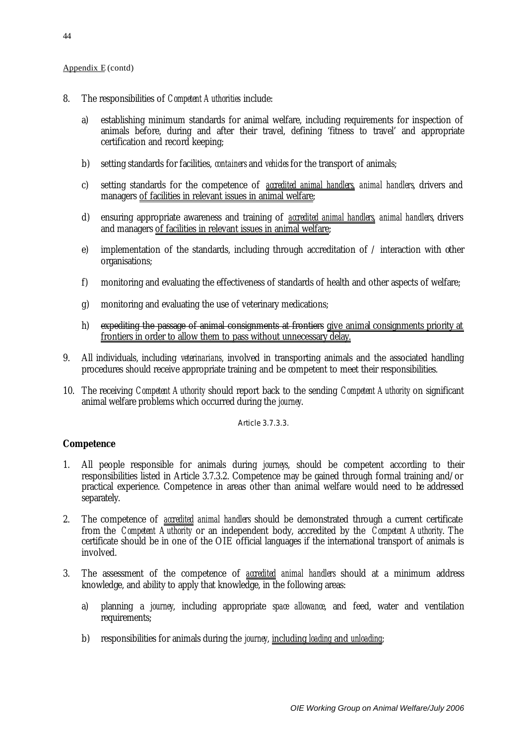Appendix E (contd)

8. The responsibilities of *Competent Authorities* include:

   a) establishing minimum standards for animal welfare, including requirements for inspection of animals before, during and after their travel, defining 'fitness to travel' and appropriate certification and record keeping;

   b) setting standards for facilities, *containers* and *vehicles* for the transport of animals;

   c) setting standards for the competence of *accredited animal handlers*, *animal handlers*, drivers and managers of facilities in relevant issues in animal welfare;

   d) ensuring appropriate awareness and training of *accredited animal handlers*, *animal handlers*, drivers and managers of facilities in relevant issues in animal welfare;

   e) implementation of the standards, including through accreditation of / interaction with other organisations;

   f) monitoring and evaluating the effectiveness of standards of health and other aspects of welfare;

   g) monitoring and evaluating the use of veterinary medications;

   h) ~~expediting the passage of animal consignments at frontiers~~ give animal consignments priority at frontiers in order to allow them to pass without unnecessary delay.

9. All individuals, including *veterinarians*, involved in transporting animals and the associated handling procedures should receive appropriate training and be competent to meet their responsibilities.

10. The receiving *Competent Authority* should report back to the sending *Competent Authority* on significant animal welfare problems which occurred during the *journey*.

Article 3.7.3.3.

**Competence**

1. All people responsible for animals during *journeys*, should be competent according to their responsibilities listed in Article 3.7.3.2. Competence may be gained through formal training and/or practical experience. Competence in areas other than animal welfare would need to be addressed separately.

2. The competence of *accredited animal handlers* should be demonstrated through a current certificate from the *Competent Authority* or an independent body, accredited by the *Competent Authority*. The certificate should be in one of the OIE official languages if the international transport of animals is involved.

3. The assessment of the competence of *accredited animal handlers* should at a minimum address knowledge, and ability to apply that knowledge, in the following areas:

   a) planning a *journey*, including appropriate *space allowance*, and feed, water and ventilation requirements;

   b) responsibilities for animals during the *journey*, including *loading* and *unloading*;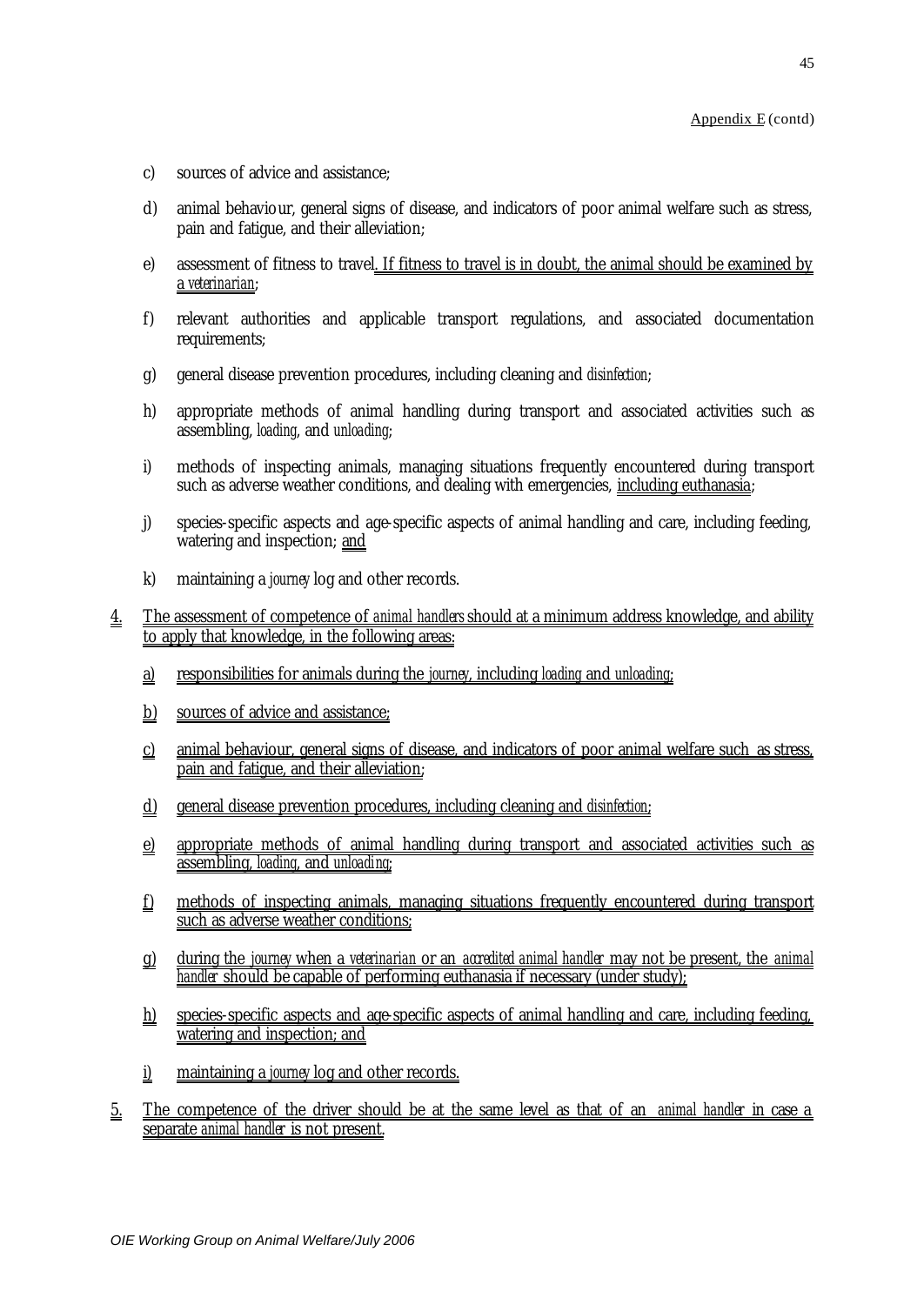Appendix E (contd)

c) sources of advice and assistance;

d) animal behaviour, general signs of disease, and indicators of poor animal welfare such as stress, pain and fatigue, and their alleviation;

e) assessment of fitness to travel. If fitness to travel is in doubt, the animal should be examined by a *veterinarian*;

f) relevant authorities and applicable transport regulations, and associated documentation requirements;

g) general disease prevention procedures, including cleaning and *disinfection*;

h) appropriate methods of animal handling during transport and associated activities such as assembling, *loading*, and *unloading*;

i) methods of inspecting animals, managing situations frequently encountered during transport such as adverse weather conditions, and dealing with emergencies, including euthanasia;

j) species-specific aspects and age-specific aspects of animal handling and care, including feeding, watering and inspection; and

k) maintaining a *journey* log and other records.

4. The assessment of competence of *animal handlers* should at a minimum address knowledge, and ability to apply that knowledge, in the following areas:

   a) responsibilities for animals during the *journey*, including *loading* and *unloading*;

   b) sources of advice and assistance;

   c) animal behaviour, general signs of disease, and indicators of poor animal welfare such as stress, pain and fatigue, and their alleviation;

   d) general disease prevention procedures, including cleaning and *disinfection*;

   e) appropriate methods of animal handling during transport and associated activities such as assembling, *loading*, and *unloading*;

   f) methods of inspecting animals, managing situations frequently encountered during transport such as adverse weather conditions;

   g) during the *journey* when a *veterinarian* or an *accredited animal handler* may not be present, the *animal handler* should be capable of performing euthanasia if necessary (under study);

   h) species-specific aspects and age-specific aspects of animal handling and care, including feeding, watering and inspection; and

   i) maintaining a *journey* log and other records.

5. The competence of the driver should be at the same level as that of an *animal handler* in case a separate *animal handler* is not present.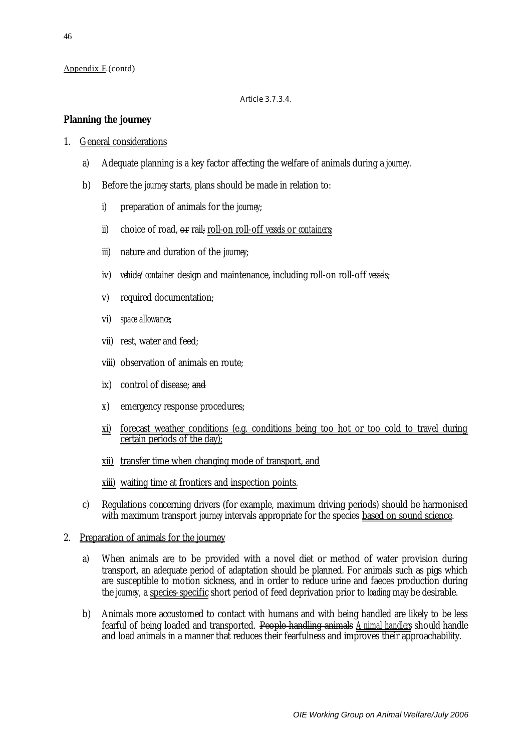Appendix E (contd)

Article 3.7.3.4.

**Planning the journey**

1. General considerations

   a) Adequate planning is a key factor affecting the welfare of animals during a *journey*.

   b) Before the *journey* starts, plans should be made in relation to:

      i) preparation of animals for the *journey*;

      ii) choice of road, ~~or~~ rail~~,~~ roll-on roll-off *vessels* or *containers*;

      iii) nature and duration of the *journey*;

      iv) *vehicle/container* design and maintenance, including roll-on roll-off *vessels*;

      v) required documentation;

      vi) *space allowance*;

      vii) rest, water and feed;

      viii) observation of animals en route;

      ix) control of disease; ~~and~~

      x) emergency response procedures;

      xi) forecast weather conditions (e.g. conditions being too hot or too cold to travel during certain periods of the day);

      xii) transfer time when changing mode of transport, and

      xiii) waiting time at frontiers and inspection points.

   c) Regulations concerning drivers (for example, maximum driving periods) should be harmonised with maximum transport *journey* intervals appropriate for the species based on sound science.

2. Preparation of animals for the journey

   a) When animals are to be provided with a novel diet or method of water provision during transport, an adequate period of adaptation should be planned. For animals such as pigs which are susceptible to motion sickness, and in order to reduce urine and faeces production during the *journey*, a species-specific short period of feed deprivation prior to *loading* may be desirable.

   b) Animals more accustomed to contact with humans and with being handled are likely to be less fearful of being loaded and transported. ~~People handling animals~~ *Animal handlers* should handle and load animals in a manner that reduces their fearfulness and improves their approachability.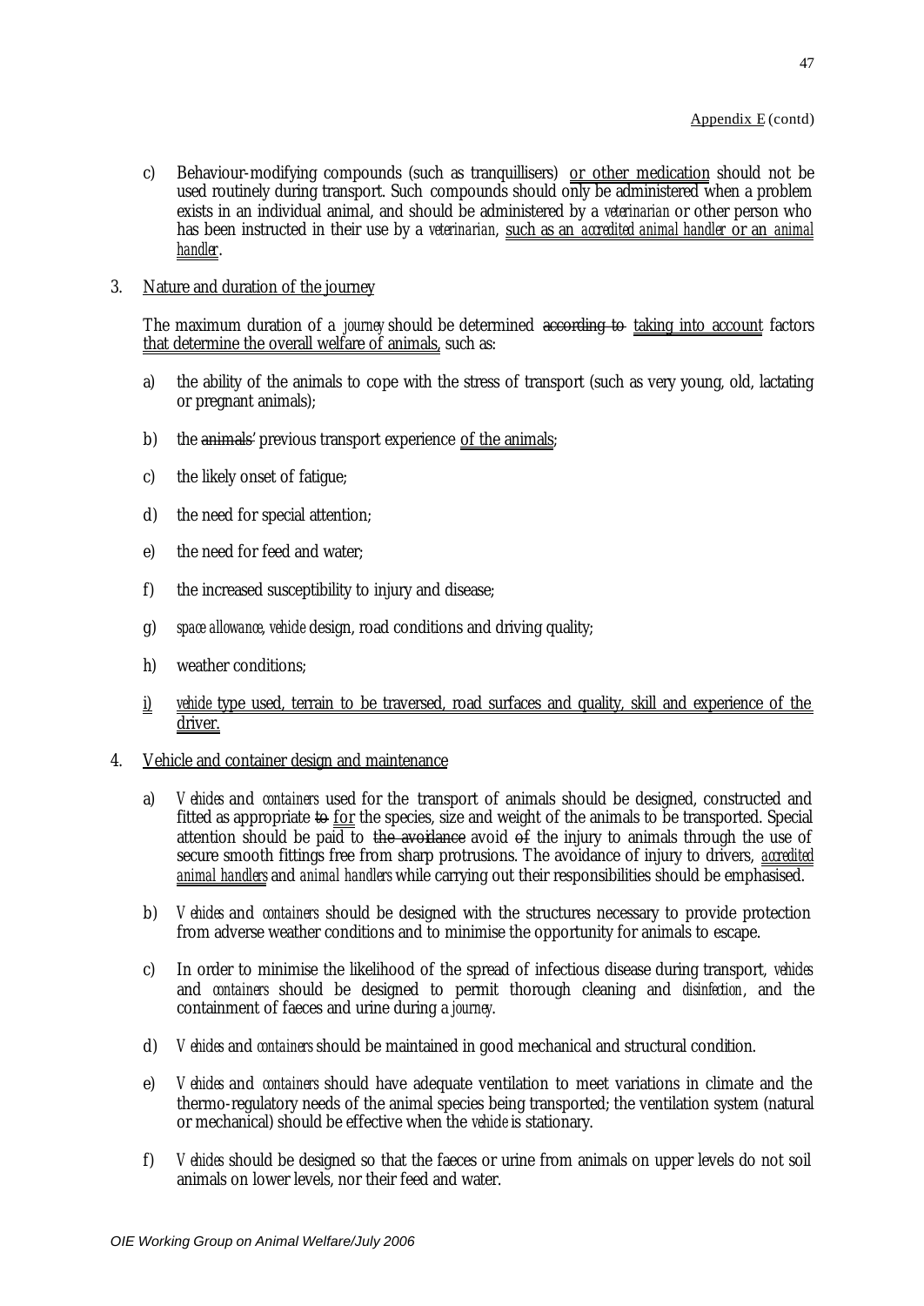Appendix E (contd)

c) Behaviour-modifying compounds (such as tranquillisers) or other medication should not be used routinely during transport. Such compounds should only be administered when a problem exists in an individual animal, and should be administered by a *veterinarian* or other person who has been instructed in their use by a *veterinarian*, such as an *accredited animal handler* or an *animal handler*.

3. Nature and duration of the journey

The maximum duration of a *journey* should be determined ~~according to~~ taking into account factors that determine the overall welfare of animals, such as:

a) the ability of the animals to cope with the stress of transport (such as very young, old, lactating or pregnant animals);

b) the ~~animals'~~ previous transport experience of the animals;

c) the likely onset of fatigue;

d) the need for special attention;

e) the need for feed and water;

f) the increased susceptibility to injury and disease;

g) *space allowance*, *vehicle* design, road conditions and driving quality;

h) weather conditions;

i) *vehicle* type used, terrain to be traversed, road surfaces and quality, skill and experience of the driver.

4. Vehicle and container design and maintenance

a) *Vehicles* and *containers* used for the transport of animals should be designed, constructed and fitted as appropriate ~~to~~ for the species, size and weight of the animals to be transported. Special attention should be paid to ~~the avoidance~~ avoid ~~of~~ the injury to animals through the use of secure smooth fittings free from sharp protrusions. The avoidance of injury to drivers, *accredited animal handlers* and *animal handlers* while carrying out their responsibilities should be emphasised.

b) *Vehicles* and *containers* should be designed with the structures necessary to provide protection from adverse weather conditions and to minimise the opportunity for animals to escape.

c) In order to minimise the likelihood of the spread of infectious disease during transport, *vehicles* and *containers* should be designed to permit thorough cleaning and *disinfection*, and the containment of faeces and urine during a *journey*.

d) *Vehicles* and *containers* should be maintained in good mechanical and structural condition.

e) *Vehicles* and *containers* should have adequate ventilation to meet variations in climate and the thermo-regulatory needs of the animal species being transported; the ventilation system (natural or mechanical) should be effective when the *vehicle* is stationary.

f) *Vehicles* should be designed so that the faeces or urine from animals on upper levels do not soil animals on lower levels, nor their feed and water.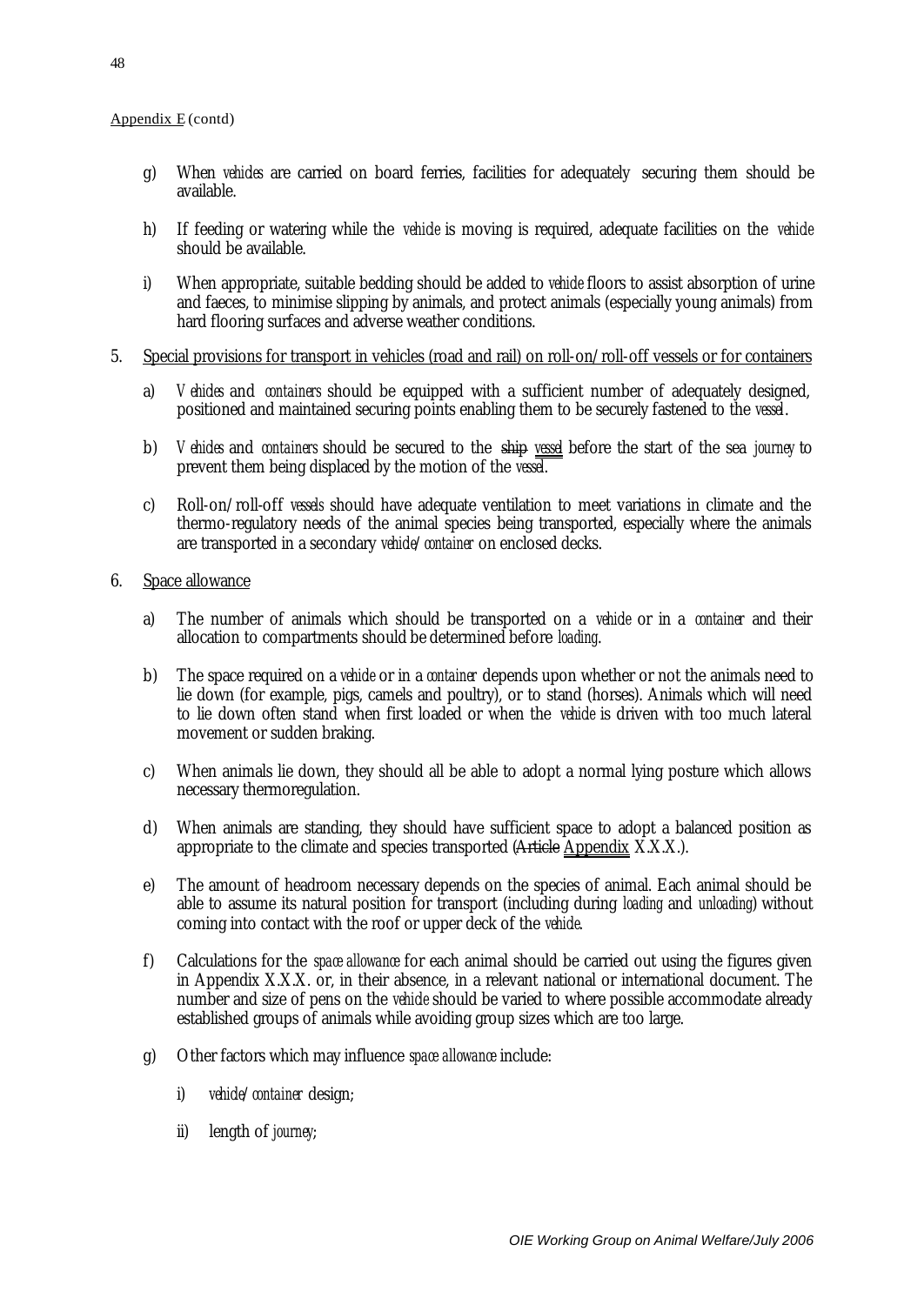Appendix E (contd)

g) When *vehicles* are carried on board ferries, facilities for adequately securing them should be available.

h) If feeding or watering while the *vehicle* is moving is required, adequate facilities on the *vehicle* should be available.

i) When appropriate, suitable bedding should be added to *vehicle* floors to assist absorption of urine and faeces, to minimise slipping by animals, and protect animals (especially young animals) from hard flooring surfaces and adverse weather conditions.

5. Special provisions for transport in vehicles (road and rail) on roll-on/roll-off vessels or for containers

a) *Vehicles* and *containers* should be equipped with a sufficient number of adequately designed, positioned and maintained securing points enabling them to be securely fastened to the *vessel*.

b) *Vehicles* and *containers* should be secured to the ~~ship~~ vessel before the start of the sea *journey* to prevent them being displaced by the motion of the *vessel*.

c) Roll-on/roll-off *vessels* should have adequate ventilation to meet variations in climate and the thermo-regulatory needs of the animal species being transported, especially where the animals are transported in a secondary *vehicle/container* on enclosed decks.

6. Space allowance

a) The number of animals which should be transported on a *vehicle* or in a *container* and their allocation to compartments should be determined before *loading*.

b) The space required on a *vehicle* or in a *container* depends upon whether or not the animals need to lie down (for example, pigs, camels and poultry), or to stand (horses). Animals which will need to lie down often stand when first loaded or when the *vehicle* is driven with too much lateral movement or sudden braking.

c) When animals lie down, they should all be able to adopt a normal lying posture which allows necessary thermoregulation.

d) When animals are standing, they should have sufficient space to adopt a balanced position as appropriate to the climate and species transported (~~Article~~ Appendix X.X.X.).

e) The amount of headroom necessary depends on the species of animal. Each animal should be able to assume its natural position for transport (including during *loading* and *unloading*) without coming into contact with the roof or upper deck of the *vehicle*.

f) Calculations for the *space allowance* for each animal should be carried out using the figures given in Appendix X.X.X. or, in their absence, in a relevant national or international document. The number and size of pens on the *vehicle* should be varied to where possible accommodate already established groups of animals while avoiding group sizes which are too large.

g) Other factors which may influence *space allowance* include:

   i) *vehicle/container* design;

   ii) length of *journey*;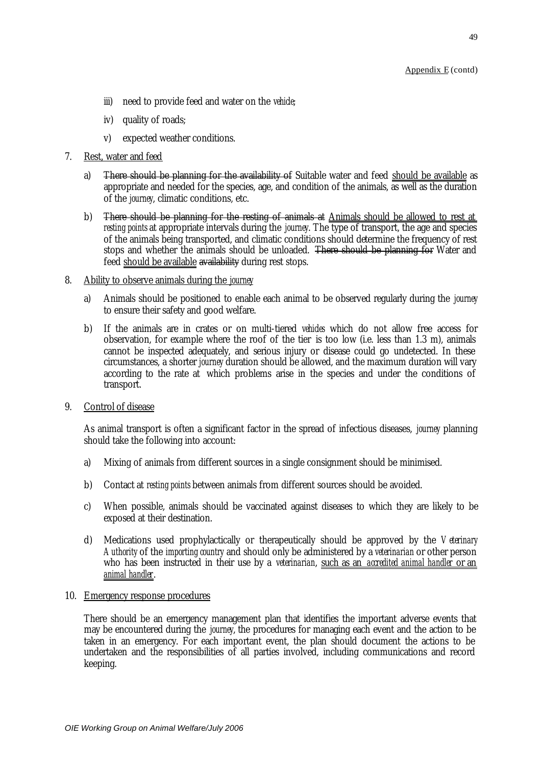iii) need to provide feed and water on the *vehicle*;

iv) quality of roads;

v) expected weather conditions.

7. <u>Rest, water and feed</u>

   a) ~~There should be planning for the availability of~~ Suitable water and feed <u>should be available</u> as appropriate and needed for the species, age, and condition of the animals, as well as the duration of the *journey*, climatic conditions, etc.

   b) ~~There should be planning for the resting of animals at~~ <u>Animals should be allowed to rest at</u> *resting points* at appropriate intervals during the *journey*. The type of transport, the age and species of the animals being transported, and climatic conditions should determine the frequency of rest stops and whether the animals should be unloaded. ~~There should be planning for~~ Water and feed <u>should be available</u> ~~availability~~ during rest stops.

8. <u>Ability to observe animals during the *journey*</u>

   a) Animals should be positioned to enable each animal to be observed regularly during the *journey* to ensure their safety and good welfare.

   b) If the animals are in crates or on multi-tiered *vehicles* which do not allow free access for observation, for example where the roof of the tier is too low (i.e. less than 1.3 m), animals cannot be inspected adequately, and serious injury or disease could go undetected. In these circumstances, a shorter *journey* duration should be allowed, and the maximum duration will vary according to the rate at which problems arise in the species and under the conditions of transport.

9. <u>Control of disease</u>

   As animal transport is often a significant factor in the spread of infectious diseases, *journey* planning should take the following into account:

   a) Mixing of animals from different sources in a single consignment should be minimised.

   b) Contact at *resting points* between animals from different sources should be avoided.

   c) When possible, animals should be vaccinated against diseases to which they are likely to be exposed at their destination.

   d) Medications used prophylactically or therapeutically should be approved by the *Veterinary Authority* of the *importing country* and should only be administered by a *veterinarian* or other person who has been instructed in their use by a *veterinarian*, <u>such as an *accredited animal handler* or an *animal handler*</u>.

10. <u>Emergency response procedures</u>

    There should be an emergency management plan that identifies the important adverse events that may be encountered during the *journey*, the procedures for managing each event and the action to be taken in an emergency. For each important event, the plan should document the actions to be undertaken and the responsibilities of all parties involved, including communications and record keeping.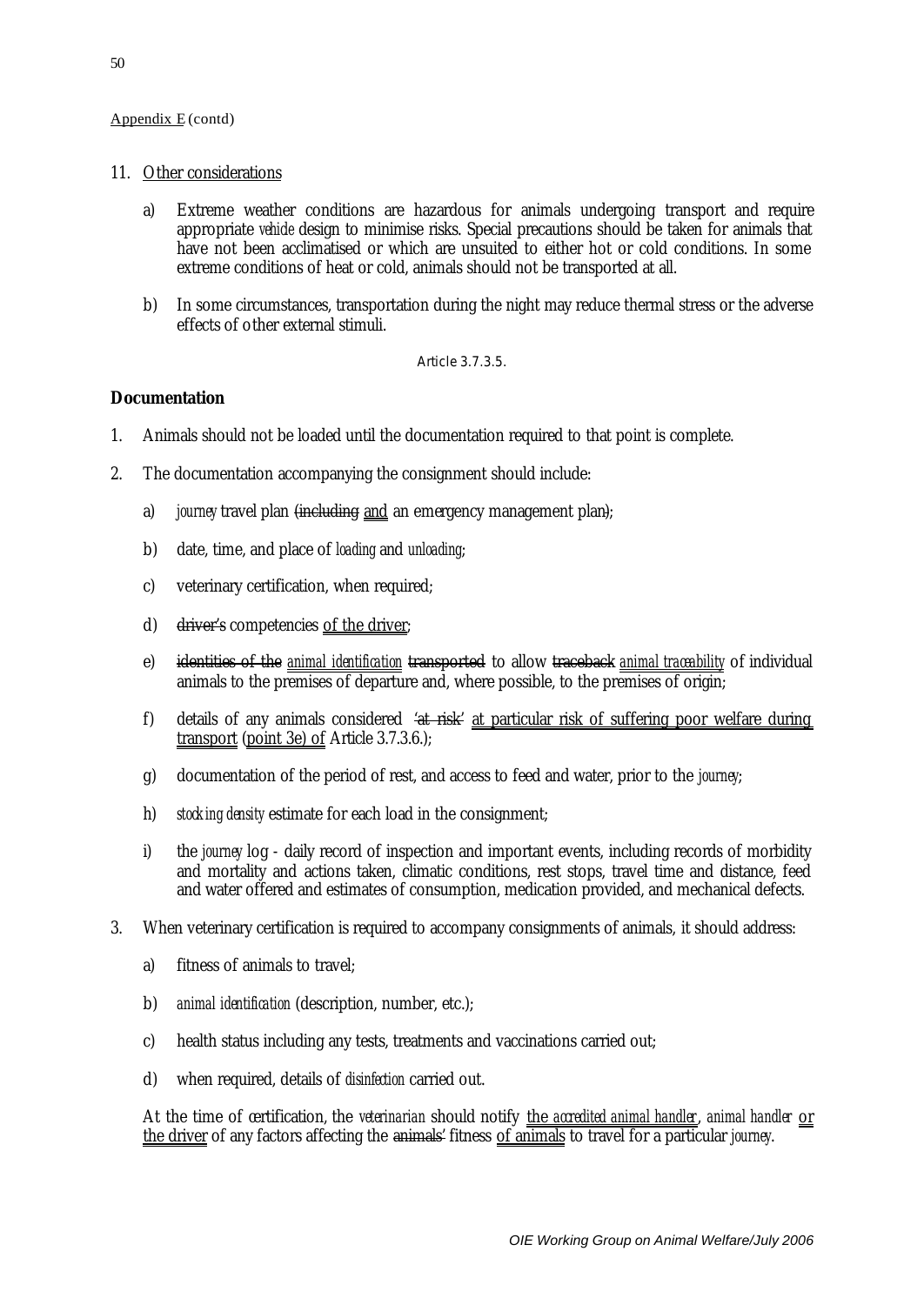Appendix E (contd)

11. Other considerations

    a) Extreme weather conditions are hazardous for animals undergoing transport and require appropriate *vehicle* design to minimise risks. Special precautions should be taken for animals that have not been acclimatised or which are unsuited to either hot or cold conditions. In some extreme conditions of heat or cold, animals should not be transported at all.

    b) In some circumstances, transportation during the night may reduce thermal stress or the adverse effects of other external stimuli.

Article 3.7.3.5.

**Documentation**

1. Animals should not be loaded until the documentation required to that point is complete.

2. The documentation accompanying the consignment should include:

    a) *journey* travel plan ~~(including~~ and an emergency management plan~~)~~;

    b) date, time, and place of *loading* and *unloading*;

    c) veterinary certification, when required;

    d) ~~driver's~~ competencies of the driver;

    e) ~~identities of the~~ *animal identification* ~~transported~~ to allow ~~traceback~~ *animal traceability* of individual animals to the premises of departure and, where possible, to the premises of origin;

    f) details of any animals considered ~~'at risk'~~ at particular risk of suffering poor welfare during transport (point 3e) of Article 3.7.3.6.);

    g) documentation of the period of rest, and access to feed and water, prior to the *journey*;

    h) *stocking density* estimate for each load in the consignment;

    i) the *journey* log - daily record of inspection and important events, including records of morbidity and mortality and actions taken, climatic conditions, rest stops, travel time and distance, feed and water offered and estimates of consumption, medication provided, and mechanical defects.

3. When veterinary certification is required to accompany consignments of animals, it should address:

    a) fitness of animals to travel;

    b) *animal identification* (description, number, etc.);

    c) health status including any tests, treatments and vaccinations carried out;

    d) when required, details of *disinfection* carried out.

    At the time of certification, the *veterinarian* should notify the *accredited animal handler*, *animal handler* or the driver of any factors affecting the ~~animals'~~ fitness of animals to travel for a particular *journey*.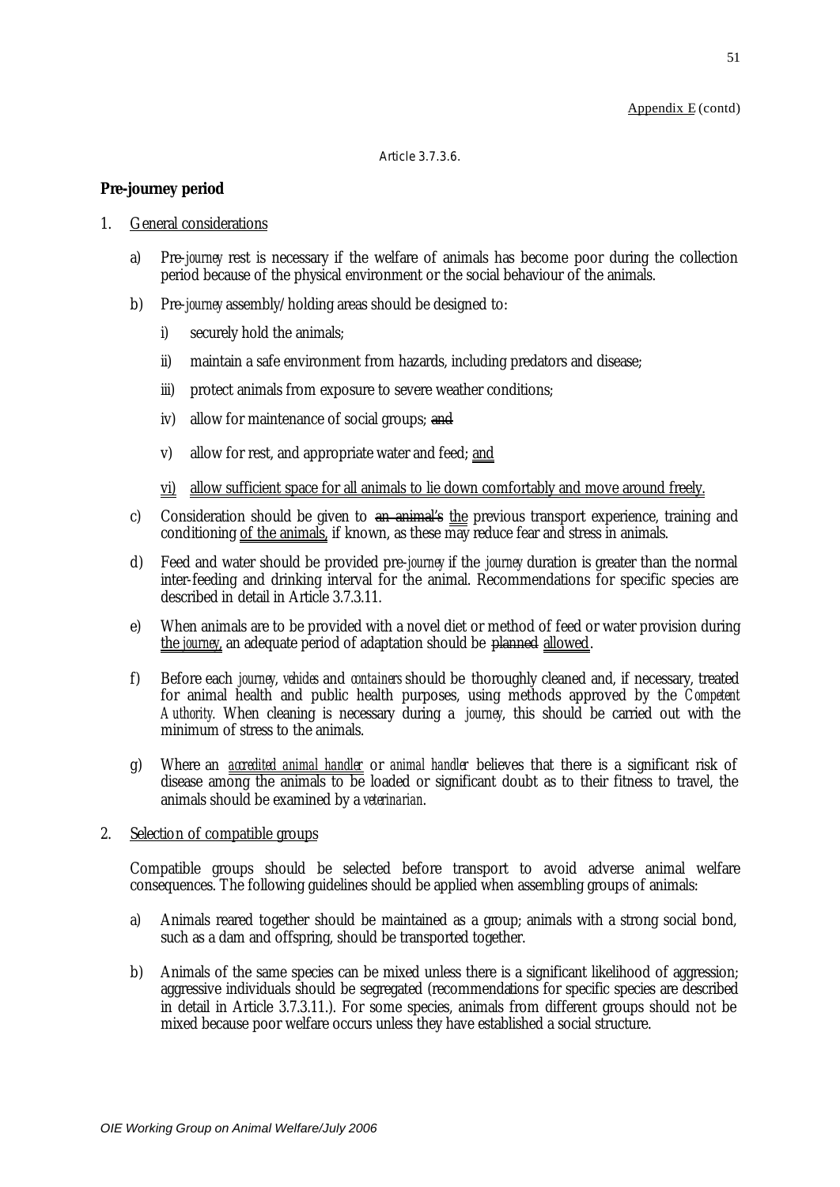Appendix E (contd)

Article 3.7.3.6.

**Pre-journey period**

1. General considerations

   a) Pre-*journey* rest is necessary if the welfare of animals has become poor during the collection period because of the physical environment or the social behaviour of the animals.

   b) Pre-*journey* assembly/holding areas should be designed to:

      i) securely hold the animals;

      ii) maintain a safe environment from hazards, including predators and disease;

      iii) protect animals from exposure to severe weather conditions;

      iv) allow for maintenance of social groups; ~~and~~

      v) allow for rest, and appropriate water and feed; and

      vi) allow sufficient space for all animals to lie down comfortably and move around freely.

   c) Consideration should be given to ~~an animal's~~ the previous transport experience, training and conditioning of the animals, if known, as these may reduce fear and stress in animals.

   d) Feed and water should be provided pre-*journey* if the *journey* duration is greater than the normal inter-feeding and drinking interval for the animal. Recommendations for specific species are described in detail in Article 3.7.3.11.

   e) When animals are to be provided with a novel diet or method of feed or water provision during the *journey*, an adequate period of adaptation should be ~~planned~~ allowed.

   f) Before each *journey*, *vehicles* and *containers* should be thoroughly cleaned and, if necessary, treated for animal health and public health purposes, using methods approved by the *Competent Authority*. When cleaning is necessary during a *journey*, this should be carried out with the minimum of stress to the animals.

   g) Where an *accredited animal handler* or *animal handler* believes that there is a significant risk of disease among the animals to be loaded or significant doubt as to their fitness to travel, the animals should be examined by a *veterinarian*.

2. Selection of compatible groups

   Compatible groups should be selected before transport to avoid adverse animal welfare consequences. The following guidelines should be applied when assembling groups of animals:

   a) Animals reared together should be maintained as a group; animals with a strong social bond, such as a dam and offspring, should be transported together.

   b) Animals of the same species can be mixed unless there is a significant likelihood of aggression; aggressive individuals should be segregated (recommendations for specific species are described in detail in Article 3.7.3.11.). For some species, animals from different groups should not be mixed because poor welfare occurs unless they have established a social structure.

OIE Working Group on Animal Welfare/July 2006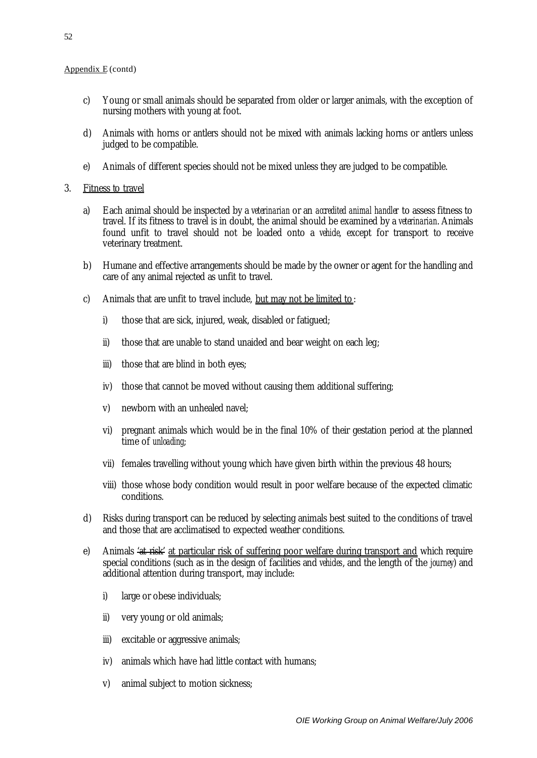Appendix E (contd)

c) Young or small animals should be separated from older or larger animals, with the exception of nursing mothers with young at foot.

d) Animals with horns or antlers should not be mixed with animals lacking horns or antlers unless judged to be compatible.

e) Animals of different species should not be mixed unless they are judged to be compatible.

3. Fitness to travel

a) Each animal should be inspected by a *veterinarian* or an *accredited animal handler* to assess fitness to travel. If its fitness to travel is in doubt, the animal should be examined by a *veterinarian*. Animals found unfit to travel should not be loaded onto a *vehicle*, except for transport to receive veterinary treatment.

b) Humane and effective arrangements should be made by the owner or agent for the handling and care of any animal rejected as unfit to travel.

c) Animals that are unfit to travel include, <u>but may not be limited to</u>:

   i) those that are sick, injured, weak, disabled or fatigued;

   ii) those that are unable to stand unaided and bear weight on each leg;

   iii) those that are blind in both eyes;

   iv) those that cannot be moved without causing them additional suffering;

   v) newborn with an unhealed navel;

   vi) pregnant animals which would be in the final 10% of their gestation period at the planned time of *unloading*;

   vii) females travelling without young which have given birth within the previous 48 hours;

   viii) those whose body condition would result in poor welfare because of the expected climatic conditions.

d) Risks during transport can be reduced by selecting animals best suited to the conditions of travel and those that are acclimatised to expected weather conditions.

e) Animals ~~'at risk'~~ <u>at particular risk of suffering poor welfare during transport and</u> which require special conditions (such as in the design of facilities and *vehicles*, and the length of the *journey*) and additional attention during transport, may include:

   i) large or obese individuals;

   ii) very young or old animals;

   iii) excitable or aggressive animals;

   iv) animals which have had little contact with humans;

   v) animal subject to motion sickness;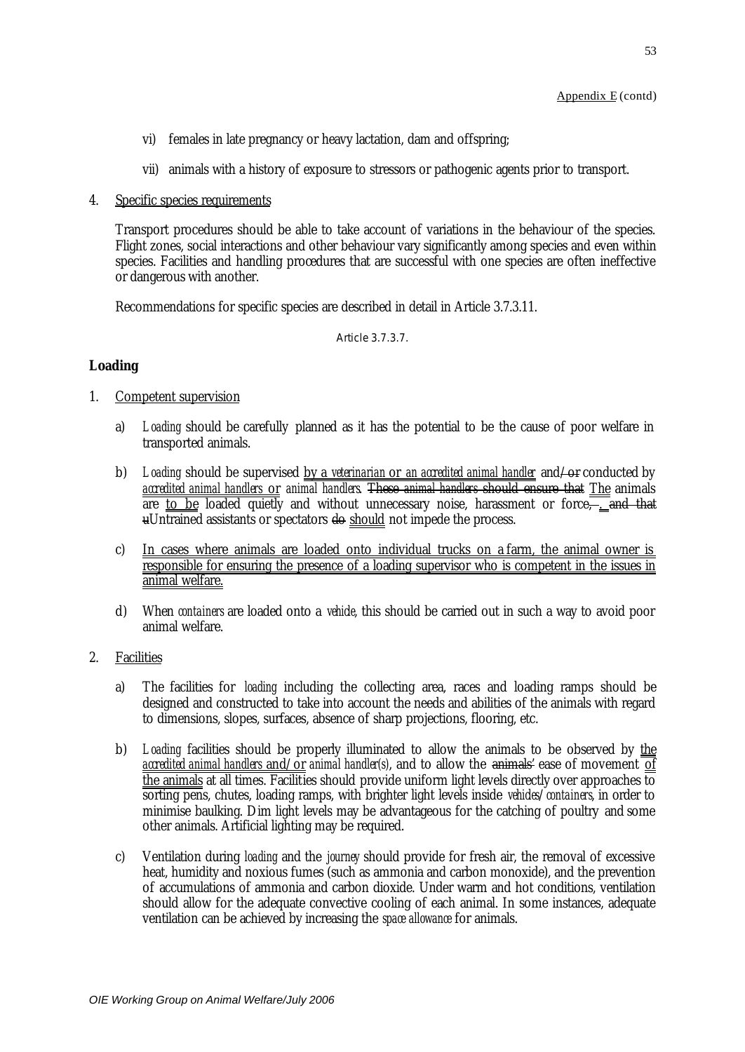Appendix E (contd)

vi) females in late pregnancy or heavy lactation, dam and offspring;

vii) animals with a history of exposure to stressors or pathogenic agents prior to transport.

4. Specific species requirements

Transport procedures should be able to take account of variations in the behaviour of the species. Flight zones, social interactions and other behaviour vary significantly among species and even within species. Facilities and handling procedures that are successful with one species are often ineffective or dangerous with another.

Recommendations for specific species are described in detail in Article 3.7.3.11.

Article 3.7.3.7.

**Loading**

1. Competent supervision

   a) *Loading* should be carefully planned as it has the potential to be the cause of poor welfare in transported animals.

   b) *Loading* should be supervised by a *veterinarian* or an *accredited animal handler* and~~/ or~~ conducted by *accredited animal handlers* or *animal handlers*. ~~These animal handlers should ensure that~~ The animals are to be loaded quietly and without unnecessary noise, harassment or force~~, .~~ ~~and that u~~Untrained assistants or spectators ~~do~~ should not impede the process.

   c) In cases where animals are loaded onto individual trucks on a farm, the animal owner is responsible for ensuring the presence of a loading supervisor who is competent in the issues in animal welfare.

   d) When *containers* are loaded onto a *vehicle*, this should be carried out in such a way to avoid poor animal welfare.

2. Facilities

   a) The facilities for *loading* including the collecting area, races and loading ramps should be designed and constructed to take into account the needs and abilities of the animals with regard to dimensions, slopes, surfaces, absence of sharp projections, flooring, etc.

   b) *Loading* facilities should be properly illuminated to allow the animals to be observed by the *accredited animal handlers* and/or *animal handler(s)*, and to allow the ~~animals'~~ ease of movement of the animals at all times. Facilities should provide uniform light levels directly over approaches to sorting pens, chutes, loading ramps, with brighter light levels inside *vehicles/containers*, in order to minimise baulking. Dim light levels may be advantageous for the catching of poultry and some other animals. Artificial lighting may be required.

   c) Ventilation during *loading* and the *journey* should provide for fresh air, the removal of excessive heat, humidity and noxious fumes (such as ammonia and carbon monoxide), and the prevention of accumulations of ammonia and carbon dioxide. Under warm and hot conditions, ventilation should allow for the adequate convective cooling of each animal. In some instances, adequate ventilation can be achieved by increasing the *space allowance* for animals.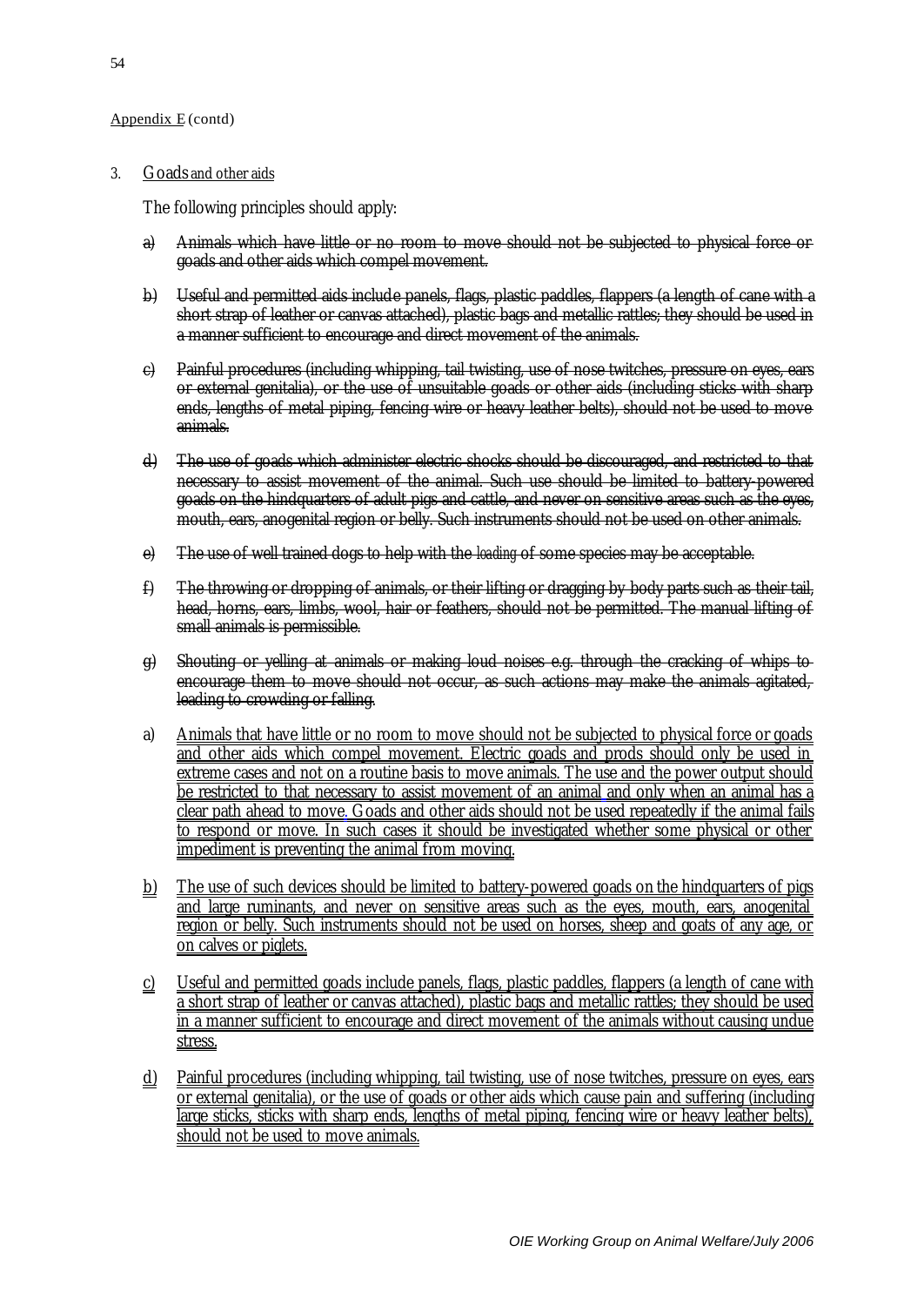Appendix E (contd)

3. Goads and other aids

The following principles should apply:

a) ~~Animals which have little or no room to move should not be subjected to physical force or goads and other aids which compel movement.~~

b) ~~Useful and permitted aids include panels, flags, plastic paddles, flappers (a length of cane with a short strap of leather or canvas attached), plastic bags and metallic rattles; they should be used in a manner sufficient to encourage and direct movement of the animals.~~

c) ~~Painful procedures (including whipping, tail twisting, use of nose twitches, pressure on eyes, ears or external genitalia), or the use of unsuitable goads or other aids (including sticks with sharp ends, lengths of metal piping, fencing wire or heavy leather belts), should not be used to move animals.~~

d) ~~The use of goads which administer electric shocks should be discouraged, and restricted to that necessary to assist movement of the animal. Such use should be limited to battery-powered goads on the hindquarters of adult pigs and cattle, and never on sensitive areas such as the eyes, mouth, ears, anogenital region or belly. Such instruments should not be used on other animals.~~

e) ~~The use of well trained dogs to help with the *loading* of some species may be acceptable.~~

f) ~~The throwing or dropping of animals, or their lifting or dragging by body parts such as their tail, head, horns, ears, limbs, wool, hair or feathers, should not be permitted. The manual lifting of small animals is permissible.~~

g) ~~Shouting or yelling at animals or making loud noises e.g. through the cracking of whips to encourage them to move should not occur, as such actions may make the animals agitated, leading to crowding or falling.~~

a) <u>Animals that have little or no room to move should not be subjected to physical force or goads and other aids which compel movement. Electric goads and prods should only be used in extreme cases and not on a routine basis to move animals. The use and the power output should be restricted to that necessary to assist movement of an animal and only when an animal has a clear path ahead to move. Goads and other aids should not be used repeatedly if the animal fails to respond or move. In such cases it should be investigated whether some physical or other impediment is preventing the animal from moving.</u>

b) <u>The use of such devices should be limited to battery-powered goads on the hindquarters of pigs and large ruminants, and never on sensitive areas such as the eyes, mouth, ears, anogenital region or belly. Such instruments should not be used on horses, sheep and goats of any age, or on calves or piglets.</u>

c) <u>Useful and permitted goads include panels, flags, plastic paddles, flappers (a length of cane with a short strap of leather or canvas attached), plastic bags and metallic rattles; they should be used in a manner sufficient to encourage and direct movement of the animals without causing undue stress.</u>

d) <u>Painful procedures (including whipping, tail twisting, use of nose twitches, pressure on eyes, ears or external genitalia), or the use of goads or other aids which cause pain and suffering (including large sticks, sticks with sharp ends, lengths of metal piping, fencing wire or heavy leather belts), should not be used to move animals.</u>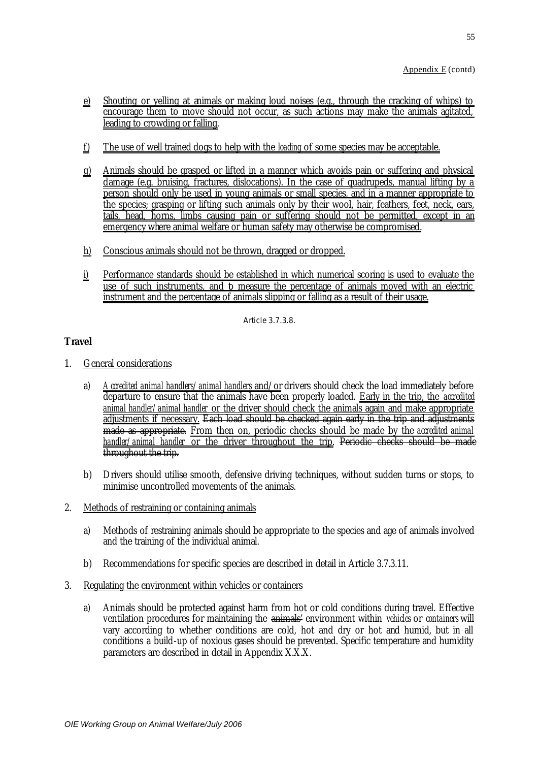Appendix E (contd)

e) Shouting or yelling at animals or making loud noises (e.g., through the cracking of whips) to encourage them to move should not occur, as such actions may make the animals agitated, leading to crowding or falling.

f) The use of well trained dogs to help with the *loading* of some species may be acceptable.

g) Animals should be grasped or lifted in a manner which avoids pain or suffering and physical damage (e.g. bruising, fractures, dislocations). In the case of quadrupeds, manual lifting by a person should only be used in young animals or small species, and in a manner appropriate to the species; grasping or lifting such animals only by their wool, hair, feathers, feet, neck, ears, tails, head, horns, limbs causing pain or suffering should not be permitted, except in an emergency where animal welfare or human safety may otherwise be compromised.

h) Conscious animals should not be thrown, dragged or dropped.

i) Performance standards should be established in which numerical scoring is used to evaluate the use of such instruments, and to measure the percentage of animals moved with an electric instrument and the percentage of animals slipping or falling as a result of their usage.

Article 3.7.3.8.

**Travel**

1. General considerations

   a) *Accredited animal handlers/animal handlers* and/or drivers should check the load immediately before departure to ensure that the animals have been properly loaded. Early in the trip, the *accredited animal handler/animal handler* or the driver should check the animals again and make appropriate adjustments if necessary. ~~Each load should be checked again early in the trip and adjustments made as appropriate.~~ From then on, periodic checks should be made by the *accredited animal handler/animal handler* or the driver throughout the trip. ~~Periodic checks should be made throughout the trip.~~

   b) Drivers should utilise smooth, defensive driving techniques, without sudden turns or stops, to minimise uncontrolled movements of the animals.

2. Methods of restraining or containing animals

   a) Methods of restraining animals should be appropriate to the species and age of animals involved and the training of the individual animal.

   b) Recommendations for specific species are described in detail in Article 3.7.3.11.

3. Regulating the environment within vehicles or containers

   a) Animals should be protected against harm from hot or cold conditions during travel. Effective ventilation procedures for maintaining the ~~animals'~~ environment within *vehicles* or *containers* will vary according to whether conditions are cold, hot and dry or hot and humid, but in all conditions a build-up of noxious gases should be prevented. Specific temperature and humidity parameters are described in detail in Appendix X.X.X.

OIE Working Group on Animal Welfare/July 2006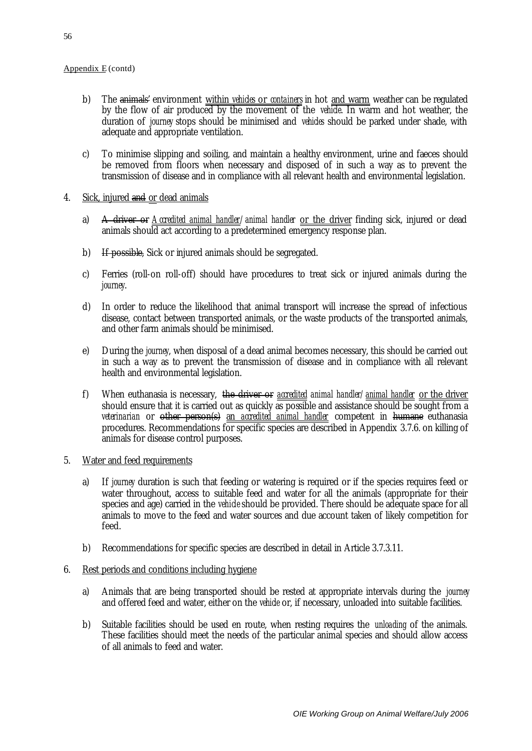Appendix E (contd)

b) The ~~animals'~~ environment within *vehicles* or *containers* in hot and warm weather can be regulated by the flow of air produced by the movement of the *vehicle*. In warm and hot weather, the duration of *journey* stops should be minimised and *vehicles* should be parked under shade, with adequate and appropriate ventilation.

c) To minimise slipping and soiling, and maintain a healthy environment, urine and faeces should be removed from floors when necessary and disposed of in such a way as to prevent the transmission of disease and in compliance with all relevant health and environmental legislation.

4. Sick, injured ~~and~~ or dead animals

a) ~~A driver or~~ *Accredited animal handler*/*animal handler* or the driver finding sick, injured or dead animals should act according to a predetermined emergency response plan.

b) ~~If possible,~~ Sick or injured animals should be segregated.

c) Ferries (roll-on roll-off) should have procedures to treat sick or injured animals during the *journey*.

d) In order to reduce the likelihood that animal transport will increase the spread of infectious disease, contact between transported animals, or the waste products of the transported animals, and other farm animals should be minimised.

e) During the *journey*, when disposal of a dead animal becomes necessary, this should be carried out in such a way as to prevent the transmission of disease and in compliance with all relevant health and environmental legislation.

f) When euthanasia is necessary, ~~the driver or~~ *accredited animal handler*/*animal handler* or the driver should ensure that it is carried out as quickly as possible and assistance should be sought from a *veterinarian* or ~~other person(s)~~ an *accredited animal handler* competent in ~~humane~~ euthanasia procedures. Recommendations for specific species are described in Appendix 3.7.6. on killing of animals for disease control purposes.

5. Water and feed requirements

a) If *journey* duration is such that feeding or watering is required or if the species requires feed or water throughout, access to suitable feed and water for all the animals (appropriate for their species and age) carried in the *vehicle* should be provided. There should be adequate space for all animals to move to the feed and water sources and due account taken of likely competition for feed.

b) Recommendations for specific species are described in detail in Article 3.7.3.11.

6. Rest periods and conditions including hygiene

a) Animals that are being transported should be rested at appropriate intervals during the *journey* and offered feed and water, either on the *vehicle* or, if necessary, unloaded into suitable facilities.

b) Suitable facilities should be used en route, when resting requires the *unloading* of the animals. These facilities should meet the needs of the particular animal species and should allow access of all animals to feed and water.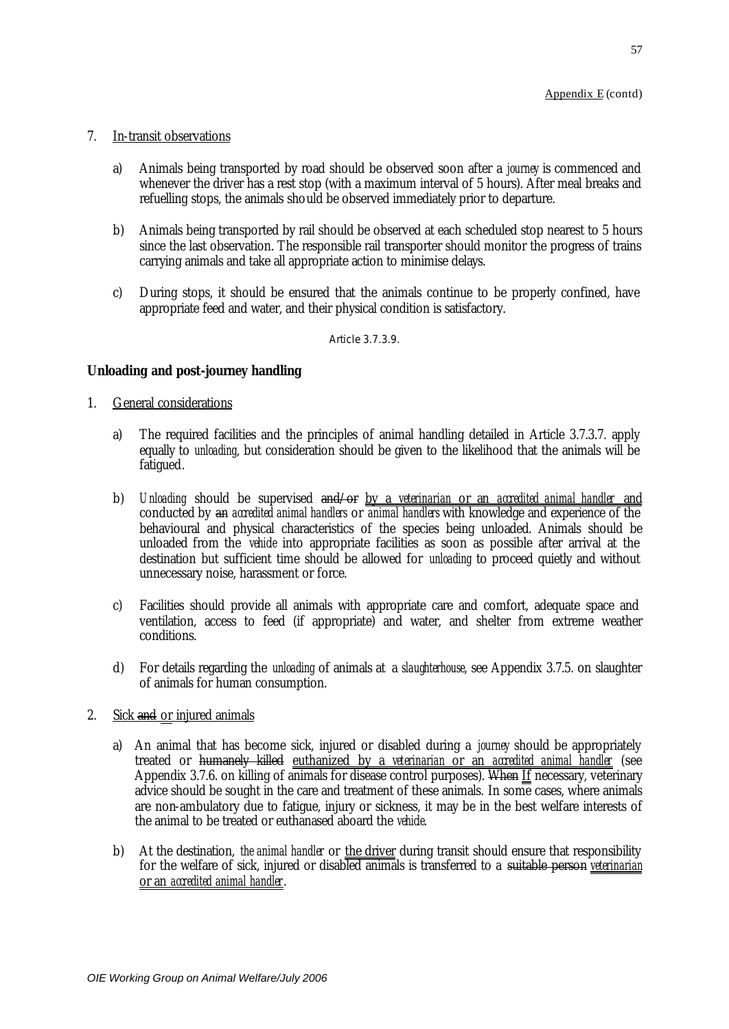Appendix E (contd)

7. In-transit observations

   a) Animals being transported by road should be observed soon after a *journey* is commenced and whenever the driver has a rest stop (with a maximum interval of 5 hours). After meal breaks and refuelling stops, the animals should be observed immediately prior to departure.

   b) Animals being transported by rail should be observed at each scheduled stop nearest to 5 hours since the last observation. The responsible rail transporter should monitor the progress of trains carrying animals and take all appropriate action to minimise delays.

   c) During stops, it should be ensured that the animals continue to be properly confined, have appropriate feed and water, and their physical condition is satisfactory.

Article 3.7.3.9.

**Unloading and post-journey handling**

1. General considerations

   a) The required facilities and the principles of animal handling detailed in Article 3.7.3.7. apply equally to *unloading*, but consideration should be given to the likelihood that the animals will be fatigued.

   b) *Unloading* should be supervised ~~and/or~~ by a *veterinarian* or an *accredited animal handler* and conducted by ~~an~~ *accredited animal handlers* or *animal handlers* with knowledge and experience of the behavioural and physical characteristics of the species being unloaded. Animals should be unloaded from the *vehicle* into appropriate facilities as soon as possible after arrival at the destination but sufficient time should be allowed for *unloading* to proceed quietly and without unnecessary noise, harassment or force.

   c) Facilities should provide all animals with appropriate care and comfort, adequate space and ventilation, access to feed (if appropriate) and water, and shelter from extreme weather conditions.

   d) For details regarding the *unloading* of animals at a *slaughterhouse*, see Appendix 3.7.5. on slaughter of animals for human consumption.

2. Sick ~~and~~ or injured animals

   a) An animal that has become sick, injured or disabled during a *journey* should be appropriately treated or ~~humanely killed~~ euthanized by a *veterinarian* or an *accredited animal handler* (see Appendix 3.7.6. on killing of animals for disease control purposes). ~~When~~ If necessary, veterinary advice should be sought in the care and treatment of these animals. In some cases, where animals are non-ambulatory due to fatigue, injury or sickness, it may be in the best welfare interests of the animal to be treated or euthanased aboard the *vehicle*.

   b) At the destination, *the animal handler* or the driver during transit should ensure that responsibility for the welfare of sick, injured or disabled animals is transferred to a ~~suitable person~~ *veterinarian* or an *accredited animal handler*.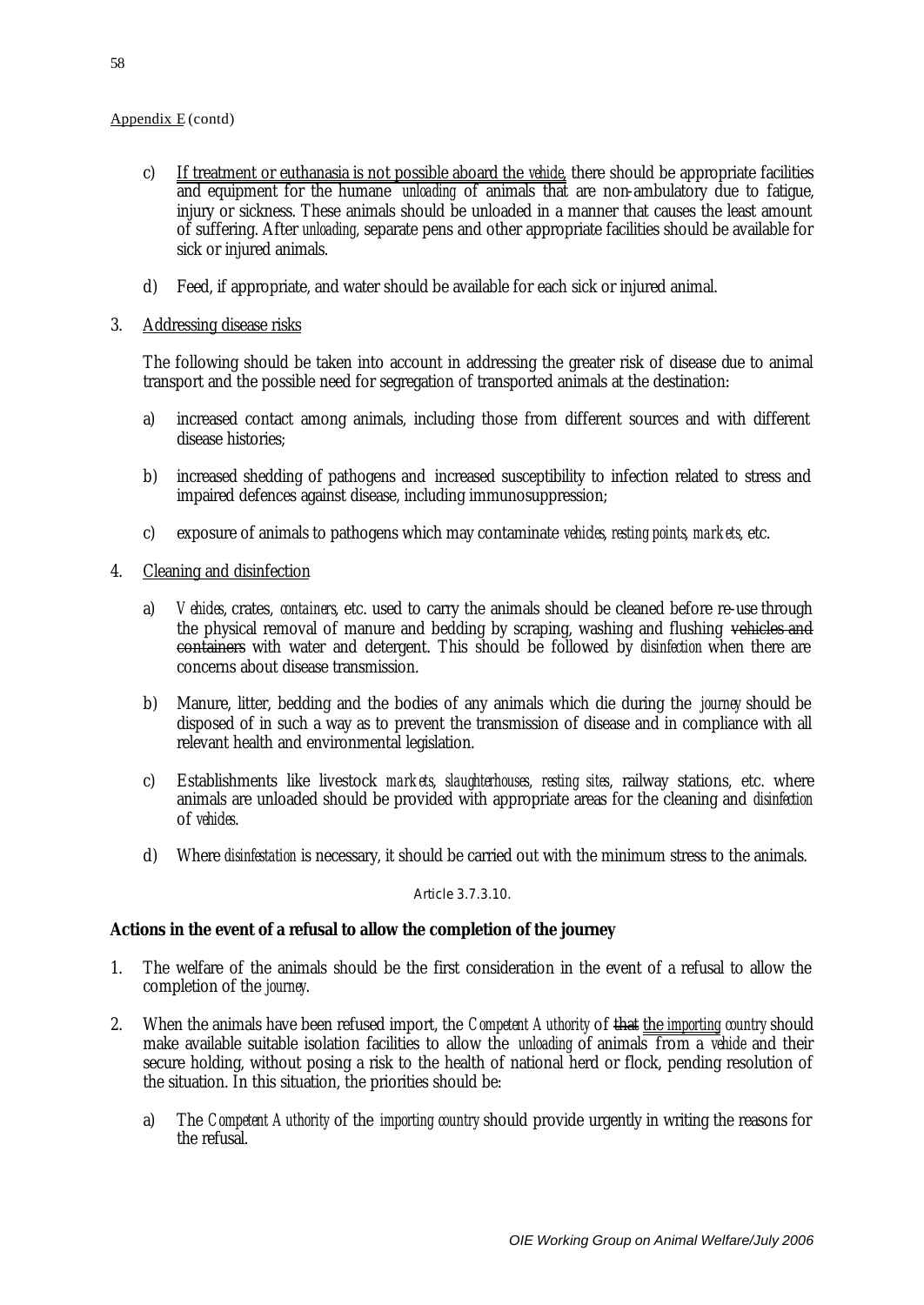Appendix E (contd)

c) If treatment or euthanasia is not possible aboard the *vehicle*, there should be appropriate facilities and equipment for the humane *unloading* of animals that are non-ambulatory due to fatigue, injury or sickness. These animals should be unloaded in a manner that causes the least amount of suffering. After *unloading*, separate pens and other appropriate facilities should be available for sick or injured animals.

d) Feed, if appropriate, and water should be available for each sick or injured animal.

3. Addressing disease risks

The following should be taken into account in addressing the greater risk of disease due to animal transport and the possible need for segregation of transported animals at the destination:

a) increased contact among animals, including those from different sources and with different disease histories;

b) increased shedding of pathogens and increased susceptibility to infection related to stress and impaired defences against disease, including immunosuppression;

c) exposure of animals to pathogens which may contaminate *vehicles*, *resting points*, *markets*, etc.

4. Cleaning and disinfection

a) *Vehicles*, crates, *containers*, etc. used to carry the animals should be cleaned before re-use through the physical removal of manure and bedding by scraping, washing and flushing ~~vehicles and containers~~ with water and detergent. This should be followed by *disinfection* when there are concerns about disease transmission.

b) Manure, litter, bedding and the bodies of any animals which die during the *journey* should be disposed of in such a way as to prevent the transmission of disease and in compliance with all relevant health and environmental legislation.

c) Establishments like livestock *markets*, *slaughterhouses*, *resting sites*, railway stations, etc. where animals are unloaded should be provided with appropriate areas for the cleaning and *disinfection* of *vehicles*.

d) Where *disinfestation* is necessary, it should be carried out with the minimum stress to the animals.

Article 3.7.3.10.

**Actions in the event of a refusal to allow the completion of the journey**

1. The welfare of the animals should be the first consideration in the event of a refusal to allow the completion of the *journey*.

2. When the animals have been refused import, the *Competent Authority* of ~~that~~ the *importing country* should make available suitable isolation facilities to allow the *unloading* of animals from a *vehicle* and their secure holding, without posing a risk to the health of national herd or flock, pending resolution of the situation. In this situation, the priorities should be:

   a) The *Competent Authority* of the *importing country* should provide urgently in writing the reasons for the refusal.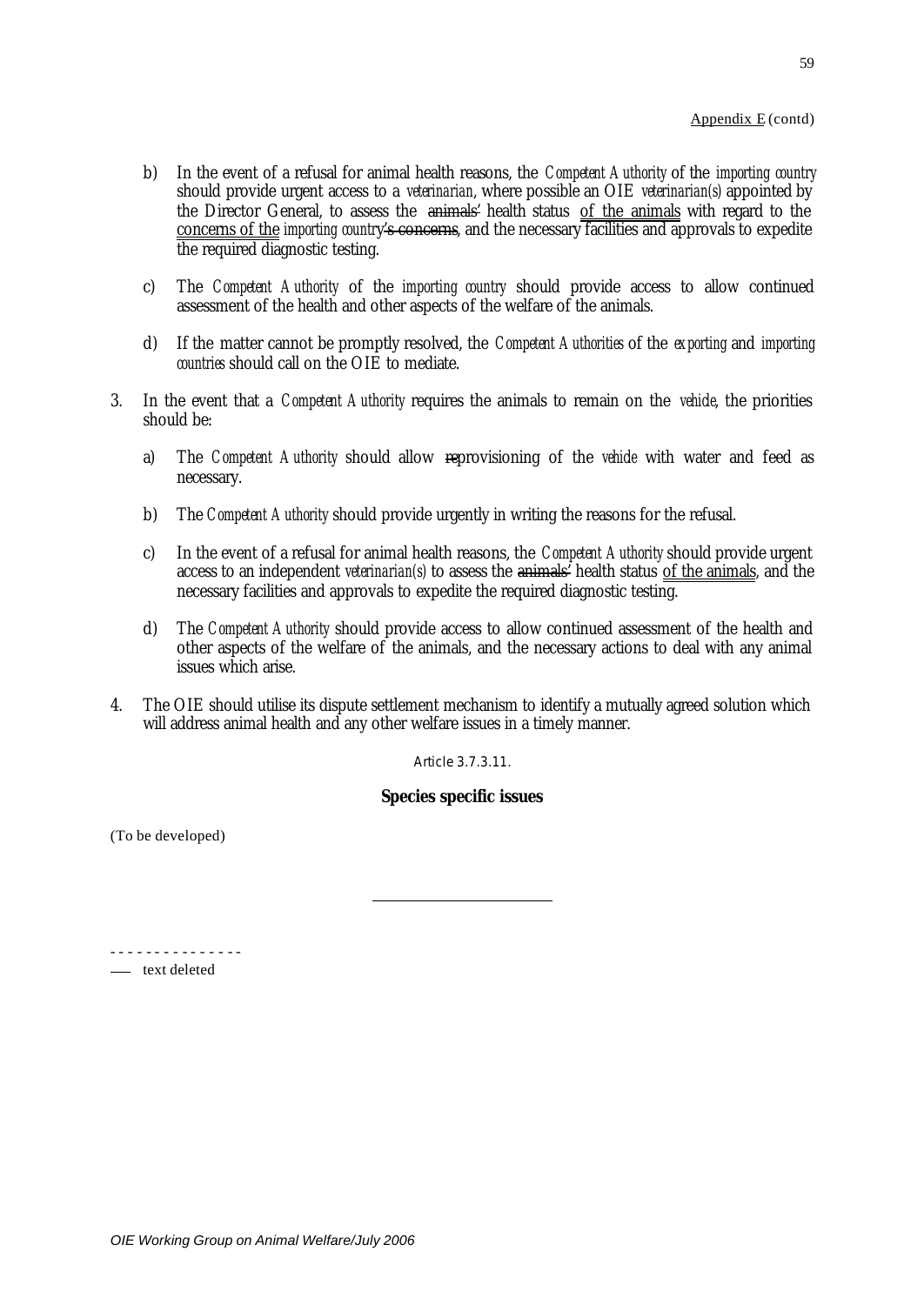Appendix E (contd)

b) In the event of a refusal for animal health reasons, the *Competent Authority* of the *importing country* should provide urgent access to a *veterinarian*, where possible an OIE *veterinarian(s)* appointed by the Director General, to assess the ~~animals'~~ health status <u>of the animals</u> with regard to the <u>concerns of the</u> *importing country*~~'s concerns~~, and the necessary facilities and approvals to expedite the required diagnostic testing.

c) The *Competent Authority* of the *importing country* should provide access to allow continued assessment of the health and other aspects of the welfare of the animals.

d) If the matter cannot be promptly resolved, the *Competent Authorities* of the *exporting* and *importing countries* should call on the OIE to mediate.

3. In the event that a *Competent Authority* requires the animals to remain on the *vehicle*, the priorities should be:

   a) The *Competent Authority* should allow ~~re~~provisioning of the *vehicle* with water and feed as necessary.

   b) The *Competent Authority* should provide urgently in writing the reasons for the refusal.

   c) In the event of a refusal for animal health reasons, the *Competent Authority* should provide urgent access to an independent *veterinarian(s)* to assess the ~~animals'~~ health status <u>of the animals</u>, and the necessary facilities and approvals to expedite the required diagnostic testing.

   d) The *Competent Authority* should provide access to allow continued assessment of the health and other aspects of the welfare of the animals, and the necessary actions to deal with any animal issues which arise.

4. The OIE should utilise its dispute settlement mechanism to identify a mutually agreed solution which will address animal health and any other welfare issues in a timely manner.

Article 3.7.3.11.

**Species specific issues**

(To be developed)

---

\- - - - - - - - - - - - - - -

~~——~~ text deleted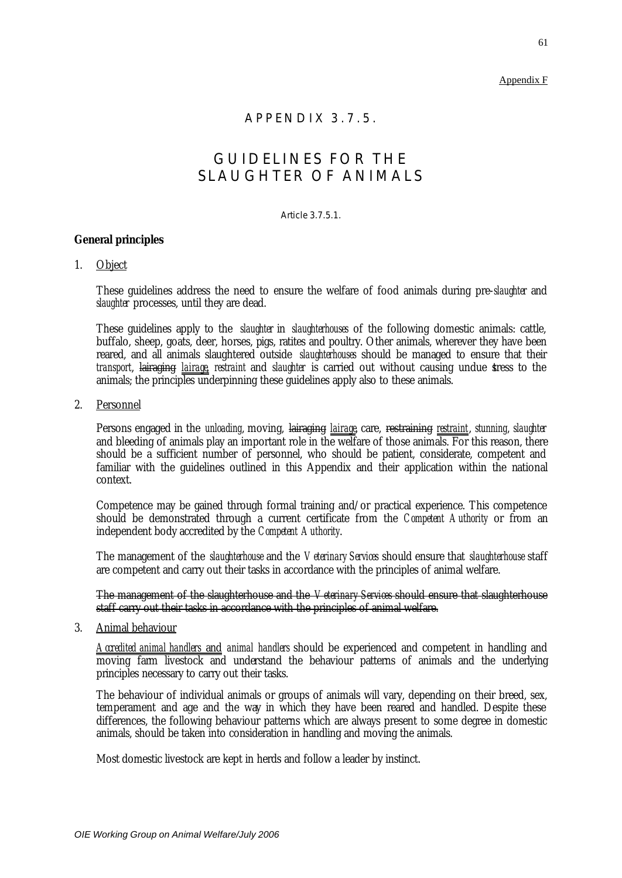Appendix F

# APPENDIX 3.7.5.

# GUIDELINES FOR THE SLAUGHTER OF ANIMALS

Article 3.7.5.1.

**General principles**

1. Object

   These guidelines address the need to ensure the welfare of food animals during pre-*slaughter* and *slaughter* processes, until they are dead.

   These guidelines apply to the *slaughter* in *slaughterhouses* of the following domestic animals: cattle, buffalo, sheep, goats, deer, horses, pigs, ratites and poultry. Other animals, wherever they have been reared, and all animals slaughtered outside *slaughterhouses* should be managed to ensure that their *transport*, ~~lairaging~~ *lairage*, *restraint* and *slaughter* is carried out without causing undue stress to the animals; the principles underpinning these guidelines apply also to these animals.

2. Personnel

   Persons engaged in the *unloading*, moving, ~~lairaging~~ *lairage*, care, ~~restraining~~ *restraint*, *stunning*, *slaughter* and bleeding of animals play an important role in the welfare of those animals. For this reason, there should be a sufficient number of personnel, who should be patient, considerate, competent and familiar with the guidelines outlined in this Appendix and their application within the national context.

   Competence may be gained through formal training and/or practical experience. This competence should be demonstrated through a current certificate from the *Competent Authority* or from an independent body accredited by the *Competent Authority*.

   The management of the *slaughterhouse* and the *Veterinary Services* should ensure that *slaughterhouse* staff are competent and carry out their tasks in accordance with the principles of animal welfare.

   ~~The management of the slaughterhouse and the *Veterinary Services* should ensure that slaughterhouse staff carry out their tasks in accordance with the principles of animal welfare.~~

3. Animal behaviour

   *Accredited animal handlers* and *animal handlers* should be experienced and competent in handling and moving farm livestock and understand the behaviour patterns of animals and the underlying principles necessary to carry out their tasks.

   The behaviour of individual animals or groups of animals will vary, depending on their breed, sex, temperament and age and the way in which they have been reared and handled. Despite these differences, the following behaviour patterns which are always present to some degree in domestic animals, should be taken into consideration in handling and moving the animals.

   Most domestic livestock are kept in herds and follow a leader by instinct.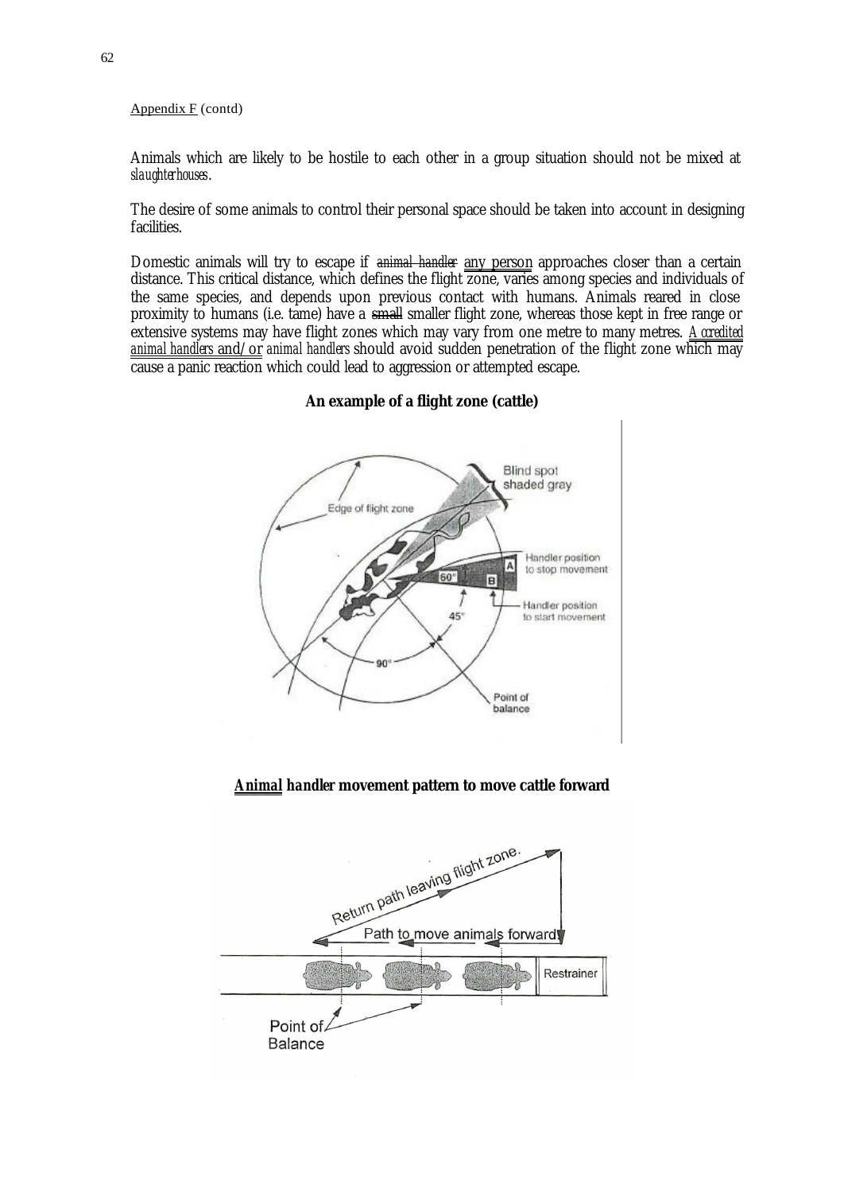Appendix F (contd)

Animals which are likely to be hostile to each other in a group situation should not be mixed at *slaughterhouses*.

The desire of some animals to control their personal space should be taken into account in designing facilities.

Domestic animals will try to escape if ~~*animal handler*~~ any person approaches closer than a certain distance. This critical distance, which defines the flight zone, varies among species and individuals of the same species, and depends upon previous contact with humans. Animals reared in close proximity to humans (i.e. tame) have a ~~small~~ smaller flight zone, whereas those kept in free range or extensive systems may have flight zones which may vary from one metre to many metres. *Accredited animal handlers* and/or *animal handlers* should avoid sudden penetration of the flight zone which may cause a panic reaction which could lead to aggression or attempted escape.

**An example of a flight zone (cattle)**

**Animal *handler* movement pattern to move cattle forward**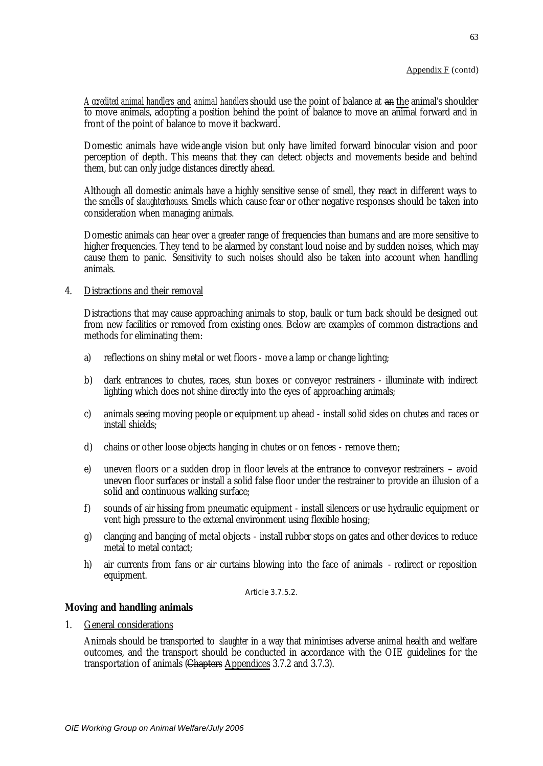Appendix F (contd)

*Accredited animal handlers* and *animal handlers* should use the point of balance at ~~an~~ the animal's shoulder to move animals, adopting a position behind the point of balance to move an animal forward and in front of the point of balance to move it backward.

Domestic animals have wide-angle vision but only have limited forward binocular vision and poor perception of depth. This means that they can detect objects and movements beside and behind them, but can only judge distances directly ahead.

Although all domestic animals have a highly sensitive sense of smell, they react in different ways to the smells of *slaughterhouses*. Smells which cause fear or other negative responses should be taken into consideration when managing animals.

Domestic animals can hear over a greater range of frequencies than humans and are more sensitive to higher frequencies. They tend to be alarmed by constant loud noise and by sudden noises, which may cause them to panic. Sensitivity to such noises should also be taken into account when handling animals.

4. Distractions and their removal

   Distractions that may cause approaching animals to stop, baulk or turn back should be designed out from new facilities or removed from existing ones. Below are examples of common distractions and methods for eliminating them:

   a) reflections on shiny metal or wet floors - move a lamp or change lighting;

   b) dark entrances to chutes, races, stun boxes or conveyor restrainers - illuminate with indirect lighting which does not shine directly into the eyes of approaching animals;

   c) animals seeing moving people or equipment up ahead - install solid sides on chutes and races or install shields;

   d) chains or other loose objects hanging in chutes or on fences - remove them;

   e) uneven floors or a sudden drop in floor levels at the entrance to conveyor restrainers – avoid uneven floor surfaces or install a solid false floor under the restrainer to provide an illusion of a solid and continuous walking surface;

   f) sounds of air hissing from pneumatic equipment - install silencers or use hydraulic equipment or vent high pressure to the external environment using flexible hosing;

   g) clanging and banging of metal objects - install rubber stops on gates and other devices to reduce metal to metal contact;

   h) air currents from fans or air curtains blowing into the face of animals - redirect or reposition equipment.

Article 3.7.5.2.

**Moving and handling animals**

1. General considerations

   Animals should be transported to *slaughter* in a way that minimises adverse animal health and welfare outcomes, and the transport should be conducted in accordance with the OIE guidelines for the transportation of animals (~~Chapters~~ Appendices 3.7.2 and 3.7.3).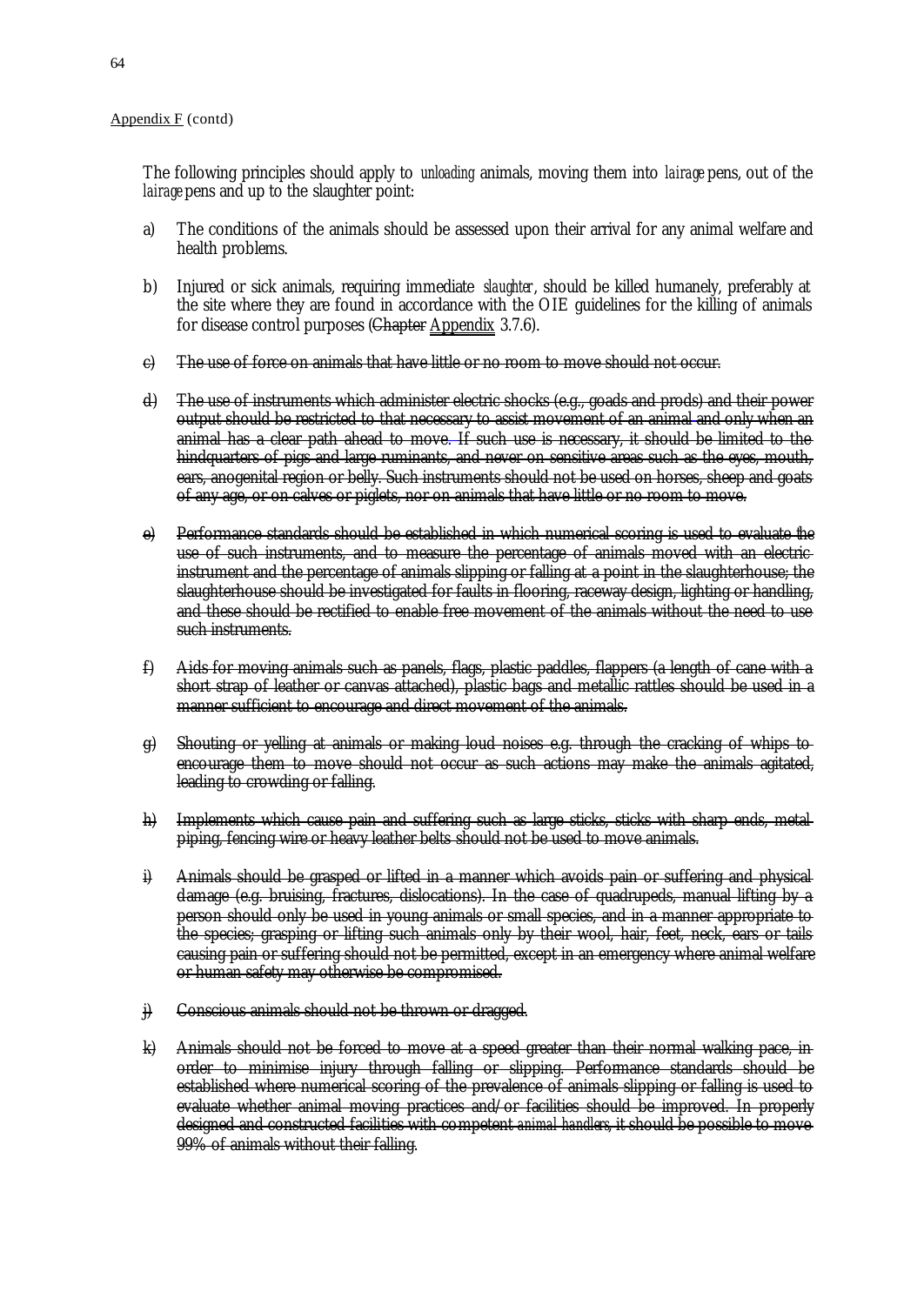Appendix F (contd)

The following principles should apply to *unloading* animals, moving them into *lairage* pens, out of the *lairage* pens and up to the slaughter point:

a) The conditions of the animals should be assessed upon their arrival for any animal welfare and health problems.

b) Injured or sick animals, requiring immediate *slaughter*, should be killed humanely, preferably at the site where they are found in accordance with the OIE guidelines for the killing of animals for disease control purposes (~~Chapter~~ Appendix 3.7.6).

c) ~~The use of force on animals that have little or no room to move should not occur.~~

d) ~~The use of instruments which administer electric shocks (e.g., goads and prods) and their power output should be restricted to that necessary to assist movement of an animal and only when an animal has a clear path ahead to move. If such use is necessary, it should be limited to the hindquarters of pigs and large ruminants, and never on sensitive areas such as the eyes, mouth, ears, anogenital region or belly. Such instruments should not be used on horses, sheep and goats of any age, or on calves or piglets, nor on animals that have little or no room to move.~~

e) ~~Performance standards should be established in which numerical scoring is used to evaluate the use of such instruments, and to measure the percentage of animals moved with an electric instrument and the percentage of animals slipping or falling at a point in the slaughterhouse; the slaughterhouse should be investigated for faults in flooring, raceway design, lighting or handling, and these should be rectified to enable free movement of the animals without the need to use such instruments.~~

f) ~~Aids for moving animals such as panels, flags, plastic paddles, flappers (a length of cane with a short strap of leather or canvas attached), plastic bags and metallic rattles should be used in a manner sufficient to encourage and direct movement of the animals.~~

g) ~~Shouting or yelling at animals or making loud noises e.g. through the cracking of whips to encourage them to move should not occur as such actions may make the animals agitated, leading to crowding or falling.~~

h) ~~Implements which cause pain and suffering such as large sticks, sticks with sharp ends, metal piping, fencing wire or heavy leather belts should not be used to move animals.~~

i) ~~Animals should be grasped or lifted in a manner which avoids pain or suffering and physical damage (e.g. bruising, fractures, dislocations). In the case of quadrupeds, manual lifting by a person should only be used in young animals or small species, and in a manner appropriate to the species; grasping or lifting such animals only by their wool, hair, feet, neck, ears or tails causing pain or suffering should not be permitted, except in an emergency where animal welfare or human safety may otherwise be compromised.~~

j) ~~Conscious animals should not be thrown or dragged.~~

k) ~~Animals should not be forced to move at a speed greater than their normal walking pace, in order to minimise injury through falling or slipping. Performance standards should be established where numerical scoring of the prevalence of animals slipping or falling is used to evaluate whether animal moving practices and/or facilities should be improved. In properly designed and constructed facilities with competent *animal handlers*, it should be possible to move 99% of animals without their falling.~~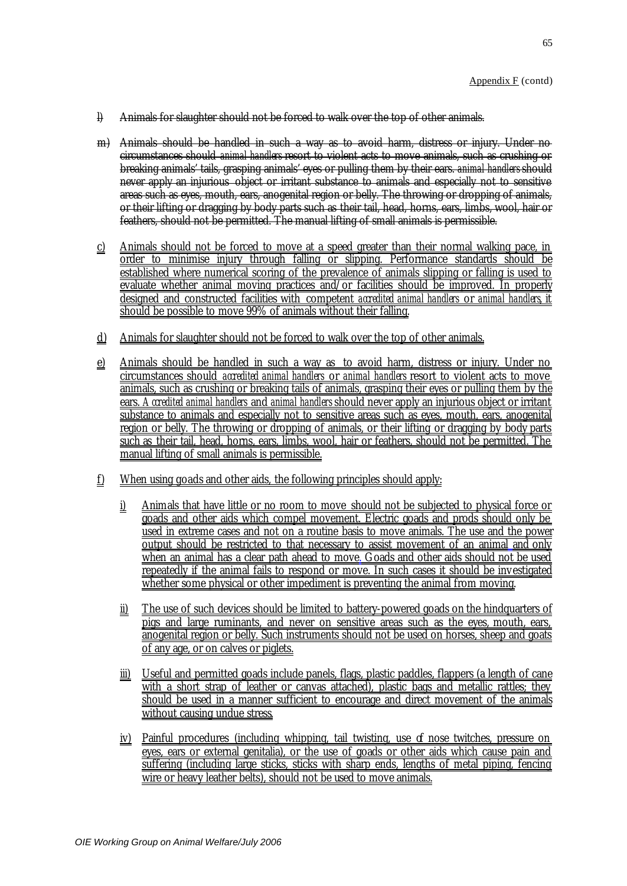Appendix F (contd)

~~l) Animals for slaughter should not be forced to walk over the top of other animals.~~

~~m) Animals should be handled in such a way as to avoid harm, distress or injury. Under no circumstances should *animal handlers* resort to violent acts to move animals, such as crushing or breaking animals' tails, grasping animals' eyes or pulling them by their ears. *animal handlers* should never apply an injurious object or irritant substance to animals and especially not to sensitive areas such as eyes, mouth, ears, anogenital region or belly. The throwing or dropping of animals, or their lifting or dragging by body parts such as their tail, head, horns, ears, limbs, wool, hair or feathers, should not be permitted. The manual lifting of small animals is permissible.~~

c) Animals should not be forced to move at a speed greater than their normal walking pace, in order to minimise injury through falling or slipping. Performance standards should be established where numerical scoring of the prevalence of animals slipping or falling is used to evaluate whether animal moving practices and/or facilities should be improved. In properly designed and constructed facilities with competent *accredited animal handlers* or *animal handlers*, it should be possible to move 99% of animals without their falling.

d) Animals for slaughter should not be forced to walk over the top of other animals.

e) Animals should be handled in such a way as to avoid harm, distress or injury. Under no circumstances should *accredited animal handlers* or *animal handlers* resort to violent acts to move animals, such as crushing or breaking tails of animals, grasping their eyes or pulling them by the ears. *Accredited animal handlers* and *animal handlers* should never apply an injurious object or irritant substance to animals and especially not to sensitive areas such as eyes, mouth, ears, anogenital region or belly. The throwing or dropping of animals, or their lifting or dragging by body parts such as their tail, head, horns, ears, limbs, wool, hair or feathers, should not be permitted. The manual lifting of small animals is permissible.

f) When using goads and other aids, the following principles should apply:

   i) Animals that have little or no room to move should not be subjected to physical force or goads and other aids which compel movement. Electric goads and prods should only be used in extreme cases and not on a routine basis to move animals. The use and the power output should be restricted to that necessary to assist movement of an animal and only when an animal has a clear path ahead to move. Goads and other aids should not be used repeatedly if the animal fails to respond or move. In such cases it should be investigated whether some physical or other impediment is preventing the animal from moving.

   ii) The use of such devices should be limited to battery-powered goads on the hindquarters of pigs and large ruminants, and never on sensitive areas such as the eyes, mouth, ears, anogenital region or belly. Such instruments should not be used on horses, sheep and goats of any age, or on calves or piglets.

   iii) Useful and permitted goads include panels, flags, plastic paddles, flappers (a length of cane with a short strap of leather or canvas attached), plastic bags and metallic rattles; they should be used in a manner sufficient to encourage and direct movement of the animals without causing undue stress.

   iv) Painful procedures (including whipping, tail twisting, use of nose twitches, pressure on eyes, ears or external genitalia), or the use of goads or other aids which cause pain and suffering (including large sticks, sticks with sharp ends, lengths of metal piping, fencing wire or heavy leather belts), should not be used to move animals.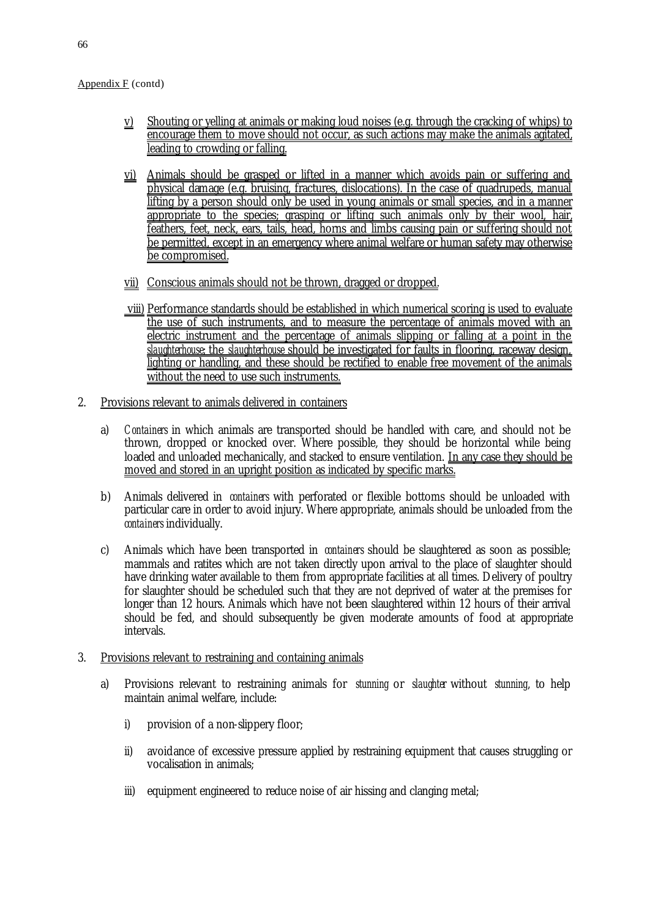Appendix F (contd)

- v) Shouting or yelling at animals or making loud noises (e.g. through the cracking of whips) to encourage them to move should not occur, as such actions may make the animals agitated, leading to crowding or falling.

- vi) Animals should be grasped or lifted in a manner which avoids pain or suffering and physical damage (e.g. bruising, fractures, dislocations). In the case of quadrupeds, manual lifting by a person should only be used in young animals or small species, and in a manner appropriate to the species; grasping or lifting such animals only by their wool, hair, feathers, feet, neck, ears, tails, head, horns and limbs causing pain or suffering should not be permitted, except in an emergency where animal welfare or human safety may otherwise be compromised.

- vii) Conscious animals should not be thrown, dragged or dropped.

- viii) Performance standards should be established in which numerical scoring is used to evaluate the use of such instruments, and to measure the percentage of animals moved with an electric instrument and the percentage of animals slipping or falling at a point in the *slaughterhouse*; the *slaughterhouse* should be investigated for faults in flooring, raceway design, lighting or handling, and these should be rectified to enable free movement of the animals without the need to use such instruments.

2. Provisions relevant to animals delivered in containers

   a) *Containers* in which animals are transported should be handled with care, and should not be thrown, dropped or knocked over. Where possible, they should be horizontal while being loaded and unloaded mechanically, and stacked to ensure ventilation. In any case they should be moved and stored in an upright position as indicated by specific marks.

   b) Animals delivered in *containers* with perforated or flexible bottoms should be unloaded with particular care in order to avoid injury. Where appropriate, animals should be unloaded from the *containers* individually.

   c) Animals which have been transported in *containers* should be slaughtered as soon as possible; mammals and ratites which are not taken directly upon arrival to the place of slaughter should have drinking water available to them from appropriate facilities at all times. Delivery of poultry for slaughter should be scheduled such that they are not deprived of water at the premises for longer than 12 hours. Animals which have not been slaughtered within 12 hours of their arrival should be fed, and should subsequently be given moderate amounts of food at appropriate intervals.

3. Provisions relevant to restraining and containing animals

   a) Provisions relevant to restraining animals for *stunning* or *slaughter* without *stunning*, to help maintain animal welfare, include:

      i) provision of a non-slippery floor;

      ii) avoidance of excessive pressure applied by restraining equipment that causes struggling or vocalisation in animals;

      iii) equipment engineered to reduce noise of air hissing and clanging metal;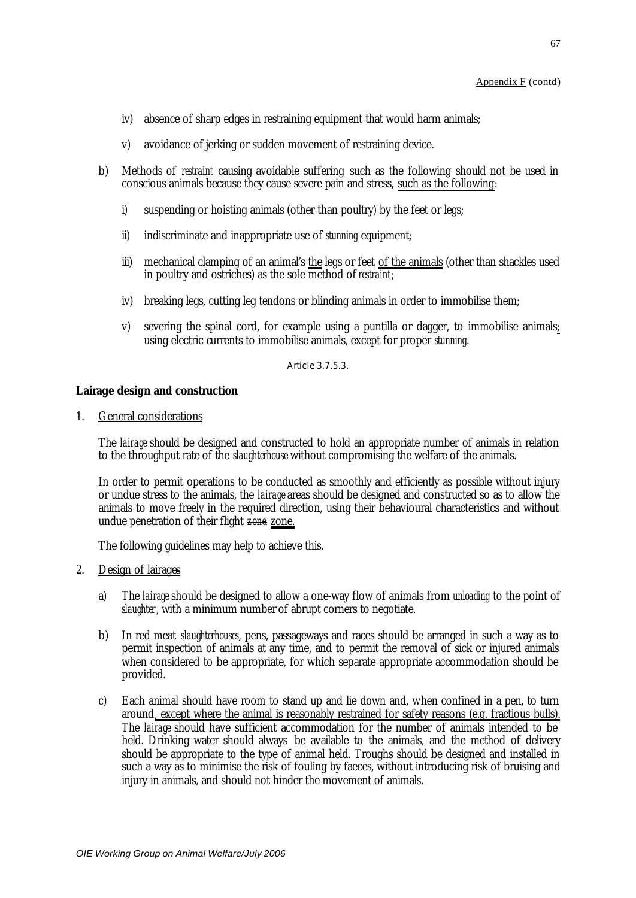Appendix F (contd)

- iv) absence of sharp edges in restraining equipment that would harm animals;
- v) avoidance of jerking or sudden movement of restraining device.

b) Methods of *restraint* causing avoidable suffering ~~such as the following~~ should not be used in conscious animals because they cause severe pain and stress, such as the following:

- i) suspending or hoisting animals (other than poultry) by the feet or legs;
- ii) indiscriminate and inappropriate use of *stunning* equipment;
- iii) mechanical clamping of ~~an animal's~~ the legs or feet of the animals (other than shackles used in poultry and ostriches) as the sole method of *restraint*;
- iv) breaking legs, cutting leg tendons or blinding animals in order to immobilise them;
- v) severing the spinal cord, for example using a puntilla or dagger, to immobilise animals; using electric currents to immobilise animals, except for proper *stunning*.

Article 3.7.5.3.

**Lairage design and construction**

1. General considerations

The *lairage* should be designed and constructed to hold an appropriate number of animals in relation to the throughput rate of the *slaughterhouse* without compromising the welfare of the animals.

In order to permit operations to be conducted as smoothly and efficiently as possible without injury or undue stress to the animals, the *lairage* ~~areas~~ should be designed and constructed so as to allow the animals to move freely in the required direction, using their behavioural characteristics and without undue penetration of their flight ~~zone~~ zone.

The following guidelines may help to achieve this.

2. Design of lairages

a) The *lairage* should be designed to allow a one-way flow of animals from *unloading* to the point of *slaughter*, with a minimum number of abrupt corners to negotiate.

b) In red meat *slaughterhouses*, pens, passageways and races should be arranged in such a way as to permit inspection of animals at any time, and to permit the removal of sick or injured animals when considered to be appropriate, for which separate appropriate accommodation should be provided.

c) Each animal should have room to stand up and lie down and, when confined in a pen, to turn around, except where the animal is reasonably restrained for safety reasons (e.g. fractious bulls). The *lairage* should have sufficient accommodation for the number of animals intended to be held. Drinking water should always be available to the animals, and the method of delivery should be appropriate to the type of animal held. Troughs should be designed and installed in such a way as to minimise the risk of fouling by faeces, without introducing risk of bruising and injury in animals, and should not hinder the movement of animals.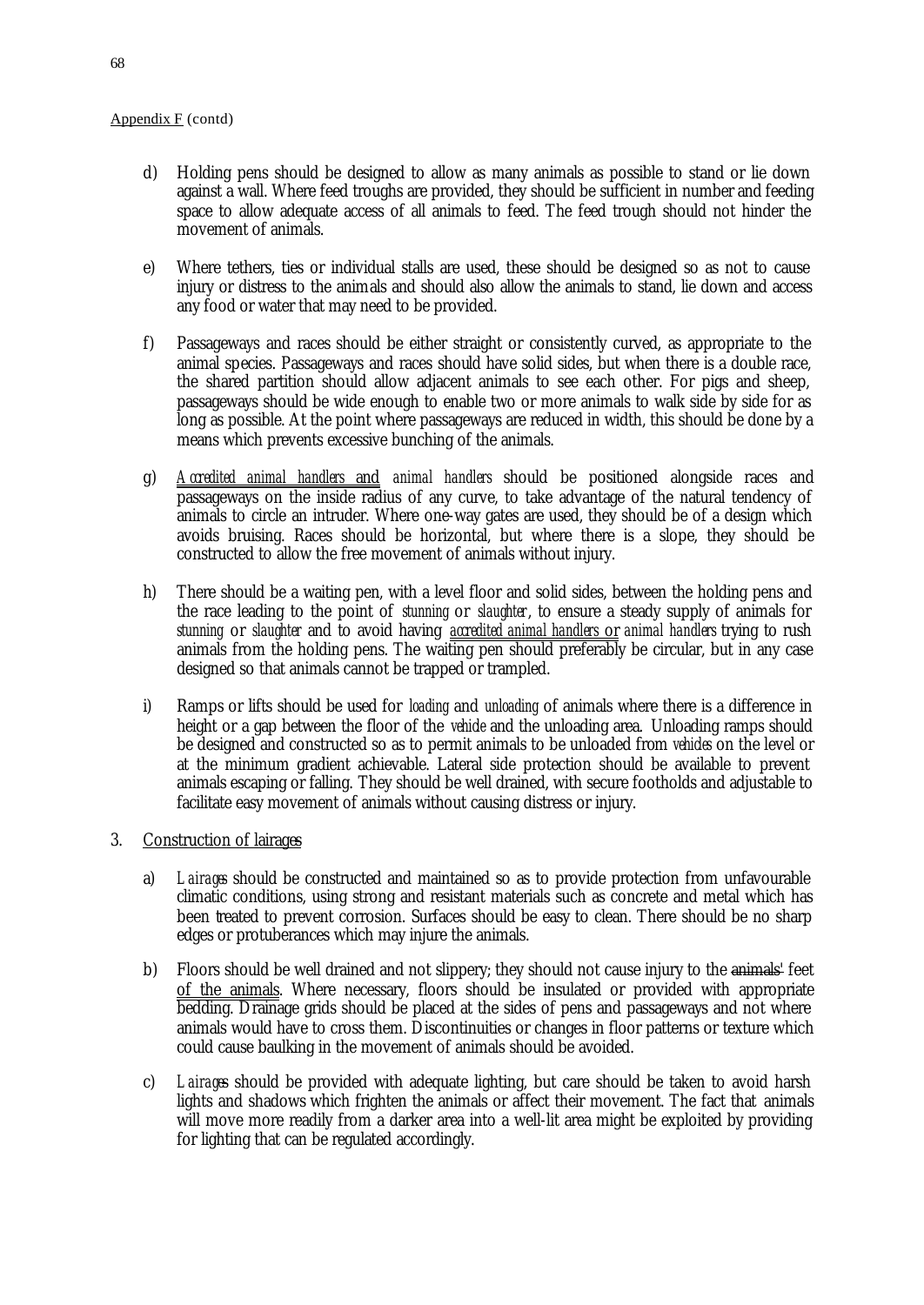Appendix F (contd)

d) Holding pens should be designed to allow as many animals as possible to stand or lie down against a wall. Where feed troughs are provided, they should be sufficient in number and feeding space to allow adequate access of all animals to feed. The feed trough should not hinder the movement of animals.

e) Where tethers, ties or individual stalls are used, these should be designed so as not to cause injury or distress to the animals and should also allow the animals to stand, lie down and access any food or water that may need to be provided.

f) Passageways and races should be either straight or consistently curved, as appropriate to the animal species. Passageways and races should have solid sides, but when there is a double race, the shared partition should allow adjacent animals to see each other. For pigs and sheep, passageways should be wide enough to enable two or more animals to walk side by side for as long as possible. At the point where passageways are reduced in width, this should be done by a means which prevents excessive bunching of the animals.

g) *Accredited animal handlers* and *animal handlers* should be positioned alongside races and passageways on the inside radius of any curve, to take advantage of the natural tendency of animals to circle an intruder. Where one-way gates are used, they should be of a design which avoids bruising. Races should be horizontal, but where there is a slope, they should be constructed to allow the free movement of animals without injury.

h) There should be a waiting pen, with a level floor and solid sides, between the holding pens and the race leading to the point of *stunning* or *slaughter*, to ensure a steady supply of animals for *stunning* or *slaughter* and to avoid having *accredited animal handlers* or *animal handlers* trying to rush animals from the holding pens. The waiting pen should preferably be circular, but in any case designed so that animals cannot be trapped or trampled.

i) Ramps or lifts should be used for *loading* and *unloading* of animals where there is a difference in height or a gap between the floor of the *vehicle* and the unloading area. Unloading ramps should be designed and constructed so as to permit animals to be unloaded from *vehicles* on the level or at the minimum gradient achievable. Lateral side protection should be available to prevent animals escaping or falling. They should be well drained, with secure footholds and adjustable to facilitate easy movement of animals without causing distress or injury.

3. Construction of lairages

a) *Lairages* should be constructed and maintained so as to provide protection from unfavourable climatic conditions, using strong and resistant materials such as concrete and metal which has been treated to prevent corrosion. Surfaces should be easy to clean. There should be no sharp edges or protuberances which may injure the animals.

b) Floors should be well drained and not slippery; they should not cause injury to the ~~animals'~~ feet of the animals. Where necessary, floors should be insulated or provided with appropriate bedding. Drainage grids should be placed at the sides of pens and passageways and not where animals would have to cross them. Discontinuities or changes in floor patterns or texture which could cause baulking in the movement of animals should be avoided.

c) *Lairages* should be provided with adequate lighting, but care should be taken to avoid harsh lights and shadows which frighten the animals or affect their movement. The fact that animals will move more readily from a darker area into a well-lit area might be exploited by providing for lighting that can be regulated accordingly.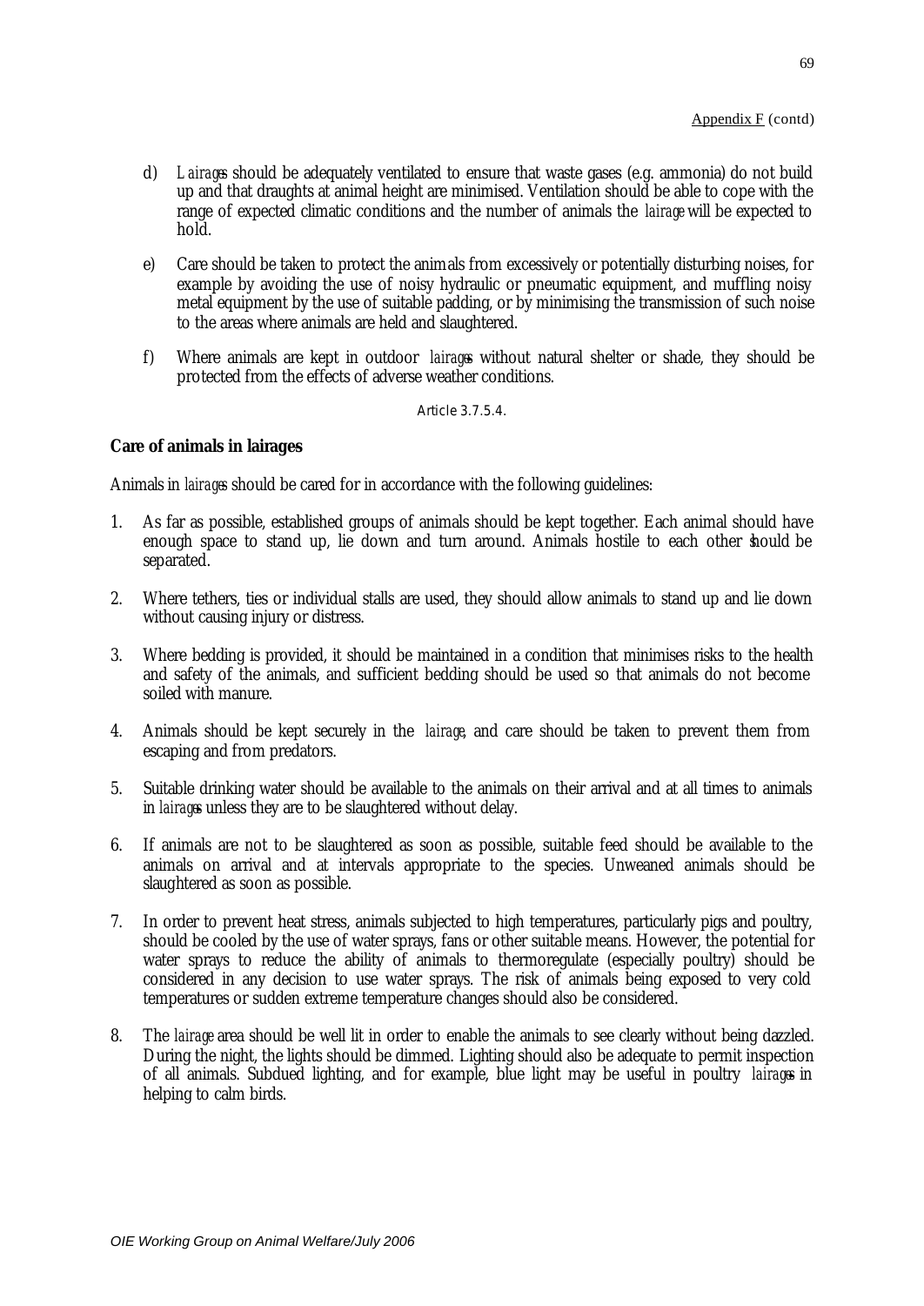Appendix F (contd)

d) *Lairages* should be adequately ventilated to ensure that waste gases (e.g. ammonia) do not build up and that draughts at animal height are minimised. Ventilation should be able to cope with the range of expected climatic conditions and the number of animals the *lairage* will be expected to hold.

e) Care should be taken to protect the animals from excessively or potentially disturbing noises, for example by avoiding the use of noisy hydraulic or pneumatic equipment, and muffling noisy metal equipment by the use of suitable padding, or by minimising the transmission of such noise to the areas where animals are held and slaughtered.

f) Where animals are kept in outdoor *lairages* without natural shelter or shade, they should be protected from the effects of adverse weather conditions.

Article 3.7.5.4.

**Care of animals in lairages**

Animals in *lairages* should be cared for in accordance with the following guidelines:

1. As far as possible, established groups of animals should be kept together. Each animal should have enough space to stand up, lie down and turn around. Animals hostile to each other should be separated.

2. Where tethers, ties or individual stalls are used, they should allow animals to stand up and lie down without causing injury or distress.

3. Where bedding is provided, it should be maintained in a condition that minimises risks to the health and safety of the animals, and sufficient bedding should be used so that animals do not become soiled with manure.

4. Animals should be kept securely in the *lairage*, and care should be taken to prevent them from escaping and from predators.

5. Suitable drinking water should be available to the animals on their arrival and at all times to animals in *lairages* unless they are to be slaughtered without delay.

6. If animals are not to be slaughtered as soon as possible, suitable feed should be available to the animals on arrival and at intervals appropriate to the species. Unweaned animals should be slaughtered as soon as possible.

7. In order to prevent heat stress, animals subjected to high temperatures, particularly pigs and poultry, should be cooled by the use of water sprays, fans or other suitable means. However, the potential for water sprays to reduce the ability of animals to thermoregulate (especially poultry) should be considered in any decision to use water sprays. The risk of animals being exposed to very cold temperatures or sudden extreme temperature changes should also be considered.

8. The *lairage* area should be well lit in order to enable the animals to see clearly without being dazzled. During the night, the lights should be dimmed. Lighting should also be adequate to permit inspection of all animals. Subdued lighting, and for example, blue light may be useful in poultry *lairages* in helping to calm birds.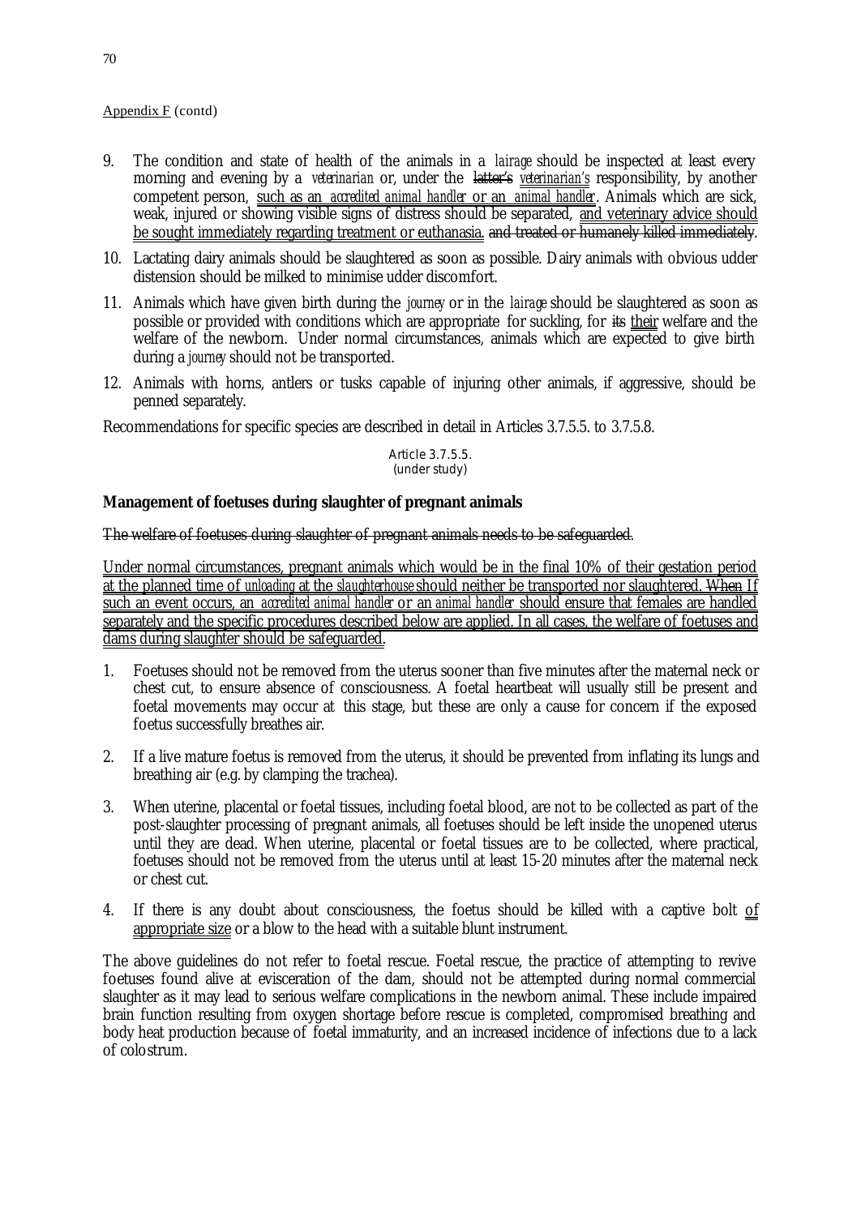Appendix F (contd)

9. The condition and state of health of the animals in a *lairage* should be inspected at least every morning and evening by a *veterinarian* or, under the ~~latter's~~ *veterinarian's* responsibility, by another competent person, such as an *accredited animal handler* or an *animal handler*. Animals which are sick, weak, injured or showing visible signs of distress should be separated, and veterinary advice should be sought immediately regarding treatment or euthanasia. ~~and treated or humanely killed immediately~~.

10. Lactating dairy animals should be slaughtered as soon as possible. Dairy animals with obvious udder distension should be milked to minimise udder discomfort.

11. Animals which have given birth during the *journey* or in the *lairage* should be slaughtered as soon as possible or provided with conditions which are appropriate for suckling, for ~~its~~ their welfare and the welfare of the newborn. Under normal circumstances, animals which are expected to give birth during a *journey* should not be transported.

12. Animals with horns, antlers or tusks capable of injuring other animals, if aggressive, should be penned separately.

Recommendations for specific species are described in detail in Articles 3.7.5.5. to 3.7.5.8.

Article 3.7.5.5.
(under study)

**Management of foetuses during slaughter of pregnant animals**

~~The welfare of foetuses during slaughter of pregnant animals needs to be safeguarded.~~

Under normal circumstances, pregnant animals which would be in the final 10% of their gestation period at the planned time of *unloading* at the *slaughterhouse* should neither be transported nor slaughtered. ~~When~~ If such an event occurs, an *accredited animal handler* or an *animal handler* should ensure that females are handled separately and the specific procedures described below are applied. In all cases, the welfare of foetuses and dams during slaughter should be safeguarded.

1. Foetuses should not be removed from the uterus sooner than five minutes after the maternal neck or chest cut, to ensure absence of consciousness. A foetal heartbeat will usually still be present and foetal movements may occur at this stage, but these are only a cause for concern if the exposed foetus successfully breathes air.

2. If a live mature foetus is removed from the uterus, it should be prevented from inflating its lungs and breathing air (e.g. by clamping the trachea).

3. When uterine, placental or foetal tissues, including foetal blood, are not to be collected as part of the post-slaughter processing of pregnant animals, all foetuses should be left inside the unopened uterus until they are dead. When uterine, placental or foetal tissues are to be collected, where practical, foetuses should not be removed from the uterus until at least 15-20 minutes after the maternal neck or chest cut.

4. If there is any doubt about consciousness, the foetus should be killed with a captive bolt of appropriate size or a blow to the head with a suitable blunt instrument.

The above guidelines do not refer to foetal rescue. Foetal rescue, the practice of attempting to revive foetuses found alive at evisceration of the dam, should not be attempted during normal commercial slaughter as it may lead to serious welfare complications in the newborn animal. These include impaired brain function resulting from oxygen shortage before rescue is completed, compromised breathing and body heat production because of foetal immaturity, and an increased incidence of infections due to a lack of colostrum.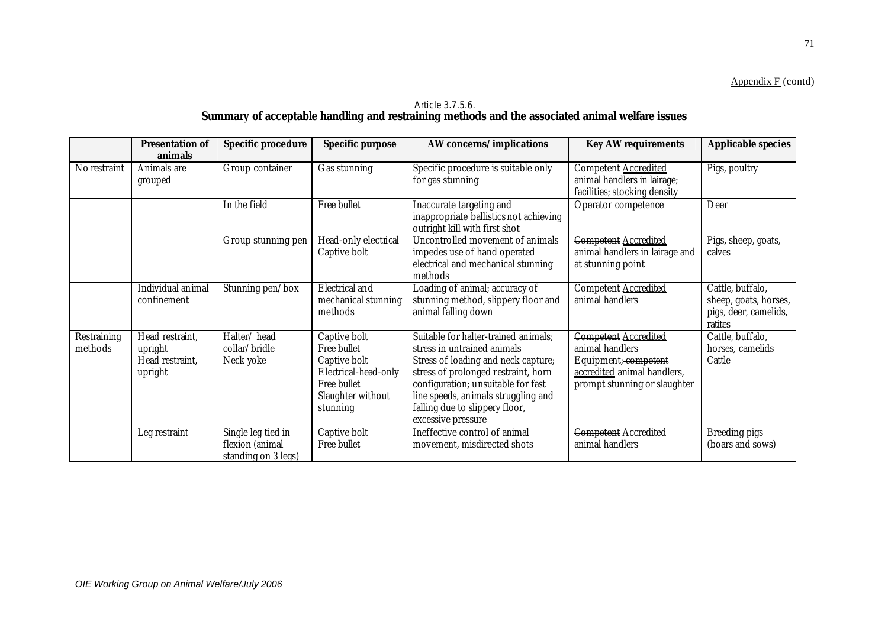Appendix F (contd)

Article 3.7.5.6.

**Summary of ~~acceptable~~ handling and restraining methods and the associated animal welfare issues**

| | **Presentation of animals** | **Specific procedure** | **Specific purpose** | **AW concerns/ implications** | **Key AW requirements** | **Applicable species** |
|---|---|---|---|---|---|---|
| No restraint | Animals are grouped | Group container | Gas stunning | Specific procedure is suitable only for gas stunning | ~~Competent~~ <u>Accredited</u> animal handlers in lairage; facilities; stocking density | Pigs, poultry |
| | | In the field | Free bullet | Inaccurate targeting and inappropriate ballistics not achieving outright kill with first shot | Operator competence | Deer |
| | | Group stunning pen | Head-only electrical<br>Captive bolt | Uncontrolled movement of animals impedes use of hand operated electrical and mechanical stunning methods | ~~Competent~~ <u>Accredited</u> animal handlers in lairage and at stunning point | Pigs, sheep, goats, calves |
| | Individual animal confinement | Stunning pen/ box | Electrical and mechanical stunning methods | Loading of animal; accuracy of stunning method, slippery floor and animal falling down | ~~Competent~~ <u>Accredited</u> animal handlers | Cattle, buffalo, sheep, goats, horses, pigs, deer, camelids, ratites |
| Restraining methods | Head restraint, upright | Halter/ head collar/ bridle | Captive bolt<br>Free bullet | Suitable for halter-trained animals; stress in untrained animals | ~~Competent~~ <u>Accredited</u> animal handlers | Cattle, buffalo, horses, camelids |
| | Head restraint, upright | Neck yoke | Captive bolt<br>Electrical-head-only<br>Free bullet<br>Slaughter without stunning | Stress of loading and neck capture; stress of prolonged restraint, horn configuration; unsuitable for fast line speeds, animals struggling and falling due to slippery floor, excessive pressure | Equipment;~~ competent~~ <u>accredited</u> animal handlers, prompt stunning or slaughter | Cattle |
| | Leg restraint | Single leg tied in flexion (animal standing on 3 legs) | Captive bolt<br>Free bullet | Ineffective control of animal movement, misdirected shots | ~~Competent~~ <u>Accredited</u> animal handlers | Breeding pigs (boars and sows) |

*OIE Working Group on Animal Welfare/July 2006*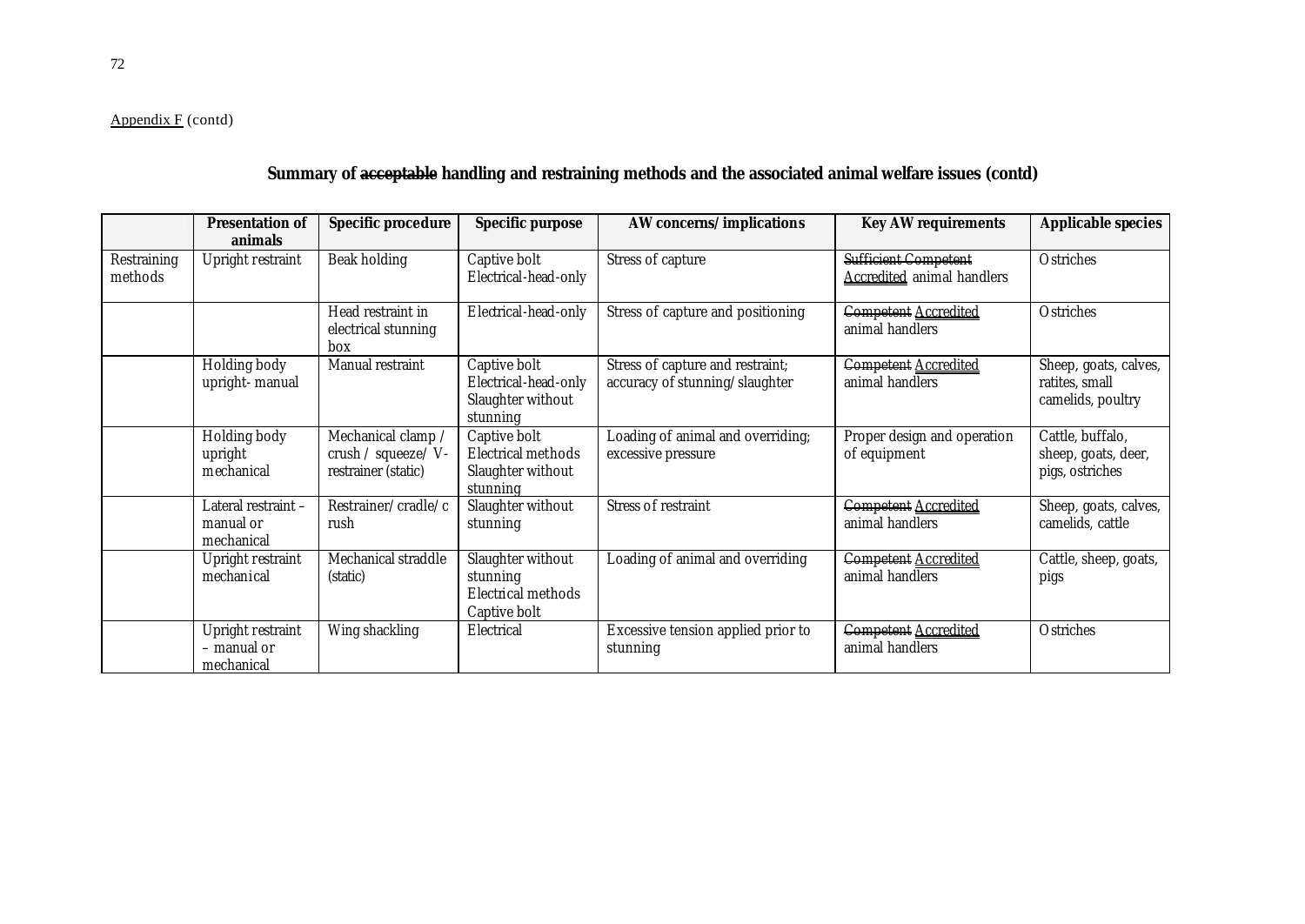Appendix F (contd)

## Summary of ~~acceptable~~ handling and restraining methods and the associated animal welfare issues (contd)

| | Presentation of animals | Specific procedure | Specific purpose | AW concerns/ implications | Key AW requirements | Applicable species |
|---|---|---|---|---|---|---|
| Restraining methods | Upright restraint | Beak holding | Captive bolt<br>Electrical-head-only | Stress of capture | ~~Sufficient Competent~~ Accredited animal handlers | Ostriches |
| | | Head restraint in electrical stunning box | Electrical-head-only | Stress of capture and positioning | ~~Competent~~ Accredited animal handlers | Ostriches |
| | Holding body upright- manual | Manual restraint | Captive bolt<br>Electrical-head-only<br>Slaughter without stunning | Stress of capture and restraint; accuracy of stunning/slaughter | ~~Competent~~ Accredited animal handlers | Sheep, goats, calves, ratites, small camelids, poultry |
| | Holding body upright mechanical | Mechanical clamp / crush / squeeze/ V-restrainer (static) | Captive bolt<br>Electrical methods<br>Slaughter without stunning | Loading of animal and overriding; excessive pressure | Proper design and operation of equipment | Cattle, buffalo, sheep, goats, deer, pigs, ostriches |
| | Lateral restraint – manual or mechanical | Restrainer/cradle/crush | Slaughter without stunning | Stress of restraint | ~~Competent~~ Accredited animal handlers | Sheep, goats, calves, camelids, cattle |
| | Upright restraint mechanical | Mechanical straddle (static) | Slaughter without stunning<br>Electrical methods<br>Captive bolt | Loading of animal and overriding | ~~Competent~~ Accredited animal handlers | Cattle, sheep, goats, pigs |
| | Upright restraint – manual or mechanical | Wing shackling | Electrical | Excessive tension applied prior to stunning | ~~Competent~~ Accredited animal handlers | Ostriches |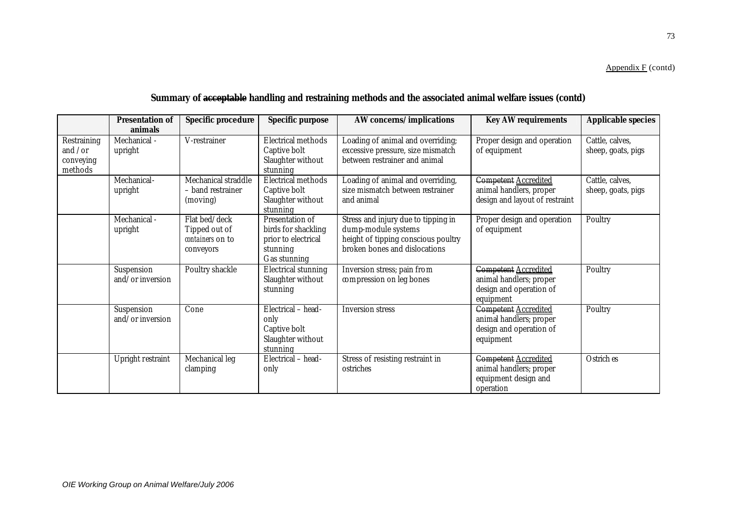Appendix F (contd)

## Summary of ~~acceptable~~ handling and restraining methods and the associated animal welfare issues (contd)

| | Presentation of animals | Specific procedure | Specific purpose | AW concerns/ implications | Key AW requirements | Applicable species |
|---|---|---|---|---|---|---|
| Restraining and / or conveying methods | Mechanical - upright | V-restrainer | Electrical methods<br>Captive bolt<br>Slaughter without stunning | Loading of animal and overriding; excessive pressure, size mismatch between restrainer and animal | Proper design and operation of equipment | Cattle, calves, sheep, goats, pigs |
| | Mechanical-upright | Mechanical straddle – band restrainer (moving) | Electrical methods<br>Captive bolt<br>Slaughter without stunning | Loading of animal and overriding, size mismatch between restrainer and animal | ~~Competent~~ Accredited animal handlers, proper design and layout of restraint | Cattle, calves, sheep, goats, pigs |
| | Mechanical - upright | Flat bed/deck<br>Tipped out of containers on to conveyors | Presentation of birds for shackling prior to electrical stunning<br>Gas stunning | Stress and injury due to tipping in dump-module systems<br>height of tipping conscious poultry<br>broken bones and dislocations | Proper design and operation of equipment | Poultry |
| | Suspension and/or inversion | Poultry shackle | Electrical stunning<br>Slaughter without stunning | Inversion stress; pain from compression on leg bones | ~~Competent~~ Accredited animal handlers; proper design and operation of equipment | Poultry |
| | Suspension and/or inversion | Cone | Electrical – head-only<br>Captive bolt<br>Slaughter without stunning | Inversion stress | ~~Competent~~ Accredited animal handlers; proper design and operation of equipment | Poultry |
| | Upright restraint | Mechanical leg clamping | Electrical – head-only | Stress of resisting restraint in ostriches | ~~Competent~~ Accredited animal handlers; proper equipment design and operation | Ostriches |

OIE Working Group on Animal Welfare/July 2006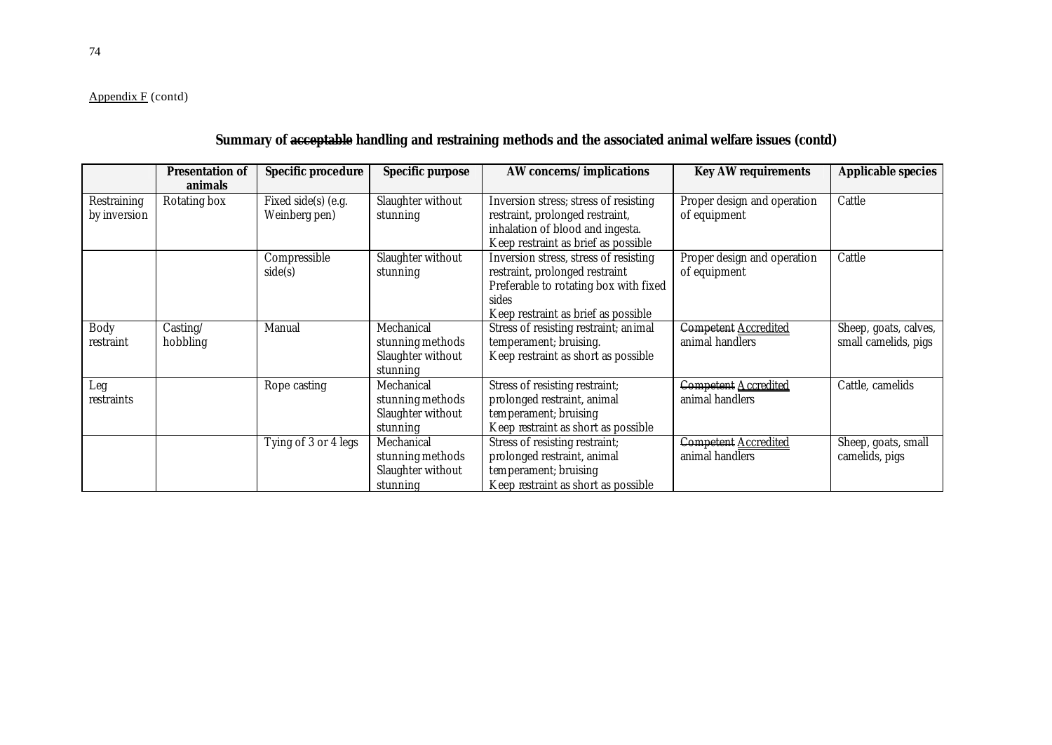Appendix F (contd)

**Summary of ~~acceptable~~ handling and restraining methods and the associated animal welfare issues (contd)**

| | Presentation of animals | Specific procedure | Specific purpose | AW concerns/ implications | Key AW requirements | Applicable species |
|---|---|---|---|---|---|---|
| Restraining by inversion | Rotating box | Fixed side(s) (e.g. Weinberg pen) | Slaughter without stunning | Inversion stress; stress of resisting restraint, prolonged restraint, inhalation of blood and ingesta. Keep restraint as brief as possible | Proper design and operation of equipment | Cattle |
| | | Compressible side(s) | Slaughter without stunning | Inversion stress, stress of resisting restraint, prolonged restraint Preferable to rotating box with fixed sides Keep restraint as brief as possible | Proper design and operation of equipment | Cattle |
| Body restraint | Casting/ hobbling | Manual | Mechanical stunning methods Slaughter without stunning | Stress of resisting restraint; animal temperament; bruising. Keep restraint as short as possible | ~~Competent~~ <u>Accredited</u> animal handlers | Sheep, goats, calves, small camelids, pigs |
| Leg restraints | | Rope casting | Mechanical stunning methods Slaughter without stunning | Stress of resisting restraint; prolonged restraint, animal temperament; bruising Keep restraint as short as possible | ~~Competent~~ <u>Accredited</u> animal handlers | Cattle, camelids |
| | | Tying of 3 or 4 legs | Mechanical stunning methods Slaughter without stunning | Stress of resisting restraint; prolonged restraint, animal temperament; bruising Keep restraint as short as possible | ~~Competent~~ <u>Accredited</u> animal handlers | Sheep, goats, small camelids, pigs |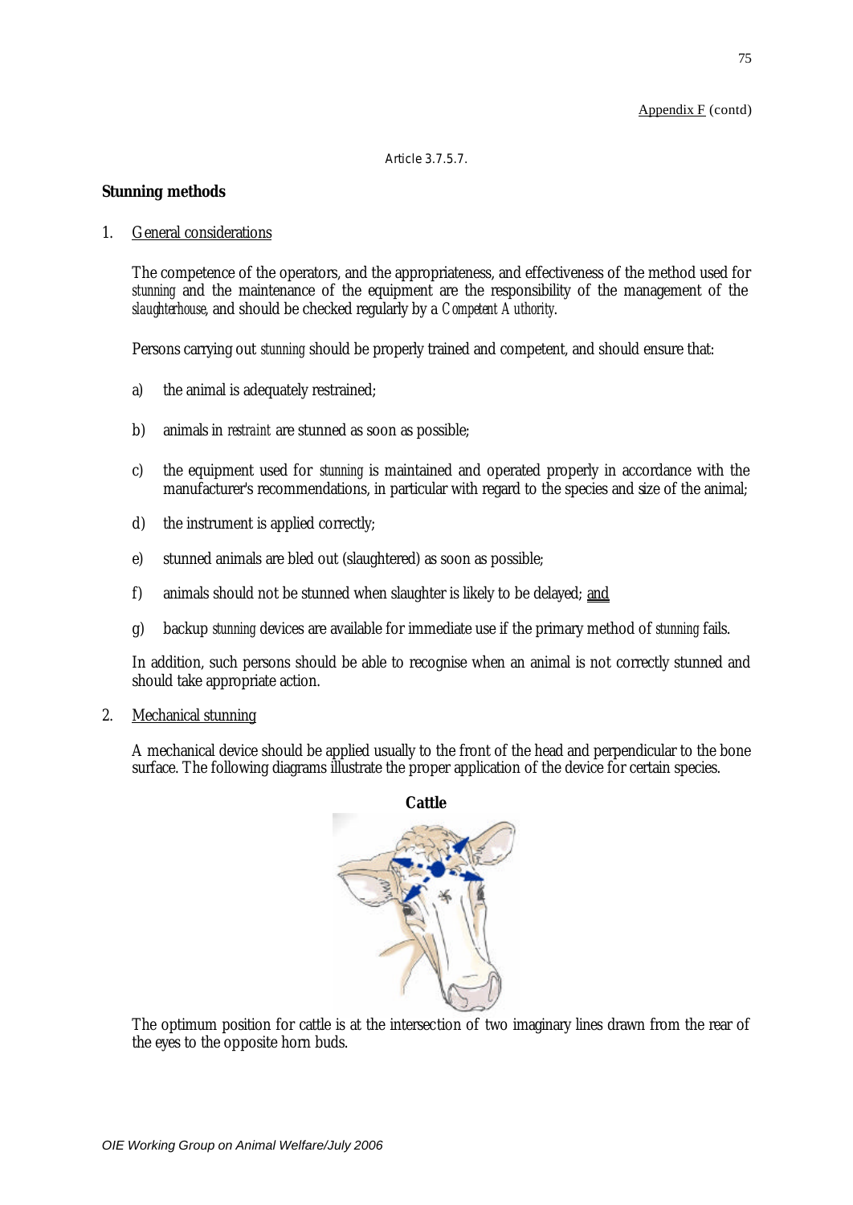Appendix F (contd)

Article 3.7.5.7.

**Stunning methods**

1. General considerations

   The competence of the operators, and the appropriateness, and effectiveness of the method used for *stunning* and the maintenance of the equipment are the responsibility of the management of the *slaughterhouse*, and should be checked regularly by a *Competent Authority*.

   Persons carrying out *stunning* should be properly trained and competent, and should ensure that:

   a) the animal is adequately restrained;

   b) animals in *restraint* are stunned as soon as possible;

   c) the equipment used for *stunning* is maintained and operated properly in accordance with the manufacturer's recommendations, in particular with regard to the species and size of the animal;

   d) the instrument is applied correctly;

   e) stunned animals are bled out (slaughtered) as soon as possible;

   f) animals should not be stunned when slaughter is likely to be delayed; and

   g) backup *stunning* devices are available for immediate use if the primary method of *stunning* fails.

   In addition, such persons should be able to recognise when an animal is not correctly stunned and should take appropriate action.

2. Mechanical stunning

   A mechanical device should be applied usually to the front of the head and perpendicular to the bone surface. The following diagrams illustrate the proper application of the device for certain species.

   **Cattle**

   The optimum position for cattle is at the intersection of two imaginary lines drawn from the rear of the eyes to the opposite horn buds.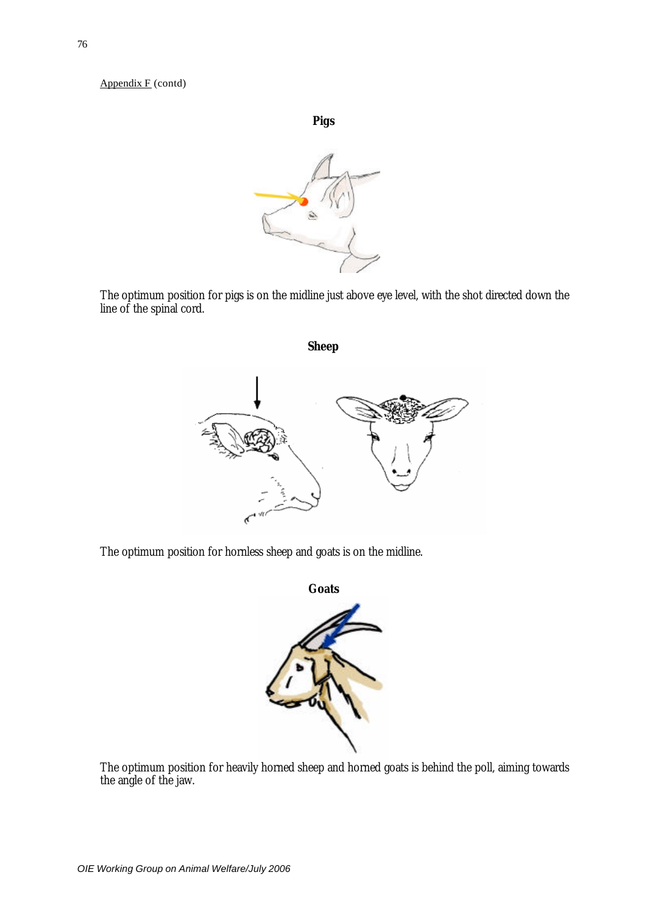Appendix F (contd)

**Pigs**

The optimum position for pigs is on the midline just above eye level, with the shot directed down the line of the spinal cord.

**Sheep**

The optimum position for hornless sheep and goats is on the midline.

**Goats**

The optimum position for heavily horned sheep and horned goats is behind the poll, aiming towards the angle of the jaw.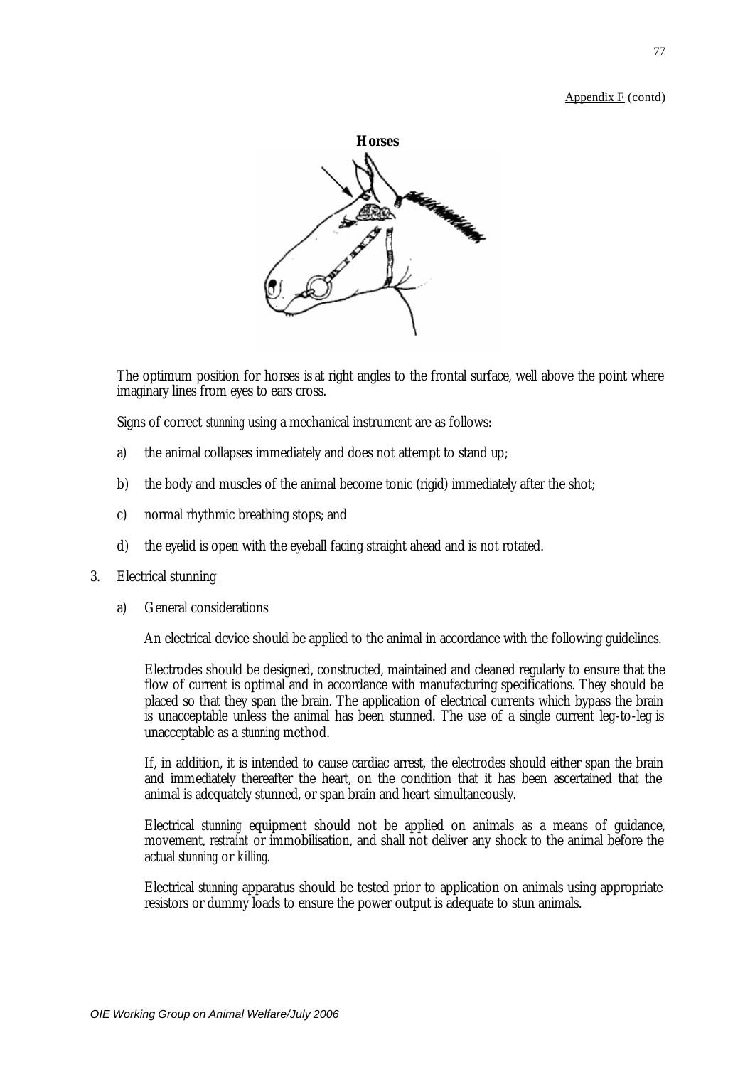Appendix F (contd)

**Horses**

The optimum position for horses is at right angles to the frontal surface, well above the point where imaginary lines from eyes to ears cross.

Signs of correct *stunning* using a mechanical instrument are as follows:

a) the animal collapses immediately and does not attempt to stand up;

b) the body and muscles of the animal become tonic (rigid) immediately after the shot;

c) normal rhythmic breathing stops; and

d) the eyelid is open with the eyeball facing straight ahead and is not rotated.

3. Electrical stunning

   a) General considerations

      An electrical device should be applied to the animal in accordance with the following guidelines.

      Electrodes should be designed, constructed, maintained and cleaned regularly to ensure that the flow of current is optimal and in accordance with manufacturing specifications. They should be placed so that they span the brain. The application of electrical currents which bypass the brain is unacceptable unless the animal has been stunned. The use of a single current leg-to-leg is unacceptable as a *stunning* method.

      If, in addition, it is intended to cause cardiac arrest, the electrodes should either span the brain and immediately thereafter the heart, on the condition that it has been ascertained that the animal is adequately stunned, or span brain and heart simultaneously.

      Electrical *stunning* equipment should not be applied on animals as a means of guidance, movement, *restraint* or immobilisation, and shall not deliver any shock to the animal before the actual *stunning* or *killing*.

      Electrical *stunning* apparatus should be tested prior to application on animals using appropriate resistors or dummy loads to ensure the power output is adequate to stun animals.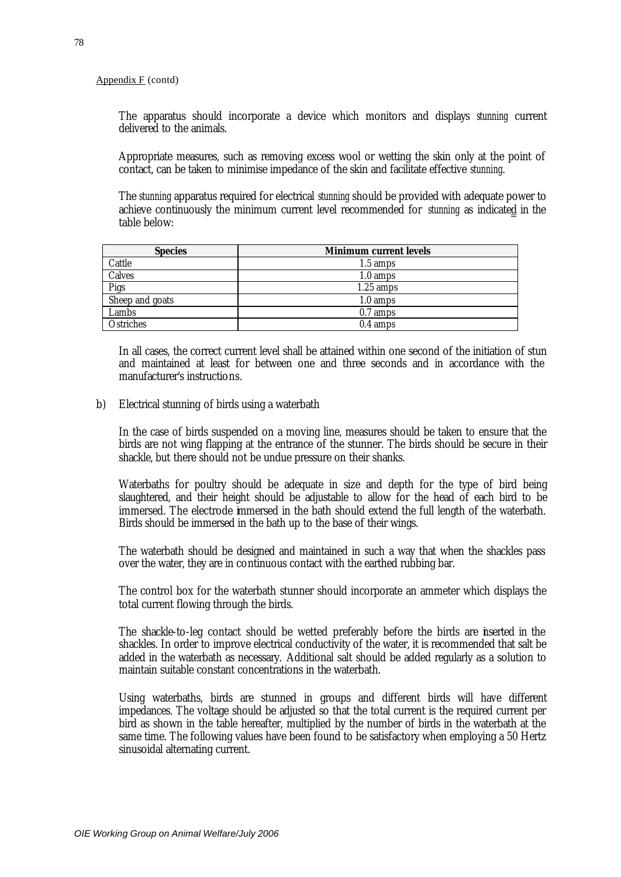Appendix F (contd)

The apparatus should incorporate a device which monitors and displays *stunning* current delivered to the animals.

Appropriate measures, such as removing excess wool or wetting the skin only at the point of contact, can be taken to minimise impedance of the skin and facilitate effective *stunning*.

The *stunning* apparatus required for electrical *stunning* should be provided with adequate power to achieve continuously the minimum current level recommended for *stunning* as indicated in the table below:

| Species | Minimum current levels |
|---|---|
| Cattle | 1.5 amps |
| Calves | 1.0 amps |
| Pigs | 1.25 amps |
| Sheep and goats | 1.0 amps |
| Lambs | 0.7 amps |
| Ostriches | 0.4 amps |

In all cases, the correct current level shall be attained within one second of the initiation of stun and maintained at least for between one and three seconds and in accordance with the manufacturer's instructions.

b) Electrical stunning of birds using a waterbath

In the case of birds suspended on a moving line, measures should be taken to ensure that the birds are not wing flapping at the entrance of the stunner. The birds should be secure in their shackle, but there should not be undue pressure on their shanks.

Waterbaths for poultry should be adequate in size and depth for the type of bird being slaughtered, and their height should be adjustable to allow for the head of each bird to be immersed. The electrode immersed in the bath should extend the full length of the waterbath. Birds should be immersed in the bath up to the base of their wings.

The waterbath should be designed and maintained in such a way that when the shackles pass over the water, they are in continuous contact with the earthed rubbing bar.

The control box for the waterbath stunner should incorporate an ammeter which displays the total current flowing through the birds.

The shackle-to-leg contact should be wetted preferably before the birds are inserted in the shackles. In order to improve electrical conductivity of the water, it is recommended that salt be added in the waterbath as necessary. Additional salt should be added regularly as a solution to maintain suitable constant concentrations in the waterbath.

Using waterbaths, birds are stunned in groups and different birds will have different impedances. The voltage should be adjusted so that the total current is the required current per bird as shown in the table hereafter, multiplied by the number of birds in the waterbath at the same time. The following values have been found to be satisfactory when employing a 50 Hertz sinusoidal alternating current.

OIE Working Group on Animal Welfare/July 2006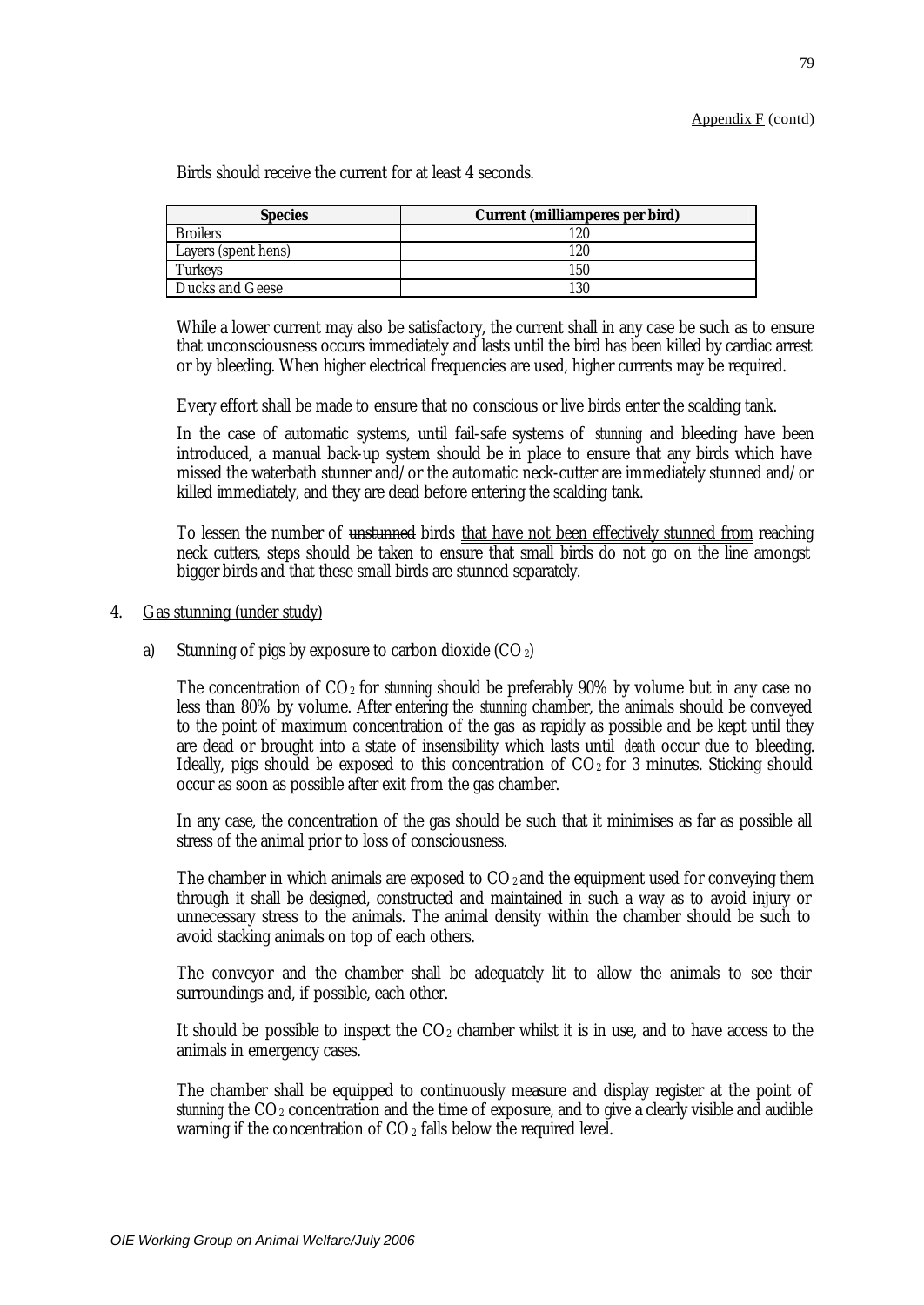Appendix F (contd)

Birds should receive the current for at least 4 seconds.

| Species | Current (milliamperes per bird) |
| --- | --- |
| Broilers | 120 |
| Layers (spent hens) | 120 |
| Turkeys | 150 |
| Ducks and Geese | 130 |

While a lower current may also be satisfactory, the current shall in any case be such as to ensure that unconsciousness occurs immediately and lasts until the bird has been killed by cardiac arrest or by bleeding. When higher electrical frequencies are used, higher currents may be required.

Every effort shall be made to ensure that no conscious or live birds enter the scalding tank.

In the case of automatic systems, until fail-safe systems of *stunning* and bleeding have been introduced, a manual back-up system should be in place to ensure that any birds which have missed the waterbath stunner and/or the automatic neck-cutter are immediately stunned and/or killed immediately, and they are dead before entering the scalding tank.

To lessen the number of ~~unstunned~~ birds <u>that have not been effectively stunned from</u> reaching neck cutters, steps should be taken to ensure that small birds do not go on the line amongst bigger birds and that these small birds are stunned separately.

4. <u>Gas stunning (under study)</u>

   a) Stunning of pigs by exposure to carbon dioxide ($CO_2$)

   The concentration of $CO_2$ for *stunning* should be preferably 90% by volume but in any case no less than 80% by volume. After entering the *stunning* chamber, the animals should be conveyed to the point of maximum concentration of the gas as rapidly as possible and be kept until they are dead or brought into a state of insensibility which lasts until *death* occur due to bleeding. Ideally, pigs should be exposed to this concentration of $CO_2$ for 3 minutes. Sticking should occur as soon as possible after exit from the gas chamber.

   In any case, the concentration of the gas should be such that it minimises as far as possible all stress of the animal prior to loss of consciousness.

   The chamber in which animals are exposed to $CO_2$ and the equipment used for conveying them through it shall be designed, constructed and maintained in such a way as to avoid injury or unnecessary stress to the animals. The animal density within the chamber should be such to avoid stacking animals on top of each others.

   The conveyor and the chamber shall be adequately lit to allow the animals to see their surroundings and, if possible, each other.

   It should be possible to inspect the $CO_2$ chamber whilst it is in use, and to have access to the animals in emergency cases.

   The chamber shall be equipped to continuously measure and display register at the point of *stunning* the $CO_2$ concentration and the time of exposure, and to give a clearly visible and audible warning if the concentration of $CO_2$ falls below the required level.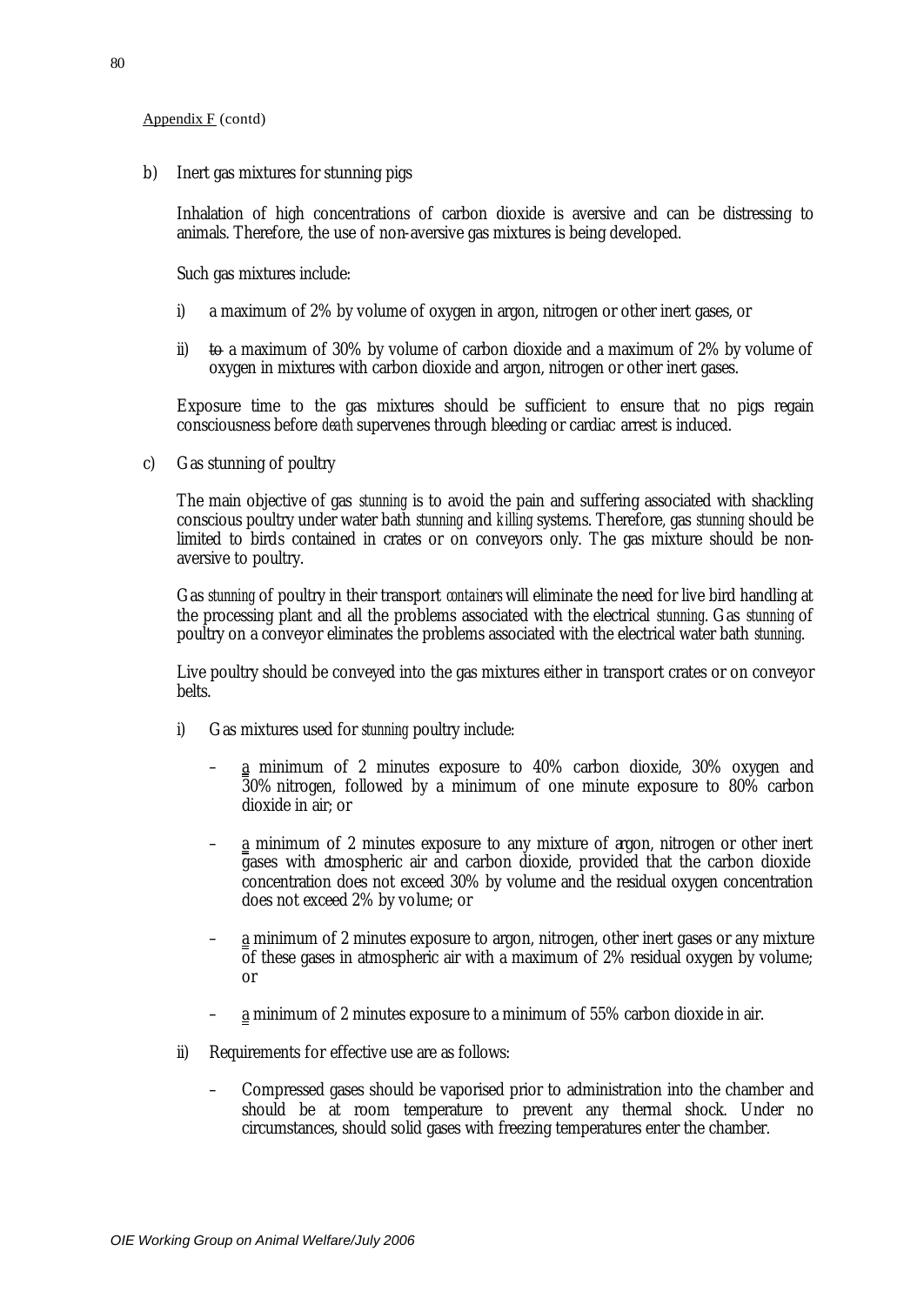Appendix F (contd)

b) Inert gas mixtures for stunning pigs

Inhalation of high concentrations of carbon dioxide is aversive and can be distressing to animals. Therefore, the use of non-aversive gas mixtures is being developed.

Such gas mixtures include:

i) a maximum of 2% by volume of oxygen in argon, nitrogen or other inert gases, or

ii) ~~to~~ a maximum of 30% by volume of carbon dioxide and a maximum of 2% by volume of oxygen in mixtures with carbon dioxide and argon, nitrogen or other inert gases.

Exposure time to the gas mixtures should be sufficient to ensure that no pigs regain consciousness before *death* supervenes through bleeding or cardiac arrest is induced.

c) Gas stunning of poultry

The main objective of gas *stunning* is to avoid the pain and suffering associated with shackling conscious poultry under water bath *stunning* and *killing* systems. Therefore, gas *stunning* should be limited to birds contained in crates or on conveyors only. The gas mixture should be non-aversive to poultry.

Gas *stunning* of poultry in their transport *containers* will eliminate the need for live bird handling at the processing plant and all the problems associated with the electrical *stunning*. Gas *stunning* of poultry on a conveyor eliminates the problems associated with the electrical water bath *stunning*.

Live poultry should be conveyed into the gas mixtures either in transport crates or on conveyor belts.

i) Gas mixtures used for *stunning* poultry include:

– a minimum of 2 minutes exposure to 40% carbon dioxide, 30% oxygen and 30% nitrogen, followed by a minimum of one minute exposure to 80% carbon dioxide in air; or

– a minimum of 2 minutes exposure to any mixture of argon, nitrogen or other inert gases with atmospheric air and carbon dioxide, provided that the carbon dioxide concentration does not exceed 30% by volume and the residual oxygen concentration does not exceed 2% by volume; or

– a minimum of 2 minutes exposure to argon, nitrogen, other inert gases or any mixture of these gases in atmospheric air with a maximum of 2% residual oxygen by volume; or

– a minimum of 2 minutes exposure to a minimum of 55% carbon dioxide in air.

ii) Requirements for effective use are as follows:

– Compressed gases should be vaporised prior to administration into the chamber and should be at room temperature to prevent any thermal shock. Under no circumstances, should solid gases with freezing temperatures enter the chamber.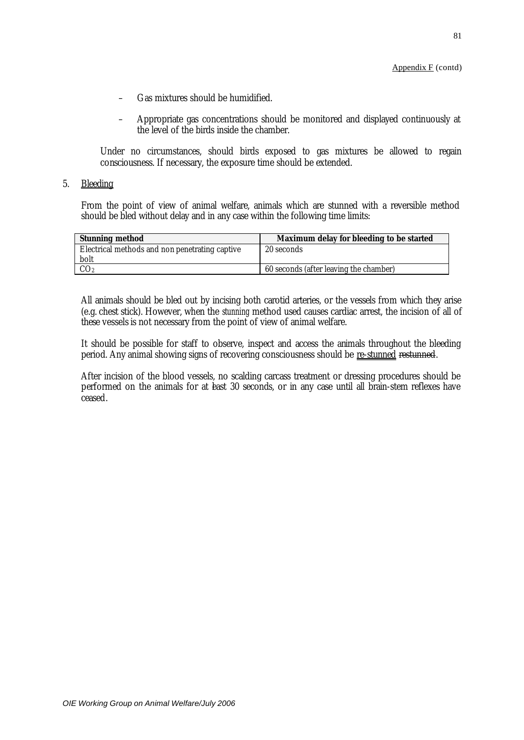Appendix F (contd)

- Gas mixtures should be humidified.
- Appropriate gas concentrations should be monitored and displayed continuously at the level of the birds inside the chamber.

Under no circumstances, should birds exposed to gas mixtures be allowed to regain consciousness. If necessary, the exposure time should be extended.

5. Bleeding

From the point of view of animal welfare, animals which are stunned with a reversible method should be bled without delay and in any case within the following time limits:

| Stunning method | Maximum delay for bleeding to be started |
|---|---|
| Electrical methods and non penetrating captive bolt | 20 seconds |
| $CO_2$ | 60 seconds (after leaving the chamber) |

All animals should be bled out by incising both carotid arteries, or the vessels from which they arise (e.g. chest stick). However, when the *stunning* method used causes cardiac arrest, the incision of all of these vessels is not necessary from the point of view of animal welfare.

It should be possible for staff to observe, inspect and access the animals throughout the bleeding period. Any animal showing signs of recovering consciousness should be re-stunned ~~restunned~~.

After incision of the blood vessels, no scalding carcass treatment or dressing procedures should be performed on the animals for at least 30 seconds, or in any case until all brain-stem reflexes have ceased.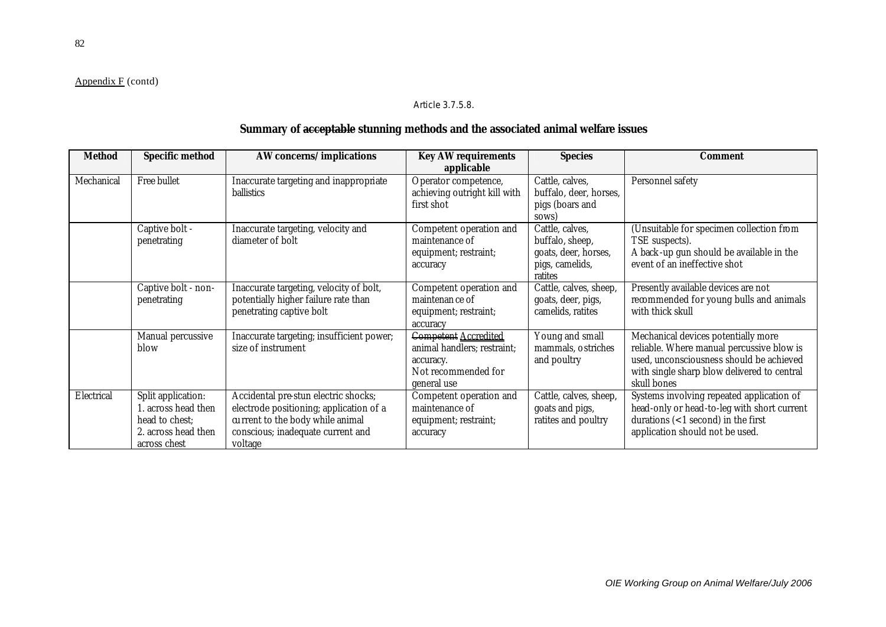Appendix F (contd)

Article 3.7.5.8.

## Summary of ~~acceptable~~ stunning methods and the associated animal welfare issues

| Method | Specific method | AW concerns/ implications | Key AW requirements applicable | Species | Comment |
|---|---|---|---|---|---|
| Mechanical | Free bullet | Inaccurate targeting and inappropriate ballistics | Operator competence, achieving outright kill with first shot | Cattle, calves, buffalo, deer, horses, pigs (boars and sows) | Personnel safety |
| | Captive bolt - penetrating | Inaccurate targeting, velocity and diameter of bolt | Competent operation and maintenance of equipment; restraint; accuracy | Cattle, calves, buffalo, sheep, goats, deer, horses, pigs, camelids, ratites | (Unsuitable for specimen collection from TSE suspects). A back-up gun should be available in the event of an ineffective shot |
| | Captive bolt - non-penetrating | Inaccurate targeting, velocity of bolt, potentially higher failure rate than penetrating captive bolt | Competent operation and maintenance of equipment; restraint; accuracy | Cattle, calves, sheep, goats, deer, pigs, camelids, ratites | Presently available devices are not recommended for young bulls and animals with thick skull |
| | Manual percussive blow | Inaccurate targeting; insufficient power; size of instrument | ~~Competent~~ Accredited animal handlers; restraint; accuracy. Not recommended for general use | Young and small mammals, ostriches and poultry | Mechanical devices potentially more reliable. Where manual percussive blow is used, unconsciousness should be achieved with single sharp blow delivered to central skull bones |
| Electrical | Split application: 1. across head then head to chest; 2. across head then across chest | Accidental pre-stun electric shocks; electrode positioning; application of a current to the body while animal conscious; inadequate current and voltage | Competent operation and maintenance of equipment; restraint; accuracy | Cattle, calves, sheep, goats and pigs, ratites and poultry | Systems involving repeated application of head-only or head-to-leg with short current durations (<1 second) in the first application should not be used. |

*OIE Working Group on Animal Welfare/July 2006*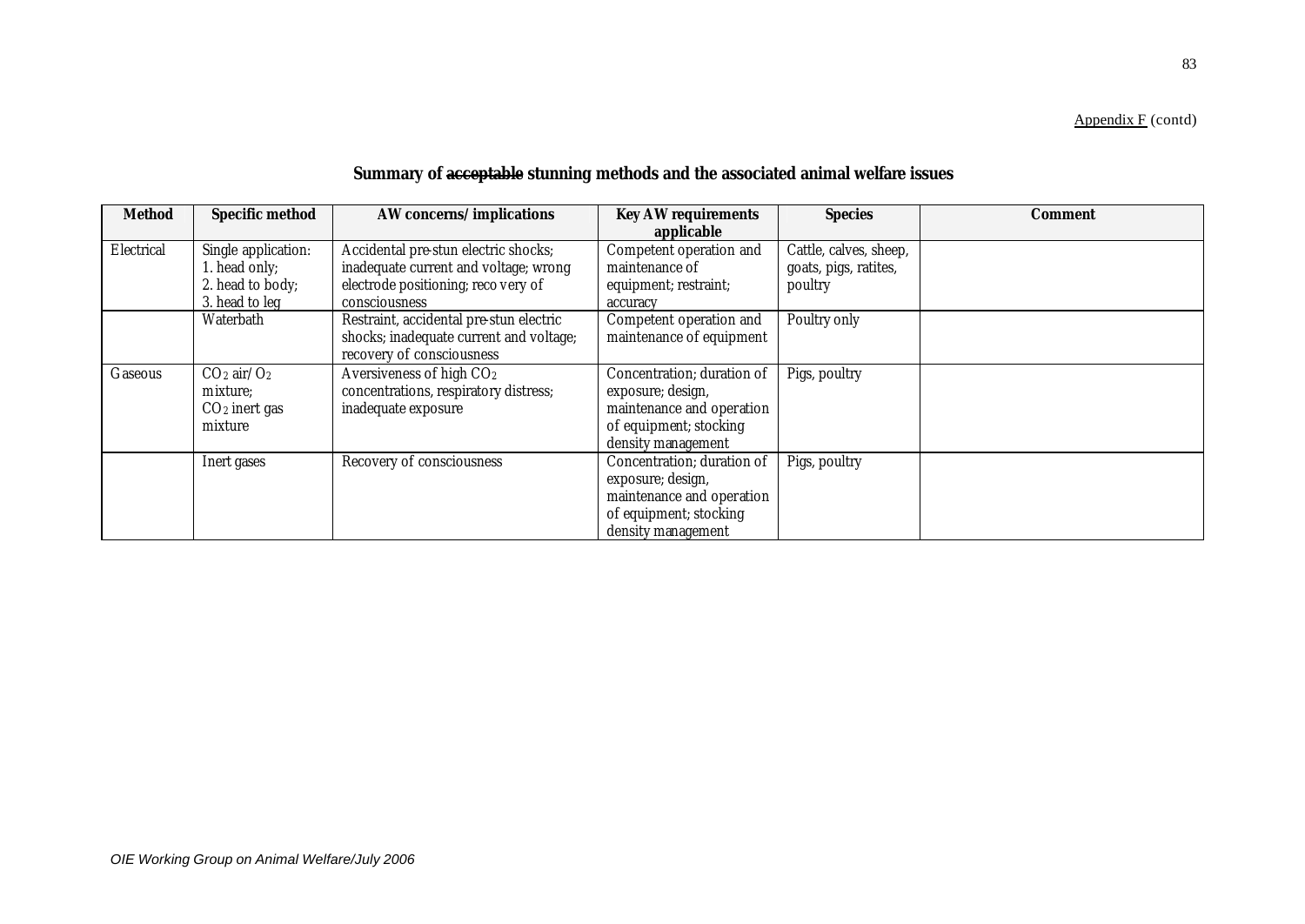Appendix F (contd)

## Summary of ~~acceptable~~ stunning methods and the associated animal welfare issues

| Method | Specific method | AW concerns/ implications | Key AW requirements applicable | Species | Comment |
|---|---|---|---|---|---|
| Electrical | Single application: 1. head only; 2. head to body; 3. head to leg | Accidental pre-stun electric shocks; inadequate current and voltage; wrong electrode positioning; recovery of consciousness | Competent operation and maintenance of equipment; restraint; accuracy | Cattle, calves, sheep, goats, pigs, ratites, poultry | |
| | Waterbath | Restraint, accidental pre-stun electric shocks; inadequate current and voltage; recovery of consciousness | Competent operation and maintenance of equipment | Poultry only | |
| Gaseous | $CO_2$ air/ $O_2$ mixture; $CO_2$ inert gas mixture | Aversiveness of high $CO_2$ concentrations, respiratory distress; inadequate exposure | Concentration; duration of exposure; design, maintenance and operation of equipment; stocking density management | Pigs, poultry | |
| | Inert gases | Recovery of consciousness | Concentration; duration of exposure; design, maintenance and operation of equipment; stocking density management | Pigs, poultry | |

*OIE Working Group on Animal Welfare/July 2006*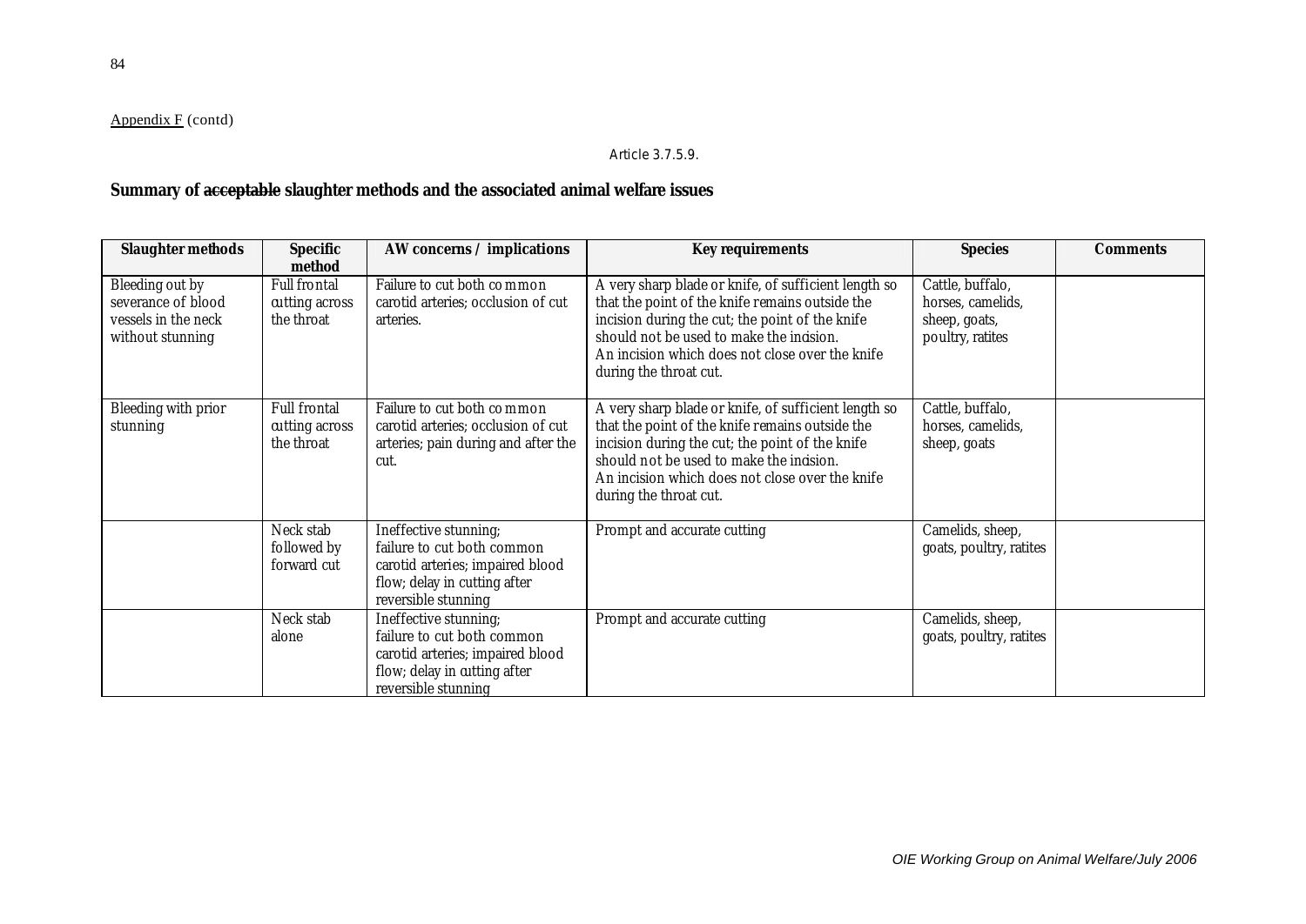Appendix F (contd)

Article 3.7.5.9.

## Summary of ~~acceptable~~ slaughter methods and the associated animal welfare issues

| Slaughter methods | Specific method | AW concerns / implications | Key requirements | Species | Comments |
|---|---|---|---|---|---|
| Bleeding out by severance of blood vessels in the neck without stunning | Full frontal cutting across the throat | Failure to cut both common carotid arteries; occlusion of cut arteries. | A very sharp blade or knife, of sufficient length so that the point of the knife remains outside the incision during the cut; the point of the knife should not be used to make the incision. An incision which does not close over the knife during the throat cut. | Cattle, buffalo, horses, camelids, sheep, goats, poultry, ratites | |
| Bleeding with prior stunning | Full frontal cutting across the throat | Failure to cut both common carotid arteries; occlusion of cut arteries; pain during and after the cut. | A very sharp blade or knife, of sufficient length so that the point of the knife remains outside the incision during the cut; the point of the knife should not be used to make the incision. An incision which does not close over the knife during the throat cut. | Cattle, buffalo, horses, camelids, sheep, goats | |
| | Neck stab followed by forward cut | Ineffective stunning; failure to cut both common carotid arteries; impaired blood flow; delay in cutting after reversible stunning | Prompt and accurate cutting | Camelids, sheep, goats, poultry, ratites | |
| | Neck stab alone | Ineffective stunning; failure to cut both common carotid arteries; impaired blood flow; delay in cutting after reversible stunning | Prompt and accurate cutting | Camelids, sheep, goats, poultry, ratites | |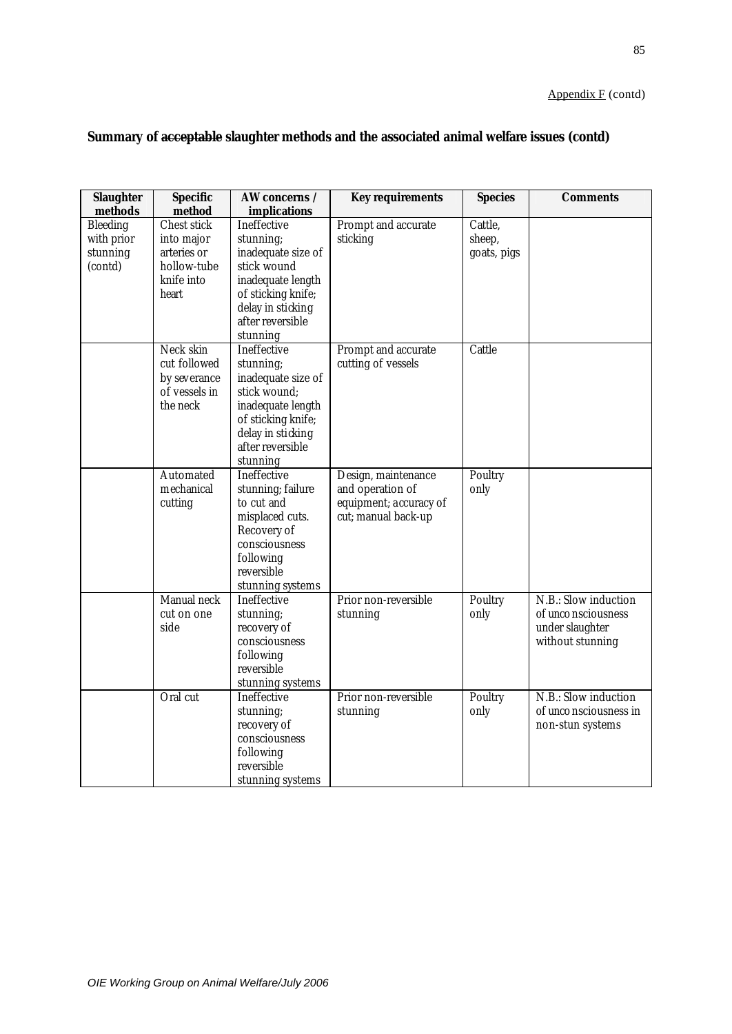Appendix F (contd)

**Summary of ~~acceptable~~ slaughter methods and the associated animal welfare issues (contd)**

| Slaughter methods | Specific method | AW concerns / implications | Key requirements | Species | Comments |
|---|---|---|---|---|---|
| Bleeding with prior stunning (contd) | Chest stick into major arteries or hollow-tube knife into heart | Ineffective stunning; inadequate size of stick wound inadequate length of sticking knife; delay in sticking after reversible stunning | Prompt and accurate sticking | Cattle, sheep, goats, pigs | |
| | Neck skin cut followed by severance of vessels in the neck | Ineffective stunning; inadequate size of stick wound; inadequate length of sticking knife; delay in sticking after reversible stunning | Prompt and accurate cutting of vessels | Cattle | |
| | Automated mechanical cutting | Ineffective stunning; failure to cut and misplaced cuts. Recovery of consciousness following reversible stunning systems | Design, maintenance and operation of equipment; accuracy of cut; manual back-up | Poultry only | |
| | Manual neck cut on one side | Ineffective stunning; recovery of consciousness following reversible stunning systems | Prior non-reversible stunning | Poultry only | N.B.: Slow induction of unconsciousness under slaughter without stunning |
| | Oral cut | Ineffective stunning; recovery of consciousness following reversible stunning systems | Prior non-reversible stunning | Poultry only | N.B.: Slow induction of unconsciousness in non-stun systems |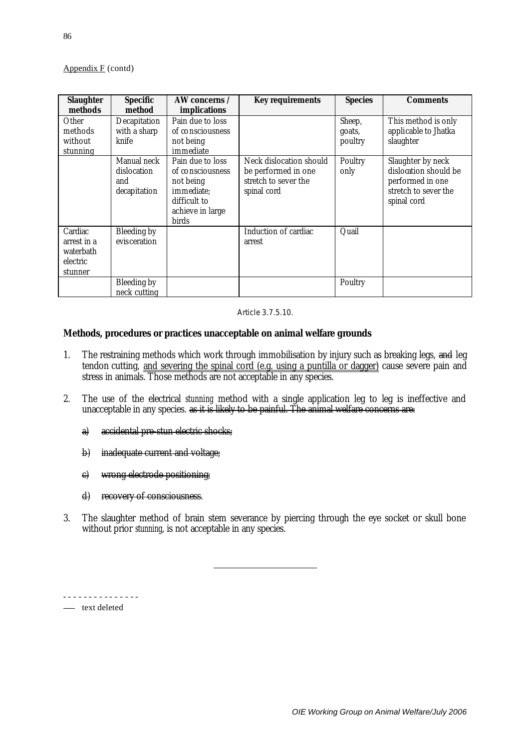Appendix F (contd)

| Slaughter methods | Specific method | AW concerns / implications | Key requirements | Species | Comments |
|---|---|---|---|---|---|
| Other methods without stunning | Decapitation with a sharp knife | Pain due to loss of consciousness not being immediate | | Sheep, goats, poultry | This method is only applicable to Jhatka slaughter |
| | Manual neck dislocation and decapitation | Pain due to loss of consciousness not being immediate; difficult to achieve in large birds | Neck dislocation should be performed in one stretch to sever the spinal cord | Poultry only | Slaughter by neck dislocation should be performed in one stretch to sever the spinal cord |
| Cardiac arrest in a waterbath electric stunner | Bleeding by evisceration | | Induction of cardiac arrest | Quail | |
| | Bleeding by neck cutting | | | Poultry | |

Article 3.7.5.10.

**Methods, procedures or practices unacceptable on animal welfare grounds**

1. The restraining methods which work through immobilisation by injury such as breaking legs, ~~and~~ leg tendon cutting, <u>and severing the spinal cord (e.g. using a puntilla or dagger)</u> cause severe pain and stress in animals. Those methods are not acceptable in any species.

2. The use of the electrical *stunning* method with a single application leg to leg is ineffective and unacceptable in any species. ~~as it is likely to be painful. The animal welfare concerns are:~~

   ~~a) accidental pre-stun electric shocks;~~

   ~~b) inadequate current and voltage;~~

   ~~c) wrong electrode positioning;~~

   ~~d) recovery of consciousness.~~

3. The slaughter method of brain stem severance by piercing through the eye socket or skull bone without prior *stunning*, is not acceptable in any species.

---

- - - - - - - - - - - - - - -

~~——~~ text deleted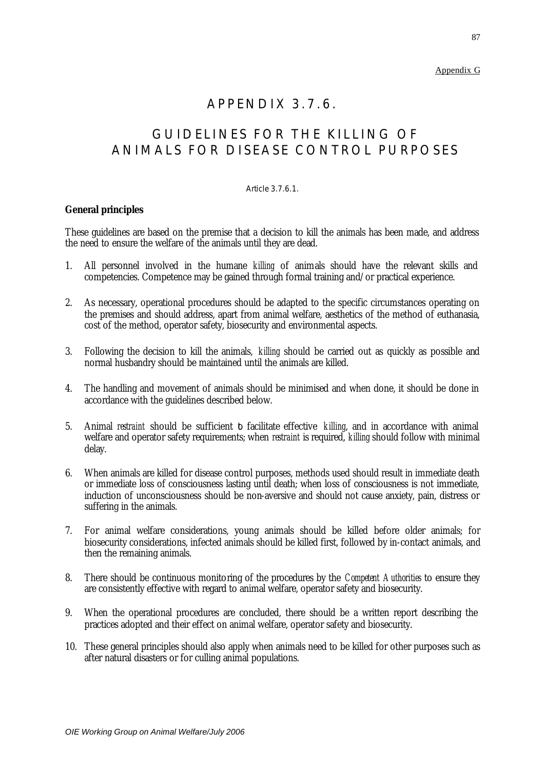Appendix G

# APPENDIX 3.7.6.

# GUIDELINES FOR THE KILLING OF ANIMALS FOR DISEASE CONTROL PURPOSES

Article 3.7.6.1.

**General principles**

These guidelines are based on the premise that a decision to kill the animals has been made, and address the need to ensure the welfare of the animals until they are dead.

1. All personnel involved in the humane *killing* of animals should have the relevant skills and competencies. Competence may be gained through formal training and/or practical experience.

2. As necessary, operational procedures should be adapted to the specific circumstances operating on the premises and should address, apart from animal welfare, aesthetics of the method of euthanasia, cost of the method, operator safety, biosecurity and environmental aspects.

3. Following the decision to kill the animals, *killing* should be carried out as quickly as possible and normal husbandry should be maintained until the animals are killed.

4. The handling and movement of animals should be minimised and when done, it should be done in accordance with the guidelines described below.

5. Animal *restraint* should be sufficient to facilitate effective *killing*, and in accordance with animal welfare and operator safety requirements; when *restraint* is required, *killing* should follow with minimal delay.

6. When animals are killed for disease control purposes, methods used should result in immediate death or immediate loss of consciousness lasting until death; when loss of consciousness is not immediate, induction of unconsciousness should be non-aversive and should not cause anxiety, pain, distress or suffering in the animals.

7. For animal welfare considerations, young animals should be killed before older animals; for biosecurity considerations, infected animals should be killed first, followed by in-contact animals, and then the remaining animals.

8. There should be continuous monitoring of the procedures by the *Competent Authorities* to ensure they are consistently effective with regard to animal welfare, operator safety and biosecurity.

9. When the operational procedures are concluded, there should be a written report describing the practices adopted and their effect on animal welfare, operator safety and biosecurity.

10. These general principles should also apply when animals need to be killed for other purposes such as after natural disasters or for culling animal populations.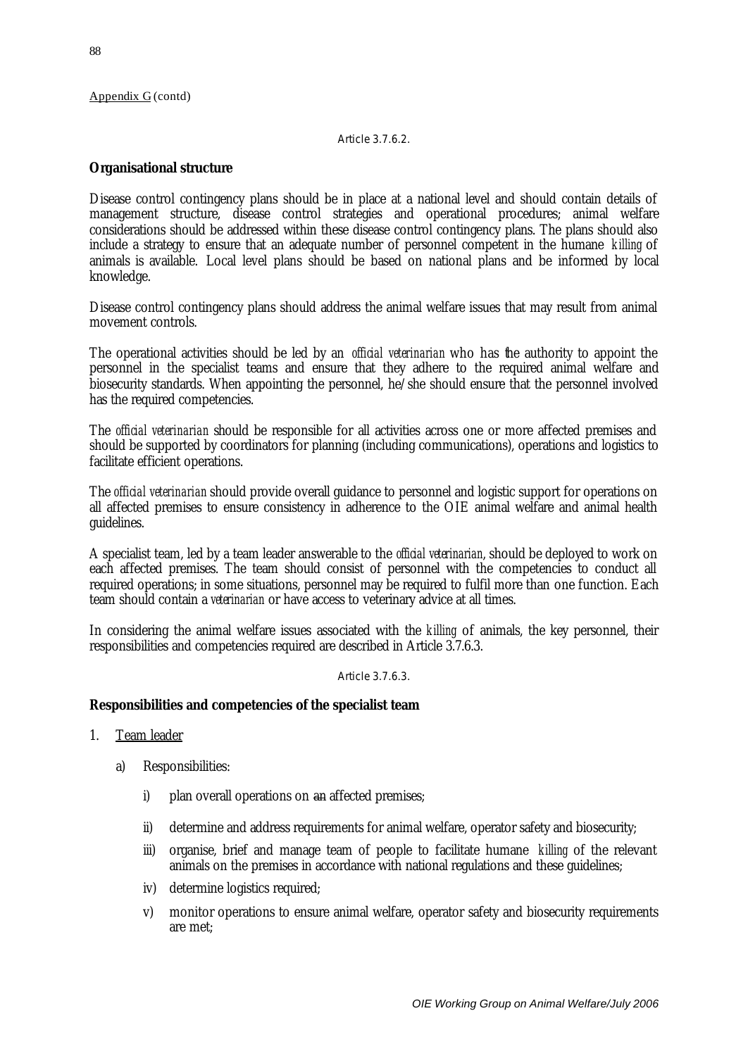Appendix G (contd)

Article 3.7.6.2.

**Organisational structure**

Disease control contingency plans should be in place at a national level and should contain details of management structure, disease control strategies and operational procedures; animal welfare considerations should be addressed within these disease control contingency plans. The plans should also include a strategy to ensure that an adequate number of personnel competent in the humane *killing* of animals is available. Local level plans should be based on national plans and be informed by local knowledge.

Disease control contingency plans should address the animal welfare issues that may result from animal movement controls.

The operational activities should be led by an *official veterinarian* who has the authority to appoint the personnel in the specialist teams and ensure that they adhere to the required animal welfare and biosecurity standards. When appointing the personnel, he/she should ensure that the personnel involved has the required competencies.

The *official veterinarian* should be responsible for all activities across one or more affected premises and should be supported by coordinators for planning (including communications), operations and logistics to facilitate efficient operations.

The *official veterinarian* should provide overall guidance to personnel and logistic support for operations on all affected premises to ensure consistency in adherence to the OIE animal welfare and animal health guidelines.

A specialist team, led by a team leader answerable to the *official veterinarian*, should be deployed to work on each affected premises. The team should consist of personnel with the competencies to conduct all required operations; in some situations, personnel may be required to fulfil more than one function. Each team should contain a *veterinarian* or have access to veterinary advice at all times.

In considering the animal welfare issues associated with the *killing* of animals, the key personnel, their responsibilities and competencies required are described in Article 3.7.6.3.

Article 3.7.6.3.

**Responsibilities and competencies of the specialist team**

1. Team leader
   a) Responsibilities:
      i) plan overall operations on ~~an~~ affected premises;
      ii) determine and address requirements for animal welfare, operator safety and biosecurity;
      iii) organise, brief and manage team of people to facilitate humane *killing* of the relevant animals on the premises in accordance with national regulations and these guidelines;
      iv) determine logistics required;
      v) monitor operations to ensure animal welfare, operator safety and biosecurity requirements are met;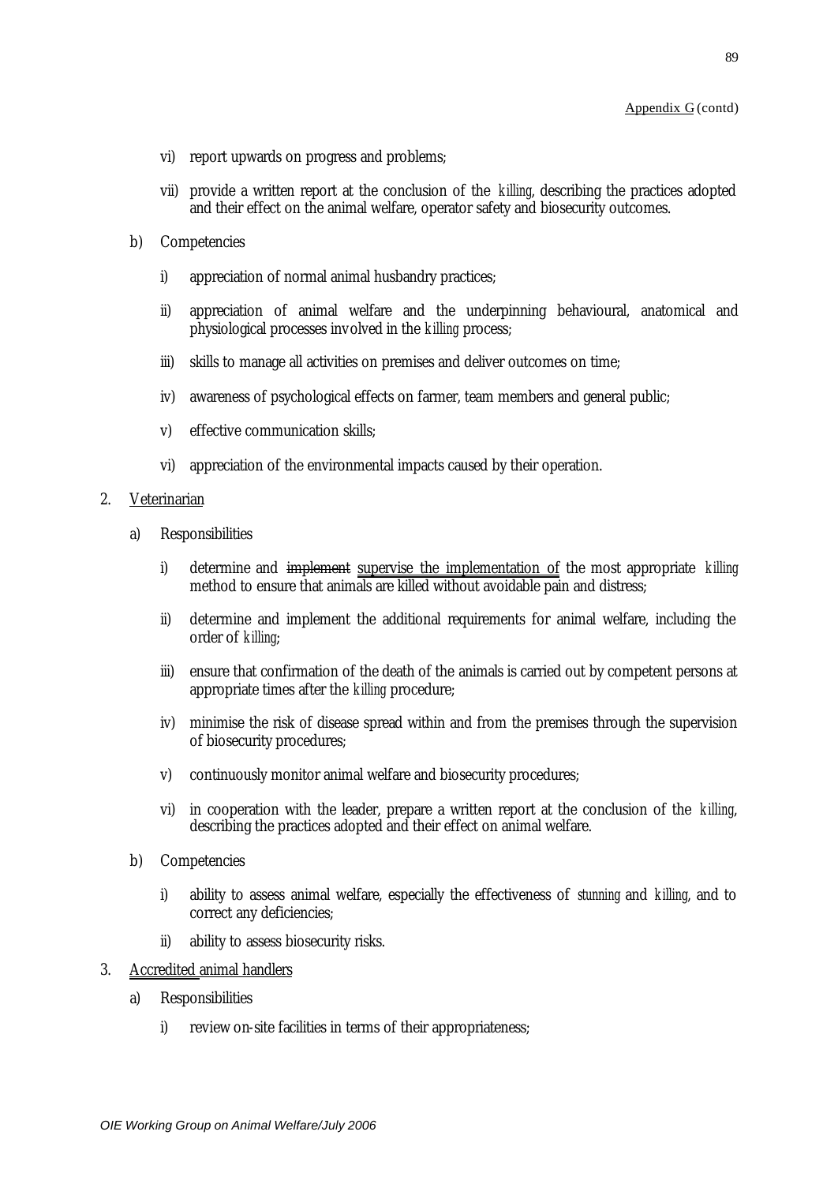vi) report upwards on progress and problems;

vii) provide a written report at the conclusion of the *killing*, describing the practices adopted and their effect on the animal welfare, operator safety and biosecurity outcomes.

b) Competencies

i) appreciation of normal animal husbandry practices;

ii) appreciation of animal welfare and the underpinning behavioural, anatomical and physiological processes involved in the *killing* process;

iii) skills to manage all activities on premises and deliver outcomes on time;

iv) awareness of psychological effects on farmer, team members and general public;

v) effective communication skills;

vi) appreciation of the environmental impacts caused by their operation.

2. Veterinarian

a) Responsibilities

i) determine and ~~implement~~ supervise the implementation of the most appropriate *killing* method to ensure that animals are killed without avoidable pain and distress;

ii) determine and implement the additional requirements for animal welfare, including the order of *killing*;

iii) ensure that confirmation of the death of the animals is carried out by competent persons at appropriate times after the *killing* procedure;

iv) minimise the risk of disease spread within and from the premises through the supervision of biosecurity procedures;

v) continuously monitor animal welfare and biosecurity procedures;

vi) in cooperation with the leader, prepare a written report at the conclusion of the *killing*, describing the practices adopted and their effect on animal welfare.

b) Competencies

i) ability to assess animal welfare, especially the effectiveness of *stunning* and *killing*, and to correct any deficiencies;

ii) ability to assess biosecurity risks.

3. Accredited animal handlers

a) Responsibilities

i) review on-site facilities in terms of their appropriateness;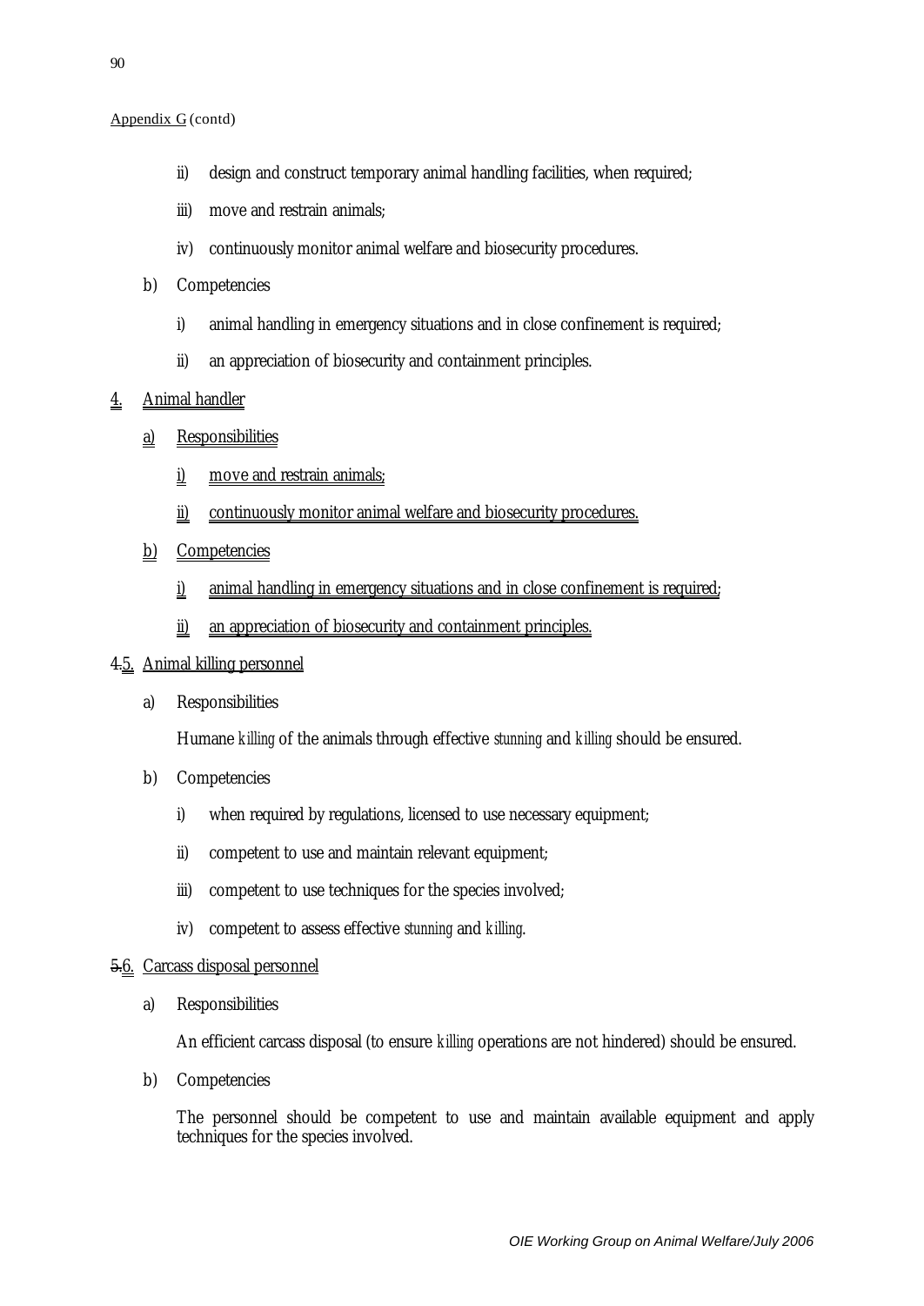Appendix G (contd)

   ii) design and construct temporary animal handling facilities, when required;

   iii) move and restrain animals;

   iv) continuously monitor animal welfare and biosecurity procedures.

b) Competencies

   i) animal handling in emergency situations and in close confinement is required;

   ii) an appreciation of biosecurity and containment principles.

4. Animal handler

a) Responsibilities

   i) move and restrain animals;

   ii) continuously monitor animal welfare and biosecurity procedures.

b) Competencies

   i) animal handling in emergency situations and in close confinement is required;

   ii) an appreciation of biosecurity and containment principles.

~~4.~~5. Animal killing personnel

a) Responsibilities

Humane *killing* of the animals through effective *stunning* and *killing* should be ensured.

b) Competencies

   i) when required by regulations, licensed to use necessary equipment;

   ii) competent to use and maintain relevant equipment;

   iii) competent to use techniques for the species involved;

   iv) competent to assess effective *stunning* and *killing*.

~~5.~~6. Carcass disposal personnel

a) Responsibilities

An efficient carcass disposal (to ensure *killing* operations are not hindered) should be ensured.

b) Competencies

The personnel should be competent to use and maintain available equipment and apply techniques for the species involved.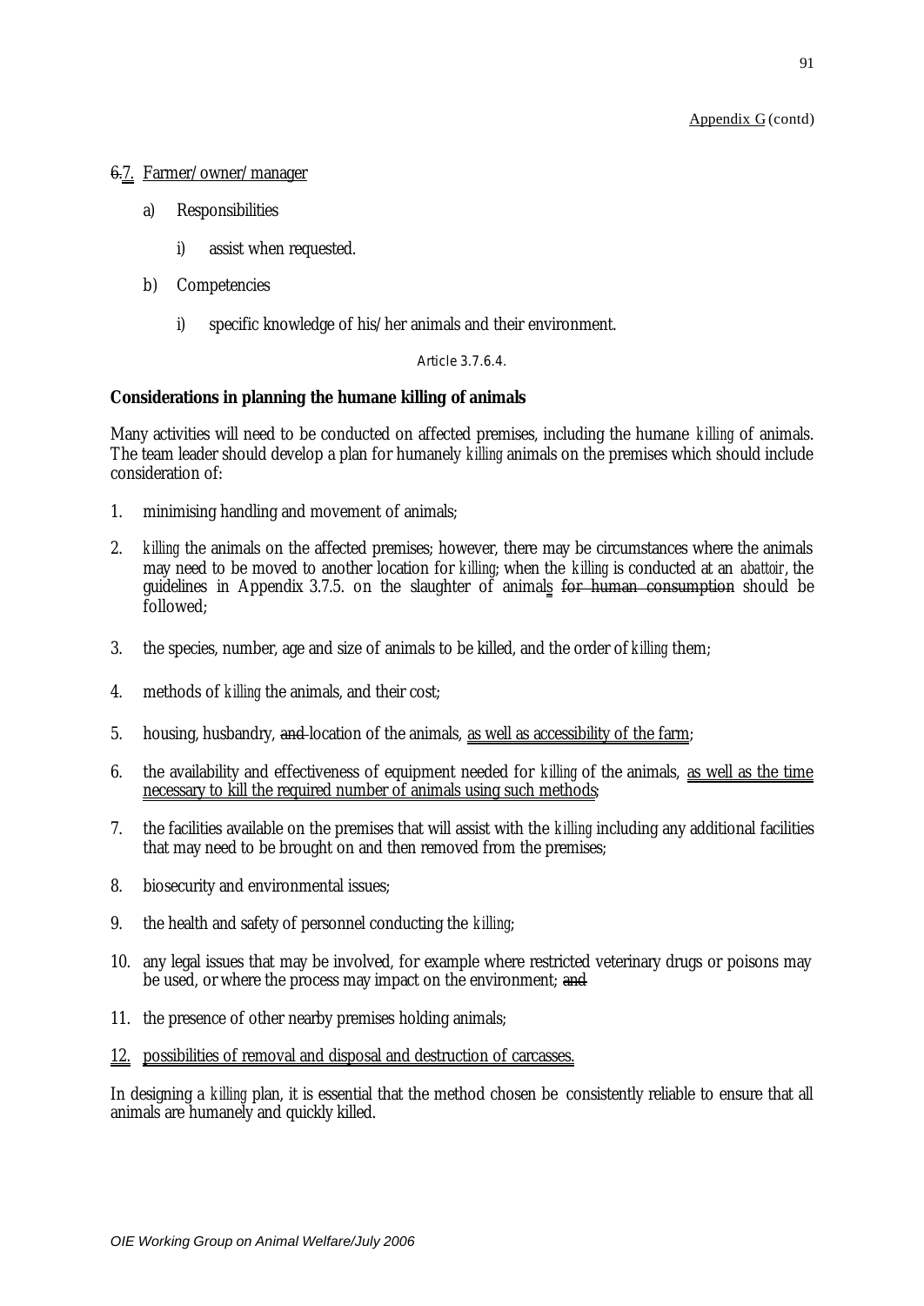Appendix G (contd)

~~6.~~7. Farmer/owner/manager

a) Responsibilities

i) assist when requested.

b) Competencies

i) specific knowledge of his/her animals and their environment.

Article 3.7.6.4.

**Considerations in planning the humane killing of animals**

Many activities will need to be conducted on affected premises, including the humane *killing* of animals. The team leader should develop a plan for humanely *killing* animals on the premises which should include consideration of:

1. minimising handling and movement of animals;

2. *killing* the animals on the affected premises; however, there may be circumstances where the animals may need to be moved to another location for *killing*; when the *killing* is conducted at an *abattoir*, the guidelines in Appendix 3.7.5. on the slaughter of animals ~~for human consumption~~ should be followed;

3. the species, number, age and size of animals to be killed, and the order of *killing* them;

4. methods of *killing* the animals, and their cost;

5. housing, husbandry, ~~and~~ location of the animals, as well as accessibility of the farm;

6. the availability and effectiveness of equipment needed for *killing* of the animals, as well as the time necessary to kill the required number of animals using such methods;

7. the facilities available on the premises that will assist with the *killing* including any additional facilities that may need to be brought on and then removed from the premises;

8. biosecurity and environmental issues;

9. the health and safety of personnel conducting the *killing*;

10. any legal issues that may be involved, for example where restricted veterinary drugs or poisons may be used, or where the process may impact on the environment; ~~and~~

11. the presence of other nearby premises holding animals;

12. possibilities of removal and disposal and destruction of carcasses.

In designing a *killing* plan, it is essential that the method chosen be consistently reliable to ensure that all animals are humanely and quickly killed.

*OIE Working Group on Animal Welfare/July 2006*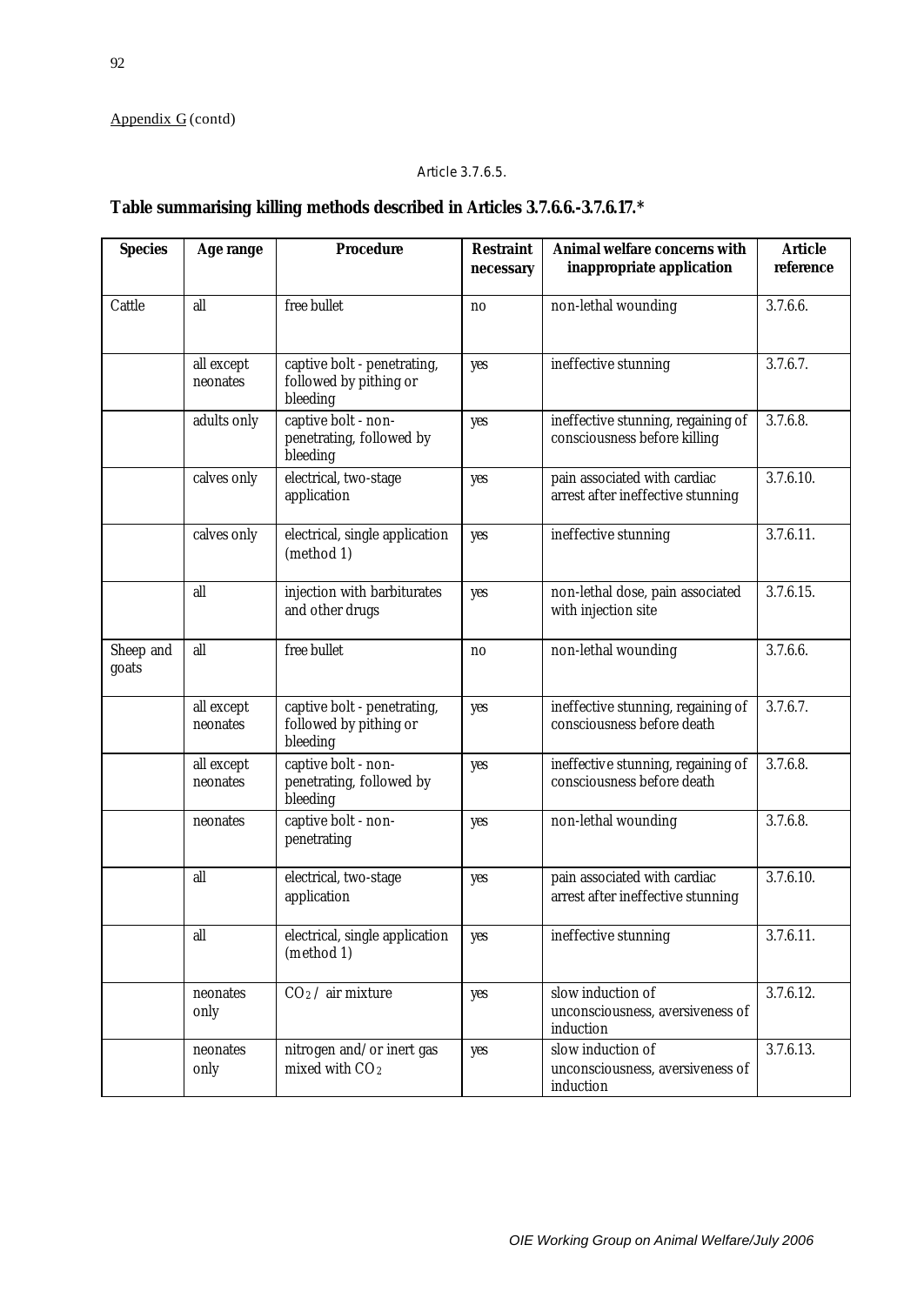Appendix G (contd)

Article 3.7.6.5.

**Table summarising killing methods described in Articles 3.7.6.6.-3.7.6.17.***

| Species | Age range | Procedure | Restraint necessary | Animal welfare concerns with inappropriate application | Article reference |
|---|---|---|---|---|---|
| Cattle | all | free bullet | no | non-lethal wounding | 3.7.6.6. |
| | all except neonates | captive bolt - penetrating, followed by pithing or bleeding | yes | ineffective stunning | 3.7.6.7. |
| | adults only | captive bolt - non-penetrating, followed by bleeding | yes | ineffective stunning, regaining of consciousness before killing | 3.7.6.8. |
| | calves only | electrical, two-stage application | yes | pain associated with cardiac arrest after ineffective stunning | 3.7.6.10. |
| | calves only | electrical, single application (method 1) | yes | ineffective stunning | 3.7.6.11. |
| | all | injection with barbiturates and other drugs | yes | non-lethal dose, pain associated with injection site | 3.7.6.15. |
| Sheep and goats | all | free bullet | no | non-lethal wounding | 3.7.6.6. |
| | all except neonates | captive bolt - penetrating, followed by pithing or bleeding | yes | ineffective stunning, regaining of consciousness before death | 3.7.6.7. |
| | all except neonates | captive bolt - non-penetrating, followed by bleeding | yes | ineffective stunning, regaining of consciousness before death | 3.7.6.8. |
| | neonates | captive bolt - non-penetrating | yes | non-lethal wounding | 3.7.6.8. |
| | all | electrical, two-stage application | yes | pain associated with cardiac arrest after ineffective stunning | 3.7.6.10. |
| | all | electrical, single application (method 1) | yes | ineffective stunning | 3.7.6.11. |
| | neonates only | $CO_2$ / air mixture | yes | slow induction of unconsciousness, aversiveness of induction | 3.7.6.12. |
| | neonates only | nitrogen and/or inert gas mixed with $CO_2$ | yes | slow induction of unconsciousness, aversiveness of induction | 3.7.6.13. |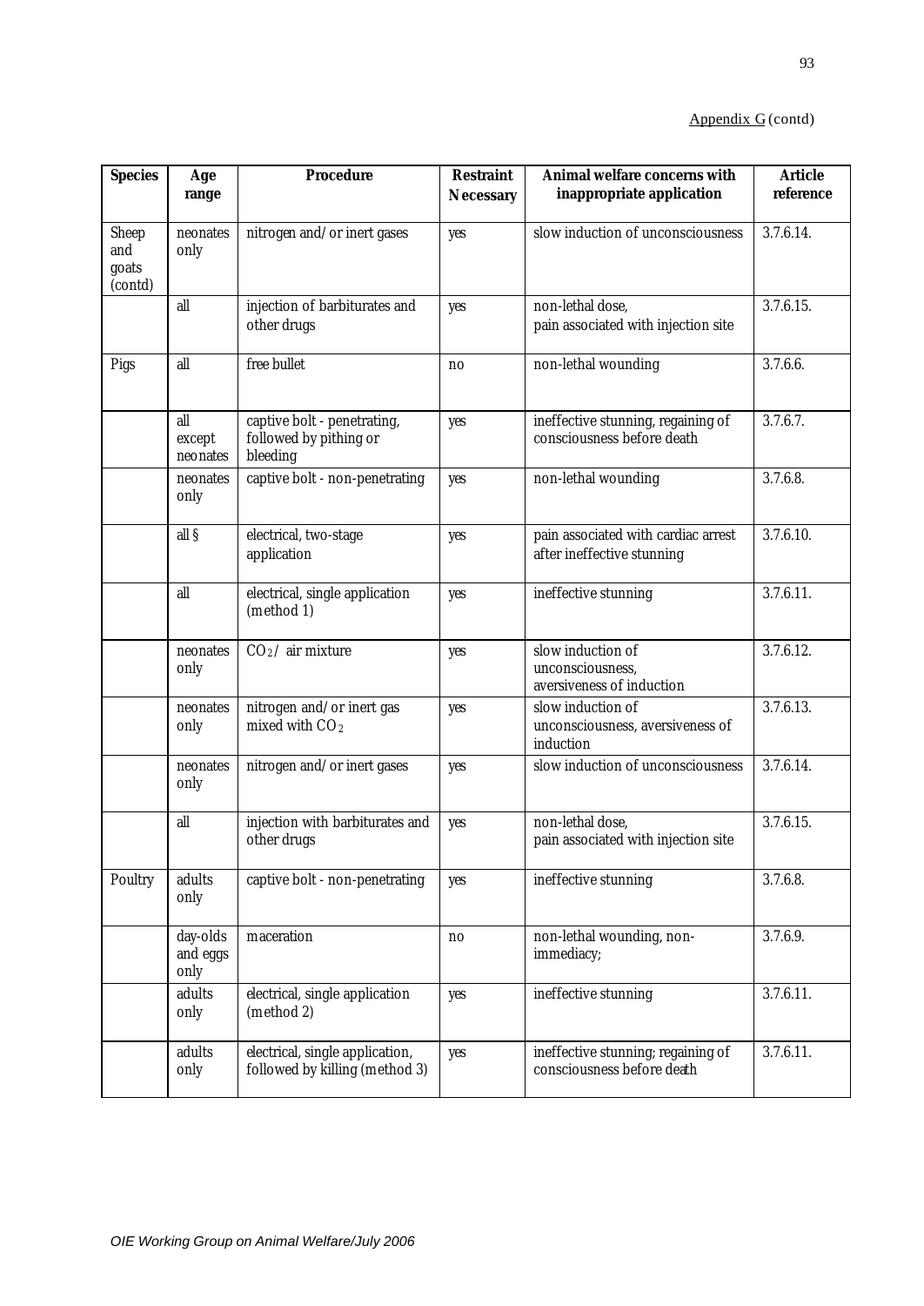Appendix G (contd)

| Species | Age range | Procedure | Restraint Necessary | Animal welfare concerns with inappropriate application | Article reference |
|---|---|---|---|---|---|
| Sheep and goats (contd) | neonates only | nitrogen and/or inert gases | yes | slow induction of unconsciousness | 3.7.6.14. |
| | all | injection of barbiturates and other drugs | yes | non-lethal dose, pain associated with injection site | 3.7.6.15. |
| Pigs | all | free bullet | no | non-lethal wounding | 3.7.6.6. |
| | all except neonates | captive bolt - penetrating, followed by pithing or bleeding | yes | ineffective stunning, regaining of consciousness before death | 3.7.6.7. |
| | neonates only | captive bolt - non-penetrating | yes | non-lethal wounding | 3.7.6.8. |
| | all § | electrical, two-stage application | yes | pain associated with cardiac arrest after ineffective stunning | 3.7.6.10. |
| | all | electrical, single application (method 1) | yes | ineffective stunning | 3.7.6.11. |
| | neonates only | $CO_2$/ air mixture | yes | slow induction of unconsciousness, aversiveness of induction | 3.7.6.12. |
| | neonates only | nitrogen and/or inert gas mixed with $CO_2$ | yes | slow induction of unconsciousness, aversiveness of induction | 3.7.6.13. |
| | neonates only | nitrogen and/or inert gases | yes | slow induction of unconsciousness | 3.7.6.14. |
| | all | injection with barbiturates and other drugs | yes | non-lethal dose, pain associated with injection site | 3.7.6.15. |
| Poultry | adults only | captive bolt - non-penetrating | yes | ineffective stunning | 3.7.6.8. |
| | day-olds and eggs only | maceration | no | non-lethal wounding, non-immediacy; | 3.7.6.9. |
| | adults only | electrical, single application (method 2) | yes | ineffective stunning | 3.7.6.11. |
| | adults only | electrical, single application, followed by killing (method 3) | yes | ineffective stunning; regaining of consciousness before death | 3.7.6.11. |

*OIE Working Group on Animal Welfare/July 2006*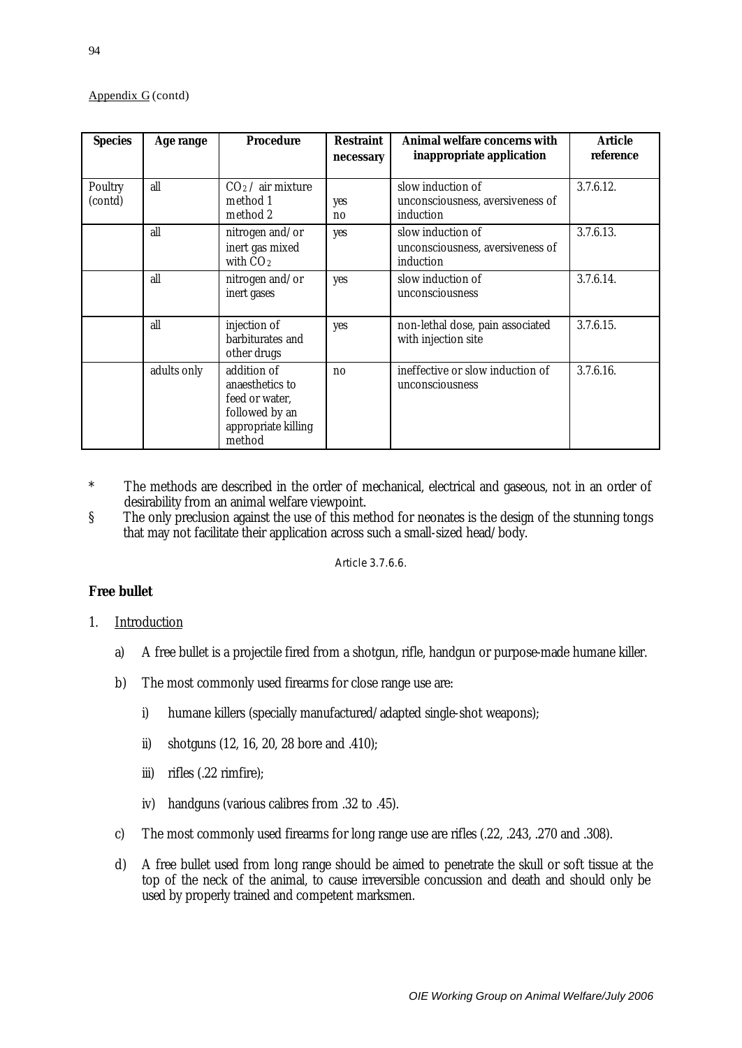Appendix G (contd)

| Species | Age range | Procedure | Restraint necessary | Animal welfare concerns with inappropriate application | Article reference |
|---|---|---|---|---|---|
| Poultry (contd) | all | $CO_2$ / air mixture<br>method 1<br>method 2 | <br>yes<br>no | slow induction of unconsciousness, aversiveness of induction | 3.7.6.12. |
| | all | nitrogen and/or inert gas mixed with $CO_2$ | yes | slow induction of unconsciousness, aversiveness of induction | 3.7.6.13. |
| | all | nitrogen and/or inert gases | yes | slow induction of unconsciousness | 3.7.6.14. |
| | all | injection of barbiturates and other drugs | yes | non-lethal dose, pain associated with injection site | 3.7.6.15. |
| | adults only | addition of anaesthetics to feed or water, followed by an appropriate killing method | no | ineffective or slow induction of unconsciousness | 3.7.6.16. |

\* The methods are described in the order of mechanical, electrical and gaseous, not in an order of desirability from an animal welfare viewpoint.

§ The only preclusion against the use of this method for neonates is the design of the stunning tongs that may not facilitate their application across such a small-sized head/body.

Article 3.7.6.6.

**Free bullet**

1. Introduction

    a) A free bullet is a projectile fired from a shotgun, rifle, handgun or purpose-made humane killer.

    b) The most commonly used firearms for close range use are:

        i) humane killers (specially manufactured/adapted single-shot weapons);

        ii) shotguns (12, 16, 20, 28 bore and .410);

        iii) rifles (.22 rimfire);

        iv) handguns (various calibres from .32 to .45).

    c) The most commonly used firearms for long range use are rifles (.22, .243, .270 and .308).

    d) A free bullet used from long range should be aimed to penetrate the skull or soft tissue at the top of the neck of the animal, to cause irreversible concussion and death and should only be used by properly trained and competent marksmen.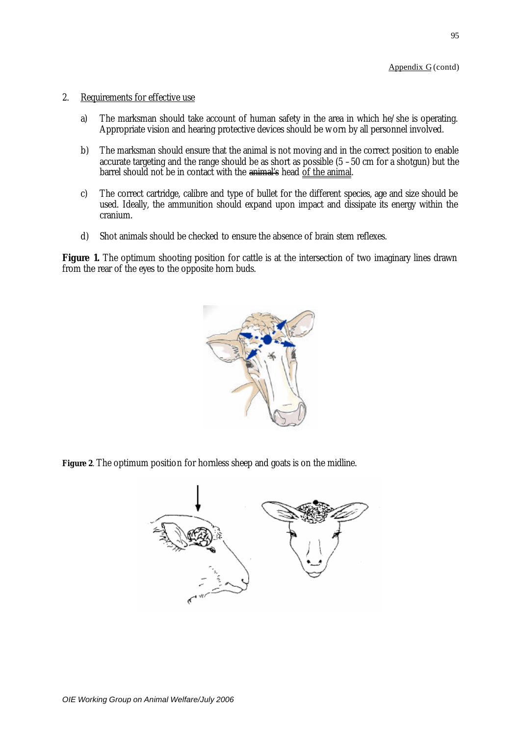Appendix G (contd)

2. Requirements for effective use

   a) The marksman should take account of human safety in the area in which he/she is operating. Appropriate vision and hearing protective devices should be worn by all personnel involved.

   b) The marksman should ensure that the animal is not moving and in the correct position to enable accurate targeting and the range should be as short as possible (5 – 50 cm for a shotgun) but the barrel should not be in contact with the ~~animal's~~ head of the animal.

   c) The correct cartridge, calibre and type of bullet for the different species, age and size should be used. Ideally, the ammunition should expand upon impact and dissipate its energy within the cranium.

   d) Shot animals should be checked to ensure the absence of brain stem reflexes.

**Figure 1.** The optimum shooting position for cattle is at the intersection of two imaginary lines drawn from the rear of the eyes to the opposite horn buds.

**Figure 2**. The optimum position for hornless sheep and goats is on the midline.

*OIE Working Group on Animal Welfare/July 2006*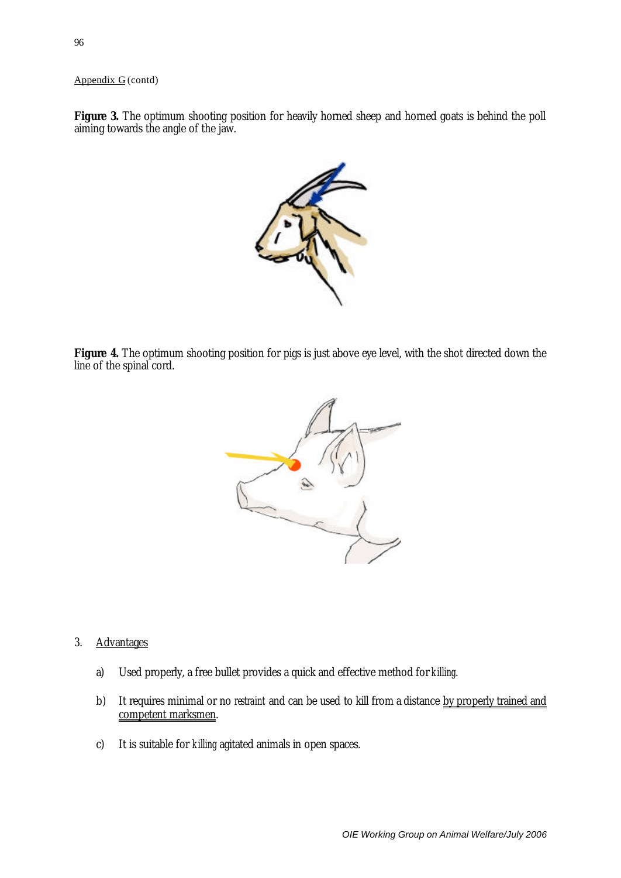Appendix G (contd)

**Figure 3.** The optimum shooting position for heavily horned sheep and horned goats is behind the poll aiming towards the angle of the jaw.

**Figure 4.** The optimum shooting position for pigs is just above eye level, with the shot directed down the line of the spinal cord.

3. Advantages

   a) Used properly, a free bullet provides a quick and effective method for *killing*.

   b) It requires minimal or no *restraint* and can be used to kill from a distance by properly trained and competent marksmen.

   c) It is suitable for *killing* agitated animals in open spaces.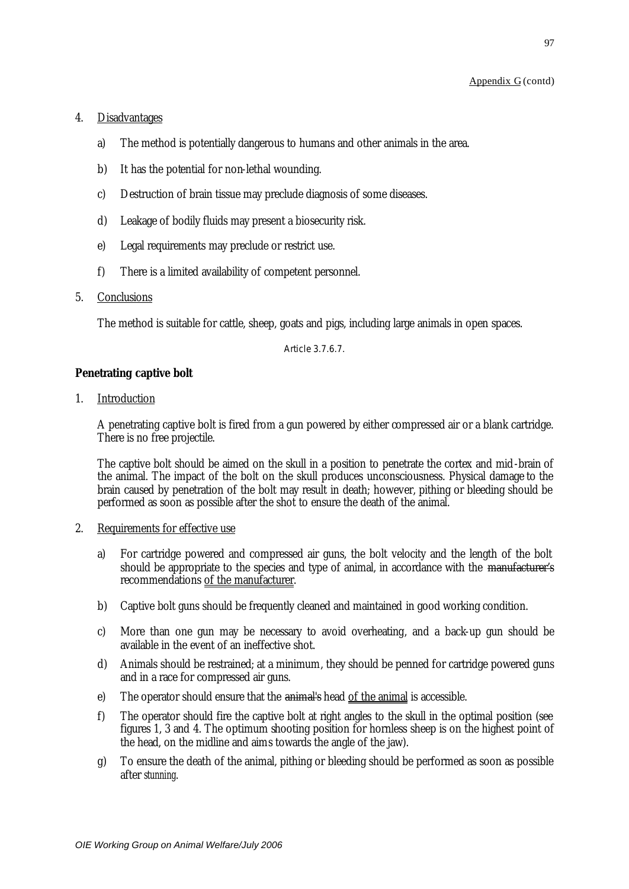Appendix G (contd)

4. Disadvantages

   a) The method is potentially dangerous to humans and other animals in the area.

   b) It has the potential for non-lethal wounding.

   c) Destruction of brain tissue may preclude diagnosis of some diseases.

   d) Leakage of bodily fluids may present a biosecurity risk.

   e) Legal requirements may preclude or restrict use.

   f) There is a limited availability of competent personnel.

5. Conclusions

   The method is suitable for cattle, sheep, goats and pigs, including large animals in open spaces.

Article 3.7.6.7.

**Penetrating captive bolt**

1. Introduction

   A penetrating captive bolt is fired from a gun powered by either compressed air or a blank cartridge. There is no free projectile.

   The captive bolt should be aimed on the skull in a position to penetrate the cortex and mid-brain of the animal. The impact of the bolt on the skull produces unconsciousness. Physical damage to the brain caused by penetration of the bolt may result in death; however, pithing or bleeding should be performed as soon as possible after the shot to ensure the death of the animal.

2. Requirements for effective use

   a) For cartridge powered and compressed air guns, the bolt velocity and the length of the bolt should be appropriate to the species and type of animal, in accordance with the ~~manufacturer's~~ recommendations of the manufacturer.

   b) Captive bolt guns should be frequently cleaned and maintained in good working condition.

   c) More than one gun may be necessary to avoid overheating, and a back-up gun should be available in the event of an ineffective shot.

   d) Animals should be restrained; at a minimum, they should be penned for cartridge powered guns and in a race for compressed air guns.

   e) The operator should ensure that the ~~animal's~~ head of the animal is accessible.

   f) The operator should fire the captive bolt at right angles to the skull in the optimal position (see figures 1, 3 and 4. The optimum shooting position for hornless sheep is on the highest point of the head, on the midline and aims towards the angle of the jaw).

   g) To ensure the death of the animal, pithing or bleeding should be performed as soon as possible after *stunning*.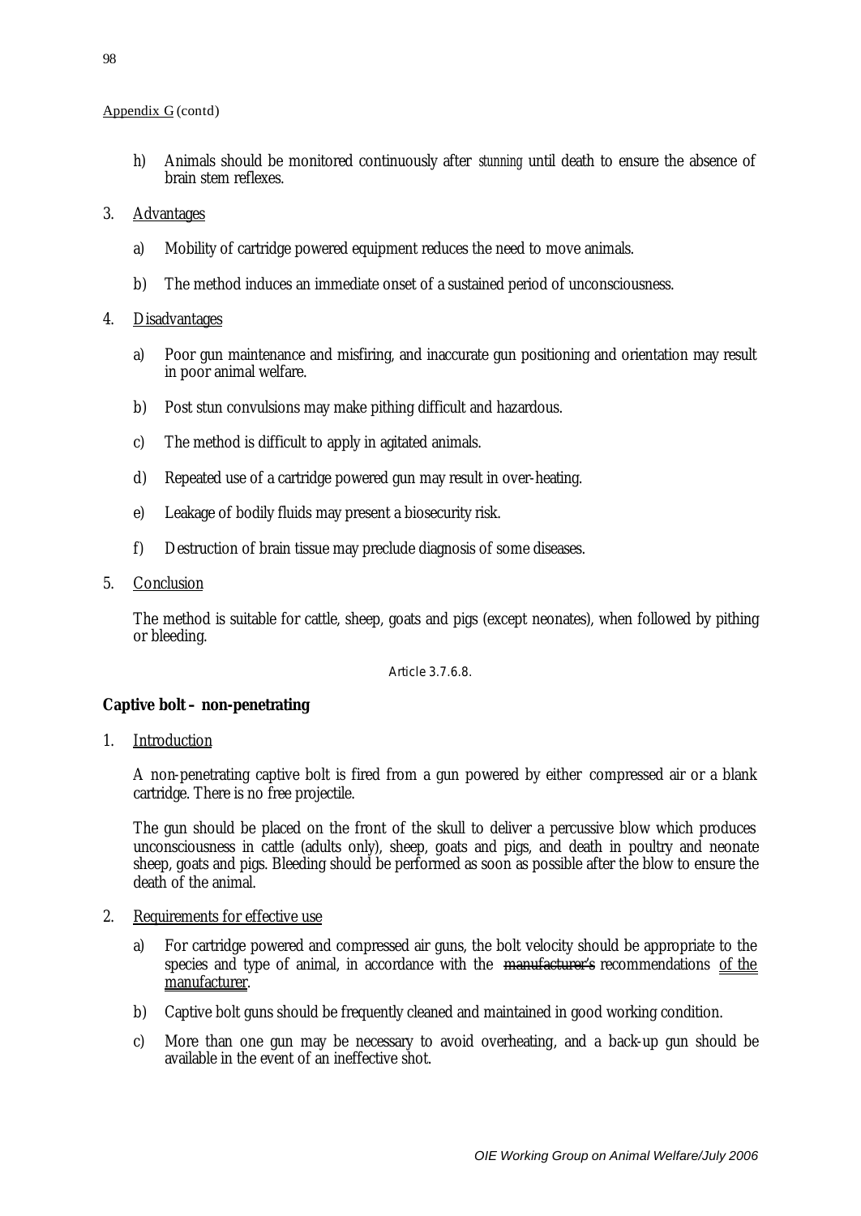Appendix G (contd)

h) Animals should be monitored continuously after *stunning* until death to ensure the absence of brain stem reflexes.

3. Advantages

 a) Mobility of cartridge powered equipment reduces the need to move animals.

 b) The method induces an immediate onset of a sustained period of unconsciousness.

4. Disadvantages

 a) Poor gun maintenance and misfiring, and inaccurate gun positioning and orientation may result in poor animal welfare.

 b) Post stun convulsions may make pithing difficult and hazardous.

 c) The method is difficult to apply in agitated animals.

 d) Repeated use of a cartridge powered gun may result in over-heating.

 e) Leakage of bodily fluids may present a biosecurity risk.

 f) Destruction of brain tissue may preclude diagnosis of some diseases.

5. Conclusion

 The method is suitable for cattle, sheep, goats and pigs (except neonates), when followed by pithing or bleeding.

Article 3.7.6.8.

**Captive bolt – non-penetrating**

1. Introduction

 A non-penetrating captive bolt is fired from a gun powered by either compressed air or a blank cartridge. There is no free projectile.

 The gun should be placed on the front of the skull to deliver a percussive blow which produces unconsciousness in cattle (adults only), sheep, goats and pigs, and death in poultry and neonate sheep, goats and pigs. Bleeding should be performed as soon as possible after the blow to ensure the death of the animal.

2. Requirements for effective use

 a) For cartridge powered and compressed air guns, the bolt velocity should be appropriate to the species and type of animal, in accordance with the ~~manufacturer's~~ recommendations of the manufacturer.

 b) Captive bolt guns should be frequently cleaned and maintained in good working condition.

 c) More than one gun may be necessary to avoid overheating, and a back-up gun should be available in the event of an ineffective shot.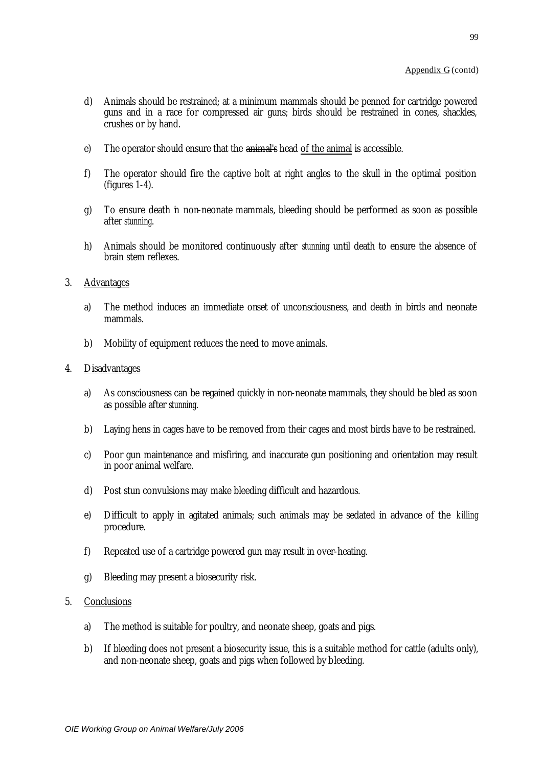Appendix G (contd)

d) Animals should be restrained; at a minimum mammals should be penned for cartridge powered guns and in a race for compressed air guns; birds should be restrained in cones, shackles, crushes or by hand.

e) The operator should ensure that the ~~animal's~~ head <u>of the animal</u> is accessible.

f) The operator should fire the captive bolt at right angles to the skull in the optimal position (figures 1-4).

g) To ensure death in non-neonate mammals, bleeding should be performed as soon as possible after *stunning*.

h) Animals should be monitored continuously after *stunning* until death to ensure the absence of brain stem reflexes.

3. <u>Advantages</u>

   a) The method induces an immediate onset of unconsciousness, and death in birds and neonate mammals.

   b) Mobility of equipment reduces the need to move animals.

4. <u>Disadvantages</u>

   a) As consciousness can be regained quickly in non-neonate mammals, they should be bled as soon as possible after *stunning*.

   b) Laying hens in cages have to be removed from their cages and most birds have to be restrained.

   c) Poor gun maintenance and misfiring, and inaccurate gun positioning and orientation may result in poor animal welfare.

   d) Post stun convulsions may make bleeding difficult and hazardous.

   e) Difficult to apply in agitated animals; such animals may be sedated in advance of the *killing* procedure.

   f) Repeated use of a cartridge powered gun may result in over-heating.

   g) Bleeding may present a biosecurity risk.

5. <u>Conclusions</u>

   a) The method is suitable for poultry, and neonate sheep, goats and pigs.

   b) If bleeding does not present a biosecurity issue, this is a suitable method for cattle (adults only), and non-neonate sheep, goats and pigs when followed by bleeding.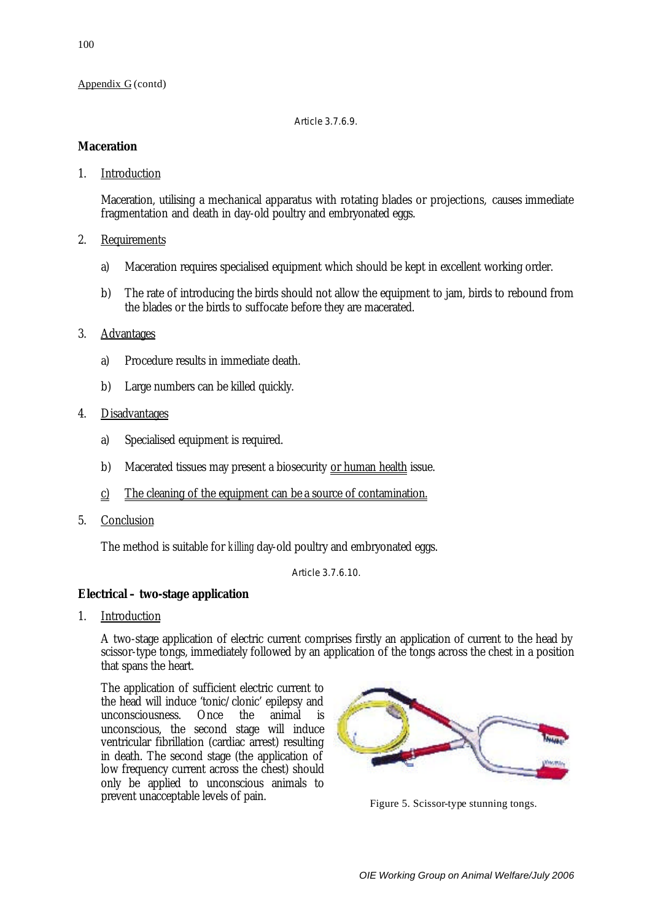Appendix G (contd)

Article 3.7.6.9.

**Maceration**

1. Introduction

   Maceration, utilising a mechanical apparatus with rotating blades or projections, causes immediate fragmentation and death in day-old poultry and embryonated eggs.

2. Requirements

   a) Maceration requires specialised equipment which should be kept in excellent working order.

   b) The rate of introducing the birds should not allow the equipment to jam, birds to rebound from the blades or the birds to suffocate before they are macerated.

3. Advantages

   a) Procedure results in immediate death.

   b) Large numbers can be killed quickly.

4. Disadvantages

   a) Specialised equipment is required.

   b) Macerated tissues may present a biosecurity or human health issue.

   c) The cleaning of the equipment can be a source of contamination.

5. Conclusion

   The method is suitable for *killing* day-old poultry and embryonated eggs.

Article 3.7.6.10.

**Electrical – two-stage application**

1. Introduction

   A two-stage application of electric current comprises firstly an application of current to the head by scissor-type tongs, immediately followed by an application of the tongs across the chest in a position that spans the heart.

   The application of sufficient electric current to the head will induce 'tonic/clonic' epilepsy and unconsciousness. Once the animal is unconscious, the second stage will induce ventricular fibrillation (cardiac arrest) resulting in death. The second stage (the application of low frequency current across the chest) should only be applied to unconscious animals to prevent unacceptable levels of pain.

Figure 5. Scissor-type stunning tongs.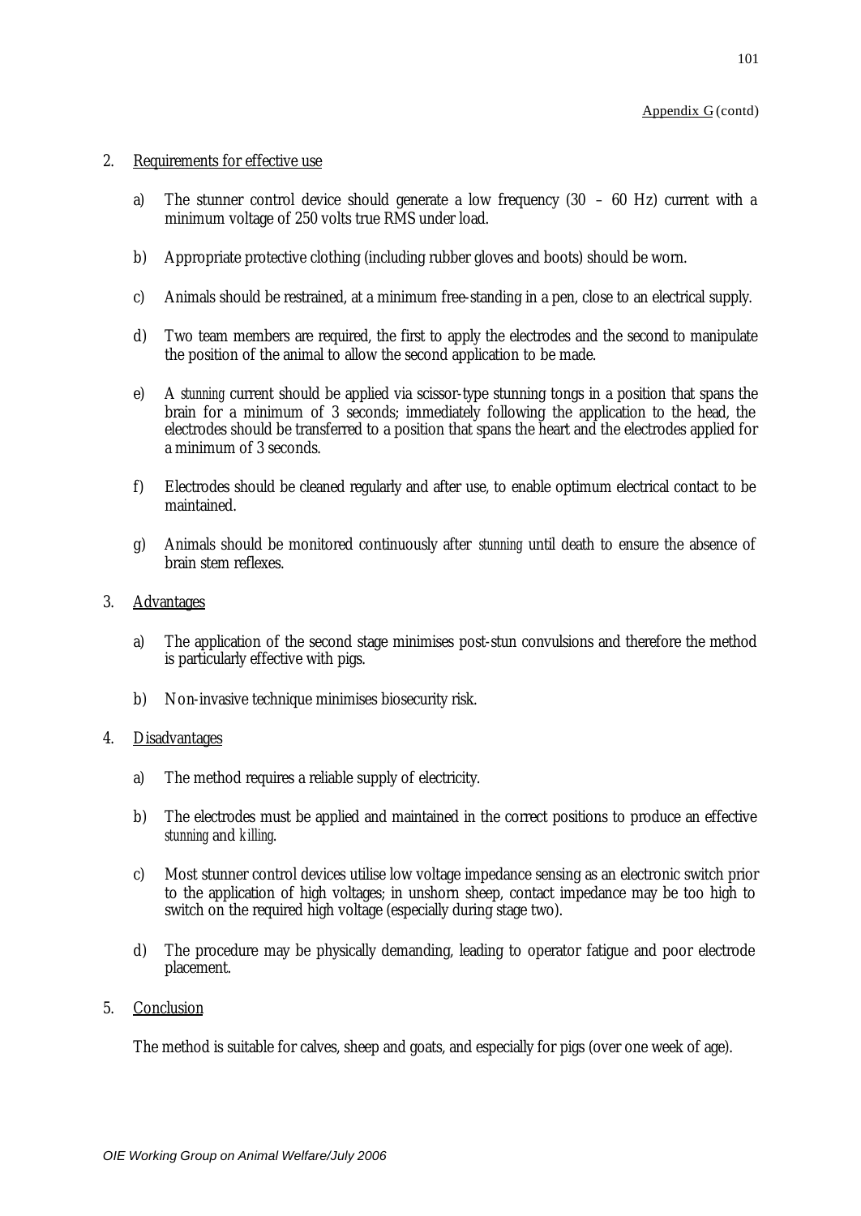Appendix G (contd)

2. Requirements for effective use

   a) The stunner control device should generate a low frequency (30 – 60 Hz) current with a minimum voltage of 250 volts true RMS under load.

   b) Appropriate protective clothing (including rubber gloves and boots) should be worn.

   c) Animals should be restrained, at a minimum free-standing in a pen, close to an electrical supply.

   d) Two team members are required, the first to apply the electrodes and the second to manipulate the position of the animal to allow the second application to be made.

   e) A *stunning* current should be applied via scissor-type stunning tongs in a position that spans the brain for a minimum of 3 seconds; immediately following the application to the head, the electrodes should be transferred to a position that spans the heart and the electrodes applied for a minimum of 3 seconds.

   f) Electrodes should be cleaned regularly and after use, to enable optimum electrical contact to be maintained.

   g) Animals should be monitored continuously after *stunning* until death to ensure the absence of brain stem reflexes.

3. Advantages

   a) The application of the second stage minimises post-stun convulsions and therefore the method is particularly effective with pigs.

   b) Non-invasive technique minimises biosecurity risk.

4. Disadvantages

   a) The method requires a reliable supply of electricity.

   b) The electrodes must be applied and maintained in the correct positions to produce an effective *stunning* and *killing*.

   c) Most stunner control devices utilise low voltage impedance sensing as an electronic switch prior to the application of high voltages; in unshorn sheep, contact impedance may be too high to switch on the required high voltage (especially during stage two).

   d) The procedure may be physically demanding, leading to operator fatigue and poor electrode placement.

5. Conclusion

   The method is suitable for calves, sheep and goats, and especially for pigs (over one week of age).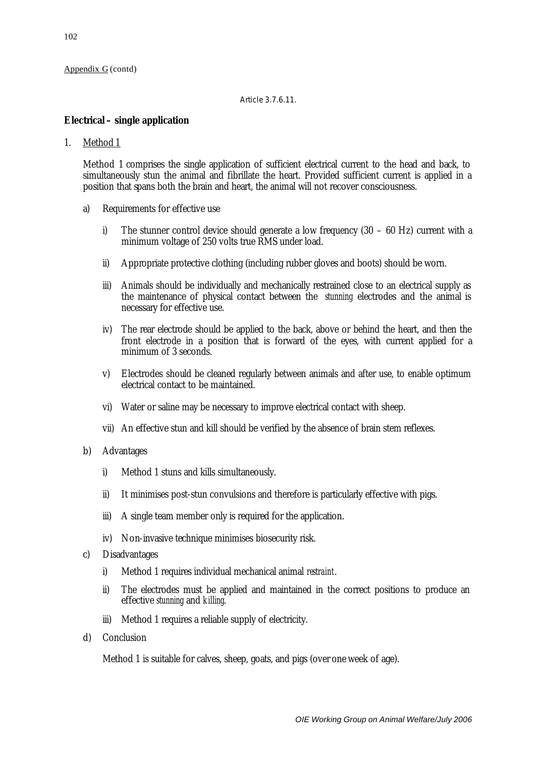Appendix G (contd)

Article 3.7.6.11.

**Electrical – single application**

1. Method 1

   Method 1 comprises the single application of sufficient electrical current to the head and back, to simultaneously stun the animal and fibrillate the heart. Provided sufficient current is applied in a position that spans both the brain and heart, the animal will not recover consciousness.

   a) Requirements for effective use

      i) The stunner control device should generate a low frequency (30 – 60 Hz) current with a minimum voltage of 250 volts true RMS under load.

      ii) Appropriate protective clothing (including rubber gloves and boots) should be worn.

      iii) Animals should be individually and mechanically restrained close to an electrical supply as the maintenance of physical contact between the *stunning* electrodes and the animal is necessary for effective use.

      iv) The rear electrode should be applied to the back, above or behind the heart, and then the front electrode in a position that is forward of the eyes, with current applied for a minimum of 3 seconds.

      v) Electrodes should be cleaned regularly between animals and after use, to enable optimum electrical contact to be maintained.

      vi) Water or saline may be necessary to improve electrical contact with sheep.

      vii) An effective stun and kill should be verified by the absence of brain stem reflexes.

   b) Advantages

      i) Method 1 stuns and kills simultaneously.

      ii) It minimises post-stun convulsions and therefore is particularly effective with pigs.

      iii) A single team member only is required for the application.

      iv) Non-invasive technique minimises biosecurity risk.

   c) Disadvantages

      i) Method 1 requires individual mechanical animal *restraint*.

      ii) The electrodes must be applied and maintained in the correct positions to produce an effective *stunning* and *killing*.

      iii) Method 1 requires a reliable supply of electricity.

   d) Conclusion

      Method 1 is suitable for calves, sheep, goats, and pigs (over one week of age).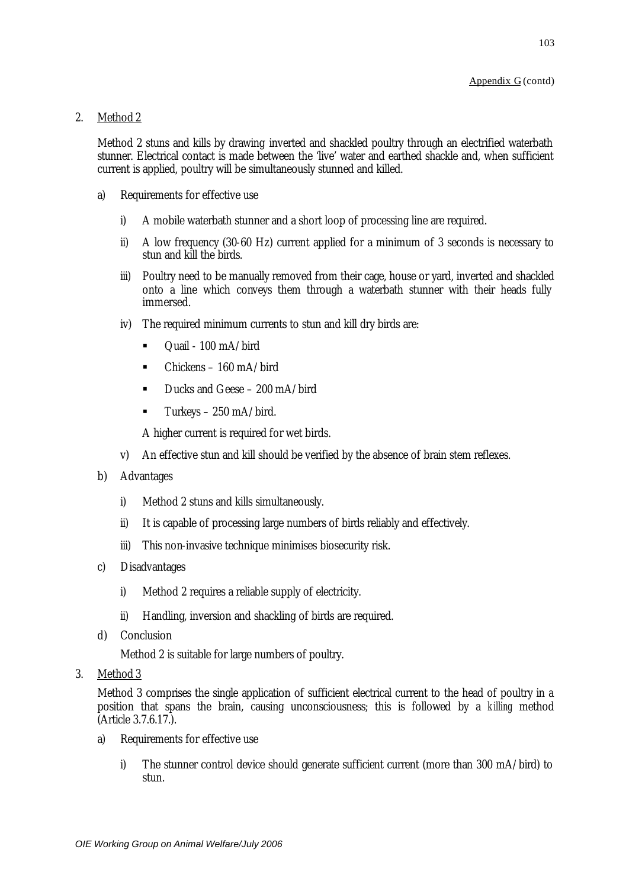Appendix G (contd)

2. Method 2

Method 2 stuns and kills by drawing inverted and shackled poultry through an electrified waterbath stunner. Electrical contact is made between the 'live' water and earthed shackle and, when sufficient current is applied, poultry will be simultaneously stunned and killed.

a) Requirements for effective use

   i) A mobile waterbath stunner and a short loop of processing line are required.

   ii) A low frequency (30-60 Hz) current applied for a minimum of 3 seconds is necessary to stun and kill the birds.

   iii) Poultry need to be manually removed from their cage, house or yard, inverted and shackled onto a line which conveys them through a waterbath stunner with their heads fully immersed.

   iv) The required minimum currents to stun and kill dry birds are:

   - Quail - 100 mA/bird
   - Chickens – 160 mA/bird
   - Ducks and Geese – 200 mA/bird
   - Turkeys – 250 mA/bird.

   A higher current is required for wet birds.

   v) An effective stun and kill should be verified by the absence of brain stem reflexes.

b) Advantages

   i) Method 2 stuns and kills simultaneously.

   ii) It is capable of processing large numbers of birds reliably and effectively.

   iii) This non-invasive technique minimises biosecurity risk.

c) Disadvantages

   i) Method 2 requires a reliable supply of electricity.

   ii) Handling, inversion and shackling of birds are required.

d) Conclusion

   Method 2 is suitable for large numbers of poultry.

3. Method 3

Method 3 comprises the single application of sufficient electrical current to the head of poultry in a position that spans the brain, causing unconsciousness; this is followed by a *killing* method (Article 3.7.6.17.).

a) Requirements for effective use

   i) The stunner control device should generate sufficient current (more than 300 mA/bird) to stun.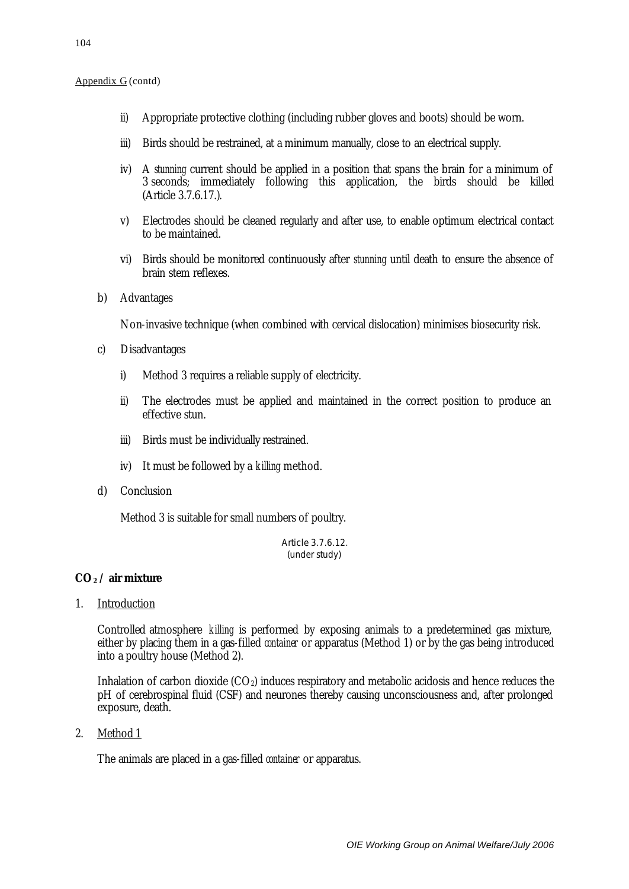Appendix G (contd)

ii) Appropriate protective clothing (including rubber gloves and boots) should be worn.

iii) Birds should be restrained, at a minimum manually, close to an electrical supply.

iv) A *stunning* current should be applied in a position that spans the brain for a minimum of 3 seconds; immediately following this application, the birds should be killed (Article 3.7.6.17.).

v) Electrodes should be cleaned regularly and after use, to enable optimum electrical contact to be maintained.

vi) Birds should be monitored continuously after *stunning* until death to ensure the absence of brain stem reflexes.

b) Advantages

Non-invasive technique (when combined with cervical dislocation) minimises biosecurity risk.

c) Disadvantages

i) Method 3 requires a reliable supply of electricity.

ii) The electrodes must be applied and maintained in the correct position to produce an effective stun.

iii) Birds must be individually restrained.

iv) It must be followed by a *killing* method.

d) Conclusion

Method 3 is suitable for small numbers of poultry.

Article 3.7.6.12.
(under study)

**$CO_2$ / air mixture**

1. Introduction

Controlled atmosphere *killing* is performed by exposing animals to a predetermined gas mixture, either by placing them in a gas-filled *container* or apparatus (Method 1) or by the gas being introduced into a poultry house (Method 2).

Inhalation of carbon dioxide ($CO_2$) induces respiratory and metabolic acidosis and hence reduces the pH of cerebrospinal fluid (CSF) and neurones thereby causing unconsciousness and, after prolonged exposure, death.

2. Method 1

The animals are placed in a gas-filled *container* or apparatus.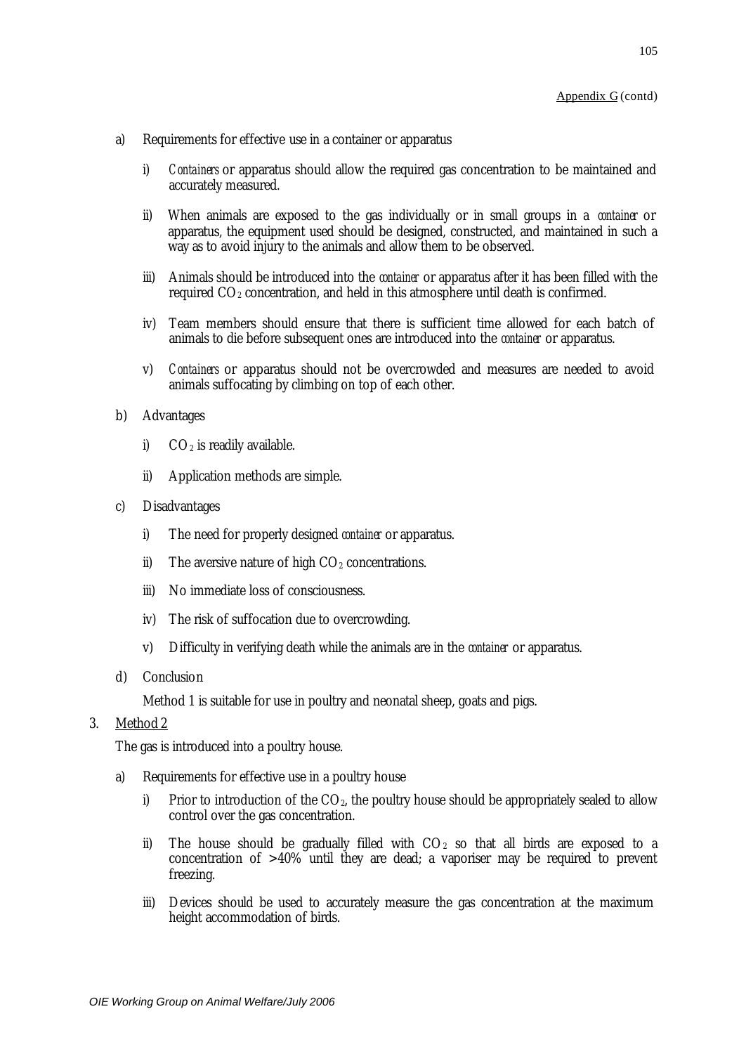Appendix G (contd)

a) Requirements for effective use in a container or apparatus

   i) *Containers* or apparatus should allow the required gas concentration to be maintained and accurately measured.

   ii) When animals are exposed to the gas individually or in small groups in a *container* or apparatus, the equipment used should be designed, constructed, and maintained in such a way as to avoid injury to the animals and allow them to be observed.

   iii) Animals should be introduced into the *container* or apparatus after it has been filled with the required $CO_2$ concentration, and held in this atmosphere until death is confirmed.

   iv) Team members should ensure that there is sufficient time allowed for each batch of animals to die before subsequent ones are introduced into the *container* or apparatus.

   v) *Containers* or apparatus should not be overcrowded and measures are needed to avoid animals suffocating by climbing on top of each other.

b) Advantages

   i) $CO_2$ is readily available.

   ii) Application methods are simple.

c) Disadvantages

   i) The need for properly designed *container* or apparatus.

   ii) The aversive nature of high $CO_2$ concentrations.

   iii) No immediate loss of consciousness.

   iv) The risk of suffocation due to overcrowding.

   v) Difficulty in verifying death while the animals are in the *container* or apparatus.

d) Conclusion

   Method 1 is suitable for use in poultry and neonatal sheep, goats and pigs.

3. Method 2

   The gas is introduced into a poultry house.

   a) Requirements for effective use in a poultry house

      i) Prior to introduction of the $CO_2$, the poultry house should be appropriately sealed to allow control over the gas concentration.

      ii) The house should be gradually filled with $CO_2$ so that all birds are exposed to a concentration of >40% until they are dead; a vaporiser may be required to prevent freezing.

      iii) Devices should be used to accurately measure the gas concentration at the maximum height accommodation of birds.

*OIE Working Group on Animal Welfare/July 2006*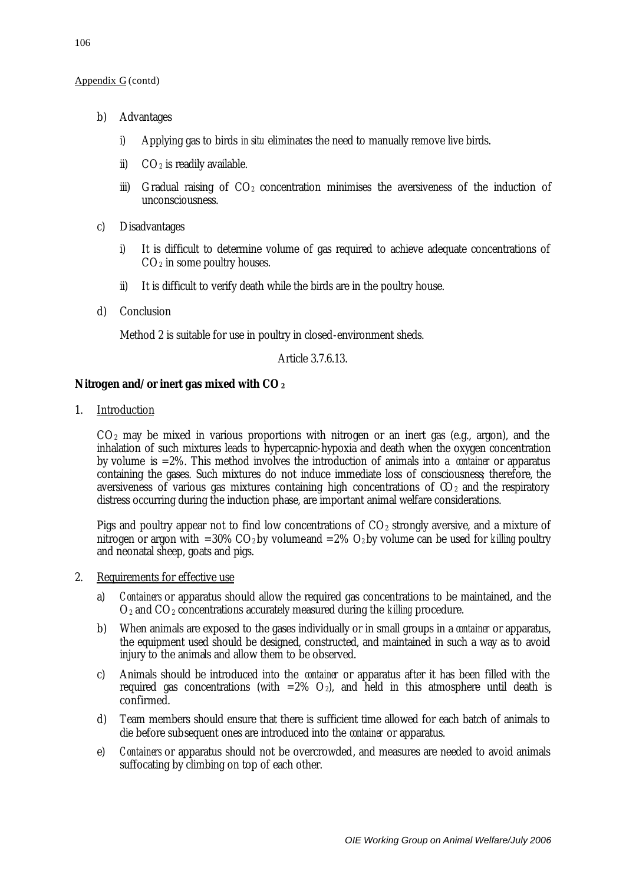Appendix G (contd)

b) Advantages

   i) Applying gas to birds *in situ* eliminates the need to manually remove live birds.

   ii) $CO_2$ is readily available.

   iii) Gradual raising of $CO_2$ concentration minimises the aversiveness of the induction of unconsciousness.

c) Disadvantages

   i) It is difficult to determine volume of gas required to achieve adequate concentrations of $CO_2$ in some poultry houses.

   ii) It is difficult to verify death while the birds are in the poultry house.

d) Conclusion

   Method 2 is suitable for use in poultry in closed-environment sheds.

Article 3.7.6.13.

**Nitrogen and/or inert gas mixed with $CO_2$**

1. Introduction

   $CO_2$ may be mixed in various proportions with nitrogen or an inert gas (e.g., argon), and the inhalation of such mixtures leads to hypercapnic-hypoxia and death when the oxygen concentration by volume is =2%. This method involves the introduction of animals into a *container* or apparatus containing the gases. Such mixtures do not induce immediate loss of consciousness; therefore, the aversiveness of various gas mixtures containing high concentrations of $CO_2$ and the respiratory distress occurring during the induction phase, are important animal welfare considerations.

   Pigs and poultry appear not to find low concentrations of $CO_2$ strongly aversive, and a mixture of nitrogen or argon with =30% $CO_2$ by volume and =2% $O_2$ by volume can be used for *killing* poultry and neonatal sheep, goats and pigs.

2. Requirements for effective use

   a) *Containers* or apparatus should allow the required gas concentrations to be maintained, and the $O_2$ and $CO_2$ concentrations accurately measured during the *killing* procedure.

   b) When animals are exposed to the gases individually or in small groups in a *container* or apparatus, the equipment used should be designed, constructed, and maintained in such a way as to avoid injury to the animals and allow them to be observed.

   c) Animals should be introduced into the *container* or apparatus after it has been filled with the required gas concentrations (with =2% $O_2$), and held in this atmosphere until death is confirmed.

   d) Team members should ensure that there is sufficient time allowed for each batch of animals to die before subsequent ones are introduced into the *container* or apparatus.

   e) *Containers* or apparatus should not be overcrowded, and measures are needed to avoid animals suffocating by climbing on top of each other.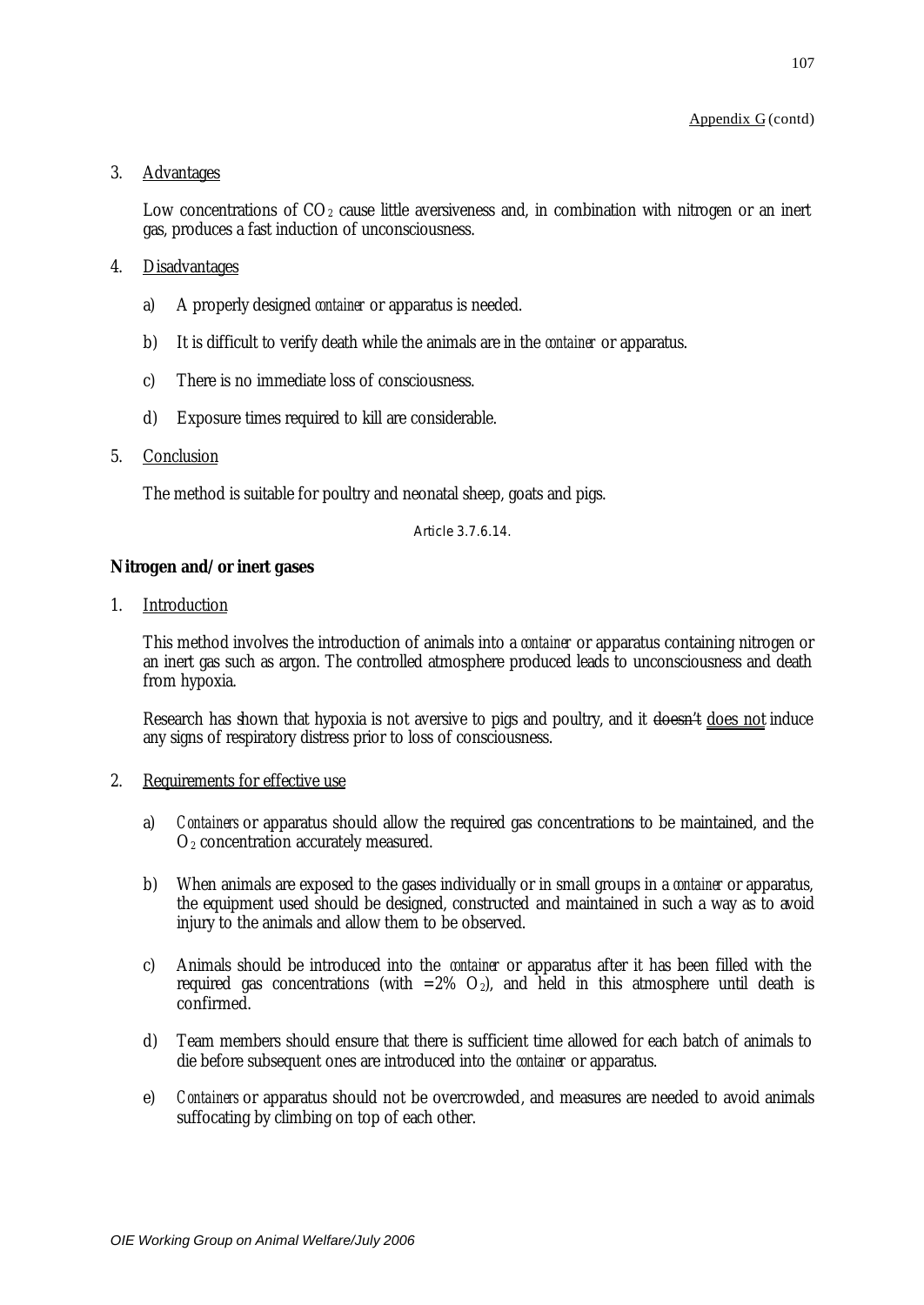Appendix G (contd)

3. Advantages

   Low concentrations of $CO_2$ cause little aversiveness and, in combination with nitrogen or an inert gas, produces a fast induction of unconsciousness.

4. Disadvantages

   a) A properly designed *container* or apparatus is needed.

   b) It is difficult to verify death while the animals are in the *container* or apparatus.

   c) There is no immediate loss of consciousness.

   d) Exposure times required to kill are considerable.

5. Conclusion

   The method is suitable for poultry and neonatal sheep, goats and pigs.

Article 3.7.6.14.

**Nitrogen and/or inert gases**

1. Introduction

   This method involves the introduction of animals into a *container* or apparatus containing nitrogen or an inert gas such as argon. The controlled atmosphere produced leads to unconsciousness and death from hypoxia.

   Research has shown that hypoxia is not aversive to pigs and poultry, and it ~~doesn't~~ does not induce any signs of respiratory distress prior to loss of consciousness.

2. Requirements for effective use

   a) *Containers* or apparatus should allow the required gas concentrations to be maintained, and the $O_2$ concentration accurately measured.

   b) When animals are exposed to the gases individually or in small groups in a *container* or apparatus, the equipment used should be designed, constructed and maintained in such a way as to avoid injury to the animals and allow them to be observed.

   c) Animals should be introduced into the *container* or apparatus after it has been filled with the required gas concentrations (with $= 2\%$ $O_2$), and held in this atmosphere until death is confirmed.

   d) Team members should ensure that there is sufficient time allowed for each batch of animals to die before subsequent ones are introduced into the *container* or apparatus.

   e) *Containers* or apparatus should not be overcrowded, and measures are needed to avoid animals suffocating by climbing on top of each other.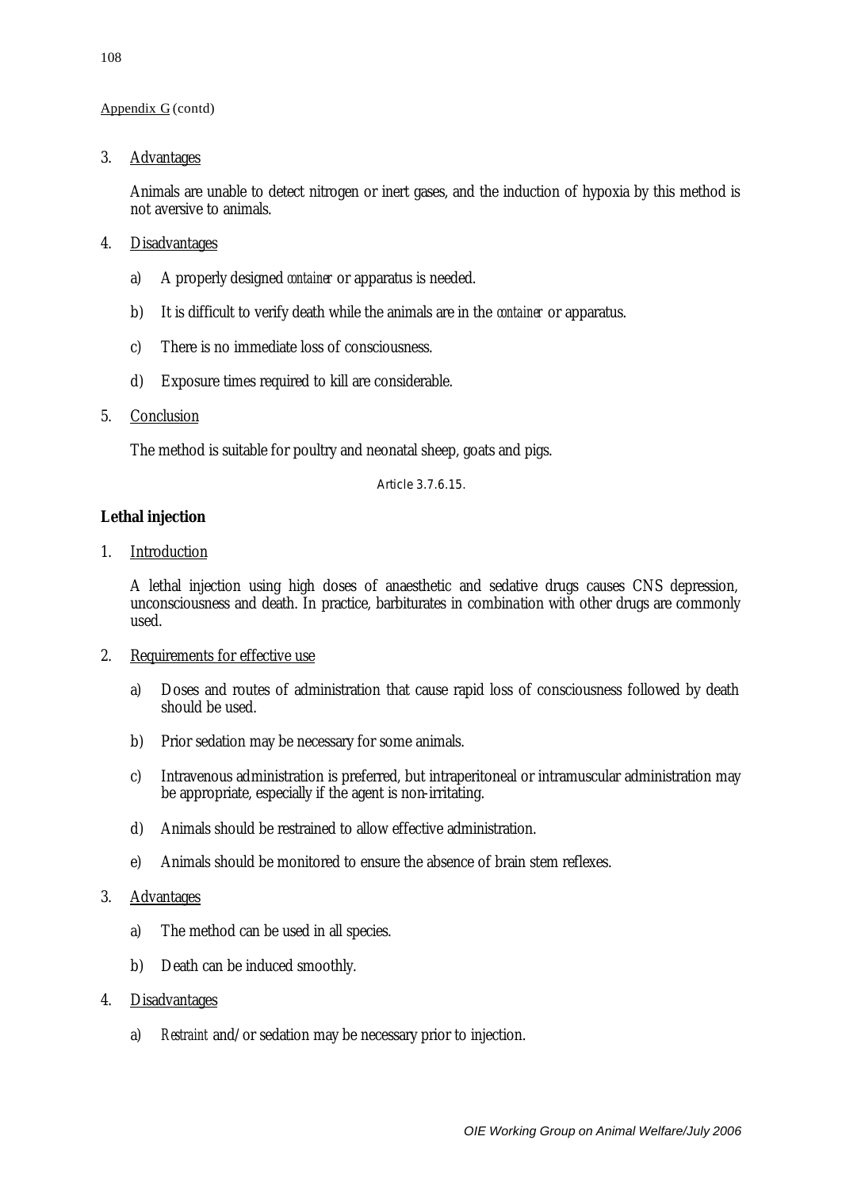Appendix G (contd)

3. Advantages

   Animals are unable to detect nitrogen or inert gases, and the induction of hypoxia by this method is not aversive to animals.

4. Disadvantages

   a) A properly designed *container* or apparatus is needed.

   b) It is difficult to verify death while the animals are in the *container* or apparatus.

   c) There is no immediate loss of consciousness.

   d) Exposure times required to kill are considerable.

5. Conclusion

   The method is suitable for poultry and neonatal sheep, goats and pigs.

Article 3.7.6.15.

**Lethal injection**

1. Introduction

   A lethal injection using high doses of anaesthetic and sedative drugs causes CNS depression, unconsciousness and death. In practice, barbiturates in combination with other drugs are commonly used.

2. Requirements for effective use

   a) Doses and routes of administration that cause rapid loss of consciousness followed by death should be used.

   b) Prior sedation may be necessary for some animals.

   c) Intravenous administration is preferred, but intraperitoneal or intramuscular administration may be appropriate, especially if the agent is non-irritating.

   d) Animals should be restrained to allow effective administration.

   e) Animals should be monitored to ensure the absence of brain stem reflexes.

3. Advantages

   a) The method can be used in all species.

   b) Death can be induced smoothly.

4. Disadvantages

   a) *Restraint* and/or sedation may be necessary prior to injection.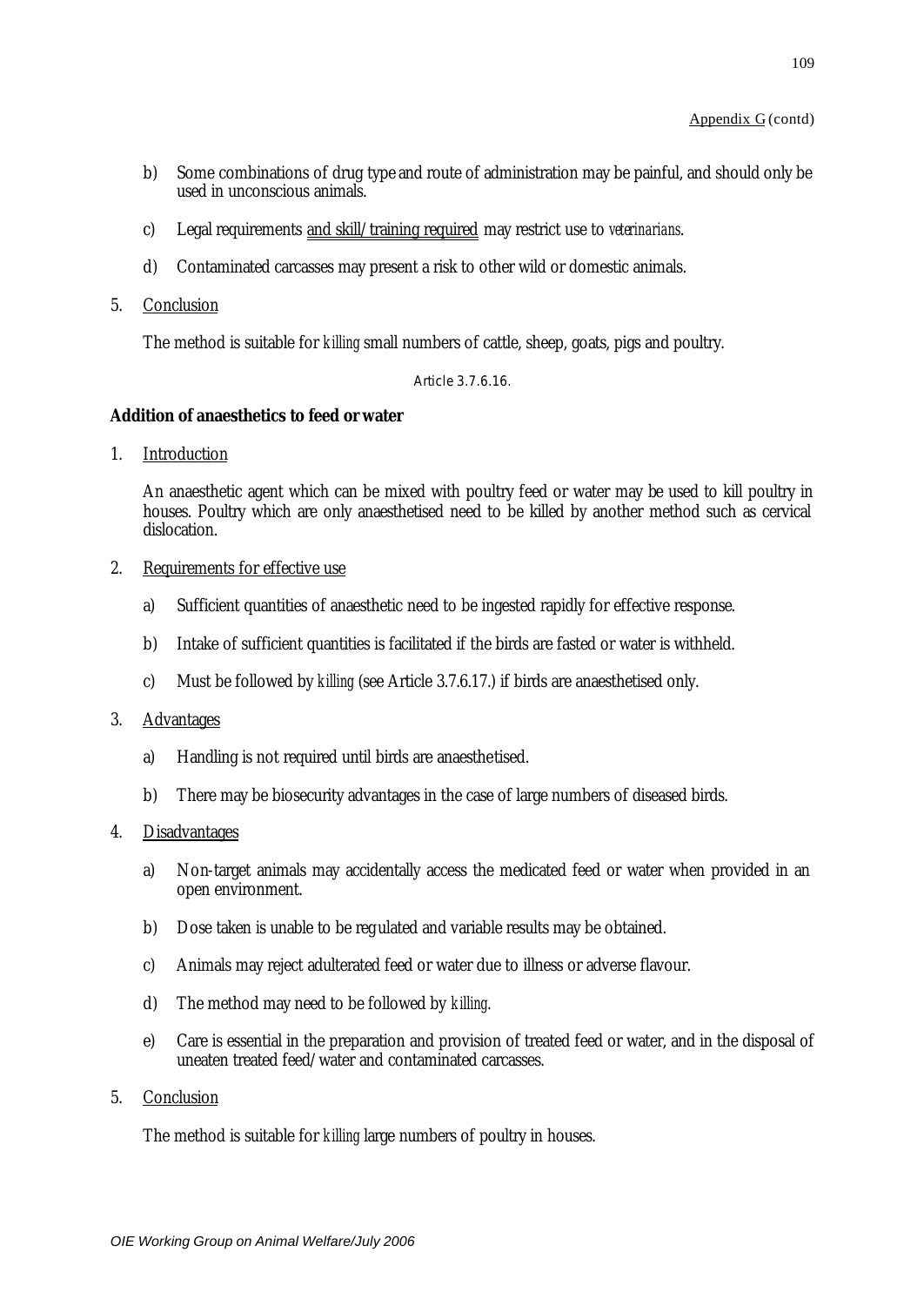Appendix G (contd)

b) Some combinations of drug type and route of administration may be painful, and should only be used in unconscious animals.

c) Legal requirements and skill/training required may restrict use to *veterinarians*.

d) Contaminated carcasses may present a risk to other wild or domestic animals.

5. Conclusion

The method is suitable for *killing* small numbers of cattle, sheep, goats, pigs and poultry.

Article 3.7.6.16.

**Addition of anaesthetics to feed or water**

1. Introduction

An anaesthetic agent which can be mixed with poultry feed or water may be used to kill poultry in houses. Poultry which are only anaesthetised need to be killed by another method such as cervical dislocation.

2. Requirements for effective use

a) Sufficient quantities of anaesthetic need to be ingested rapidly for effective response.

b) Intake of sufficient quantities is facilitated if the birds are fasted or water is withheld.

c) Must be followed by *killing* (see Article 3.7.6.17.) if birds are anaesthetised only.

3. Advantages

a) Handling is not required until birds are anaesthetised.

b) There may be biosecurity advantages in the case of large numbers of diseased birds.

4. Disadvantages

a) Non-target animals may accidentally access the medicated feed or water when provided in an open environment.

b) Dose taken is unable to be regulated and variable results may be obtained.

c) Animals may reject adulterated feed or water due to illness or adverse flavour.

d) The method may need to be followed by *killing*.

e) Care is essential in the preparation and provision of treated feed or water, and in the disposal of uneaten treated feed/water and contaminated carcasses.

5. Conclusion

The method is suitable for *killing* large numbers of poultry in houses.

*OIE Working Group on Animal Welfare/July 2006*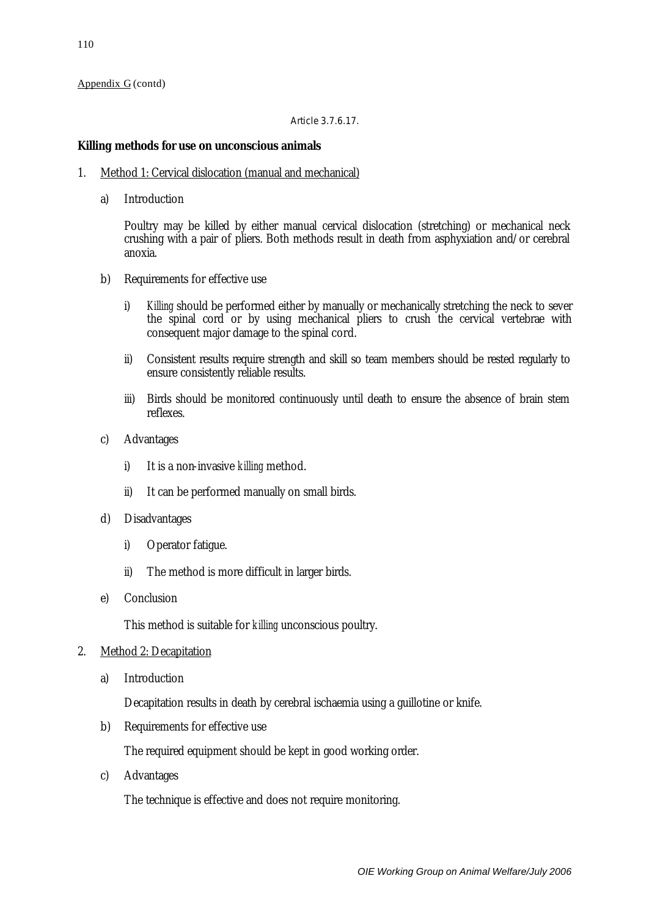Appendix G (contd)

Article 3.7.6.17.

**Killing methods for use on unconscious animals**

1. Method 1: Cervical dislocation (manual and mechanical)

   a) Introduction

      Poultry may be killed by either manual cervical dislocation (stretching) or mechanical neck crushing with a pair of pliers. Both methods result in death from asphyxiation and/or cerebral anoxia.

   b) Requirements for effective use

      i) *Killing* should be performed either by manually or mechanically stretching the neck to sever the spinal cord or by using mechanical pliers to crush the cervical vertebrae with consequent major damage to the spinal cord.

      ii) Consistent results require strength and skill so team members should be rested regularly to ensure consistently reliable results.

      iii) Birds should be monitored continuously until death to ensure the absence of brain stem reflexes.

   c) Advantages

      i) It is a non-invasive *killing* method.

      ii) It can be performed manually on small birds.

   d) Disadvantages

      i) Operator fatigue.

      ii) The method is more difficult in larger birds.

   e) Conclusion

      This method is suitable for *killing* unconscious poultry.

2. Method 2: Decapitation

   a) Introduction

      Decapitation results in death by cerebral ischaemia using a guillotine or knife.

   b) Requirements for effective use

      The required equipment should be kept in good working order.

   c) Advantages

      The technique is effective and does not require monitoring.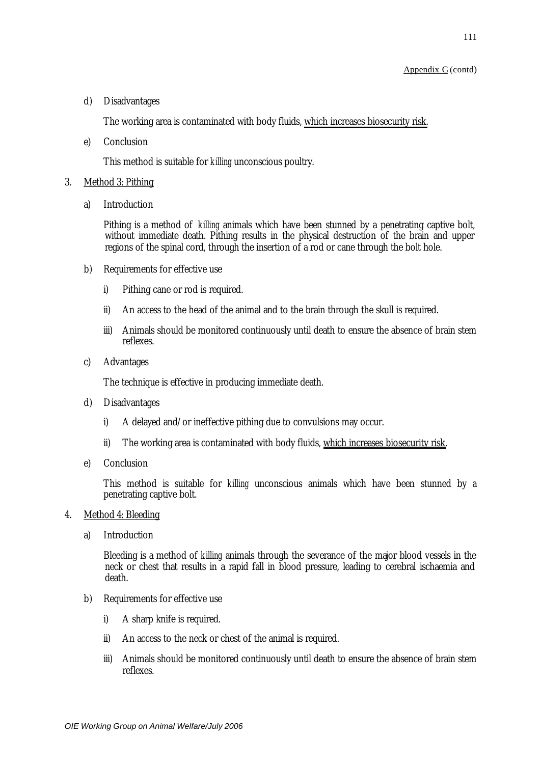Appendix G (contd)

d) Disadvantages

The working area is contaminated with body fluids, <u>which increases biosecurity risk.</u>

e) Conclusion

This method is suitable for *killing* unconscious poultry.

3. <u>Method 3: Pithing</u>

a) Introduction

Pithing is a method of *killing* animals which have been stunned by a penetrating captive bolt, without immediate death. Pithing results in the physical destruction of the brain and upper regions of the spinal cord, through the insertion of a rod or cane through the bolt hole.

b) Requirements for effective use

i) Pithing cane or rod is required.

ii) An access to the head of the animal and to the brain through the skull is required.

iii) Animals should be monitored continuously until death to ensure the absence of brain stem reflexes.

c) Advantages

The technique is effective in producing immediate death.

d) Disadvantages

i) A delayed and/or ineffective pithing due to convulsions may occur.

ii) The working area is contaminated with body fluids, <u>which increases biosecurity risk</u>.

e) Conclusion

This method is suitable for *killing* unconscious animals which have been stunned by a penetrating captive bolt.

4. <u>Method 4: Bleeding</u>

a) Introduction

Bleeding is a method of *killing* animals through the severance of the major blood vessels in the neck or chest that results in a rapid fall in blood pressure, leading to cerebral ischaemia and death.

b) Requirements for effective use

i) A sharp knife is required.

ii) An access to the neck or chest of the animal is required.

iii) Animals should be monitored continuously until death to ensure the absence of brain stem reflexes.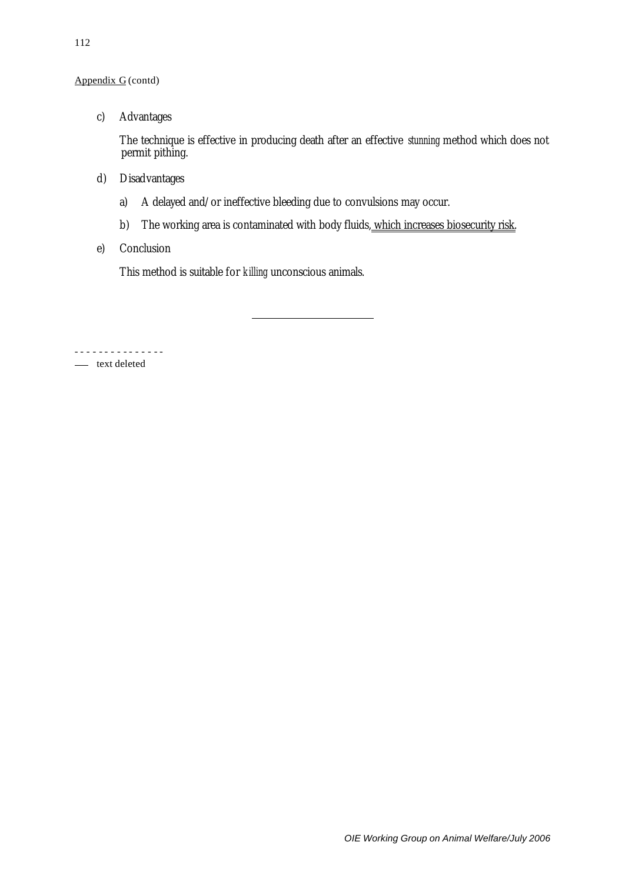Appendix G (contd)

c) Advantages

The technique is effective in producing death after an effective *stunning* method which does not permit pithing.

d) Disadvantages

a) A delayed and/or ineffective bleeding due to convulsions may occur.

b) The working area is contaminated with body fluids, which increases biosecurity risk.

e) Conclusion

This method is suitable for *killing* unconscious animals.

---

- - - - - - - - - - - - - - -

—— text deleted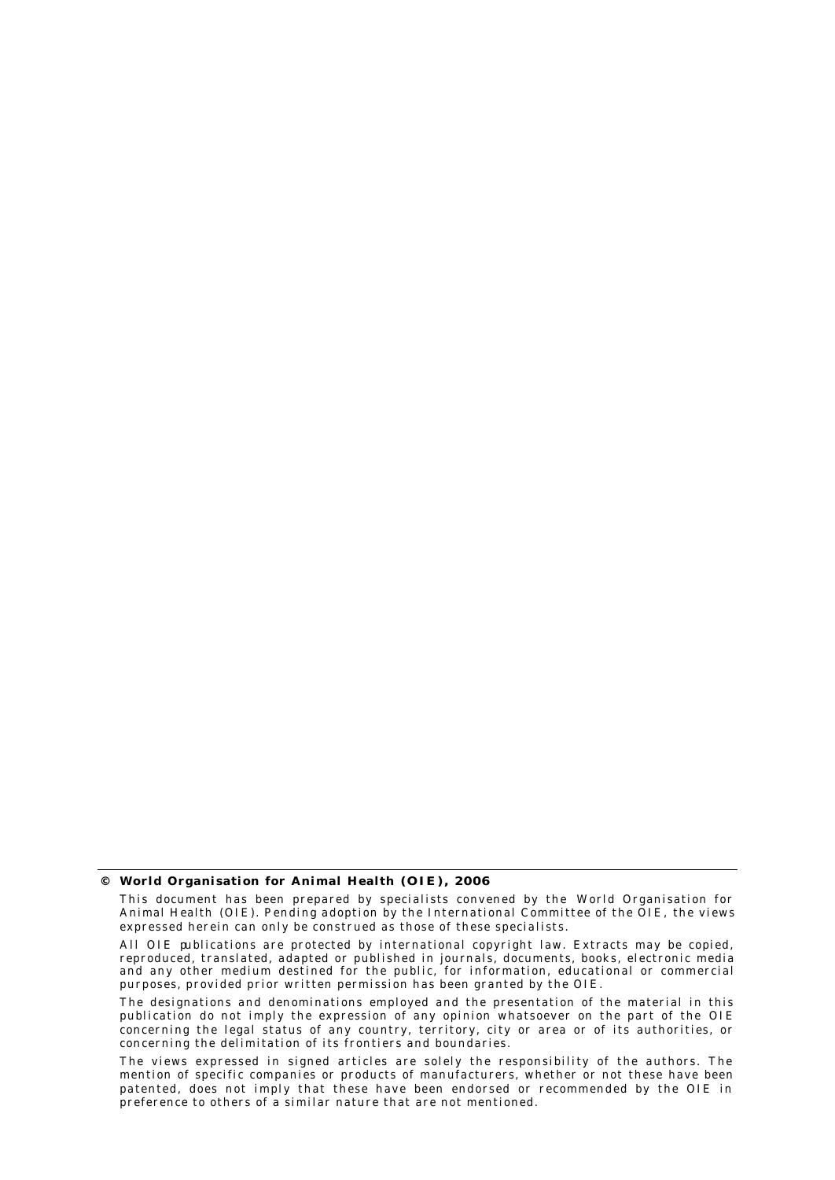**© World Organisation for Animal Health (OIE), 2006**

This document has been prepared by specialists convened by the World Organisation for Animal Health (OIE). Pending adoption by the International Committee of the OIE, the views expressed herein can only be construed as those of these specialists.

All OIE publications are protected by international copyright law. Extracts may be copied, reproduced, translated, adapted or published in journals, documents, books, electronic media and any other medium destined for the public, for information, educational or commercial purposes, provided prior written permission has been granted by the OIE.

The designations and denominations employed and the presentation of the material in this publication do not imply the expression of any opinion whatsoever on the part of the OIE concerning the legal status of any country, territory, city or area or of its authorities, or concerning the delimitation of its frontiers and boundaries.

The views expressed in signed articles are solely the responsibility of the authors. The mention of specific companies or products of manufacturers, whether or not these have been patented, does not imply that these have been endorsed or recommended by the OIE in preference to others of a similar nature that are not mentioned.